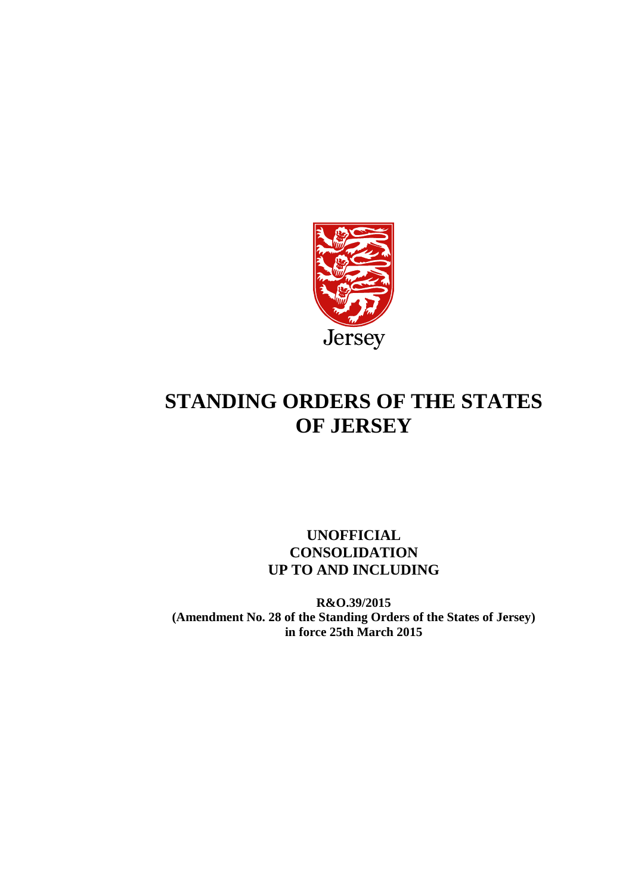Jersey

# STANDING ORDERS OF THE STATES OF JERSEY

**UNOFFICIAL CONSOLIDATION UP TO AND INCLUDING**

**R&O.39/2015 (Amendment No. 28 of the Standing Orders of the States of Jersey) in force 25th March 2015**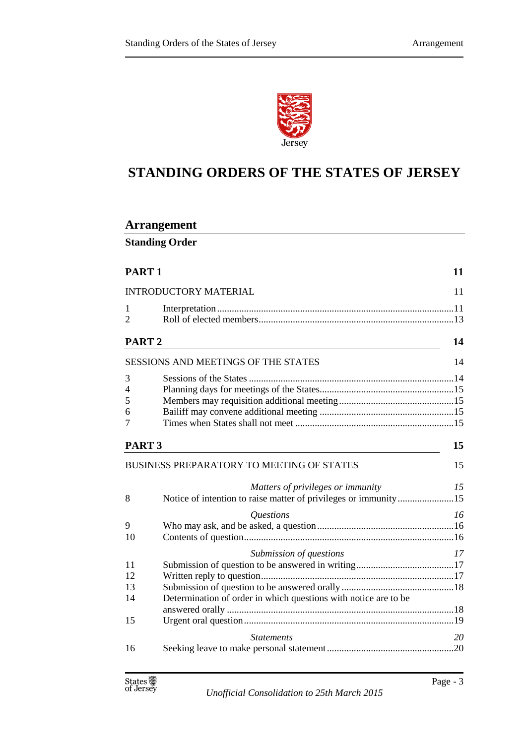# STANDING ORDERS OF THE STATES OF JERSEY

## Arrangement

**Standing Order**

| | | |
|---|---|---|
| **PART 1** | | **11** |
| INTRODUCTORY MATERIAL | | 11 |
| 1 | Interpretation | 11 |
| 2 | Roll of elected members | 13 |
| **PART 2** | | **14** |
| SESSIONS AND MEETINGS OF THE STATES | | 14 |
| 3 | Sessions of the States | 14 |
| 4 | Planning days for meetings of the States | 15 |
| 5 | Members may requisition additional meeting | 15 |
| 6 | Bailiff may convene additional meeting | 15 |
| 7 | Times when States shall not meet | 15 |
| **PART 3** | | **15** |
| BUSINESS PREPARATORY TO MEETING OF STATES | | 15 |
| | *Matters of privileges or immunity* | *15* |
| 8 | Notice of intention to raise matter of privileges or immunity | 15 |
| | *Questions* | *16* |
| 9 | Who may ask, and be asked, a question | 16 |
| 10 | Contents of question | 16 |
| | *Submission of questions* | *17* |
| 11 | Submission of question to be answered in writing | 17 |
| 12 | Written reply to question | 17 |
| 13 | Submission of question to be answered orally | 18 |
| 14 | Determination of order in which questions with notice are to be answered orally | 18 |
| 15 | Urgent oral question | 19 |
| | *Statements* | *20* |
| 16 | Seeking leave to make personal statement | 20 |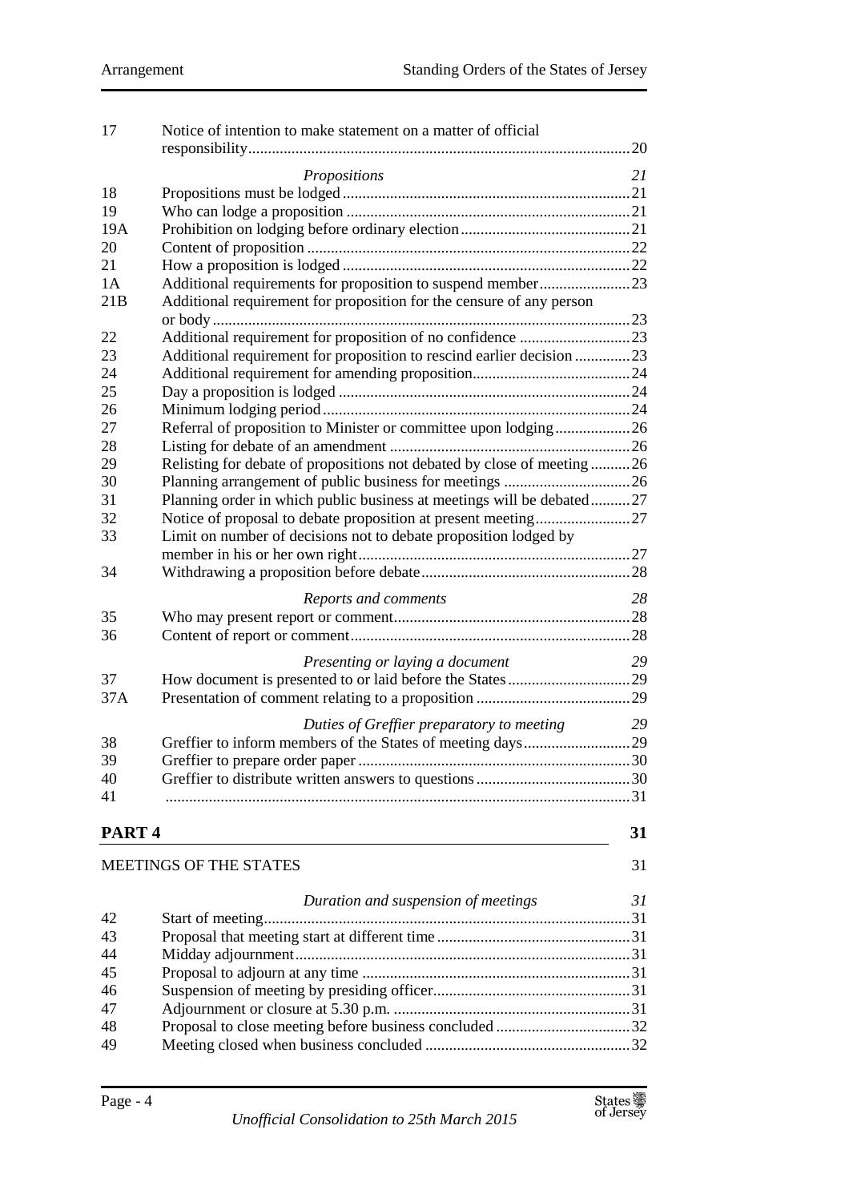| | | |
|---|---|---|
| 17 | Notice of intention to make statement on a matter of official responsibility | 20 |
| | *Propositions* | *21* |
| 18 | Propositions must be lodged | 21 |
| 19 | Who can lodge a proposition | 21 |
| 19A | Prohibition on lodging before ordinary election | 21 |
| 20 | Content of proposition | 22 |
| 21 | How a proposition is lodged | 22 |
| 1A | Additional requirements for proposition to suspend member | 23 |
| 21B | Additional requirement for proposition for the censure of any person or body | 23 |
| 22 | Additional requirement for proposition of no confidence | 23 |
| 23 | Additional requirement for proposition to rescind earlier decision | 23 |
| 24 | Additional requirement for amending proposition | 24 |
| 25 | Day a proposition is lodged | 24 |
| 26 | Minimum lodging period | 24 |
| 27 | Referral of proposition to Minister or committee upon lodging | 26 |
| 28 | Listing for debate of an amendment | 26 |
| 29 | Relisting for debate of propositions not debated by close of meeting | 26 |
| 30 | Planning arrangement of public business for meetings | 26 |
| 31 | Planning order in which public business at meetings will be debated | 27 |
| 32 | Notice of proposal to debate proposition at present meeting | 27 |
| 33 | Limit on number of decisions not to debate proposition lodged by member in his or her own right | 27 |
| 34 | Withdrawing a proposition before debate | 28 |
| | *Reports and comments* | *28* |
| 35 | Who may present report or comment | 28 |
| 36 | Content of report or comment | 28 |
| | *Presenting or laying a document* | *29* |
| 37 | How document is presented to or laid before the States | 29 |
| 37A | Presentation of comment relating to a proposition | 29 |
| | *Duties of Greffier preparatory to meeting* | *29* |
| 38 | Greffier to inform members of the States of meeting days | 29 |
| 39 | Greffier to prepare order paper | 30 |
| 40 | Greffier to distribute written answers to questions | 30 |
| 41 | | 31 |

## PART 4 — 31

MEETINGS OF THE STATES — 31

| | | |
|---|---|---|
| | *Duration and suspension of meetings* | *31* |
| 42 | Start of meeting | 31 |
| 43 | Proposal that meeting start at different time | 31 |
| 44 | Midday adjournment | 31 |
| 45 | Proposal to adjourn at any time | 31 |
| 46 | Suspension of meeting by presiding officer | 31 |
| 47 | Adjournment or closure at 5.30 p.m. | 31 |
| 48 | Proposal to close meeting before business concluded | 32 |
| 49 | Meeting closed when business concluded | 32 |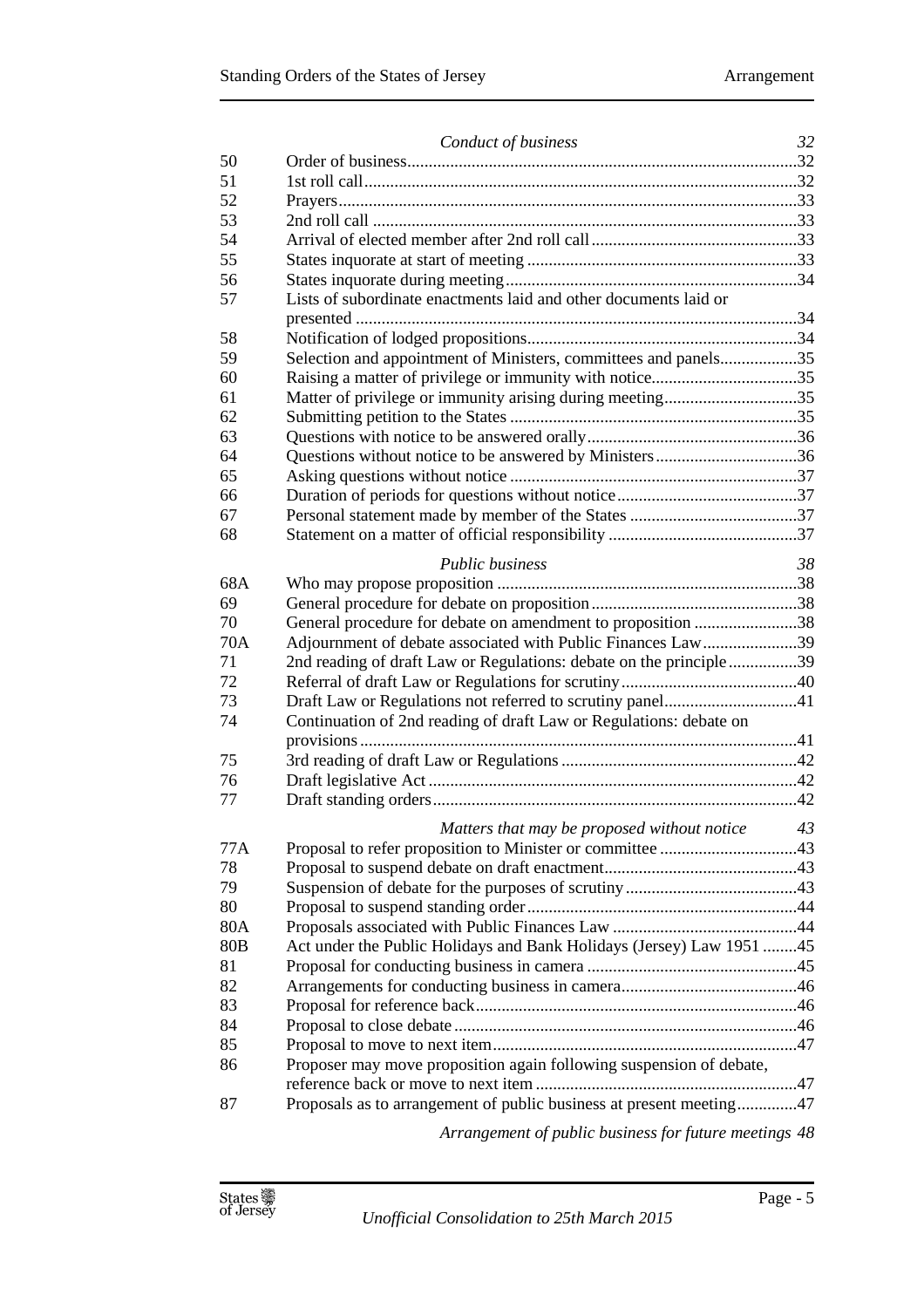*Conduct of business* 32

| | | |
|---|---|---|
| 50 | Order of business | 32 |
| 51 | 1st roll call | 32 |
| 52 | Prayers | 33 |
| 53 | 2nd roll call | 33 |
| 54 | Arrival of elected member after 2nd roll call | 33 |
| 55 | States inquorate at start of meeting | 33 |
| 56 | States inquorate during meeting | 34 |
| 57 | Lists of subordinate enactments laid and other documents laid or presented | 34 |
| 58 | Notification of lodged propositions | 34 |
| 59 | Selection and appointment of Ministers, committees and panels | 35 |
| 60 | Raising a matter of privilege or immunity with notice | 35 |
| 61 | Matter of privilege or immunity arising during meeting | 35 |
| 62 | Submitting petition to the States | 35 |
| 63 | Questions with notice to be answered orally | 36 |
| 64 | Questions without notice to be answered by Ministers | 36 |
| 65 | Asking questions without notice | 37 |
| 66 | Duration of periods for questions without notice | 37 |
| 67 | Personal statement made by member of the States | 37 |
| 68 | Statement on a matter of official responsibility | 37 |

*Public business* 38

| | | |
|---|---|---|
| 68A | Who may propose proposition | 38 |
| 69 | General procedure for debate on proposition | 38 |
| 70 | General procedure for debate on amendment to proposition | 38 |
| 70A | Adjournment of debate associated with Public Finances Law | 39 |
| 71 | 2nd reading of draft Law or Regulations: debate on the principle | 39 |
| 72 | Referral of draft Law or Regulations for scrutiny | 40 |
| 73 | Draft Law or Regulations not referred to scrutiny panel | 41 |
| 74 | Continuation of 2nd reading of draft Law or Regulations: debate on provisions | 41 |
| 75 | 3rd reading of draft Law or Regulations | 42 |
| 76 | Draft legislative Act | 42 |
| 77 | Draft standing orders | 42 |

*Matters that may be proposed without notice* 43

| | | |
|---|---|---|
| 77A | Proposal to refer proposition to Minister or committee | 43 |
| 78 | Proposal to suspend debate on draft enactment | 43 |
| 79 | Suspension of debate for the purposes of scrutiny | 43 |
| 80 | Proposal to suspend standing order | 44 |
| 80A | Proposals associated with Public Finances Law | 44 |
| 80B | Act under the Public Holidays and Bank Holidays (Jersey) Law 1951 | 45 |
| 81 | Proposal for conducting business in camera | 45 |
| 82 | Arrangements for conducting business in camera | 46 |
| 83 | Proposal for reference back | 46 |
| 84 | Proposal to close debate | 46 |
| 85 | Proposal to move to next item | 47 |
| 86 | Proposer may move proposition again following suspension of debate, reference back or move to next item | 47 |
| 87 | Proposals as to arrangement of public business at present meeting | 47 |

*Arrangement of public business for future meetings* 48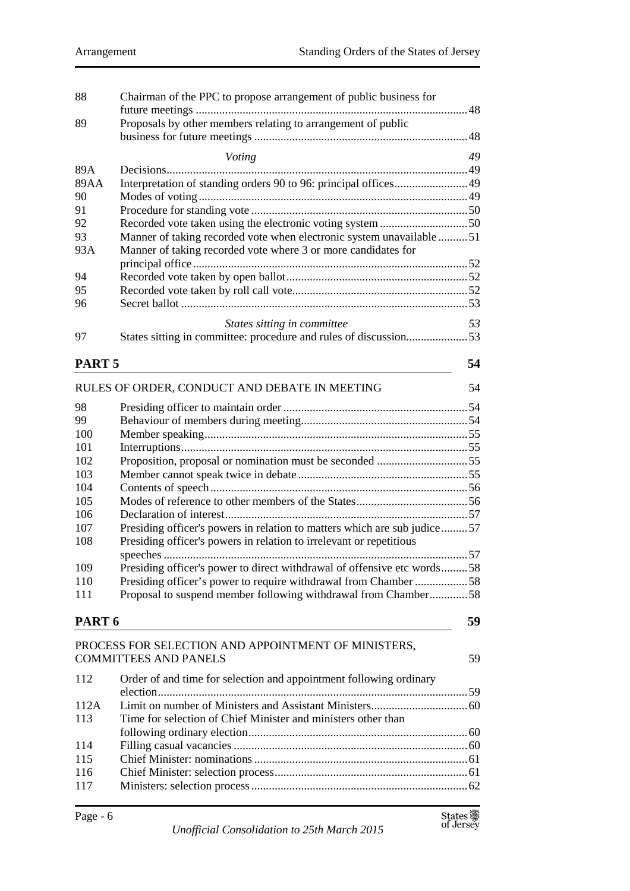| | | |
|---|---|---|
| 88 | Chairman of the PPC to propose arrangement of public business for future meetings | 48 |
| 89 | Proposals by other members relating to arrangement of public business for future meetings | 48 |
| | *Voting* | *49* |
| 89A | Decisions | 49 |
| 89AA | Interpretation of standing orders 90 to 96: principal offices | 49 |
| 90 | Modes of voting | 49 |
| 91 | Procedure for standing vote | 50 |
| 92 | Recorded vote taken using the electronic voting system | 50 |
| 93 | Manner of taking recorded vote when electronic system unavailable | 51 |
| 93A | Manner of taking recorded vote where 3 or more candidates for principal office | 52 |
| 94 | Recorded vote taken by open ballot | 52 |
| 95 | Recorded vote taken by roll call vote | 52 |
| 96 | Secret ballot | 53 |
| | *States sitting in committee* | *53* |
| 97 | States sitting in committee: procedure and rules of discussion | 53 |

## PART 5 — 54

RULES OF ORDER, CONDUCT AND DEBATE IN MEETING — 54

| | | |
|---|---|---|
| 98 | Presiding officer to maintain order | 54 |
| 99 | Behaviour of members during meeting | 54 |
| 100 | Member speaking | 55 |
| 101 | Interruptions | 55 |
| 102 | Proposition, proposal or nomination must be seconded | 55 |
| 103 | Member cannot speak twice in debate | 55 |
| 104 | Contents of speech | 56 |
| 105 | Modes of reference to other members of the States | 56 |
| 106 | Declaration of interest | 57 |
| 107 | Presiding officer's powers in relation to matters which are sub judice | 57 |
| 108 | Presiding officer's powers in relation to irrelevant or repetitious speeches | 57 |
| 109 | Presiding officer's power to direct withdrawal of offensive etc words | 58 |
| 110 | Presiding officer's power to require withdrawal from Chamber | 58 |
| 111 | Proposal to suspend member following withdrawal from Chamber | 58 |

## PART 6 — 59

PROCESS FOR SELECTION AND APPOINTMENT OF MINISTERS, COMMITTEES AND PANELS — 59

| | | |
|---|---|---|
| 112 | Order of and time for selection and appointment following ordinary election | 59 |
| 112A | Limit on number of Ministers and Assistant Ministers | 60 |
| 113 | Time for selection of Chief Minister and ministers other than following ordinary election | 60 |
| 114 | Filling casual vacancies | 60 |
| 115 | Chief Minister: nominations | 61 |
| 116 | Chief Minister: selection process | 61 |
| 117 | Ministers: selection process | 62 |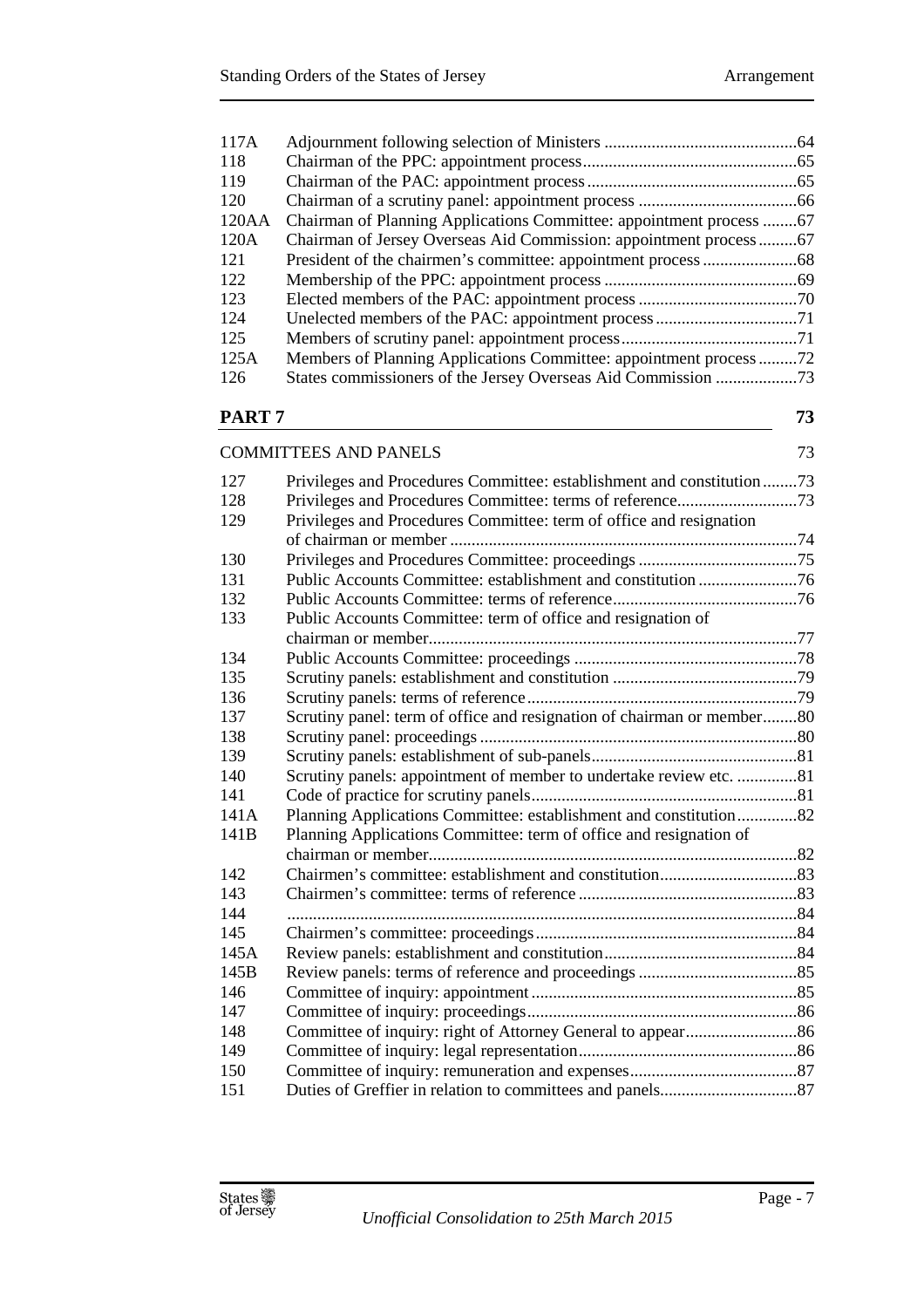| | | |
|---|---|---|
| 117A | Adjournment following selection of Ministers | 64 |
| 118 | Chairman of the PPC: appointment process | 65 |
| 119 | Chairman of the PAC: appointment process | 65 |
| 120 | Chairman of a scrutiny panel: appointment process | 66 |
| 120AA | Chairman of Planning Applications Committee: appointment process | 67 |
| 120A | Chairman of Jersey Overseas Aid Commission: appointment process | 67 |
| 121 | President of the chairmen's committee: appointment process | 68 |
| 122 | Membership of the PPC: appointment process | 69 |
| 123 | Elected members of the PAC: appointment process | 70 |
| 124 | Unelected members of the PAC: appointment process | 71 |
| 125 | Members of scrutiny panel: appointment process | 71 |
| 125A | Members of Planning Applications Committee: appointment process | 72 |
| 126 | States commissioners of the Jersey Overseas Aid Commission | 73 |

## PART 7 — 73

COMMITTEES AND PANELS — 73

| | | |
|---|---|---|
| 127 | Privileges and Procedures Committee: establishment and constitution | 73 |
| 128 | Privileges and Procedures Committee: terms of reference | 73 |
| 129 | Privileges and Procedures Committee: term of office and resignation of chairman or member | 74 |
| 130 | Privileges and Procedures Committee: proceedings | 75 |
| 131 | Public Accounts Committee: establishment and constitution | 76 |
| 132 | Public Accounts Committee: terms of reference | 76 |
| 133 | Public Accounts Committee: term of office and resignation of chairman or member | 77 |
| 134 | Public Accounts Committee: proceedings | 78 |
| 135 | Scrutiny panels: establishment and constitution | 79 |
| 136 | Scrutiny panels: terms of reference | 79 |
| 137 | Scrutiny panel: term of office and resignation of chairman or member | 80 |
| 138 | Scrutiny panel: proceedings | 80 |
| 139 | Scrutiny panels: establishment of sub-panels | 81 |
| 140 | Scrutiny panels: appointment of member to undertake review etc. | 81 |
| 141 | Code of practice for scrutiny panels | 81 |
| 141A | Planning Applications Committee: establishment and constitution | 82 |
| 141B | Planning Applications Committee: term of office and resignation of chairman or member | 82 |
| 142 | Chairmen's committee: establishment and constitution | 83 |
| 143 | Chairmen's committee: terms of reference | 83 |
| 144 | | 84 |
| 145 | Chairmen's committee: proceedings | 84 |
| 145A | Review panels: establishment and constitution | 84 |
| 145B | Review panels: terms of reference and proceedings | 85 |
| 146 | Committee of inquiry: appointment | 85 |
| 147 | Committee of inquiry: proceedings | 86 |
| 148 | Committee of inquiry: right of Attorney General to appear | 86 |
| 149 | Committee of inquiry: legal representation | 86 |
| 150 | Committee of inquiry: remuneration and expenses | 87 |
| 151 | Duties of Greffier in relation to committees and panels | 87 |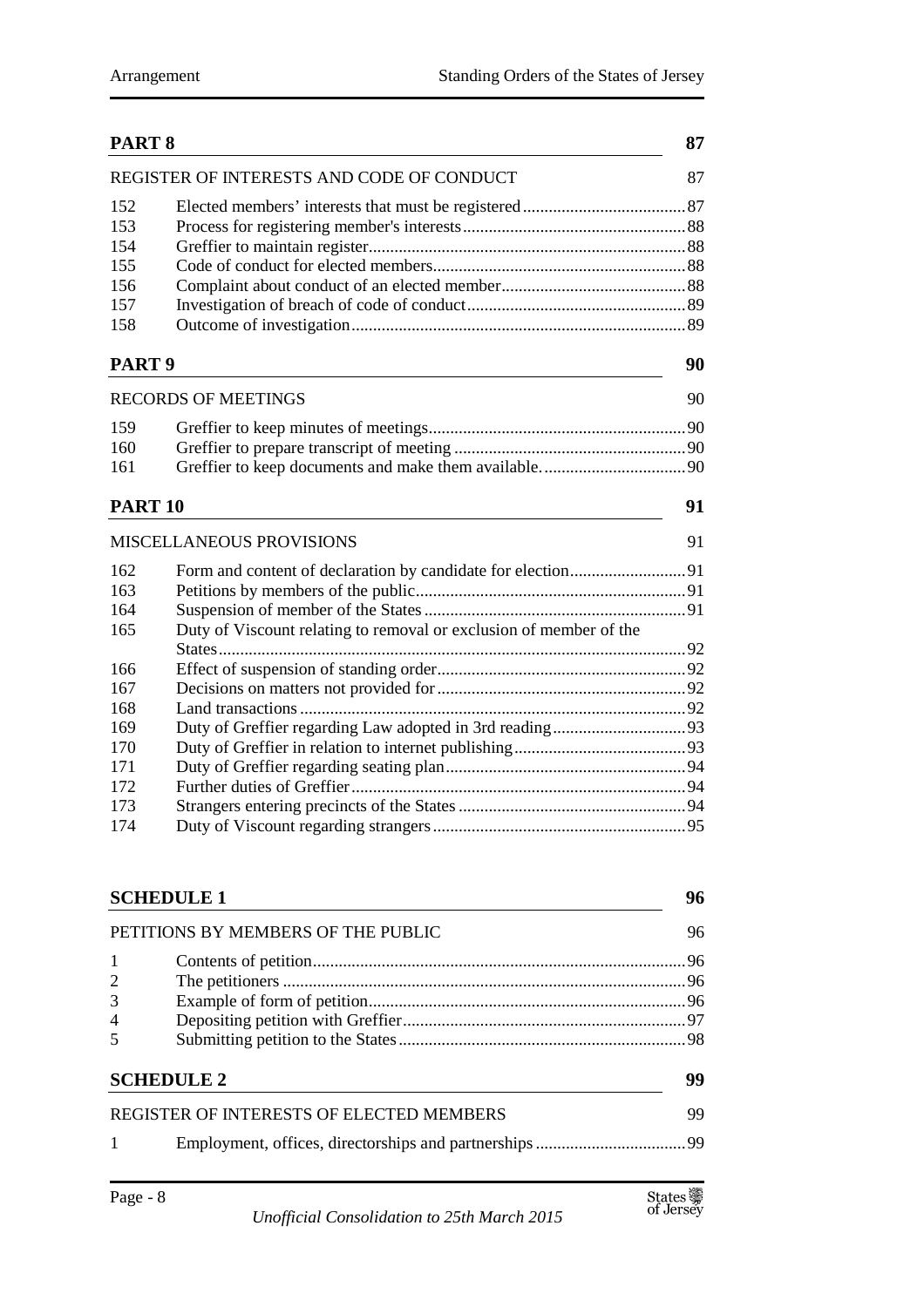| PART 8 | | 87 |
|---|---|---|
| REGISTER OF INTERESTS AND CODE OF CONDUCT | | 87 |
| 152 | Elected members' interests that must be registered | 87 |
| 153 | Process for registering member's interests | 88 |
| 154 | Greffier to maintain register | 88 |
| 155 | Code of conduct for elected members | 88 |
| 156 | Complaint about conduct of an elected member | 88 |
| 157 | Investigation of breach of code of conduct | 89 |
| 158 | Outcome of investigation | 89 |

| PART 9 | | 90 |
|---|---|---|
| RECORDS OF MEETINGS | | 90 |
| 159 | Greffier to keep minutes of meetings | 90 |
| 160 | Greffier to prepare transcript of meeting | 90 |
| 161 | Greffier to keep documents and make them available. | 90 |

| PART 10 | | 91 |
|---|---|---|
| MISCELLANEOUS PROVISIONS | | 91 |
| 162 | Form and content of declaration by candidate for election | 91 |
| 163 | Petitions by members of the public | 91 |
| 164 | Suspension of member of the States | 91 |
| 165 | Duty of Viscount relating to removal or exclusion of member of the States | 92 |
| 166 | Effect of suspension of standing order | 92 |
| 167 | Decisions on matters not provided for | 92 |
| 168 | Land transactions | 92 |
| 169 | Duty of Greffier regarding Law adopted in 3rd reading | 93 |
| 170 | Duty of Greffier in relation to internet publishing | 93 |
| 171 | Duty of Greffier regarding seating plan | 94 |
| 172 | Further duties of Greffier | 94 |
| 173 | Strangers entering precincts of the States | 94 |
| 174 | Duty of Viscount regarding strangers | 95 |

| SCHEDULE 1 | | 96 |
|---|---|---|
| PETITIONS BY MEMBERS OF THE PUBLIC | | 96 |
| 1 | Contents of petition | 96 |
| 2 | The petitioners | 96 |
| 3 | Example of form of petition | 96 |
| 4 | Depositing petition with Greffier | 97 |
| 5 | Submitting petition to the States | 98 |

| SCHEDULE 2 | | 99 |
|---|---|---|
| REGISTER OF INTERESTS OF ELECTED MEMBERS | | 99 |
| 1 | Employment, offices, directorships and partnerships | 99 |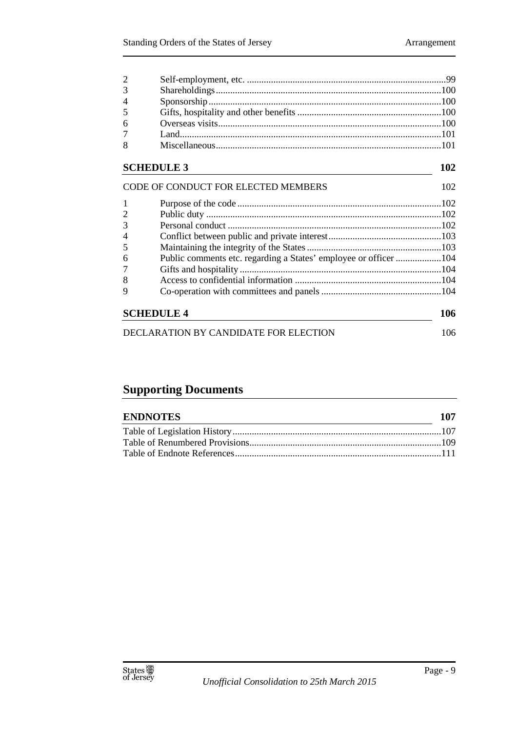| | | |
|---|---|---|
| 2 | Self-employment, etc. | 99 |
| 3 | Shareholdings | 100 |
| 4 | Sponsorship | 100 |
| 5 | Gifts, hospitality and other benefits | 100 |
| 6 | Overseas visits | 100 |
| 7 | Land | 101 |
| 8 | Miscellaneous | 101 |

**SCHEDULE 3** **102**

CODE OF CONDUCT FOR ELECTED MEMBERS 102

| | | |
|---|---|---|
| 1 | Purpose of the code | 102 |
| 2 | Public duty | 102 |
| 3 | Personal conduct | 102 |
| 4 | Conflict between public and private interest | 103 |
| 5 | Maintaining the integrity of the States | 103 |
| 6 | Public comments etc. regarding a States' employee or officer | 104 |
| 7 | Gifts and hospitality | 104 |
| 8 | Access to confidential information | 104 |
| 9 | Co-operation with committees and panels | 104 |

**SCHEDULE 4** **106**

DECLARATION BY CANDIDATE FOR ELECTION 106

## Supporting Documents

**ENDNOTES** **107**

| | |
|---|---|
| Table of Legislation History | 107 |
| Table of Renumbered Provisions | 109 |
| Table of Endnote References | 111 |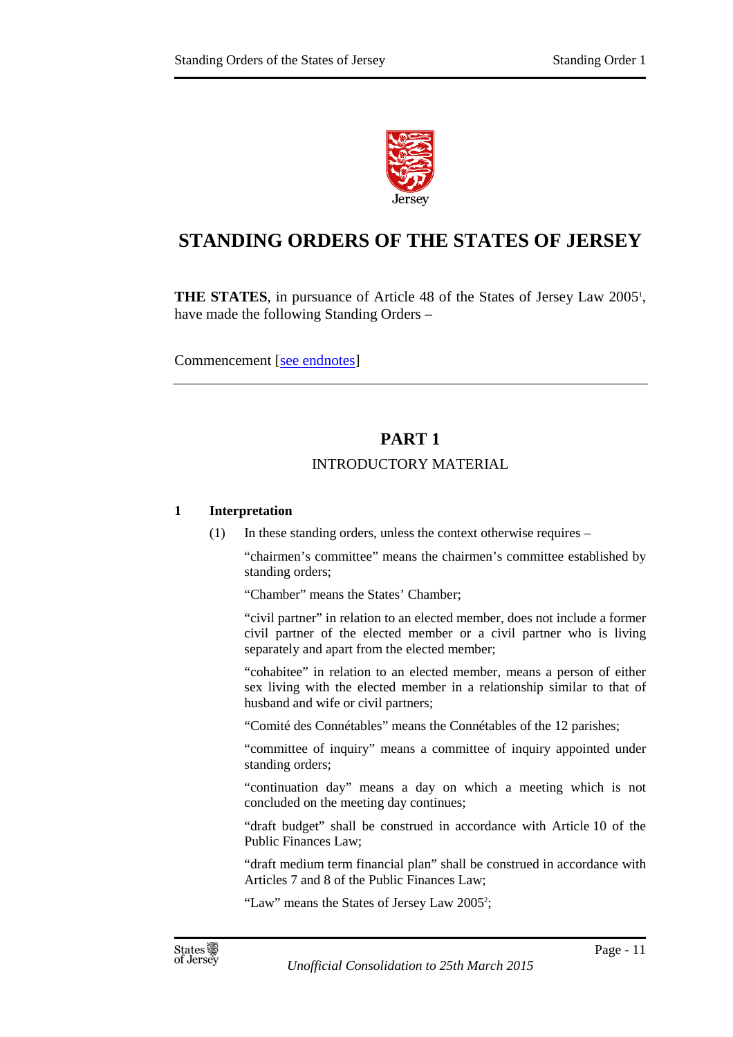# STANDING ORDERS OF THE STATES OF JERSEY

**THE STATES**, in pursuance of Article 48 of the States of Jersey Law 2005[1], have made the following Standing Orders –

Commencement [see endnotes]

## PART 1

### INTRODUCTORY MATERIAL

**1 Interpretation**

(1) In these standing orders, unless the context otherwise requires –

"chairmen's committee" means the chairmen's committee established by standing orders;

"Chamber" means the States' Chamber;

"civil partner" in relation to an elected member, does not include a former civil partner of the elected member or a civil partner who is living separately and apart from the elected member;

"cohabitee" in relation to an elected member, means a person of either sex living with the elected member in a relationship similar to that of husband and wife or civil partners;

"Comité des Connétables" means the Connétables of the 12 parishes;

"committee of inquiry" means a committee of inquiry appointed under standing orders;

"continuation day" means a day on which a meeting which is not concluded on the meeting day continues;

"draft budget" shall be construed in accordance with Article 10 of the Public Finances Law;

"draft medium term financial plan" shall be construed in accordance with Articles 7 and 8 of the Public Finances Law;

"Law" means the States of Jersey Law 2005[2];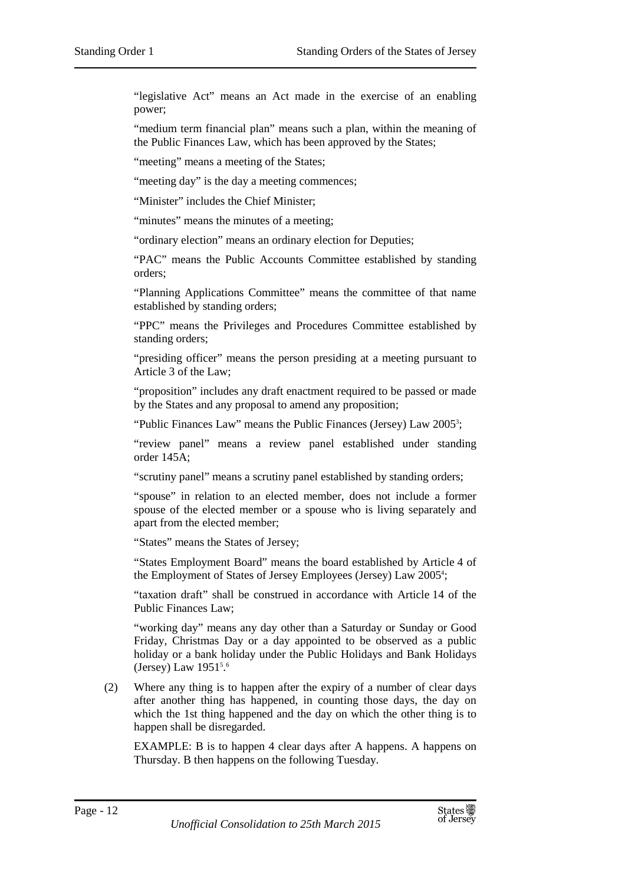"legislative Act" means an Act made in the exercise of an enabling power;

"medium term financial plan" means such a plan, within the meaning of the Public Finances Law, which has been approved by the States;

"meeting" means a meeting of the States;

"meeting day" is the day a meeting commences;

"Minister" includes the Chief Minister;

"minutes" means the minutes of a meeting;

"ordinary election" means an ordinary election for Deputies;

"PAC" means the Public Accounts Committee established by standing orders;

"Planning Applications Committee" means the committee of that name established by standing orders;

"PPC" means the Privileges and Procedures Committee established by standing orders;

"presiding officer" means the person presiding at a meeting pursuant to Article 3 of the Law;

"proposition" includes any draft enactment required to be passed or made by the States and any proposal to amend any proposition;

"Public Finances Law" means the Public Finances (Jersey) Law 2005[3];

"review panel" means a review panel established under standing order 145A;

"scrutiny panel" means a scrutiny panel established by standing orders;

"spouse" in relation to an elected member, does not include a former spouse of the elected member or a spouse who is living separately and apart from the elected member;

"States" means the States of Jersey;

"States Employment Board" means the board established by Article 4 of the Employment of States of Jersey Employees (Jersey) Law 2005[4];

"taxation draft" shall be construed in accordance with Article 14 of the Public Finances Law;

"working day" means any day other than a Saturday or Sunday or Good Friday, Christmas Day or a day appointed to be observed as a public holiday or a bank holiday under the Public Holidays and Bank Holidays (Jersey) Law 1951[5].[6]

(2) Where any thing is to happen after the expiry of a number of clear days after another thing has happened, in counting those days, the day on which the 1st thing happened and the day on which the other thing is to happen shall be disregarded.

EXAMPLE: B is to happen 4 clear days after A happens. A happens on Thursday. B then happens on the following Tuesday.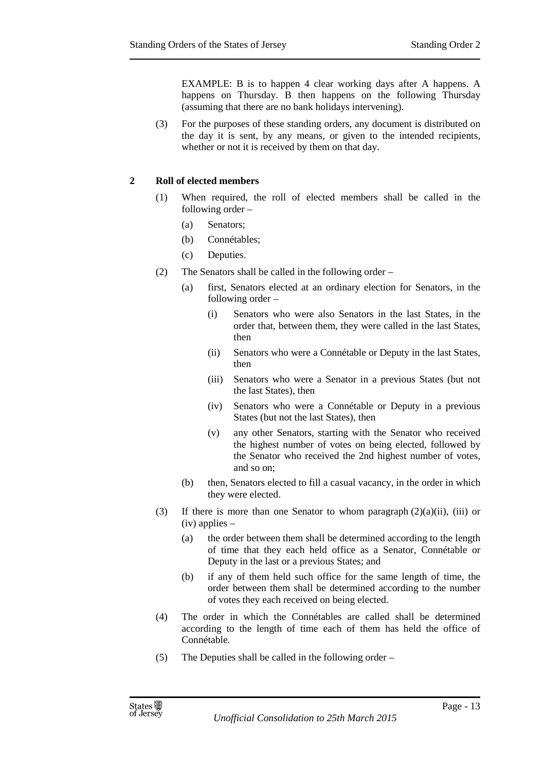EXAMPLE: B is to happen 4 clear working days after A happens. A happens on Thursday. B then happens on the following Thursday (assuming that there are no bank holidays intervening).

(3) For the purposes of these standing orders, any document is distributed on the day it is sent, by any means, or given to the intended recipients, whether or not it is received by them on that day.

## 2 Roll of elected members

(1) When required, the roll of elected members shall be called in the following order –

(a) Senators;

(b) Connétables;

(c) Deputies.

(2) The Senators shall be called in the following order –

(a) first, Senators elected at an ordinary election for Senators, in the following order –

(i) Senators who were also Senators in the last States, in the order that, between them, they were called in the last States, then

(ii) Senators who were a Connétable or Deputy in the last States, then

(iii) Senators who were a Senator in a previous States (but not the last States), then

(iv) Senators who were a Connétable or Deputy in a previous States (but not the last States), then

(v) any other Senators, starting with the Senator who received the highest number of votes on being elected, followed by the Senator who received the 2nd highest number of votes, and so on;

(b) then, Senators elected to fill a casual vacancy, in the order in which they were elected.

(3) If there is more than one Senator to whom paragraph (2)(a)(ii), (iii) or (iv) applies –

(a) the order between them shall be determined according to the length of time that they each held office as a Senator, Connétable or Deputy in the last or a previous States; and

(b) if any of them held such office for the same length of time, the order between them shall be determined according to the number of votes they each received on being elected.

(4) The order in which the Connétables are called shall be determined according to the length of time each of them has held the office of Connétable.

(5) The Deputies shall be called in the following order –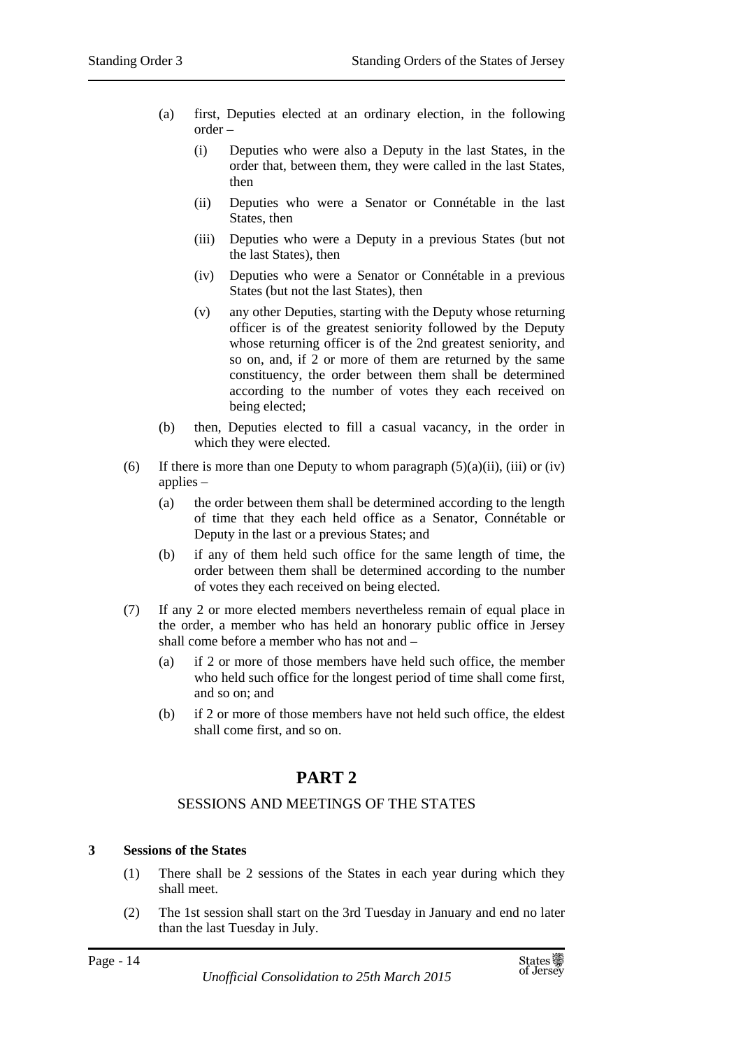(a) first, Deputies elected at an ordinary election, in the following order –

  (i) Deputies who were also a Deputy in the last States, in the order that, between them, they were called in the last States, then

  (ii) Deputies who were a Senator or Connétable in the last States, then

  (iii) Deputies who were a Deputy in a previous States (but not the last States), then

  (iv) Deputies who were a Senator or Connétable in a previous States (but not the last States), then

  (v) any other Deputies, starting with the Deputy whose returning officer is of the greatest seniority followed by the Deputy whose returning officer is of the 2nd greatest seniority, and so on, and, if 2 or more of them are returned by the same constituency, the order between them shall be determined according to the number of votes they each received on being elected;

(b) then, Deputies elected to fill a casual vacancy, in the order in which they were elected.

(6) If there is more than one Deputy to whom paragraph (5)(a)(ii), (iii) or (iv) applies –

  (a) the order between them shall be determined according to the length of time that they each held office as a Senator, Connétable or Deputy in the last or a previous States; and

  (b) if any of them held such office for the same length of time, the order between them shall be determined according to the number of votes they each received on being elected.

(7) If any 2 or more elected members nevertheless remain of equal place in the order, a member who has held an honorary public office in Jersey shall come before a member who has not and –

  (a) if 2 or more of those members have held such office, the member who held such office for the longest period of time shall come first, and so on; and

  (b) if 2 or more of those members have not held such office, the eldest shall come first, and so on.

# PART 2

## SESSIONS AND MEETINGS OF THE STATES

### 3 Sessions of the States

(1) There shall be 2 sessions of the States in each year during which they shall meet.

(2) The 1st session shall start on the 3rd Tuesday in January and end no later than the last Tuesday in July.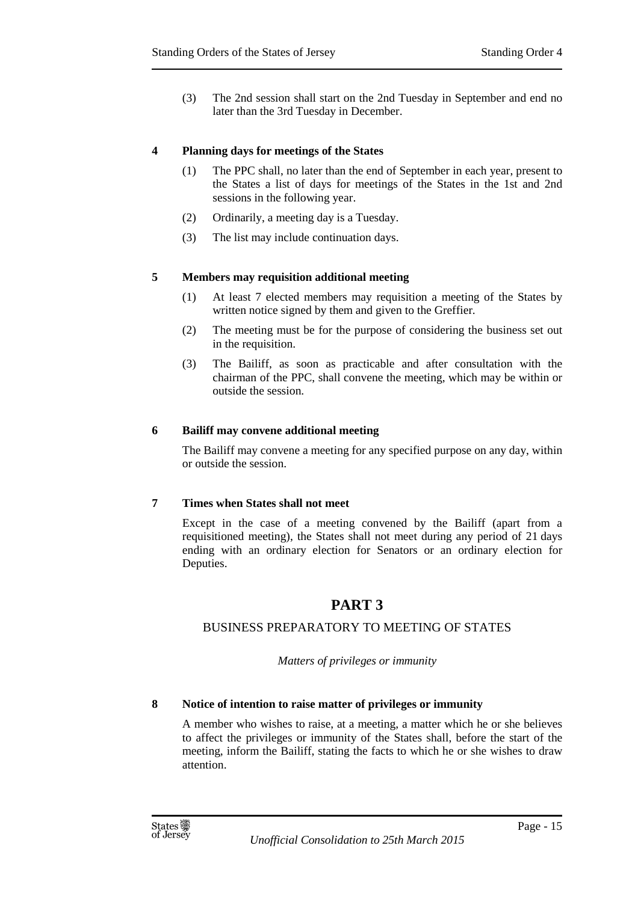(3) The 2nd session shall start on the 2nd Tuesday in September and end no later than the 3rd Tuesday in December.

### 4 Planning days for meetings of the States

(1) The PPC shall, no later than the end of September in each year, present to the States a list of days for meetings of the States in the 1st and 2nd sessions in the following year.

(2) Ordinarily, a meeting day is a Tuesday.

(3) The list may include continuation days.

### 5 Members may requisition additional meeting

(1) At least 7 elected members may requisition a meeting of the States by written notice signed by them and given to the Greffier.

(2) The meeting must be for the purpose of considering the business set out in the requisition.

(3) The Bailiff, as soon as practicable and after consultation with the chairman of the PPC, shall convene the meeting, which may be within or outside the session.

### 6 Bailiff may convene additional meeting

The Bailiff may convene a meeting for any specified purpose on any day, within or outside the session.

### 7 Times when States shall not meet

Except in the case of a meeting convened by the Bailiff (apart from a requisitioned meeting), the States shall not meet during any period of 21 days ending with an ordinary election for Senators or an ordinary election for Deputies.

# PART 3

## BUSINESS PREPARATORY TO MEETING OF STATES

*Matters of privileges or immunity*

### 8 Notice of intention to raise matter of privileges or immunity

A member who wishes to raise, at a meeting, a matter which he or she believes to affect the privileges or immunity of the States shall, before the start of the meeting, inform the Bailiff, stating the facts to which he or she wishes to draw attention.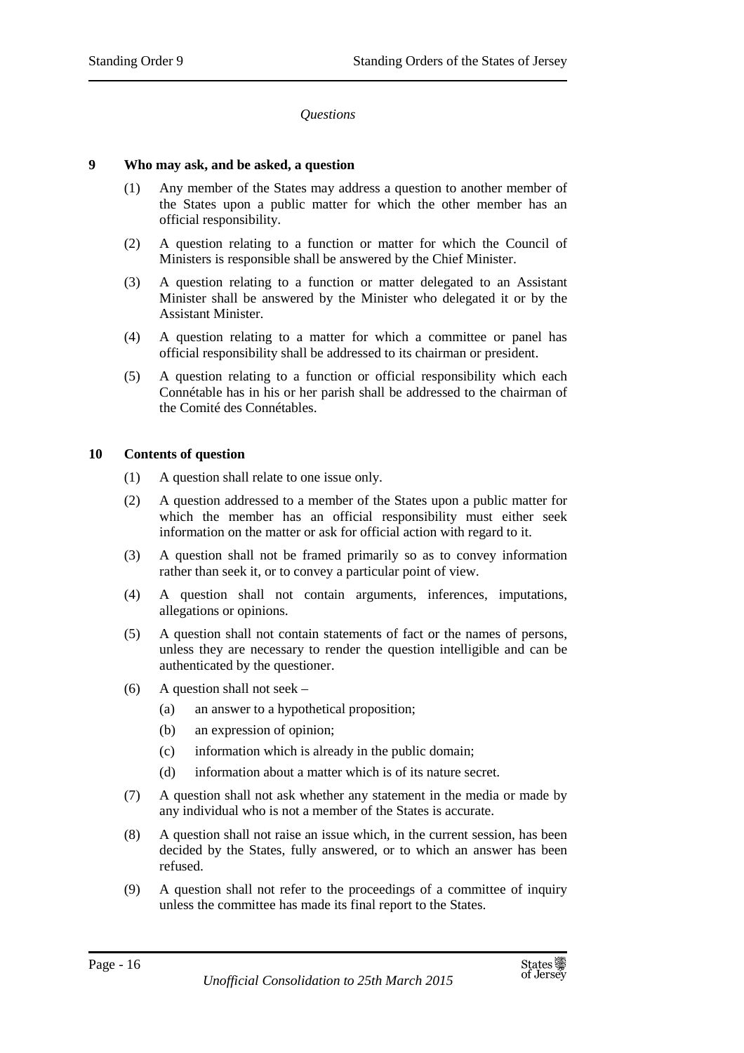*Questions*

**9 Who may ask, and be asked, a question**

(1) Any member of the States may address a question to another member of the States upon a public matter for which the other member has an official responsibility.

(2) A question relating to a function or matter for which the Council of Ministers is responsible shall be answered by the Chief Minister.

(3) A question relating to a function or matter delegated to an Assistant Minister shall be answered by the Minister who delegated it or by the Assistant Minister.

(4) A question relating to a matter for which a committee or panel has official responsibility shall be addressed to its chairman or president.

(5) A question relating to a function or official responsibility which each Connétable has in his or her parish shall be addressed to the chairman of the Comité des Connétables.

**10 Contents of question**

(1) A question shall relate to one issue only.

(2) A question addressed to a member of the States upon a public matter for which the member has an official responsibility must either seek information on the matter or ask for official action with regard to it.

(3) A question shall not be framed primarily so as to convey information rather than seek it, or to convey a particular point of view.

(4) A question shall not contain arguments, inferences, imputations, allegations or opinions.

(5) A question shall not contain statements of fact or the names of persons, unless they are necessary to render the question intelligible and can be authenticated by the questioner.

(6) A question shall not seek –

(a) an answer to a hypothetical proposition;

(b) an expression of opinion;

(c) information which is already in the public domain;

(d) information about a matter which is of its nature secret.

(7) A question shall not ask whether any statement in the media or made by any individual who is not a member of the States is accurate.

(8) A question shall not raise an issue which, in the current session, has been decided by the States, fully answered, or to which an answer has been refused.

(9) A question shall not refer to the proceedings of a committee of inquiry unless the committee has made its final report to the States.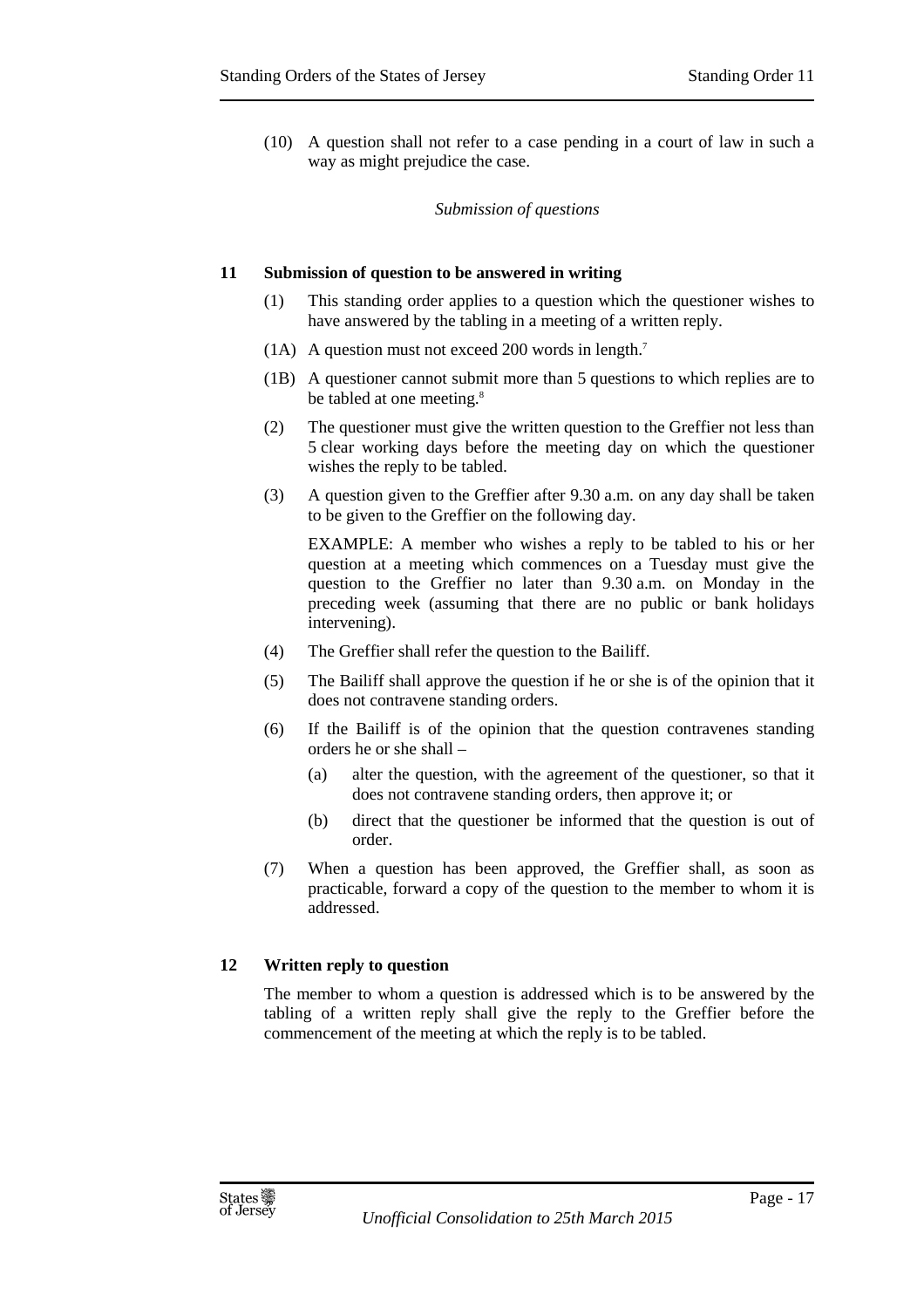(10) A question shall not refer to a case pending in a court of law in such a way as might prejudice the case.

*Submission of questions*

**11 Submission of question to be answered in writing**

(1) This standing order applies to a question which the questioner wishes to have answered by the tabling in a meeting of a written reply.

(1A) A question must not exceed 200 words in length.[7]

(1B) A questioner cannot submit more than 5 questions to which replies are to be tabled at one meeting.[8]

(2) The questioner must give the written question to the Greffier not less than 5 clear working days before the meeting day on which the questioner wishes the reply to be tabled.

(3) A question given to the Greffier after 9.30 a.m. on any day shall be taken to be given to the Greffier on the following day.

EXAMPLE: A member who wishes a reply to be tabled to his or her question at a meeting which commences on a Tuesday must give the question to the Greffier no later than 9.30 a.m. on Monday in the preceding week (assuming that there are no public or bank holidays intervening).

(4) The Greffier shall refer the question to the Bailiff.

(5) The Bailiff shall approve the question if he or she is of the opinion that it does not contravene standing orders.

(6) If the Bailiff is of the opinion that the question contravenes standing orders he or she shall –

(a) alter the question, with the agreement of the questioner, so that it does not contravene standing orders, then approve it; or

(b) direct that the questioner be informed that the question is out of order.

(7) When a question has been approved, the Greffier shall, as soon as practicable, forward a copy of the question to the member to whom it is addressed.

**12 Written reply to question**

The member to whom a question is addressed which is to be answered by the tabling of a written reply shall give the reply to the Greffier before the commencement of the meeting at which the reply is to be tabled.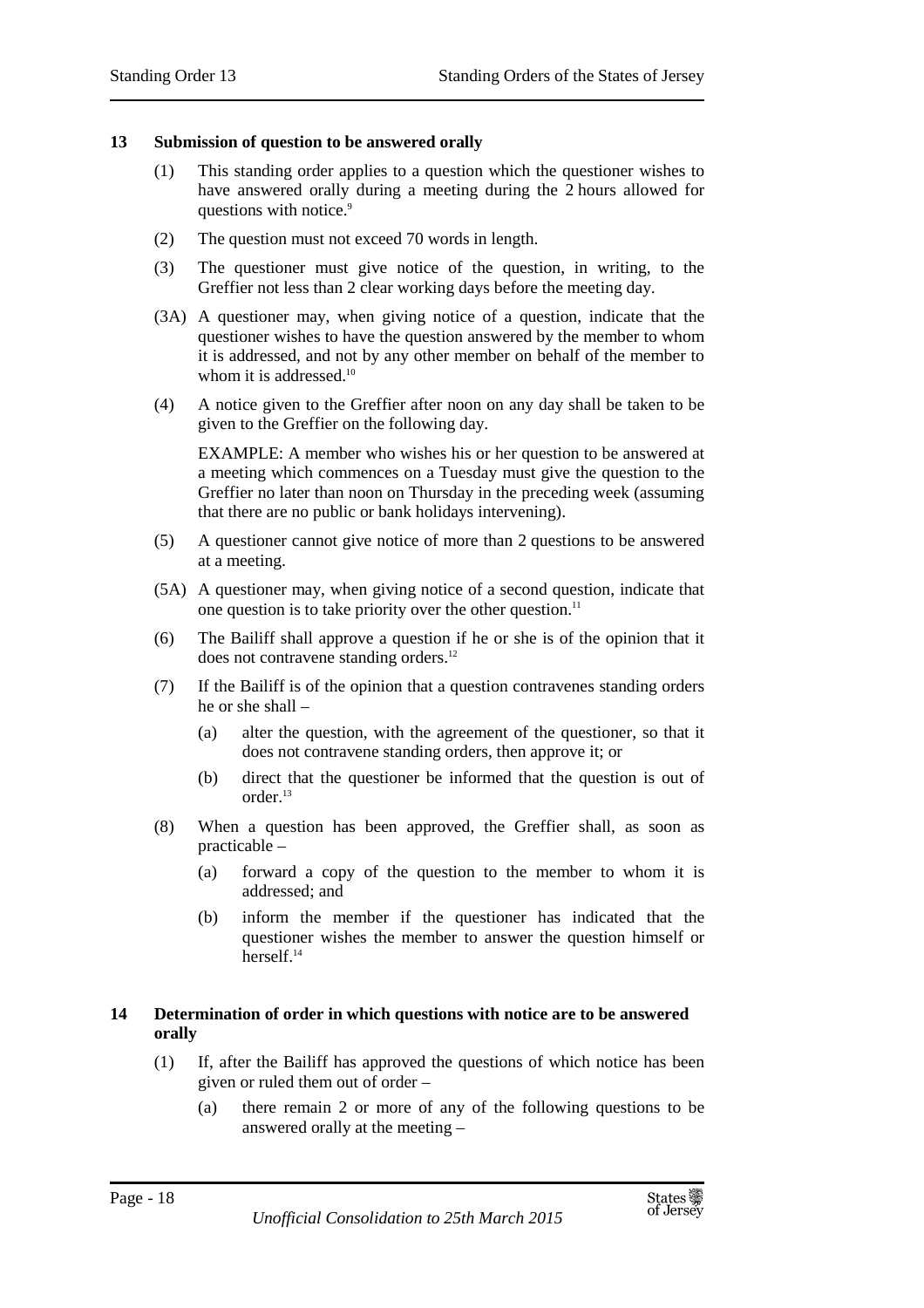### 13 Submission of question to be answered orally

(1) This standing order applies to a question which the questioner wishes to have answered orally during a meeting during the 2 hours allowed for questions with notice.[9]

(2) The question must not exceed 70 words in length.

(3) The questioner must give notice of the question, in writing, to the Greffier not less than 2 clear working days before the meeting day.

(3A) A questioner may, when giving notice of a question, indicate that the questioner wishes to have the question answered by the member to whom it is addressed, and not by any other member on behalf of the member to whom it is addressed.[10]

(4) A notice given to the Greffier after noon on any day shall be taken to be given to the Greffier on the following day.

EXAMPLE: A member who wishes his or her question to be answered at a meeting which commences on a Tuesday must give the question to the Greffier no later than noon on Thursday in the preceding week (assuming that there are no public or bank holidays intervening).

(5) A questioner cannot give notice of more than 2 questions to be answered at a meeting.

(5A) A questioner may, when giving notice of a second question, indicate that one question is to take priority over the other question.[11]

(6) The Bailiff shall approve a question if he or she is of the opinion that it does not contravene standing orders.[12]

(7) If the Bailiff is of the opinion that a question contravenes standing orders he or she shall –

(a) alter the question, with the agreement of the questioner, so that it does not contravene standing orders, then approve it; or

(b) direct that the questioner be informed that the question is out of order.[13]

(8) When a question has been approved, the Greffier shall, as soon as practicable –

(a) forward a copy of the question to the member to whom it is addressed; and

(b) inform the member if the questioner has indicated that the questioner wishes the member to answer the question himself or herself.[14]

### 14 Determination of order in which questions with notice are to be answered orally

(1) If, after the Bailiff has approved the questions of which notice has been given or ruled them out of order –

(a) there remain 2 or more of any of the following questions to be answered orally at the meeting –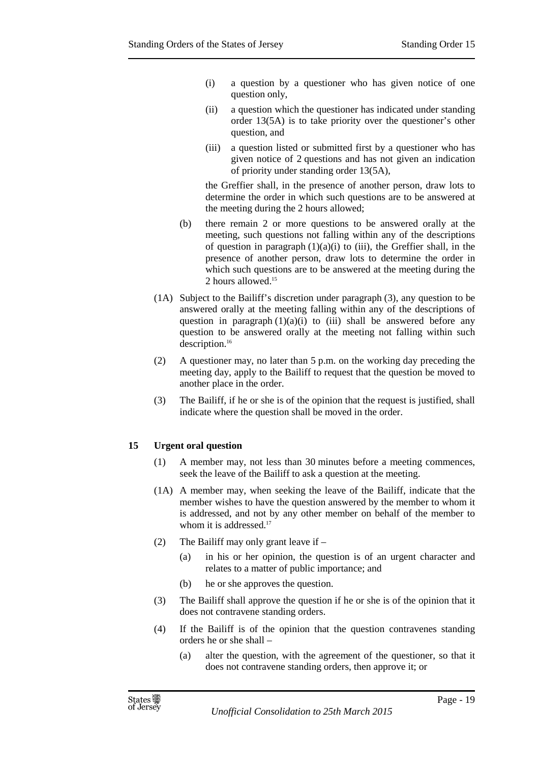(i) a question by a questioner who has given notice of one question only,

(ii) a question which the questioner has indicated under standing order 13(5A) is to take priority over the questioner's other question, and

(iii) a question listed or submitted first by a questioner who has given notice of 2 questions and has not given an indication of priority under standing order 13(5A),

the Greffier shall, in the presence of another person, draw lots to determine the order in which such questions are to be answered at the meeting during the 2 hours allowed;

(b) there remain 2 or more questions to be answered orally at the meeting, such questions not falling within any of the descriptions of question in paragraph (1)(a)(i) to (iii), the Greffier shall, in the presence of another person, draw lots to determine the order in which such questions are to be answered at the meeting during the 2 hours allowed.[15]

(1A) Subject to the Bailiff's discretion under paragraph (3), any question to be answered orally at the meeting falling within any of the descriptions of question in paragraph (1)(a)(i) to (iii) shall be answered before any question to be answered orally at the meeting not falling within such description.[16]

(2) A questioner may, no later than 5 p.m. on the working day preceding the meeting day, apply to the Bailiff to request that the question be moved to another place in the order.

(3) The Bailiff, if he or she is of the opinion that the request is justified, shall indicate where the question shall be moved in the order.

## 15 Urgent oral question

(1) A member may, not less than 30 minutes before a meeting commences, seek the leave of the Bailiff to ask a question at the meeting.

(1A) A member may, when seeking the leave of the Bailiff, indicate that the member wishes to have the question answered by the member to whom it is addressed, and not by any other member on behalf of the member to whom it is addressed.[17]

(2) The Bailiff may only grant leave if –

(a) in his or her opinion, the question is of an urgent character and relates to a matter of public importance; and

(b) he or she approves the question.

(3) The Bailiff shall approve the question if he or she is of the opinion that it does not contravene standing orders.

(4) If the Bailiff is of the opinion that the question contravenes standing orders he or she shall –

(a) alter the question, with the agreement of the questioner, so that it does not contravene standing orders, then approve it; or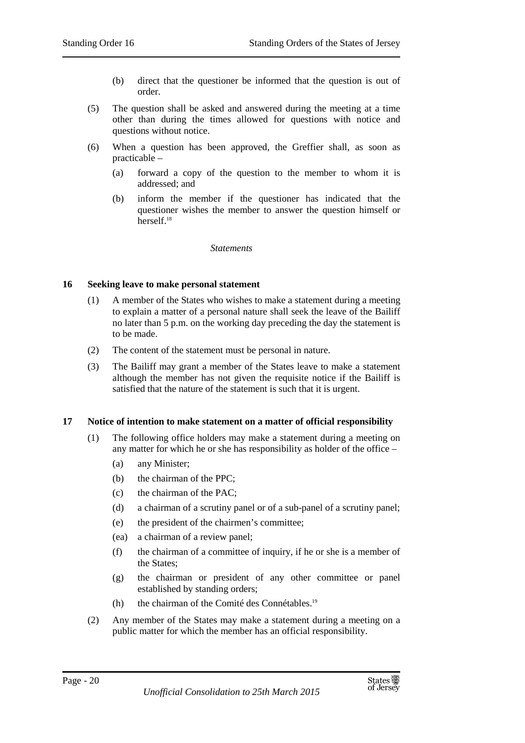(b) direct that the questioner be informed that the question is out of order.

(5) The question shall be asked and answered during the meeting at a time other than during the times allowed for questions with notice and questions without notice.

(6) When a question has been approved, the Greffier shall, as soon as practicable –

(a) forward a copy of the question to the member to whom it is addressed; and

(b) inform the member if the questioner has indicated that the questioner wishes the member to answer the question himself or herself.[18]

*Statements*

### 16 Seeking leave to make personal statement

(1) A member of the States who wishes to make a statement during a meeting to explain a matter of a personal nature shall seek the leave of the Bailiff no later than 5 p.m. on the working day preceding the day the statement is to be made.

(2) The content of the statement must be personal in nature.

(3) The Bailiff may grant a member of the States leave to make a statement although the member has not given the requisite notice if the Bailiff is satisfied that the nature of the statement is such that it is urgent.

### 17 Notice of intention to make statement on a matter of official responsibility

(1) The following office holders may make a statement during a meeting on any matter for which he or she has responsibility as holder of the office –

(a) any Minister;

(b) the chairman of the PPC;

(c) the chairman of the PAC;

(d) a chairman of a scrutiny panel or of a sub-panel of a scrutiny panel;

(e) the president of the chairmen's committee;

(ea) a chairman of a review panel;

(f) the chairman of a committee of inquiry, if he or she is a member of the States;

(g) the chairman or president of any other committee or panel established by standing orders;

(h) the chairman of the Comité des Connétables.[19]

(2) Any member of the States may make a statement during a meeting on a public matter for which the member has an official responsibility.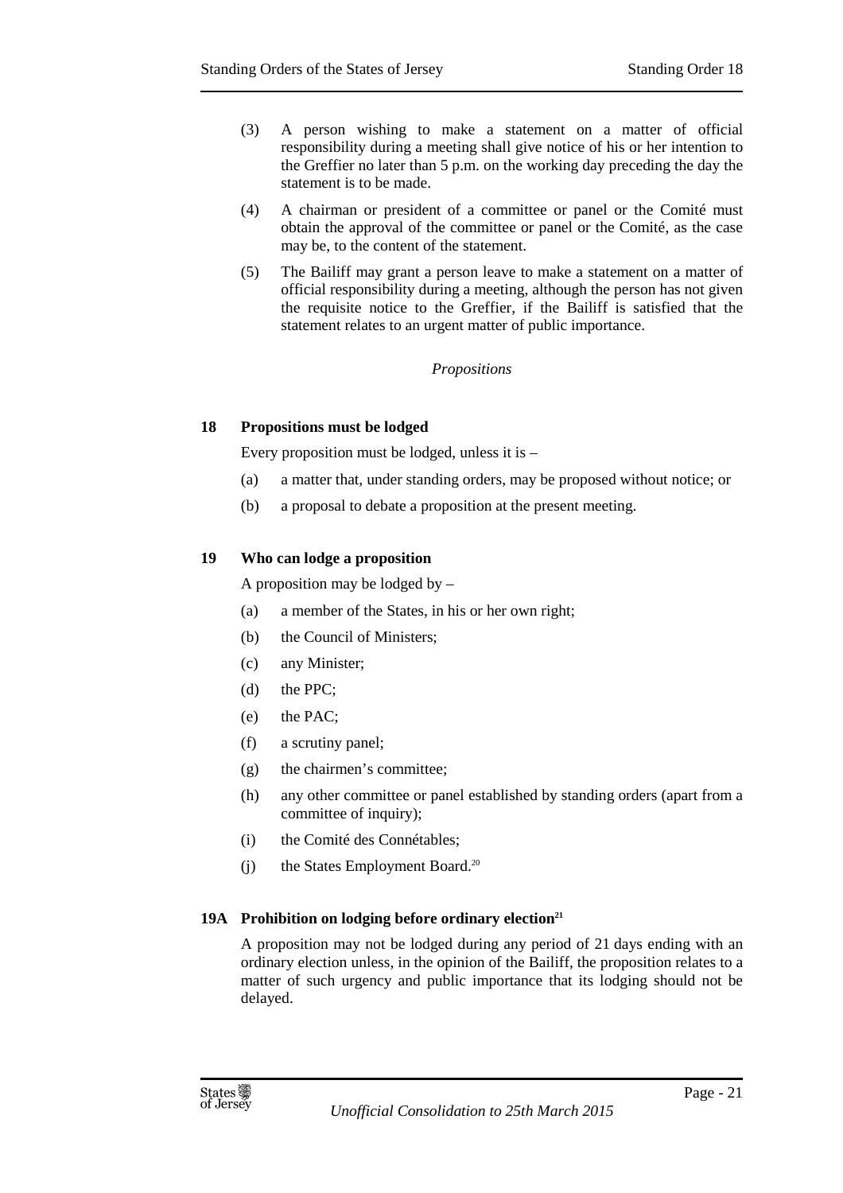(3) A person wishing to make a statement on a matter of official responsibility during a meeting shall give notice of his or her intention to the Greffier no later than 5 p.m. on the working day preceding the day the statement is to be made.

(4) A chairman or president of a committee or panel or the Comité must obtain the approval of the committee or panel or the Comité, as the case may be, to the content of the statement.

(5) The Bailiff may grant a person leave to make a statement on a matter of official responsibility during a meeting, although the person has not given the requisite notice to the Greffier, if the Bailiff is satisfied that the statement relates to an urgent matter of public importance.

*Propositions*

### 18 Propositions must be lodged

Every proposition must be lodged, unless it is –

(a) a matter that, under standing orders, may be proposed without notice; or

(b) a proposal to debate a proposition at the present meeting.

### 19 Who can lodge a proposition

A proposition may be lodged by –

(a) a member of the States, in his or her own right;

(b) the Council of Ministers;

(c) any Minister;

(d) the PPC;

(e) the PAC;

(f) a scrutiny panel;

(g) the chairmen's committee;

(h) any other committee or panel established by standing orders (apart from a committee of inquiry);

(i) the Comité des Connétables;

(j) the States Employment Board.[20]

### 19A Prohibition on lodging before ordinary election[21]

A proposition may not be lodged during any period of 21 days ending with an ordinary election unless, in the opinion of the Bailiff, the proposition relates to a matter of such urgency and public importance that its lodging should not be delayed.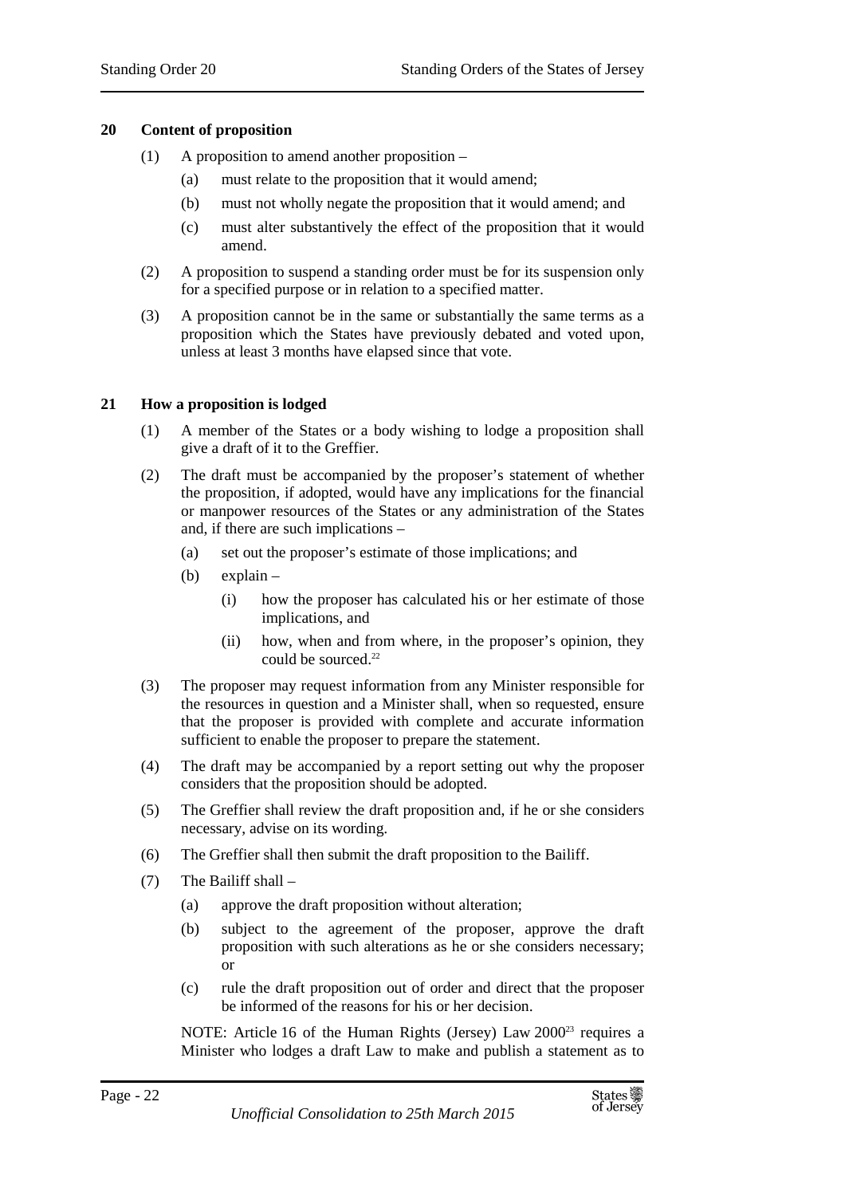## 20 Content of proposition

(1) A proposition to amend another proposition –

(a) must relate to the proposition that it would amend;

(b) must not wholly negate the proposition that it would amend; and

(c) must alter substantively the effect of the proposition that it would amend.

(2) A proposition to suspend a standing order must be for its suspension only for a specified purpose or in relation to a specified matter.

(3) A proposition cannot be in the same or substantially the same terms as a proposition which the States have previously debated and voted upon, unless at least 3 months have elapsed since that vote.

## 21 How a proposition is lodged

(1) A member of the States or a body wishing to lodge a proposition shall give a draft of it to the Greffier.

(2) The draft must be accompanied by the proposer's statement of whether the proposition, if adopted, would have any implications for the financial or manpower resources of the States or any administration of the States and, if there are such implications –

(a) set out the proposer's estimate of those implications; and

(b) explain –

(i) how the proposer has calculated his or her estimate of those implications, and

(ii) how, when and from where, in the proposer's opinion, they could be sourced.[22]

(3) The proposer may request information from any Minister responsible for the resources in question and a Minister shall, when so requested, ensure that the proposer is provided with complete and accurate information sufficient to enable the proposer to prepare the statement.

(4) The draft may be accompanied by a report setting out why the proposer considers that the proposition should be adopted.

(5) The Greffier shall review the draft proposition and, if he or she considers necessary, advise on its wording.

(6) The Greffier shall then submit the draft proposition to the Bailiff.

(7) The Bailiff shall –

(a) approve the draft proposition without alteration;

(b) subject to the agreement of the proposer, approve the draft proposition with such alterations as he or she considers necessary; or

(c) rule the draft proposition out of order and direct that the proposer be informed of the reasons for his or her decision.

NOTE: Article 16 of the Human Rights (Jersey) Law 2000[23] requires a Minister who lodges a draft Law to make and publish a statement as to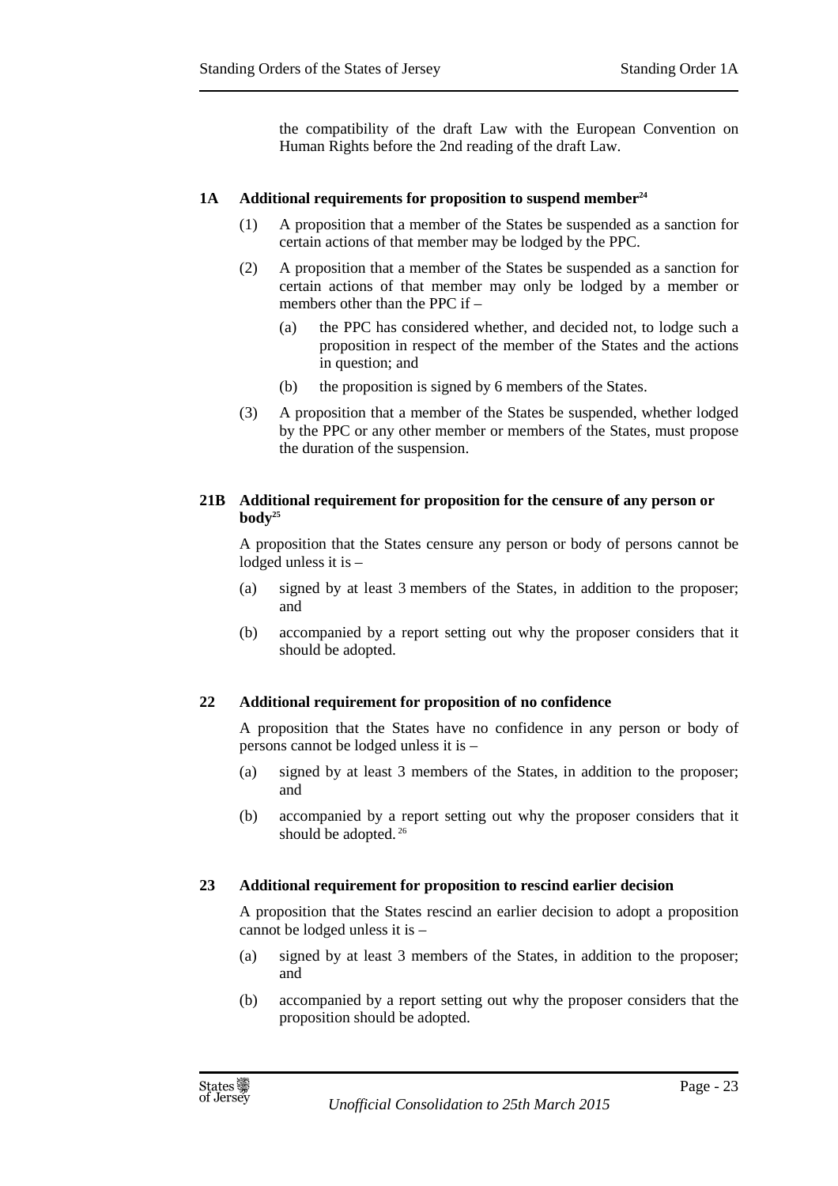the compatibility of the draft Law with the European Convention on Human Rights before the 2nd reading of the draft Law.

### 1A Additional requirements for proposition to suspend member[24]

(1) A proposition that a member of the States be suspended as a sanction for certain actions of that member may be lodged by the PPC.

(2) A proposition that a member of the States be suspended as a sanction for certain actions of that member may only be lodged by a member or members other than the PPC if –

(a) the PPC has considered whether, and decided not, to lodge such a proposition in respect of the member of the States and the actions in question; and

(b) the proposition is signed by 6 members of the States.

(3) A proposition that a member of the States be suspended, whether lodged by the PPC or any other member or members of the States, must propose the duration of the suspension.

### 21B Additional requirement for proposition for the censure of any person or body[25]

A proposition that the States censure any person or body of persons cannot be lodged unless it is –

(a) signed by at least 3 members of the States, in addition to the proposer; and

(b) accompanied by a report setting out why the proposer considers that it should be adopted.

### 22 Additional requirement for proposition of no confidence

A proposition that the States have no confidence in any person or body of persons cannot be lodged unless it is –

(a) signed by at least 3 members of the States, in addition to the proposer; and

(b) accompanied by a report setting out why the proposer considers that it should be adopted.[26]

### 23 Additional requirement for proposition to rescind earlier decision

A proposition that the States rescind an earlier decision to adopt a proposition cannot be lodged unless it is –

(a) signed by at least 3 members of the States, in addition to the proposer; and

(b) accompanied by a report setting out why the proposer considers that the proposition should be adopted.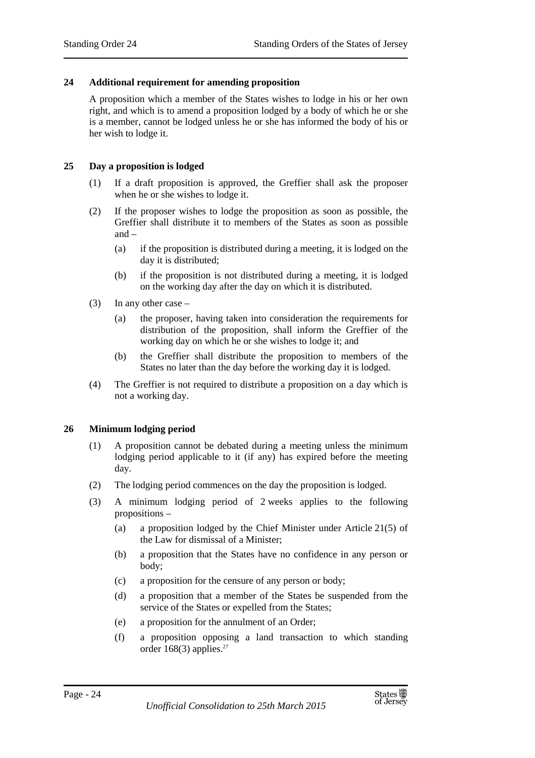## 24 Additional requirement for amending proposition

A proposition which a member of the States wishes to lodge in his or her own right, and which is to amend a proposition lodged by a body of which he or she is a member, cannot be lodged unless he or she has informed the body of his or her wish to lodge it.

## 25 Day a proposition is lodged

(1) If a draft proposition is approved, the Greffier shall ask the proposer when he or she wishes to lodge it.

(2) If the proposer wishes to lodge the proposition as soon as possible, the Greffier shall distribute it to members of the States as soon as possible and –

- (a) if the proposition is distributed during a meeting, it is lodged on the day it is distributed;
- (b) if the proposition is not distributed during a meeting, it is lodged on the working day after the day on which it is distributed.

(3) In any other case –

- (a) the proposer, having taken into consideration the requirements for distribution of the proposition, shall inform the Greffier of the working day on which he or she wishes to lodge it; and
- (b) the Greffier shall distribute the proposition to members of the States no later than the day before the working day it is lodged.

(4) The Greffier is not required to distribute a proposition on a day which is not a working day.

## 26 Minimum lodging period

(1) A proposition cannot be debated during a meeting unless the minimum lodging period applicable to it (if any) has expired before the meeting day.

(2) The lodging period commences on the day the proposition is lodged.

(3) A minimum lodging period of 2 weeks applies to the following propositions –

- (a) a proposition lodged by the Chief Minister under Article 21(5) of the Law for dismissal of a Minister;
- (b) a proposition that the States have no confidence in any person or body;
- (c) a proposition for the censure of any person or body;
- (d) a proposition that a member of the States be suspended from the service of the States or expelled from the States;
- (e) a proposition for the annulment of an Order;
- (f) a proposition opposing a land transaction to which standing order 168(3) applies.[27]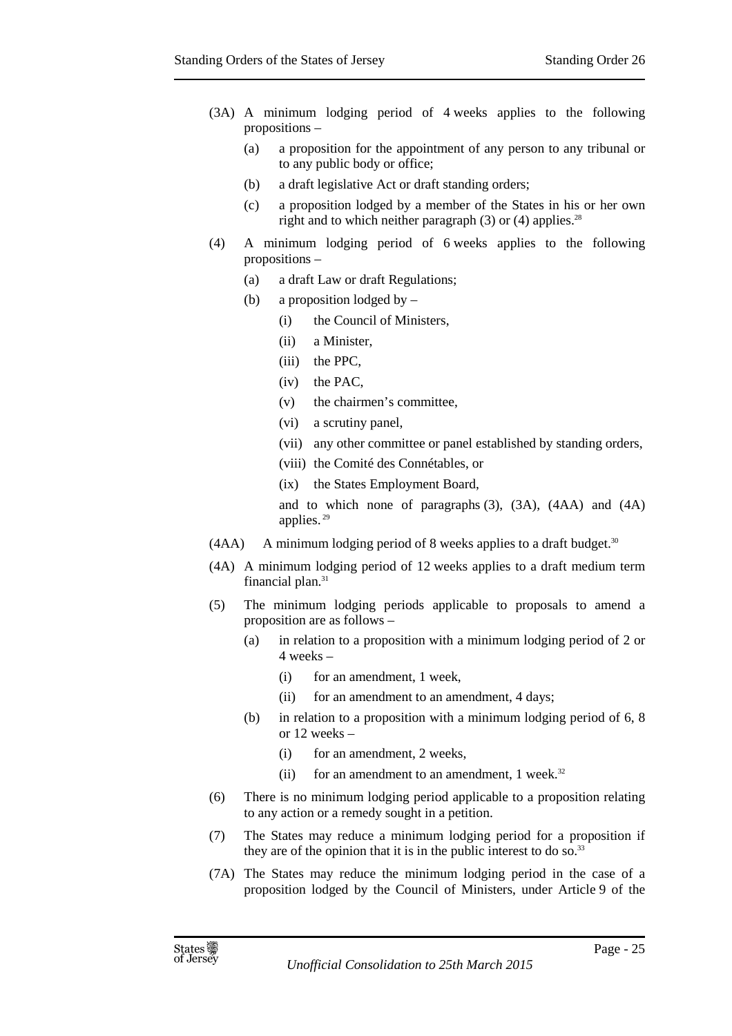(3A) A minimum lodging period of 4 weeks applies to the following propositions –

(a) a proposition for the appointment of any person to any tribunal or to any public body or office;

(b) a draft legislative Act or draft standing orders;

(c) a proposition lodged by a member of the States in his or her own right and to which neither paragraph (3) or (4) applies.[28]

(4) A minimum lodging period of 6 weeks applies to the following propositions –

(a) a draft Law or draft Regulations;

(b) a proposition lodged by –

(i) the Council of Ministers,

(ii) a Minister,

(iii) the PPC,

(iv) the PAC,

(v) the chairmen's committee,

(vi) a scrutiny panel,

(vii) any other committee or panel established by standing orders,

(viii) the Comité des Connétables, or

(ix) the States Employment Board,

and to which none of paragraphs (3), (3A), (4AA) and (4A) applies.[29]

(4AA) A minimum lodging period of 8 weeks applies to a draft budget.[30]

(4A) A minimum lodging period of 12 weeks applies to a draft medium term financial plan.[31]

(5) The minimum lodging periods applicable to proposals to amend a proposition are as follows –

(a) in relation to a proposition with a minimum lodging period of 2 or 4 weeks –

(i) for an amendment, 1 week,

(ii) for an amendment to an amendment, 4 days;

(b) in relation to a proposition with a minimum lodging period of 6, 8 or 12 weeks –

(i) for an amendment, 2 weeks,

(ii) for an amendment to an amendment, 1 week.[32]

(6) There is no minimum lodging period applicable to a proposition relating to any action or a remedy sought in a petition.

(7) The States may reduce a minimum lodging period for a proposition if they are of the opinion that it is in the public interest to do so.[33]

(7A) The States may reduce the minimum lodging period in the case of a proposition lodged by the Council of Ministers, under Article 9 of the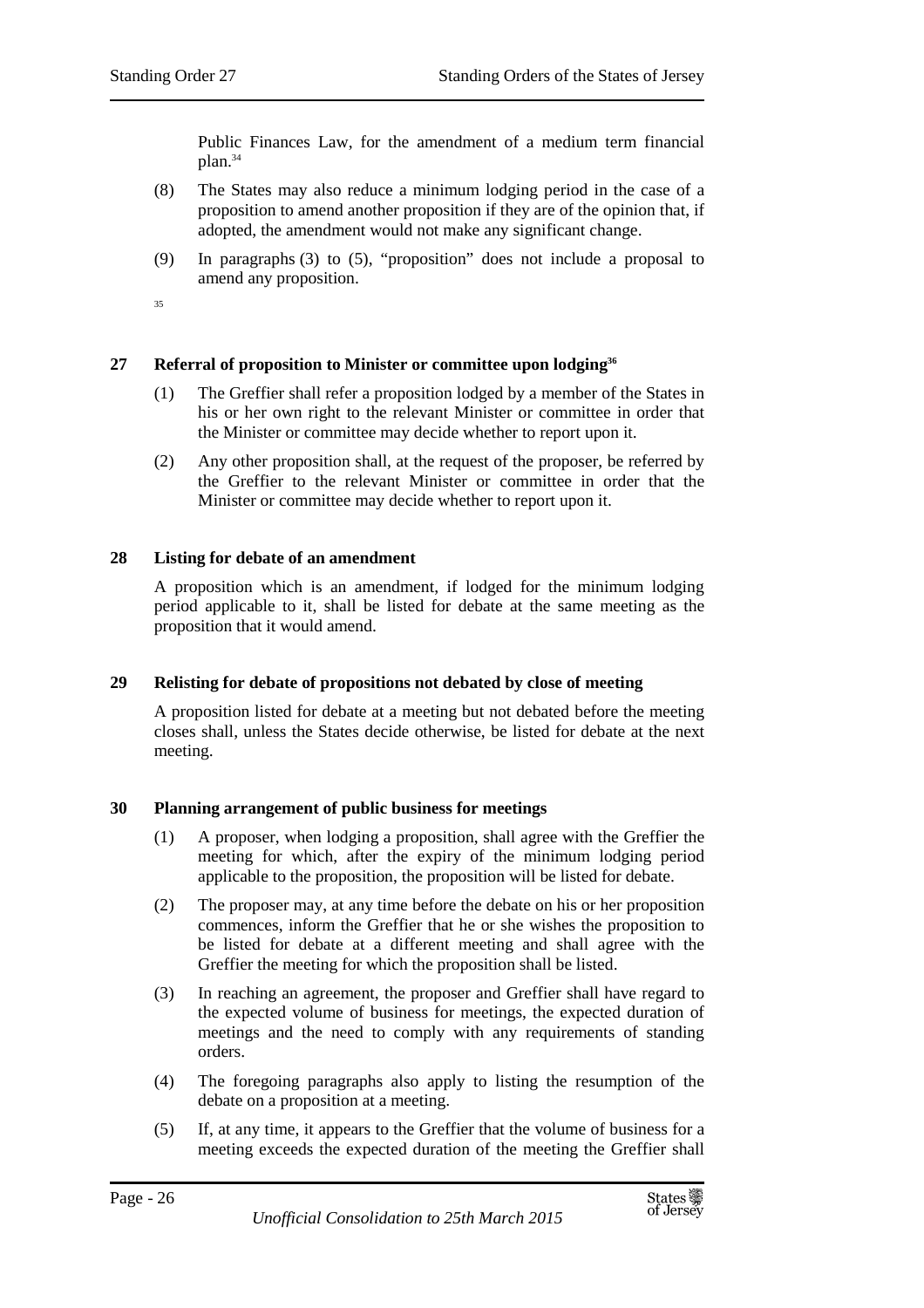Public Finances Law, for the amendment of a medium term financial plan.[34]

(8) The States may also reduce a minimum lodging period in the case of a proposition to amend another proposition if they are of the opinion that, if adopted, the amendment would not make any significant change.

(9) In paragraphs (3) to (5), "proposition" does not include a proposal to amend any proposition.

[35]

## 27 Referral of proposition to Minister or committee upon lodging[36]

(1) The Greffier shall refer a proposition lodged by a member of the States in his or her own right to the relevant Minister or committee in order that the Minister or committee may decide whether to report upon it.

(2) Any other proposition shall, at the request of the proposer, be referred by the Greffier to the relevant Minister or committee in order that the Minister or committee may decide whether to report upon it.

## 28 Listing for debate of an amendment

A proposition which is an amendment, if lodged for the minimum lodging period applicable to it, shall be listed for debate at the same meeting as the proposition that it would amend.

## 29 Relisting for debate of propositions not debated by close of meeting

A proposition listed for debate at a meeting but not debated before the meeting closes shall, unless the States decide otherwise, be listed for debate at the next meeting.

## 30 Planning arrangement of public business for meetings

(1) A proposer, when lodging a proposition, shall agree with the Greffier the meeting for which, after the expiry of the minimum lodging period applicable to the proposition, the proposition will be listed for debate.

(2) The proposer may, at any time before the debate on his or her proposition commences, inform the Greffier that he or she wishes the proposition to be listed for debate at a different meeting and shall agree with the Greffier the meeting for which the proposition shall be listed.

(3) In reaching an agreement, the proposer and Greffier shall have regard to the expected volume of business for meetings, the expected duration of meetings and the need to comply with any requirements of standing orders.

(4) The foregoing paragraphs also apply to listing the resumption of the debate on a proposition at a meeting.

(5) If, at any time, it appears to the Greffier that the volume of business for a meeting exceeds the expected duration of the meeting the Greffier shall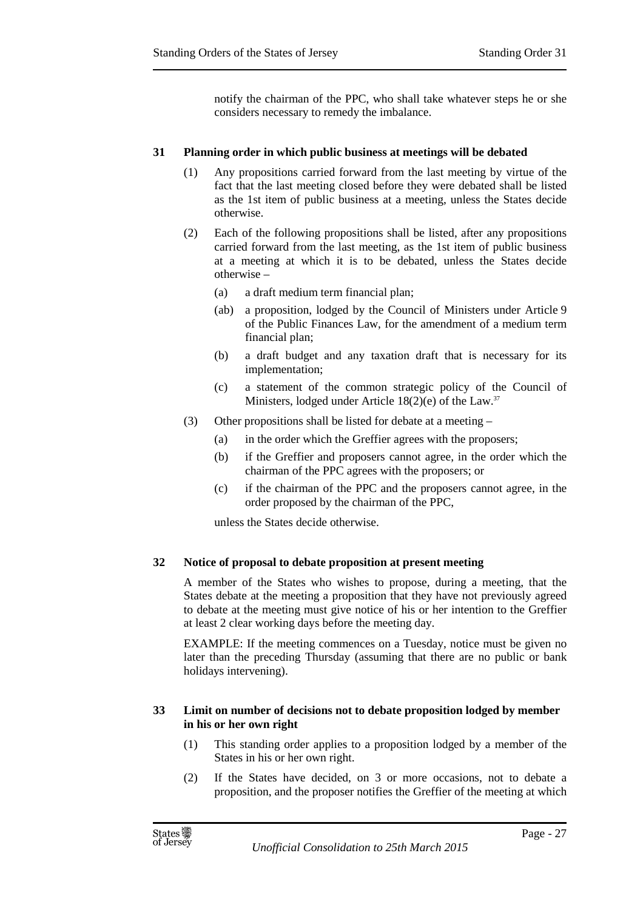notify the chairman of the PPC, who shall take whatever steps he or she considers necessary to remedy the imbalance.

### 31 Planning order in which public business at meetings will be debated

(1) Any propositions carried forward from the last meeting by virtue of the fact that the last meeting closed before they were debated shall be listed as the 1st item of public business at a meeting, unless the States decide otherwise.

(2) Each of the following propositions shall be listed, after any propositions carried forward from the last meeting, as the 1st item of public business at a meeting at which it is to be debated, unless the States decide otherwise –

- (a) a draft medium term financial plan;
- (ab) a proposition, lodged by the Council of Ministers under Article 9 of the Public Finances Law, for the amendment of a medium term financial plan;
- (b) a draft budget and any taxation draft that is necessary for its implementation;
- (c) a statement of the common strategic policy of the Council of Ministers, lodged under Article 18(2)(e) of the Law.[37]

(3) Other propositions shall be listed for debate at a meeting –

- (a) in the order which the Greffier agrees with the proposers;
- (b) if the Greffier and proposers cannot agree, in the order which the chairman of the PPC agrees with the proposers; or
- (c) if the chairman of the PPC and the proposers cannot agree, in the order proposed by the chairman of the PPC,

unless the States decide otherwise.

### 32 Notice of proposal to debate proposition at present meeting

A member of the States who wishes to propose, during a meeting, that the States debate at the meeting a proposition that they have not previously agreed to debate at the meeting must give notice of his or her intention to the Greffier at least 2 clear working days before the meeting day.

EXAMPLE: If the meeting commences on a Tuesday, notice must be given no later than the preceding Thursday (assuming that there are no public or bank holidays intervening).

### 33 Limit on number of decisions not to debate proposition lodged by member in his or her own right

(1) This standing order applies to a proposition lodged by a member of the States in his or her own right.

(2) If the States have decided, on 3 or more occasions, not to debate a proposition, and the proposer notifies the Greffier of the meeting at which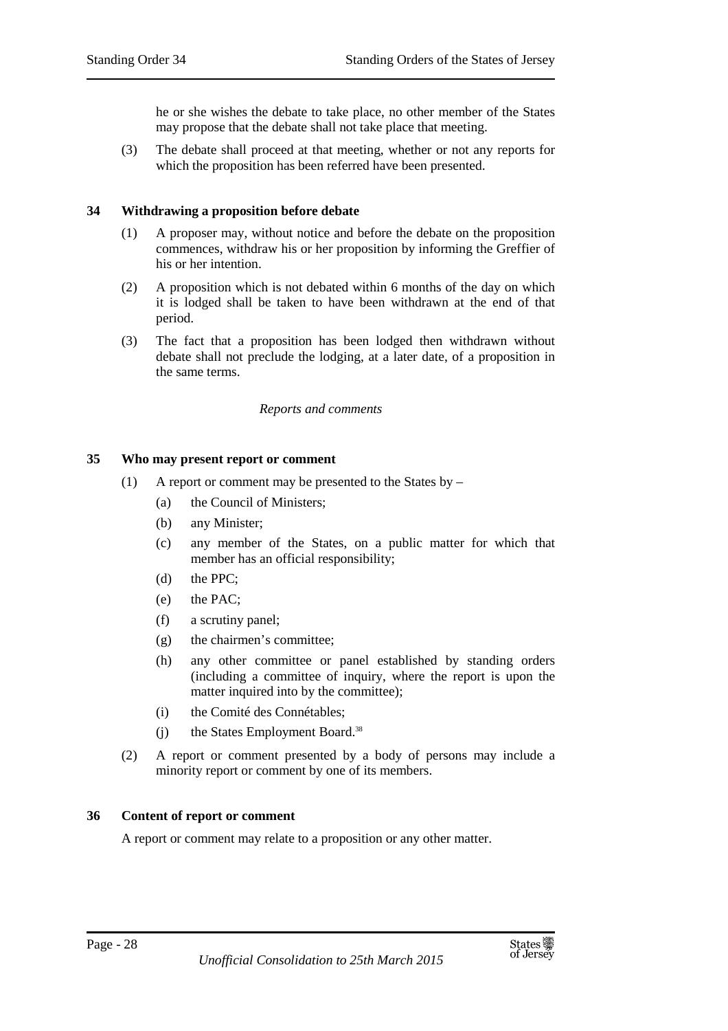he or she wishes the debate to take place, no other member of the States may propose that the debate shall not take place that meeting.

(3) The debate shall proceed at that meeting, whether or not any reports for which the proposition has been referred have been presented.

### 34 Withdrawing a proposition before debate

(1) A proposer may, without notice and before the debate on the proposition commences, withdraw his or her proposition by informing the Greffier of his or her intention.

(2) A proposition which is not debated within 6 months of the day on which it is lodged shall be taken to have been withdrawn at the end of that period.

(3) The fact that a proposition has been lodged then withdrawn without debate shall not preclude the lodging, at a later date, of a proposition in the same terms.

*Reports and comments*

### 35 Who may present report or comment

(1) A report or comment may be presented to the States by –

(a) the Council of Ministers;

(b) any Minister;

(c) any member of the States, on a public matter for which that member has an official responsibility;

(d) the PPC;

(e) the PAC;

(f) a scrutiny panel;

(g) the chairmen's committee;

(h) any other committee or panel established by standing orders (including a committee of inquiry, where the report is upon the matter inquired into by the committee);

(i) the Comité des Connétables;

(j) the States Employment Board.[38]

(2) A report or comment presented by a body of persons may include a minority report or comment by one of its members.

### 36 Content of report or comment

A report or comment may relate to a proposition or any other matter.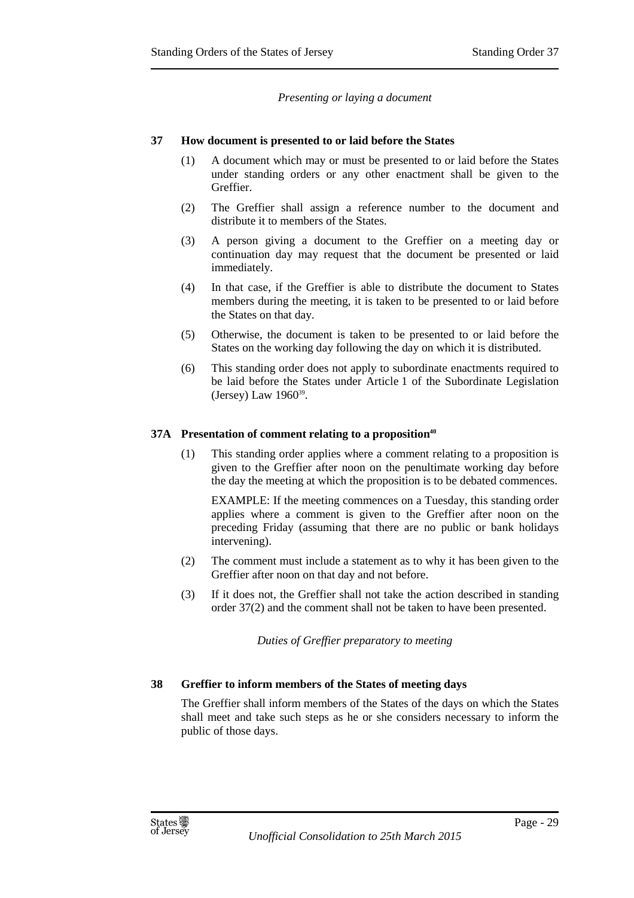*Presenting or laying a document*

**37 How document is presented to or laid before the States**

(1) A document which may or must be presented to or laid before the States under standing orders or any other enactment shall be given to the Greffier.

(2) The Greffier shall assign a reference number to the document and distribute it to members of the States.

(3) A person giving a document to the Greffier on a meeting day or continuation day may request that the document be presented or laid immediately.

(4) In that case, if the Greffier is able to distribute the document to States members during the meeting, it is taken to be presented to or laid before the States on that day.

(5) Otherwise, the document is taken to be presented to or laid before the States on the working day following the day on which it is distributed.

(6) This standing order does not apply to subordinate enactments required to be laid before the States under Article 1 of the Subordinate Legislation (Jersey) Law 1960[39].

**37A Presentation of comment relating to a proposition[40]**

(1) This standing order applies where a comment relating to a proposition is given to the Greffier after noon on the penultimate working day before the day the meeting at which the proposition is to be debated commences.

EXAMPLE: If the meeting commences on a Tuesday, this standing order applies where a comment is given to the Greffier after noon on the preceding Friday (assuming that there are no public or bank holidays intervening).

(2) The comment must include a statement as to why it has been given to the Greffier after noon on that day and not before.

(3) If it does not, the Greffier shall not take the action described in standing order 37(2) and the comment shall not be taken to have been presented.

*Duties of Greffier preparatory to meeting*

**38 Greffier to inform members of the States of meeting days**

The Greffier shall inform members of the States of the days on which the States shall meet and take such steps as he or she considers necessary to inform the public of those days.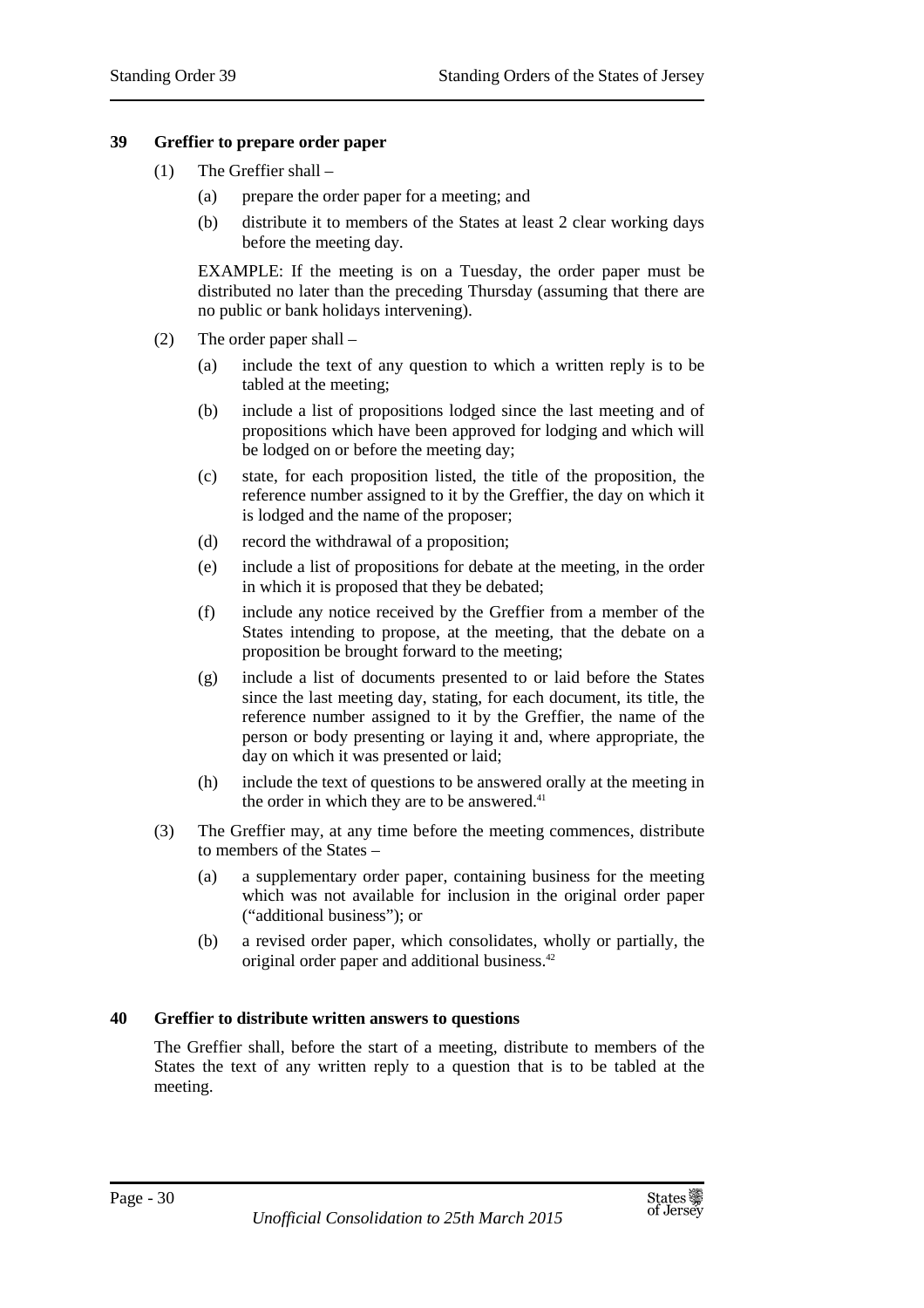### 39 Greffier to prepare order paper

(1) The Greffier shall –

(a) prepare the order paper for a meeting; and

(b) distribute it to members of the States at least 2 clear working days before the meeting day.

EXAMPLE: If the meeting is on a Tuesday, the order paper must be distributed no later than the preceding Thursday (assuming that there are no public or bank holidays intervening).

(2) The order paper shall –

(a) include the text of any question to which a written reply is to be tabled at the meeting;

(b) include a list of propositions lodged since the last meeting and of propositions which have been approved for lodging and which will be lodged on or before the meeting day;

(c) state, for each proposition listed, the title of the proposition, the reference number assigned to it by the Greffier, the day on which it is lodged and the name of the proposer;

(d) record the withdrawal of a proposition;

(e) include a list of propositions for debate at the meeting, in the order in which it is proposed that they be debated;

(f) include any notice received by the Greffier from a member of the States intending to propose, at the meeting, that the debate on a proposition be brought forward to the meeting;

(g) include a list of documents presented to or laid before the States since the last meeting day, stating, for each document, its title, the reference number assigned to it by the Greffier, the name of the person or body presenting or laying it and, where appropriate, the day on which it was presented or laid;

(h) include the text of questions to be answered orally at the meeting in the order in which they are to be answered.[41]

(3) The Greffier may, at any time before the meeting commences, distribute to members of the States –

(a) a supplementary order paper, containing business for the meeting which was not available for inclusion in the original order paper ("additional business"); or

(b) a revised order paper, which consolidates, wholly or partially, the original order paper and additional business.[42]

### 40 Greffier to distribute written answers to questions

The Greffier shall, before the start of a meeting, distribute to members of the States the text of any written reply to a question that is to be tabled at the meeting.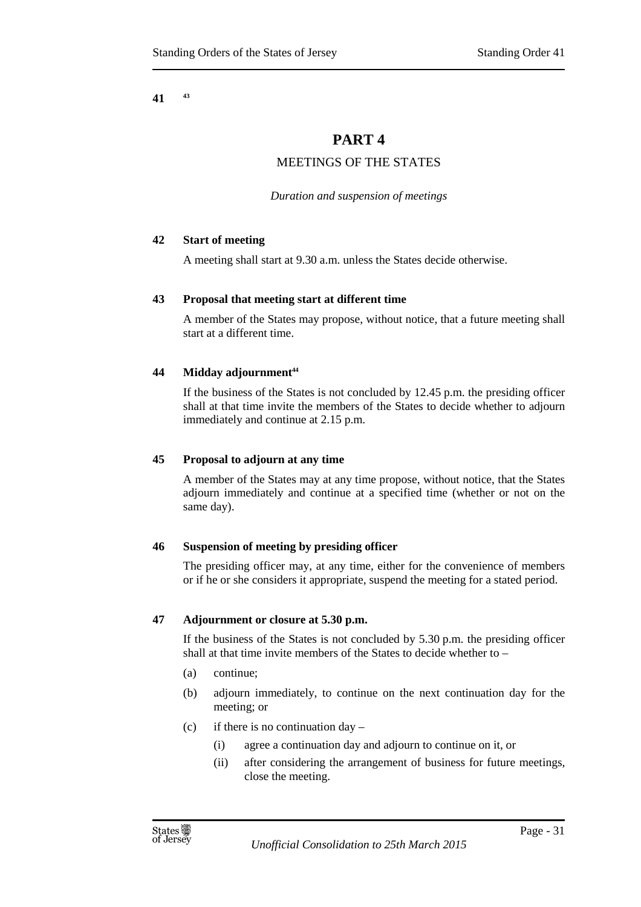**41** [43]

# PART 4

## MEETINGS OF THE STATES

*Duration and suspension of meetings*

### 42 Start of meeting

A meeting shall start at 9.30 a.m. unless the States decide otherwise.

### 43 Proposal that meeting start at different time

A member of the States may propose, without notice, that a future meeting shall start at a different time.

### 44 Midday adjournment[44]

If the business of the States is not concluded by 12.45 p.m. the presiding officer shall at that time invite the members of the States to decide whether to adjourn immediately and continue at 2.15 p.m.

### 45 Proposal to adjourn at any time

A member of the States may at any time propose, without notice, that the States adjourn immediately and continue at a specified time (whether or not on the same day).

### 46 Suspension of meeting by presiding officer

The presiding officer may, at any time, either for the convenience of members or if he or she considers it appropriate, suspend the meeting for a stated period.

### 47 Adjournment or closure at 5.30 p.m.

If the business of the States is not concluded by 5.30 p.m. the presiding officer shall at that time invite members of the States to decide whether to –

- (a) continue;
- (b) adjourn immediately, to continue on the next continuation day for the meeting; or
- (c) if there is no continuation day –
  - (i) agree a continuation day and adjourn to continue on it, or
  - (ii) after considering the arrangement of business for future meetings, close the meeting.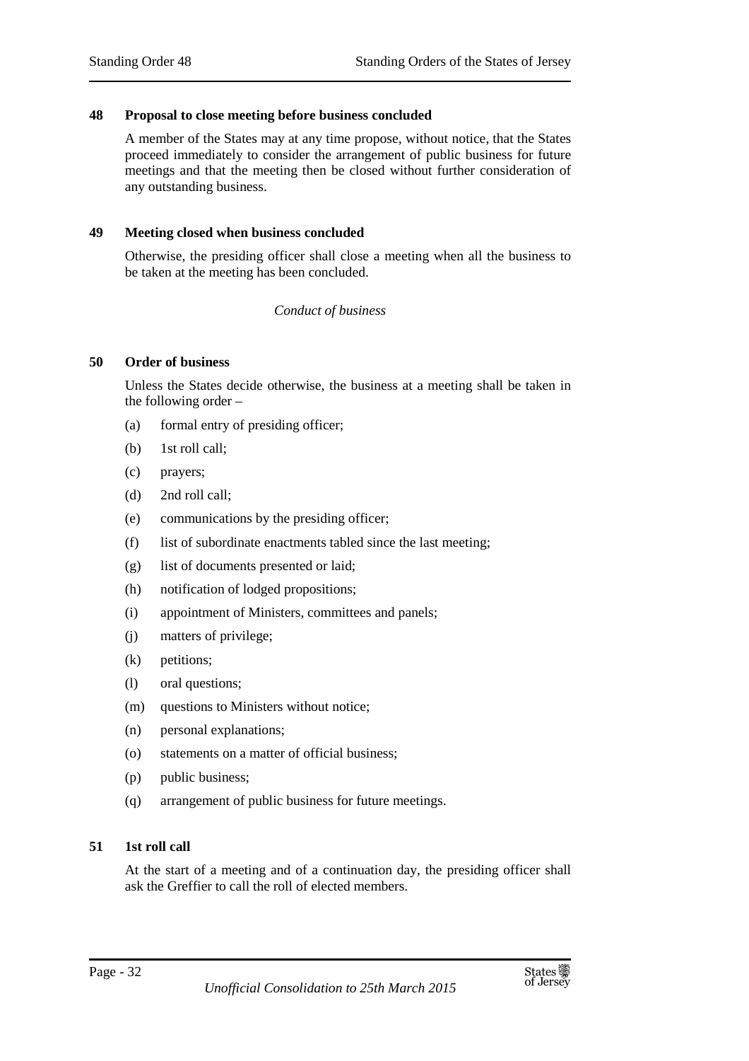### 48 Proposal to close meeting before business concluded

A member of the States may at any time propose, without notice, that the States proceed immediately to consider the arrangement of public business for future meetings and that the meeting then be closed without further consideration of any outstanding business.

### 49 Meeting closed when business concluded

Otherwise, the presiding officer shall close a meeting when all the business to be taken at the meeting has been concluded.

*Conduct of business*

### 50 Order of business

Unless the States decide otherwise, the business at a meeting shall be taken in the following order –

(a) formal entry of presiding officer;

(b) 1st roll call;

(c) prayers;

(d) 2nd roll call;

(e) communications by the presiding officer;

(f) list of subordinate enactments tabled since the last meeting;

(g) list of documents presented or laid;

(h) notification of lodged propositions;

(i) appointment of Ministers, committees and panels;

(j) matters of privilege;

(k) petitions;

(l) oral questions;

(m) questions to Ministers without notice;

(n) personal explanations;

(o) statements on a matter of official business;

(p) public business;

(q) arrangement of public business for future meetings.

### 51 1st roll call

At the start of a meeting and of a continuation day, the presiding officer shall ask the Greffier to call the roll of elected members.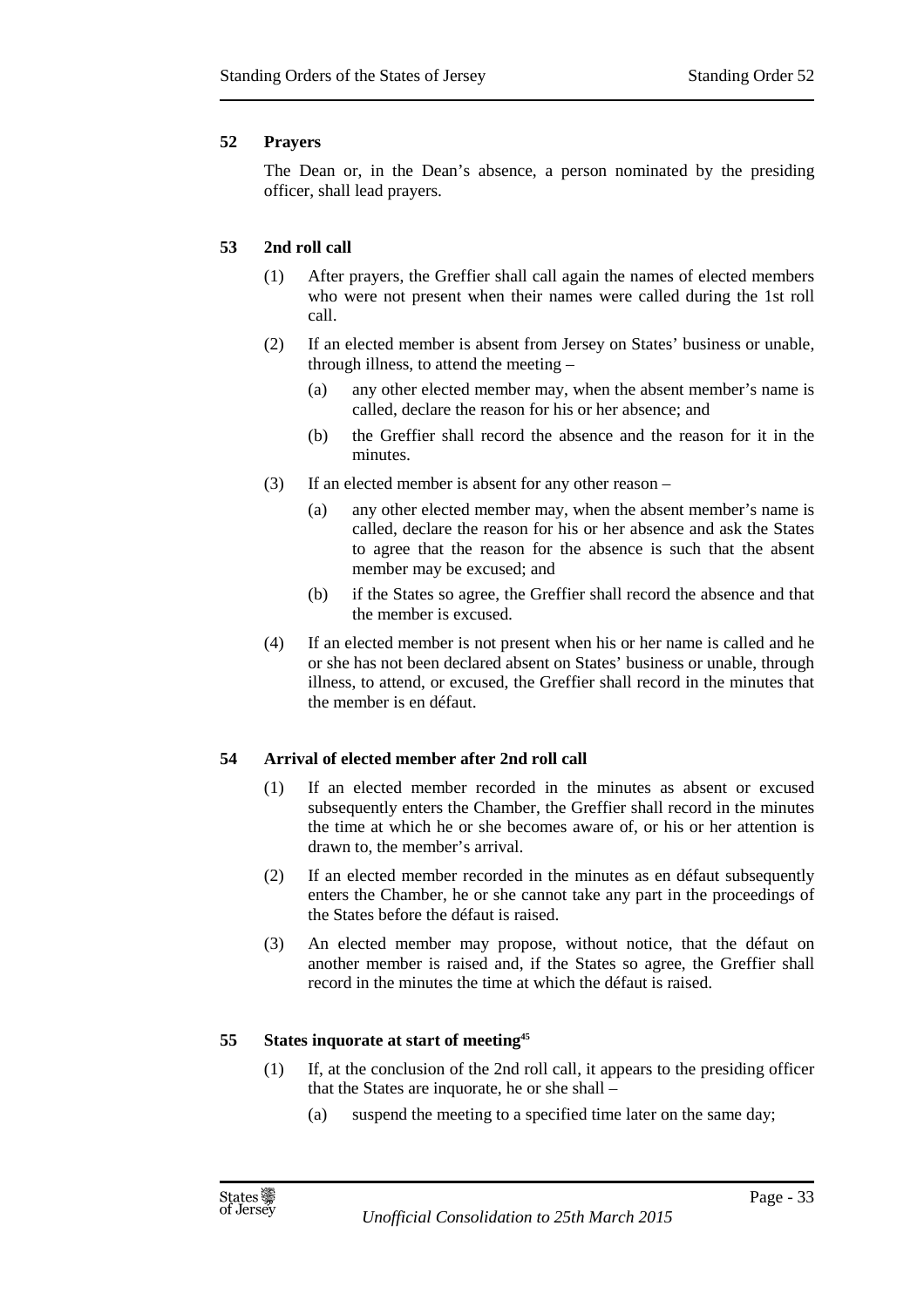## 52 Prayers

The Dean or, in the Dean's absence, a person nominated by the presiding officer, shall lead prayers.

## 53 2nd roll call

(1) After prayers, the Greffier shall call again the names of elected members who were not present when their names were called during the 1st roll call.

(2) If an elected member is absent from Jersey on States' business or unable, through illness, to attend the meeting –

(a) any other elected member may, when the absent member's name is called, declare the reason for his or her absence; and

(b) the Greffier shall record the absence and the reason for it in the minutes.

(3) If an elected member is absent for any other reason –

(a) any other elected member may, when the absent member's name is called, declare the reason for his or her absence and ask the States to agree that the reason for the absence is such that the absent member may be excused; and

(b) if the States so agree, the Greffier shall record the absence and that the member is excused.

(4) If an elected member is not present when his or her name is called and he or she has not been declared absent on States' business or unable, through illness, to attend, or excused, the Greffier shall record in the minutes that the member is en défaut.

## 54 Arrival of elected member after 2nd roll call

(1) If an elected member recorded in the minutes as absent or excused subsequently enters the Chamber, the Greffier shall record in the minutes the time at which he or she becomes aware of, or his or her attention is drawn to, the member's arrival.

(2) If an elected member recorded in the minutes as en défaut subsequently enters the Chamber, he or she cannot take any part in the proceedings of the States before the défaut is raised.

(3) An elected member may propose, without notice, that the défaut on another member is raised and, if the States so agree, the Greffier shall record in the minutes the time at which the défaut is raised.

## 55 States inquorate at start of meeting[45]

(1) If, at the conclusion of the 2nd roll call, it appears to the presiding officer that the States are inquorate, he or she shall –

(a) suspend the meeting to a specified time later on the same day;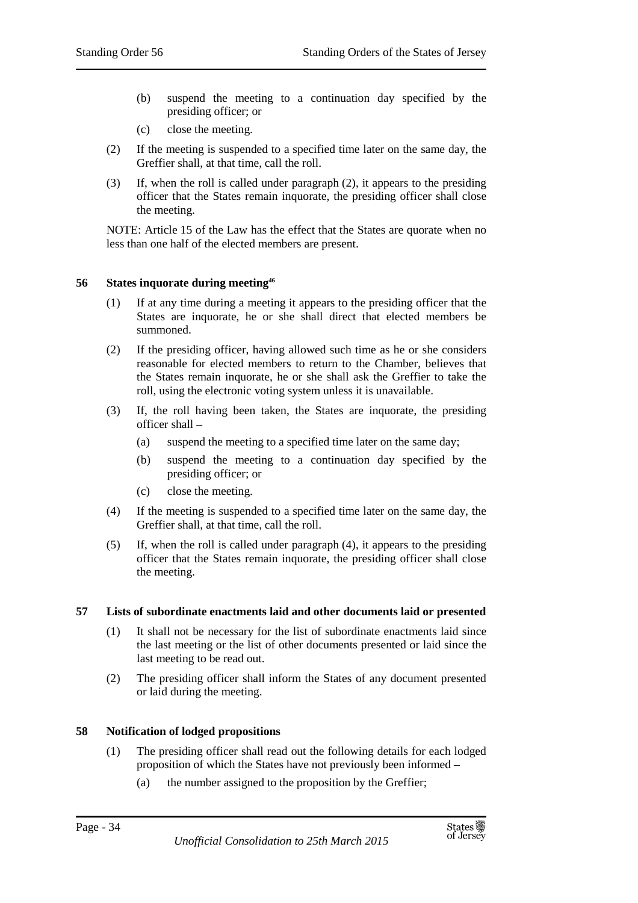(b) suspend the meeting to a continuation day specified by the presiding officer; or

(c) close the meeting.

(2) If the meeting is suspended to a specified time later on the same day, the Greffier shall, at that time, call the roll.

(3) If, when the roll is called under paragraph (2), it appears to the presiding officer that the States remain inquorate, the presiding officer shall close the meeting.

NOTE: Article 15 of the Law has the effect that the States are quorate when no less than one half of the elected members are present.

### 56 States inquorate during meeting[46]

(1) If at any time during a meeting it appears to the presiding officer that the States are inquorate, he or she shall direct that elected members be summoned.

(2) If the presiding officer, having allowed such time as he or she considers reasonable for elected members to return to the Chamber, believes that the States remain inquorate, he or she shall ask the Greffier to take the roll, using the electronic voting system unless it is unavailable.

(3) If, the roll having been taken, the States are inquorate, the presiding officer shall –

(a) suspend the meeting to a specified time later on the same day;

(b) suspend the meeting to a continuation day specified by the presiding officer; or

(c) close the meeting.

(4) If the meeting is suspended to a specified time later on the same day, the Greffier shall, at that time, call the roll.

(5) If, when the roll is called under paragraph (4), it appears to the presiding officer that the States remain inquorate, the presiding officer shall close the meeting.

### 57 Lists of subordinate enactments laid and other documents laid or presented

(1) It shall not be necessary for the list of subordinate enactments laid since the last meeting or the list of other documents presented or laid since the last meeting to be read out.

(2) The presiding officer shall inform the States of any document presented or laid during the meeting.

### 58 Notification of lodged propositions

(1) The presiding officer shall read out the following details for each lodged proposition of which the States have not previously been informed –

(a) the number assigned to the proposition by the Greffier;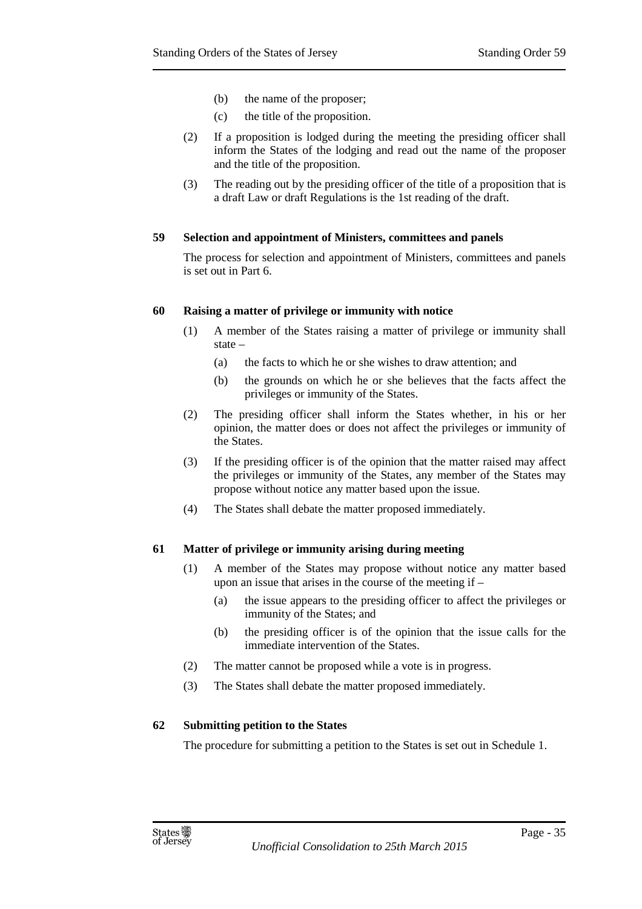(b) the name of the proposer;

(c) the title of the proposition.

(2) If a proposition is lodged during the meeting the presiding officer shall inform the States of the lodging and read out the name of the proposer and the title of the proposition.

(3) The reading out by the presiding officer of the title of a proposition that is a draft Law or draft Regulations is the 1st reading of the draft.

### 59 Selection and appointment of Ministers, committees and panels

The process for selection and appointment of Ministers, committees and panels is set out in Part 6.

### 60 Raising a matter of privilege or immunity with notice

(1) A member of the States raising a matter of privilege or immunity shall state –

(a) the facts to which he or she wishes to draw attention; and

(b) the grounds on which he or she believes that the facts affect the privileges or immunity of the States.

(2) The presiding officer shall inform the States whether, in his or her opinion, the matter does or does not affect the privileges or immunity of the States.

(3) If the presiding officer is of the opinion that the matter raised may affect the privileges or immunity of the States, any member of the States may propose without notice any matter based upon the issue.

(4) The States shall debate the matter proposed immediately.

### 61 Matter of privilege or immunity arising during meeting

(1) A member of the States may propose without notice any matter based upon an issue that arises in the course of the meeting if –

(a) the issue appears to the presiding officer to affect the privileges or immunity of the States; and

(b) the presiding officer is of the opinion that the issue calls for the immediate intervention of the States.

(2) The matter cannot be proposed while a vote is in progress.

(3) The States shall debate the matter proposed immediately.

### 62 Submitting petition to the States

The procedure for submitting a petition to the States is set out in Schedule 1.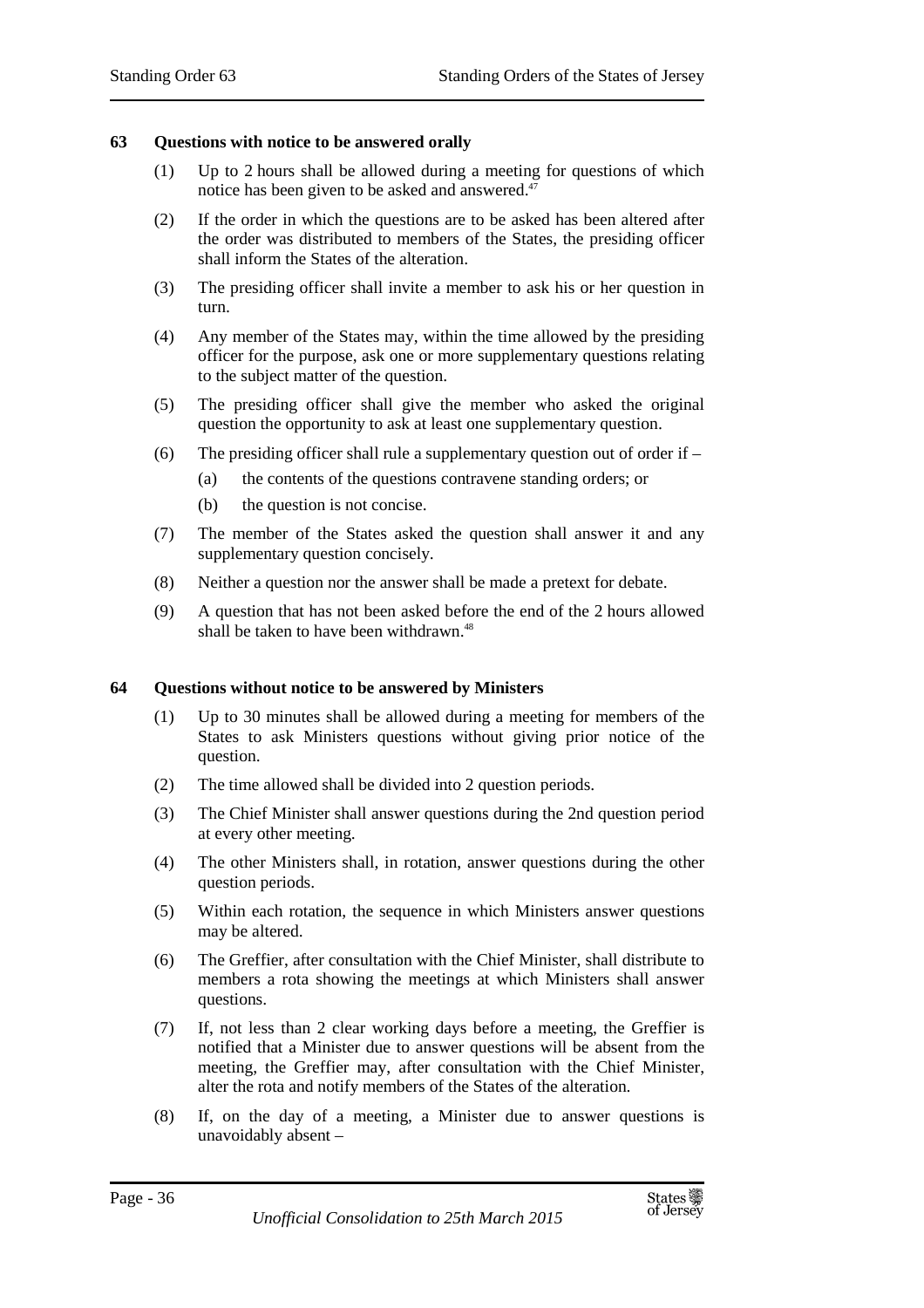## 63 Questions with notice to be answered orally

(1) Up to 2 hours shall be allowed during a meeting for questions of which notice has been given to be asked and answered.[47]

(2) If the order in which the questions are to be asked has been altered after the order was distributed to members of the States, the presiding officer shall inform the States of the alteration.

(3) The presiding officer shall invite a member to ask his or her question in turn.

(4) Any member of the States may, within the time allowed by the presiding officer for the purpose, ask one or more supplementary questions relating to the subject matter of the question.

(5) The presiding officer shall give the member who asked the original question the opportunity to ask at least one supplementary question.

(6) The presiding officer shall rule a supplementary question out of order if –

   (a) the contents of the questions contravene standing orders; or

   (b) the question is not concise.

(7) The member of the States asked the question shall answer it and any supplementary question concisely.

(8) Neither a question nor the answer shall be made a pretext for debate.

(9) A question that has not been asked before the end of the 2 hours allowed shall be taken to have been withdrawn.[48]

## 64 Questions without notice to be answered by Ministers

(1) Up to 30 minutes shall be allowed during a meeting for members of the States to ask Ministers questions without giving prior notice of the question.

(2) The time allowed shall be divided into 2 question periods.

(3) The Chief Minister shall answer questions during the 2nd question period at every other meeting.

(4) The other Ministers shall, in rotation, answer questions during the other question periods.

(5) Within each rotation, the sequence in which Ministers answer questions may be altered.

(6) The Greffier, after consultation with the Chief Minister, shall distribute to members a rota showing the meetings at which Ministers shall answer questions.

(7) If, not less than 2 clear working days before a meeting, the Greffier is notified that a Minister due to answer questions will be absent from the meeting, the Greffier may, after consultation with the Chief Minister, alter the rota and notify members of the States of the alteration.

(8) If, on the day of a meeting, a Minister due to answer questions is unavoidably absent –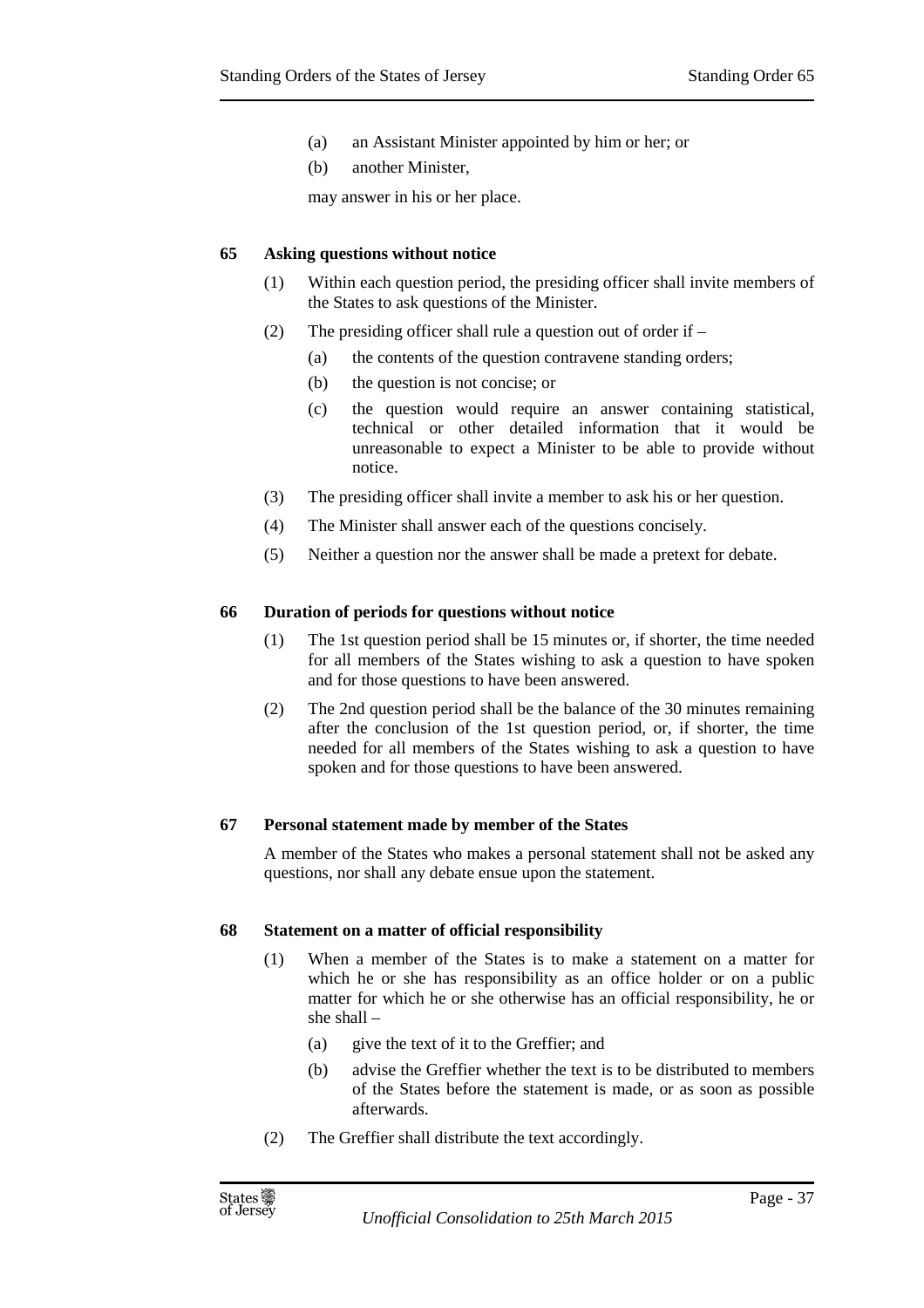(a) an Assistant Minister appointed by him or her; or

(b) another Minister,

may answer in his or her place.

**65 Asking questions without notice**

(1) Within each question period, the presiding officer shall invite members of the States to ask questions of the Minister.

(2) The presiding officer shall rule a question out of order if –

(a) the contents of the question contravene standing orders;

(b) the question is not concise; or

(c) the question would require an answer containing statistical, technical or other detailed information that it would be unreasonable to expect a Minister to be able to provide without notice.

(3) The presiding officer shall invite a member to ask his or her question.

(4) The Minister shall answer each of the questions concisely.

(5) Neither a question nor the answer shall be made a pretext for debate.

**66 Duration of periods for questions without notice**

(1) The 1st question period shall be 15 minutes or, if shorter, the time needed for all members of the States wishing to ask a question to have spoken and for those questions to have been answered.

(2) The 2nd question period shall be the balance of the 30 minutes remaining after the conclusion of the 1st question period, or, if shorter, the time needed for all members of the States wishing to ask a question to have spoken and for those questions to have been answered.

**67 Personal statement made by member of the States**

A member of the States who makes a personal statement shall not be asked any questions, nor shall any debate ensue upon the statement.

**68 Statement on a matter of official responsibility**

(1) When a member of the States is to make a statement on a matter for which he or she has responsibility as an office holder or on a public matter for which he or she otherwise has an official responsibility, he or she shall –

(a) give the text of it to the Greffier; and

(b) advise the Greffier whether the text is to be distributed to members of the States before the statement is made, or as soon as possible afterwards.

(2) The Greffier shall distribute the text accordingly.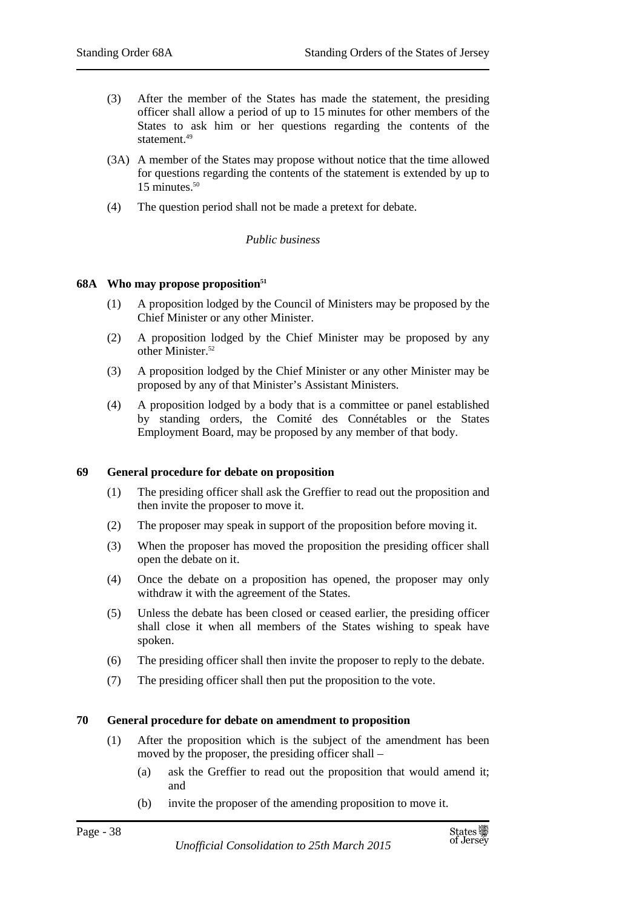(3) After the member of the States has made the statement, the presiding officer shall allow a period of up to 15 minutes for other members of the States to ask him or her questions regarding the contents of the statement.[49]

(3A) A member of the States may propose without notice that the time allowed for questions regarding the contents of the statement is extended by up to 15 minutes.[50]

(4) The question period shall not be made a pretext for debate.

*Public business*

### 68A Who may propose proposition[51]

(1) A proposition lodged by the Council of Ministers may be proposed by the Chief Minister or any other Minister.

(2) A proposition lodged by the Chief Minister may be proposed by any other Minister.[52]

(3) A proposition lodged by the Chief Minister or any other Minister may be proposed by any of that Minister's Assistant Ministers.

(4) A proposition lodged by a body that is a committee or panel established by standing orders, the Comité des Connétables or the States Employment Board, may be proposed by any member of that body.

### 69 General procedure for debate on proposition

(1) The presiding officer shall ask the Greffier to read out the proposition and then invite the proposer to move it.

(2) The proposer may speak in support of the proposition before moving it.

(3) When the proposer has moved the proposition the presiding officer shall open the debate on it.

(4) Once the debate on a proposition has opened, the proposer may only withdraw it with the agreement of the States.

(5) Unless the debate has been closed or ceased earlier, the presiding officer shall close it when all members of the States wishing to speak have spoken.

(6) The presiding officer shall then invite the proposer to reply to the debate.

(7) The presiding officer shall then put the proposition to the vote.

### 70 General procedure for debate on amendment to proposition

(1) After the proposition which is the subject of the amendment has been moved by the proposer, the presiding officer shall –

(a) ask the Greffier to read out the proposition that would amend it; and

(b) invite the proposer of the amending proposition to move it.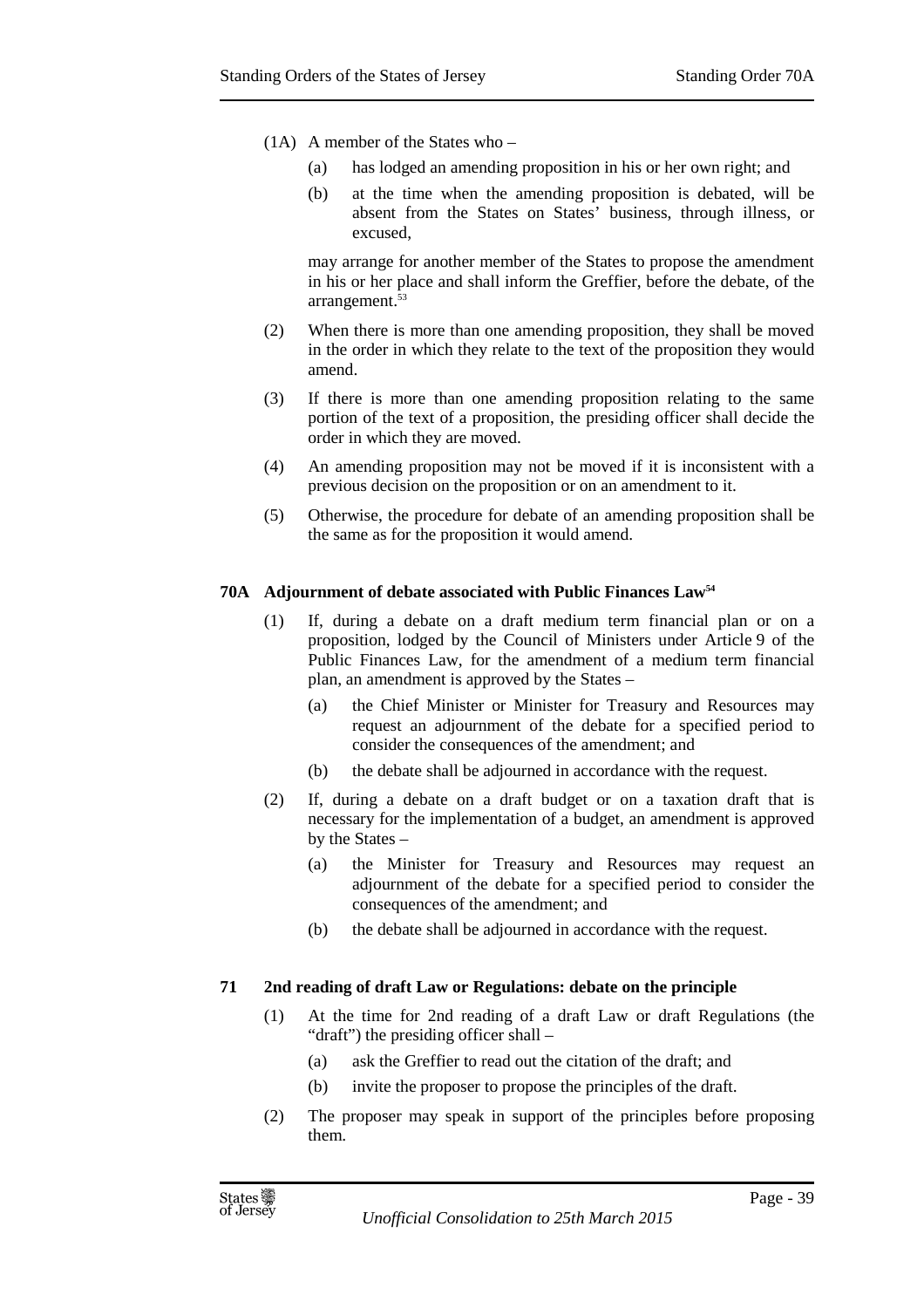(1A) A member of the States who –

(a) has lodged an amending proposition in his or her own right; and

(b) at the time when the amending proposition is debated, will be absent from the States on States' business, through illness, or excused,

may arrange for another member of the States to propose the amendment in his or her place and shall inform the Greffier, before the debate, of the arrangement.[53]

(2) When there is more than one amending proposition, they shall be moved in the order in which they relate to the text of the proposition they would amend.

(3) If there is more than one amending proposition relating to the same portion of the text of a proposition, the presiding officer shall decide the order in which they are moved.

(4) An amending proposition may not be moved if it is inconsistent with a previous decision on the proposition or on an amendment to it.

(5) Otherwise, the procedure for debate of an amending proposition shall be the same as for the proposition it would amend.

**70A Adjournment of debate associated with Public Finances Law[54]**

(1) If, during a debate on a draft medium term financial plan or on a proposition, lodged by the Council of Ministers under Article 9 of the Public Finances Law, for the amendment of a medium term financial plan, an amendment is approved by the States –

(a) the Chief Minister or Minister for Treasury and Resources may request an adjournment of the debate for a specified period to consider the consequences of the amendment; and

(b) the debate shall be adjourned in accordance with the request.

(2) If, during a debate on a draft budget or on a taxation draft that is necessary for the implementation of a budget, an amendment is approved by the States –

(a) the Minister for Treasury and Resources may request an adjournment of the debate for a specified period to consider the consequences of the amendment; and

(b) the debate shall be adjourned in accordance with the request.

**71 2nd reading of draft Law or Regulations: debate on the principle**

(1) At the time for 2nd reading of a draft Law or draft Regulations (the "draft") the presiding officer shall –

(a) ask the Greffier to read out the citation of the draft; and

(b) invite the proposer to propose the principles of the draft.

(2) The proposer may speak in support of the principles before proposing them.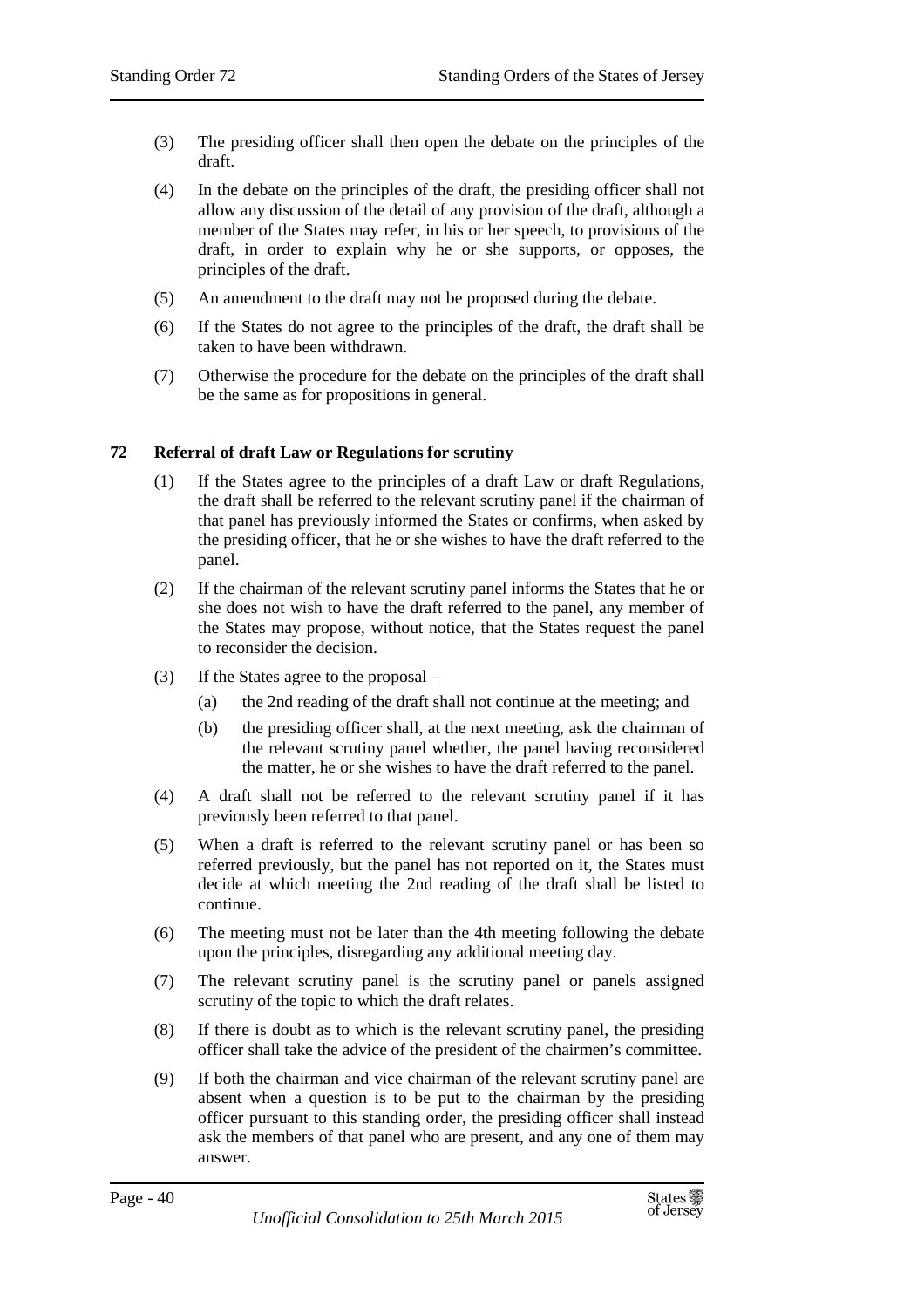(3) The presiding officer shall then open the debate on the principles of the draft.

(4) In the debate on the principles of the draft, the presiding officer shall not allow any discussion of the detail of any provision of the draft, although a member of the States may refer, in his or her speech, to provisions of the draft, in order to explain why he or she supports, or opposes, the principles of the draft.

(5) An amendment to the draft may not be proposed during the debate.

(6) If the States do not agree to the principles of the draft, the draft shall be taken to have been withdrawn.

(7) Otherwise the procedure for the debate on the principles of the draft shall be the same as for propositions in general.

### 72 Referral of draft Law or Regulations for scrutiny

(1) If the States agree to the principles of a draft Law or draft Regulations, the draft shall be referred to the relevant scrutiny panel if the chairman of that panel has previously informed the States or confirms, when asked by the presiding officer, that he or she wishes to have the draft referred to the panel.

(2) If the chairman of the relevant scrutiny panel informs the States that he or she does not wish to have the draft referred to the panel, any member of the States may propose, without notice, that the States request the panel to reconsider the decision.

(3) If the States agree to the proposal –

(a) the 2nd reading of the draft shall not continue at the meeting; and

(b) the presiding officer shall, at the next meeting, ask the chairman of the relevant scrutiny panel whether, the panel having reconsidered the matter, he or she wishes to have the draft referred to the panel.

(4) A draft shall not be referred to the relevant scrutiny panel if it has previously been referred to that panel.

(5) When a draft is referred to the relevant scrutiny panel or has been so referred previously, but the panel has not reported on it, the States must decide at which meeting the 2nd reading of the draft shall be listed to continue.

(6) The meeting must not be later than the 4th meeting following the debate upon the principles, disregarding any additional meeting day.

(7) The relevant scrutiny panel is the scrutiny panel or panels assigned scrutiny of the topic to which the draft relates.

(8) If there is doubt as to which is the relevant scrutiny panel, the presiding officer shall take the advice of the president of the chairmen's committee.

(9) If both the chairman and vice chairman of the relevant scrutiny panel are absent when a question is to be put to the chairman by the presiding officer pursuant to this standing order, the presiding officer shall instead ask the members of that panel who are present, and any one of them may answer.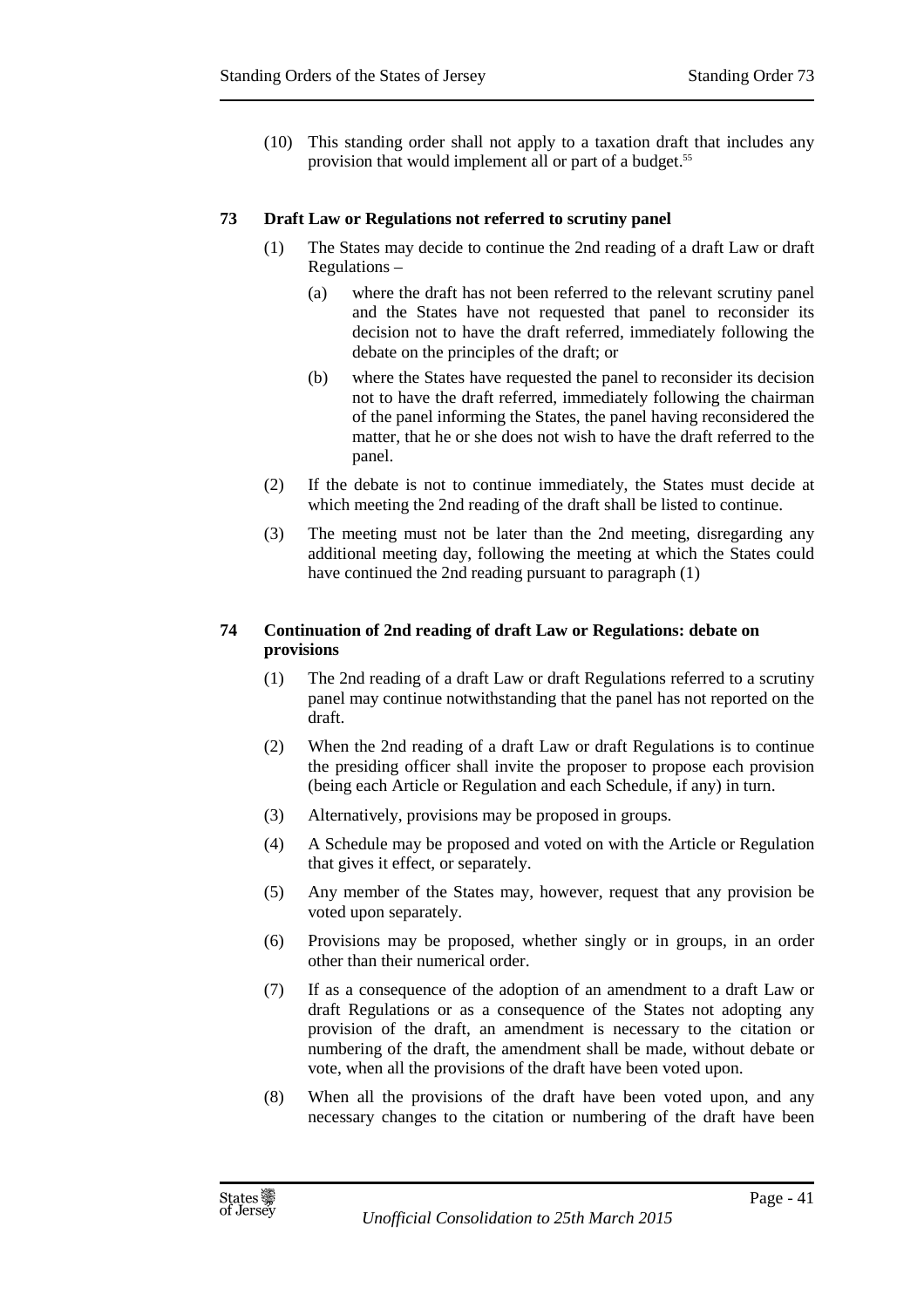(10) This standing order shall not apply to a taxation draft that includes any provision that would implement all or part of a budget.[55]

### 73 Draft Law or Regulations not referred to scrutiny panel

(1) The States may decide to continue the 2nd reading of a draft Law or draft Regulations –

(a) where the draft has not been referred to the relevant scrutiny panel and the States have not requested that panel to reconsider its decision not to have the draft referred, immediately following the debate on the principles of the draft; or

(b) where the States have requested the panel to reconsider its decision not to have the draft referred, immediately following the chairman of the panel informing the States, the panel having reconsidered the matter, that he or she does not wish to have the draft referred to the panel.

(2) If the debate is not to continue immediately, the States must decide at which meeting the 2nd reading of the draft shall be listed to continue.

(3) The meeting must not be later than the 2nd meeting, disregarding any additional meeting day, following the meeting at which the States could have continued the 2nd reading pursuant to paragraph (1)

### 74 Continuation of 2nd reading of draft Law or Regulations: debate on provisions

(1) The 2nd reading of a draft Law or draft Regulations referred to a scrutiny panel may continue notwithstanding that the panel has not reported on the draft.

(2) When the 2nd reading of a draft Law or draft Regulations is to continue the presiding officer shall invite the proposer to propose each provision (being each Article or Regulation and each Schedule, if any) in turn.

(3) Alternatively, provisions may be proposed in groups.

(4) A Schedule may be proposed and voted on with the Article or Regulation that gives it effect, or separately.

(5) Any member of the States may, however, request that any provision be voted upon separately.

(6) Provisions may be proposed, whether singly or in groups, in an order other than their numerical order.

(7) If as a consequence of the adoption of an amendment to a draft Law or draft Regulations or as a consequence of the States not adopting any provision of the draft, an amendment is necessary to the citation or numbering of the draft, the amendment shall be made, without debate or vote, when all the provisions of the draft have been voted upon.

(8) When all the provisions of the draft have been voted upon, and any necessary changes to the citation or numbering of the draft have been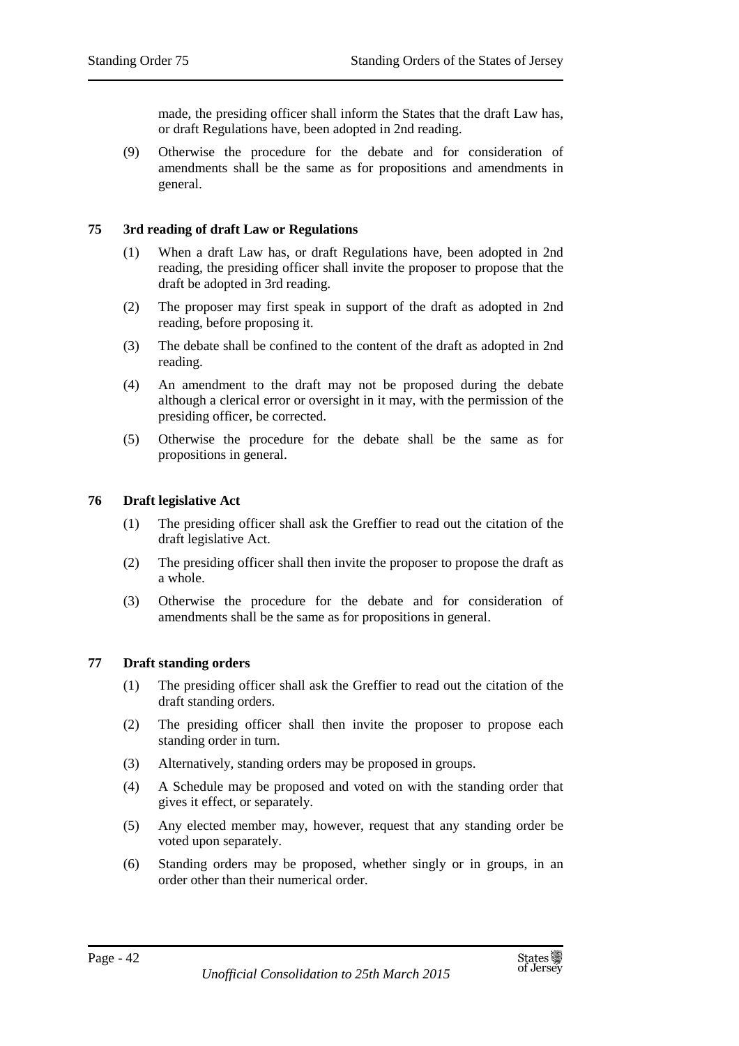made, the presiding officer shall inform the States that the draft Law has, or draft Regulations have, been adopted in 2nd reading.

(9) Otherwise the procedure for the debate and for consideration of amendments shall be the same as for propositions and amendments in general.

## 75 3rd reading of draft Law or Regulations

(1) When a draft Law has, or draft Regulations have, been adopted in 2nd reading, the presiding officer shall invite the proposer to propose that the draft be adopted in 3rd reading.

(2) The proposer may first speak in support of the draft as adopted in 2nd reading, before proposing it.

(3) The debate shall be confined to the content of the draft as adopted in 2nd reading.

(4) An amendment to the draft may not be proposed during the debate although a clerical error or oversight in it may, with the permission of the presiding officer, be corrected.

(5) Otherwise the procedure for the debate shall be the same as for propositions in general.

## 76 Draft legislative Act

(1) The presiding officer shall ask the Greffier to read out the citation of the draft legislative Act.

(2) The presiding officer shall then invite the proposer to propose the draft as a whole.

(3) Otherwise the procedure for the debate and for consideration of amendments shall be the same as for propositions in general.

## 77 Draft standing orders

(1) The presiding officer shall ask the Greffier to read out the citation of the draft standing orders.

(2) The presiding officer shall then invite the proposer to propose each standing order in turn.

(3) Alternatively, standing orders may be proposed in groups.

(4) A Schedule may be proposed and voted on with the standing order that gives it effect, or separately.

(5) Any elected member may, however, request that any standing order be voted upon separately.

(6) Standing orders may be proposed, whether singly or in groups, in an order other than their numerical order.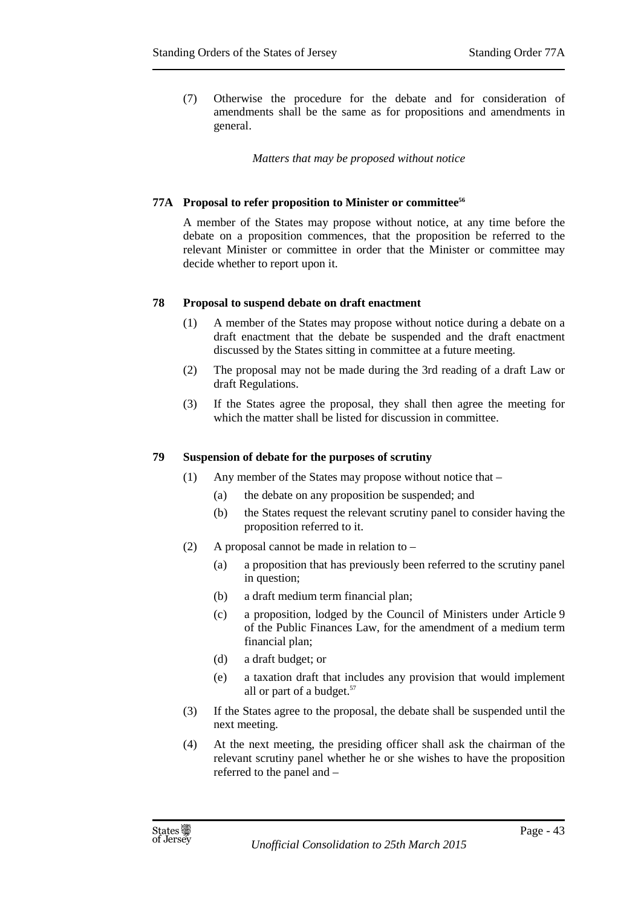(7) Otherwise the procedure for the debate and for consideration of amendments shall be the same as for propositions and amendments in general.

*Matters that may be proposed without notice*

### 77A Proposal to refer proposition to Minister or committee[56]

A member of the States may propose without notice, at any time before the debate on a proposition commences, that the proposition be referred to the relevant Minister or committee in order that the Minister or committee may decide whether to report upon it.

### 78 Proposal to suspend debate on draft enactment

(1) A member of the States may propose without notice during a debate on a draft enactment that the debate be suspended and the draft enactment discussed by the States sitting in committee at a future meeting.

(2) The proposal may not be made during the 3rd reading of a draft Law or draft Regulations.

(3) If the States agree the proposal, they shall then agree the meeting for which the matter shall be listed for discussion in committee.

### 79 Suspension of debate for the purposes of scrutiny

(1) Any member of the States may propose without notice that –

 (a) the debate on any proposition be suspended; and

 (b) the States request the relevant scrutiny panel to consider having the proposition referred to it.

(2) A proposal cannot be made in relation to –

 (a) a proposition that has previously been referred to the scrutiny panel in question;

 (b) a draft medium term financial plan;

 (c) a proposition, lodged by the Council of Ministers under Article 9 of the Public Finances Law, for the amendment of a medium term financial plan;

 (d) a draft budget; or

 (e) a taxation draft that includes any provision that would implement all or part of a budget.[57]

(3) If the States agree to the proposal, the debate shall be suspended until the next meeting.

(4) At the next meeting, the presiding officer shall ask the chairman of the relevant scrutiny panel whether he or she wishes to have the proposition referred to the panel and –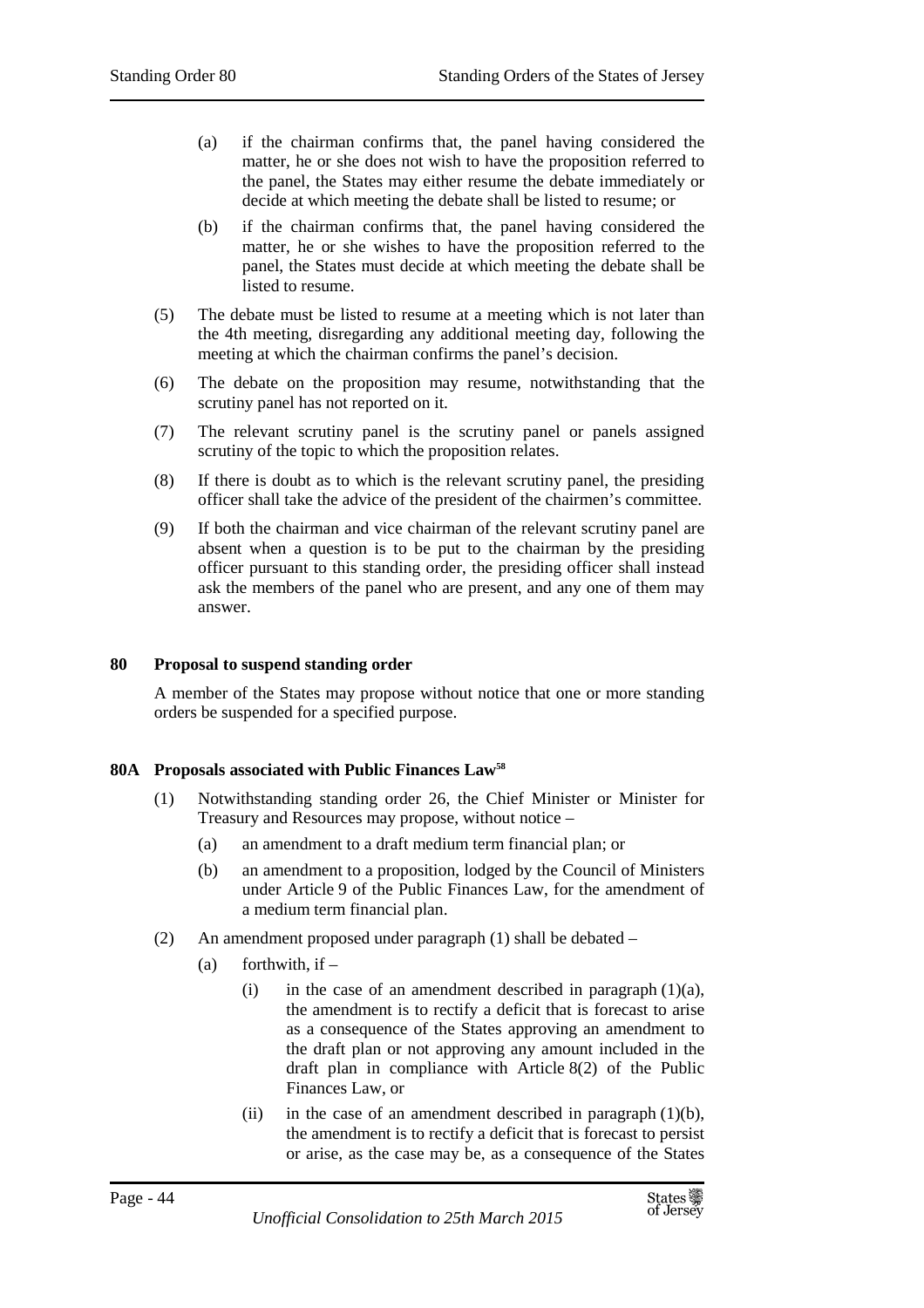(a) if the chairman confirms that, the panel having considered the matter, he or she does not wish to have the proposition referred to the panel, the States may either resume the debate immediately or decide at which meeting the debate shall be listed to resume; or

(b) if the chairman confirms that, the panel having considered the matter, he or she wishes to have the proposition referred to the panel, the States must decide at which meeting the debate shall be listed to resume.

(5) The debate must be listed to resume at a meeting which is not later than the 4th meeting, disregarding any additional meeting day, following the meeting at which the chairman confirms the panel's decision.

(6) The debate on the proposition may resume, notwithstanding that the scrutiny panel has not reported on it.

(7) The relevant scrutiny panel is the scrutiny panel or panels assigned scrutiny of the topic to which the proposition relates.

(8) If there is doubt as to which is the relevant scrutiny panel, the presiding officer shall take the advice of the president of the chairmen's committee.

(9) If both the chairman and vice chairman of the relevant scrutiny panel are absent when a question is to be put to the chairman by the presiding officer pursuant to this standing order, the presiding officer shall instead ask the members of the panel who are present, and any one of them may answer.

**80 Proposal to suspend standing order**

A member of the States may propose without notice that one or more standing orders be suspended for a specified purpose.

**80A Proposals associated with Public Finances Law[58]**

(1) Notwithstanding standing order 26, the Chief Minister or Minister for Treasury and Resources may propose, without notice –

(a) an amendment to a draft medium term financial plan; or

(b) an amendment to a proposition, lodged by the Council of Ministers under Article 9 of the Public Finances Law, for the amendment of a medium term financial plan.

(2) An amendment proposed under paragraph (1) shall be debated –

(a) forthwith, if –

(i) in the case of an amendment described in paragraph (1)(a), the amendment is to rectify a deficit that is forecast to arise as a consequence of the States approving an amendment to the draft plan or not approving any amount included in the draft plan in compliance with Article 8(2) of the Public Finances Law, or

(ii) in the case of an amendment described in paragraph (1)(b), the amendment is to rectify a deficit that is forecast to persist or arise, as the case may be, as a consequence of the States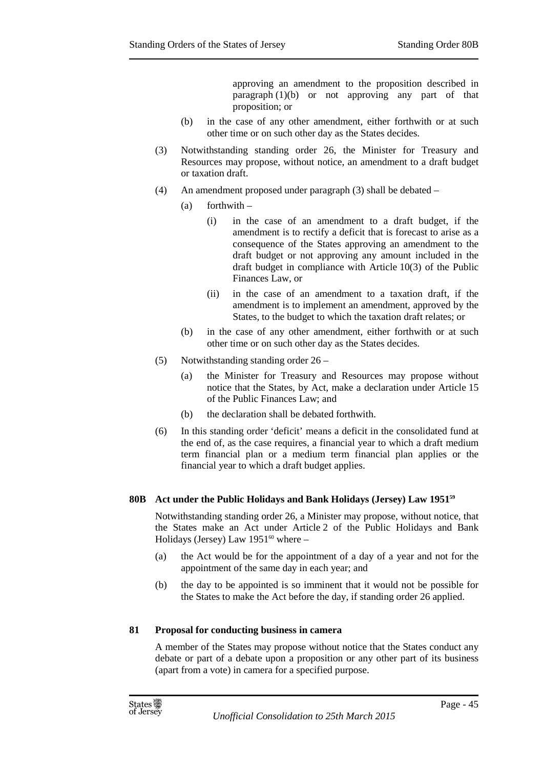approving an amendment to the proposition described in paragraph (1)(b) or not approving any part of that proposition; or

(b) in the case of any other amendment, either forthwith or at such other time or on such other day as the States decides.

(3) Notwithstanding standing order 26, the Minister for Treasury and Resources may propose, without notice, an amendment to a draft budget or taxation draft.

(4) An amendment proposed under paragraph (3) shall be debated –

(a) forthwith –

(i) in the case of an amendment to a draft budget, if the amendment is to rectify a deficit that is forecast to arise as a consequence of the States approving an amendment to the draft budget or not approving any amount included in the draft budget in compliance with Article 10(3) of the Public Finances Law, or

(ii) in the case of an amendment to a taxation draft, if the amendment is to implement an amendment, approved by the States, to the budget to which the taxation draft relates; or

(b) in the case of any other amendment, either forthwith or at such other time or on such other day as the States decides.

(5) Notwithstanding standing order 26 –

(a) the Minister for Treasury and Resources may propose without notice that the States, by Act, make a declaration under Article 15 of the Public Finances Law; and

(b) the declaration shall be debated forthwith.

(6) In this standing order 'deficit' means a deficit in the consolidated fund at the end of, as the case requires, a financial year to which a draft medium term financial plan or a medium term financial plan applies or the financial year to which a draft budget applies.

### 80B Act under the Public Holidays and Bank Holidays (Jersey) Law 1951[59]

Notwithstanding standing order 26, a Minister may propose, without notice, that the States make an Act under Article 2 of the Public Holidays and Bank Holidays (Jersey) Law 1951[60] where –

(a) the Act would be for the appointment of a day of a year and not for the appointment of the same day in each year; and

(b) the day to be appointed is so imminent that it would not be possible for the States to make the Act before the day, if standing order 26 applied.

### 81 Proposal for conducting business in camera

A member of the States may propose without notice that the States conduct any debate or part of a debate upon a proposition or any other part of its business (apart from a vote) in camera for a specified purpose.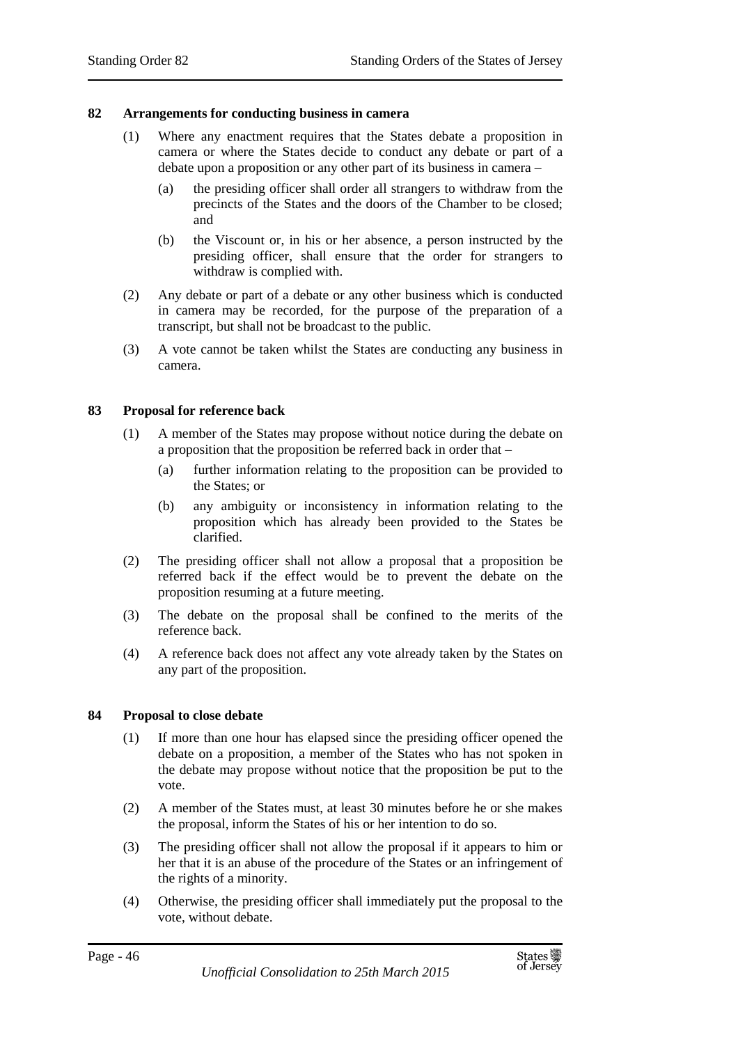### 82 Arrangements for conducting business in camera

(1) Where any enactment requires that the States debate a proposition in camera or where the States decide to conduct any debate or part of a debate upon a proposition or any other part of its business in camera –

  (a) the presiding officer shall order all strangers to withdraw from the precincts of the States and the doors of the Chamber to be closed; and

  (b) the Viscount or, in his or her absence, a person instructed by the presiding officer, shall ensure that the order for strangers to withdraw is complied with.

(2) Any debate or part of a debate or any other business which is conducted in camera may be recorded, for the purpose of the preparation of a transcript, but shall not be broadcast to the public.

(3) A vote cannot be taken whilst the States are conducting any business in camera.

### 83 Proposal for reference back

(1) A member of the States may propose without notice during the debate on a proposition that the proposition be referred back in order that –

  (a) further information relating to the proposition can be provided to the States; or

  (b) any ambiguity or inconsistency in information relating to the proposition which has already been provided to the States be clarified.

(2) The presiding officer shall not allow a proposal that a proposition be referred back if the effect would be to prevent the debate on the proposition resuming at a future meeting.

(3) The debate on the proposal shall be confined to the merits of the reference back.

(4) A reference back does not affect any vote already taken by the States on any part of the proposition.

### 84 Proposal to close debate

(1) If more than one hour has elapsed since the presiding officer opened the debate on a proposition, a member of the States who has not spoken in the debate may propose without notice that the proposition be put to the vote.

(2) A member of the States must, at least 30 minutes before he or she makes the proposal, inform the States of his or her intention to do so.

(3) The presiding officer shall not allow the proposal if it appears to him or her that it is an abuse of the procedure of the States or an infringement of the rights of a minority.

(4) Otherwise, the presiding officer shall immediately put the proposal to the vote, without debate.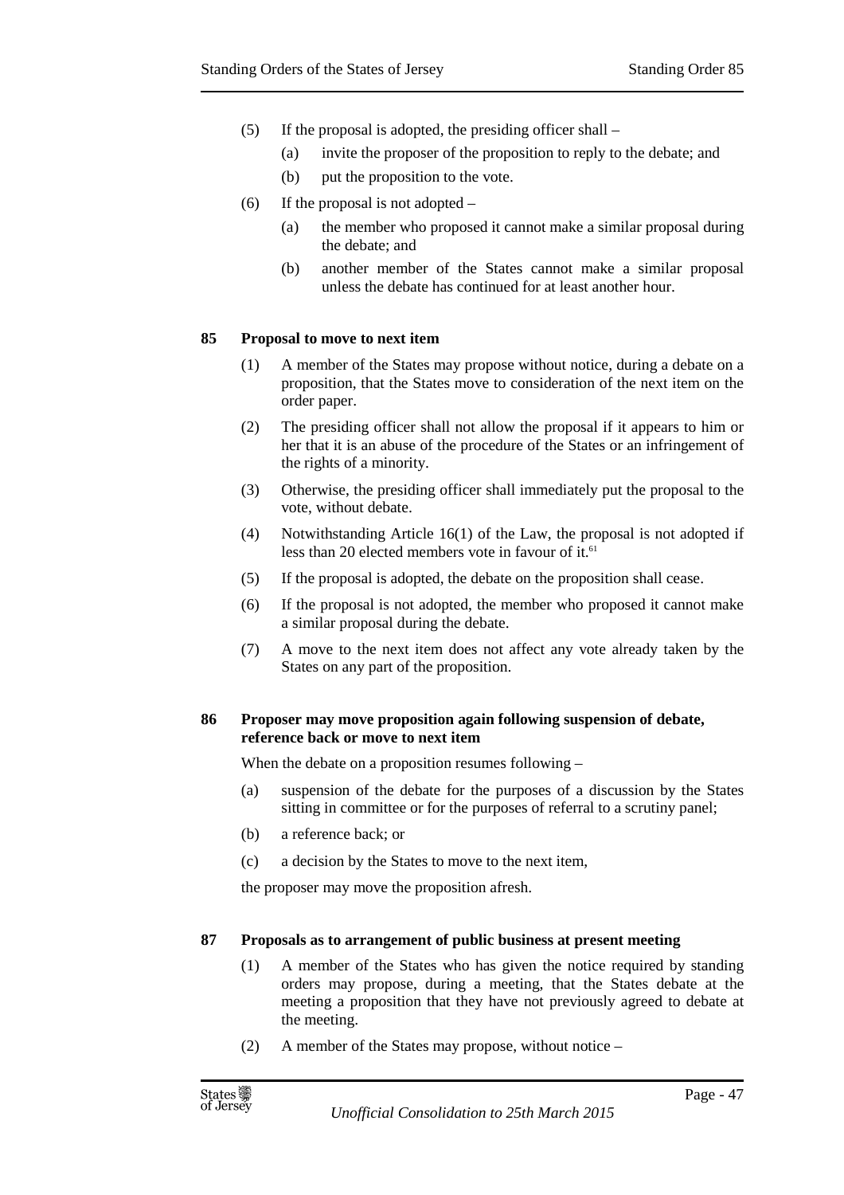(5) If the proposal is adopted, the presiding officer shall –

(a) invite the proposer of the proposition to reply to the debate; and

(b) put the proposition to the vote.

(6) If the proposal is not adopted –

(a) the member who proposed it cannot make a similar proposal during the debate; and

(b) another member of the States cannot make a similar proposal unless the debate has continued for at least another hour.

### 85 Proposal to move to next item

(1) A member of the States may propose without notice, during a debate on a proposition, that the States move to consideration of the next item on the order paper.

(2) The presiding officer shall not allow the proposal if it appears to him or her that it is an abuse of the procedure of the States or an infringement of the rights of a minority.

(3) Otherwise, the presiding officer shall immediately put the proposal to the vote, without debate.

(4) Notwithstanding Article 16(1) of the Law, the proposal is not adopted if less than 20 elected members vote in favour of it.[61]

(5) If the proposal is adopted, the debate on the proposition shall cease.

(6) If the proposal is not adopted, the member who proposed it cannot make a similar proposal during the debate.

(7) A move to the next item does not affect any vote already taken by the States on any part of the proposition.

### 86 Proposer may move proposition again following suspension of debate, reference back or move to next item

When the debate on a proposition resumes following –

(a) suspension of the debate for the purposes of a discussion by the States sitting in committee or for the purposes of referral to a scrutiny panel;

(b) a reference back; or

(c) a decision by the States to move to the next item,

the proposer may move the proposition afresh.

### 87 Proposals as to arrangement of public business at present meeting

(1) A member of the States who has given the notice required by standing orders may propose, during a meeting, that the States debate at the meeting a proposition that they have not previously agreed to debate at the meeting.

(2) A member of the States may propose, without notice –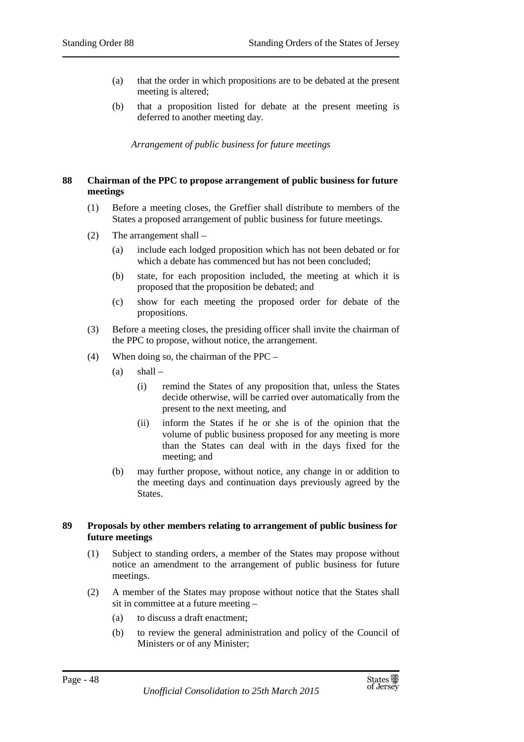(a) that the order in which propositions are to be debated at the present meeting is altered;

(b) that a proposition listed for debate at the present meeting is deferred to another meeting day.

*Arrangement of public business for future meetings*

**88 Chairman of the PPC to propose arrangement of public business for future meetings**

(1) Before a meeting closes, the Greffier shall distribute to members of the States a proposed arrangement of public business for future meetings.

(2) The arrangement shall –

(a) include each lodged proposition which has not been debated or for which a debate has commenced but has not been concluded;

(b) state, for each proposition included, the meeting at which it is proposed that the proposition be debated; and

(c) show for each meeting the proposed order for debate of the propositions.

(3) Before a meeting closes, the presiding officer shall invite the chairman of the PPC to propose, without notice, the arrangement.

(4) When doing so, the chairman of the PPC –

(a) shall –

(i) remind the States of any proposition that, unless the States decide otherwise, will be carried over automatically from the present to the next meeting, and

(ii) inform the States if he or she is of the opinion that the volume of public business proposed for any meeting is more than the States can deal with in the days fixed for the meeting; and

(b) may further propose, without notice, any change in or addition to the meeting days and continuation days previously agreed by the States.

**89 Proposals by other members relating to arrangement of public business for future meetings**

(1) Subject to standing orders, a member of the States may propose without notice an amendment to the arrangement of public business for future meetings.

(2) A member of the States may propose without notice that the States shall sit in committee at a future meeting –

(a) to discuss a draft enactment;

(b) to review the general administration and policy of the Council of Ministers or of any Minister;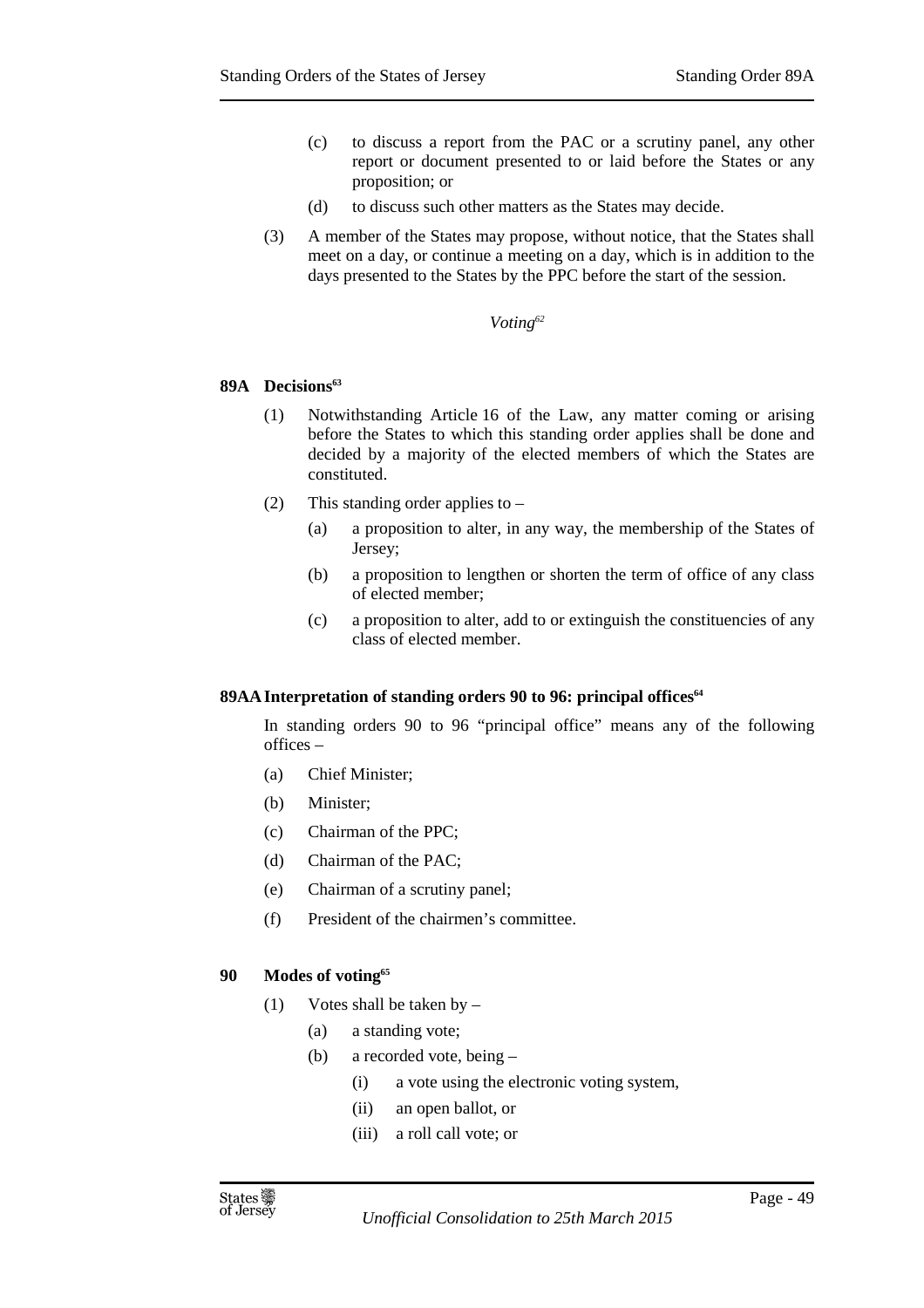(c) to discuss a report from the PAC or a scrutiny panel, any other report or document presented to or laid before the States or any proposition; or

(d) to discuss such other matters as the States may decide.

(3) A member of the States may propose, without notice, that the States shall meet on a day, or continue a meeting on a day, which is in addition to the days presented to the States by the PPC before the start of the session.

*Voting*[62]

### 89A Decisions[63]

(1) Notwithstanding Article 16 of the Law, any matter coming or arising before the States to which this standing order applies shall be done and decided by a majority of the elected members of which the States are constituted.

(2) This standing order applies to –

(a) a proposition to alter, in any way, the membership of the States of Jersey;

(b) a proposition to lengthen or shorten the term of office of any class of elected member;

(c) a proposition to alter, add to or extinguish the constituencies of any class of elected member.

### 89AA Interpretation of standing orders 90 to 96: principal offices[64]

In standing orders 90 to 96 "principal office" means any of the following offices –

(a) Chief Minister;

(b) Minister;

(c) Chairman of the PPC;

(d) Chairman of the PAC;

(e) Chairman of a scrutiny panel;

(f) President of the chairmen's committee.

### 90 Modes of voting[65]

(1) Votes shall be taken by –

(a) a standing vote;

(b) a recorded vote, being –

(i) a vote using the electronic voting system,

(ii) an open ballot, or

(iii) a roll call vote; or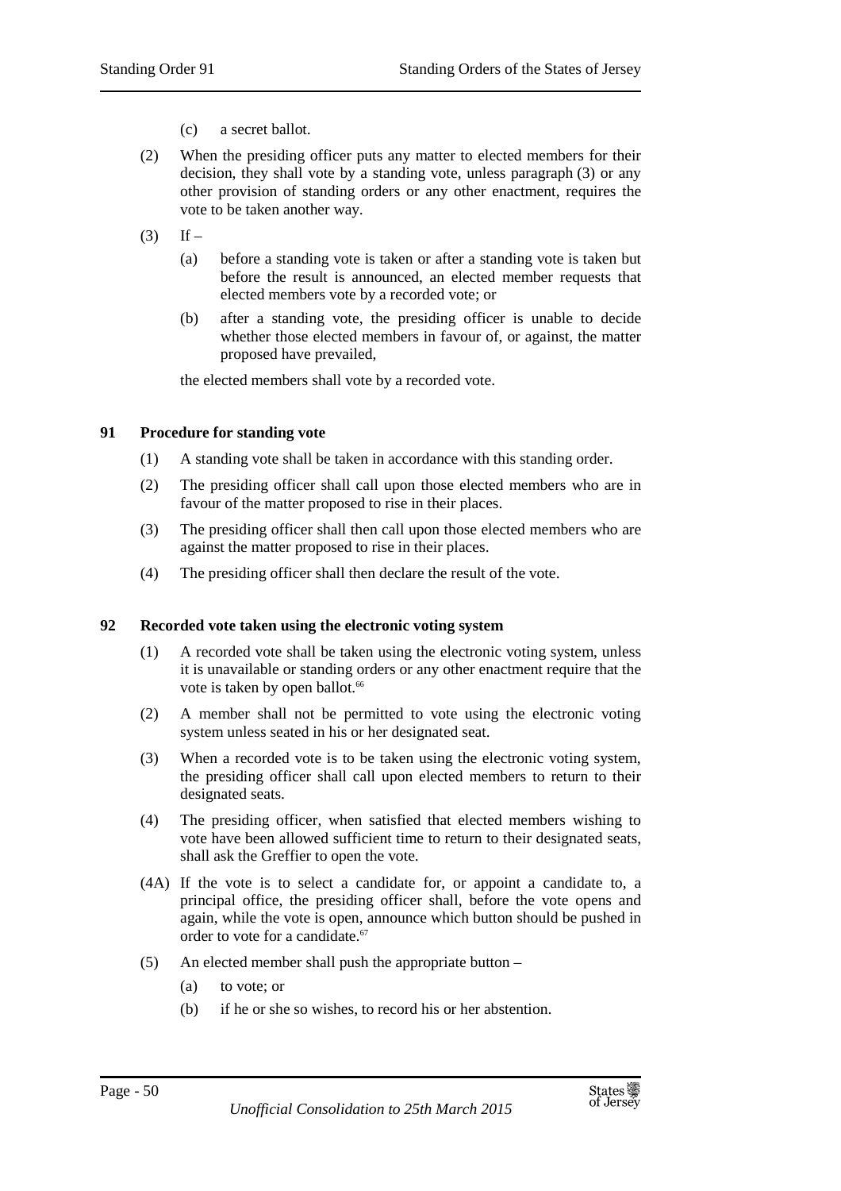(c) a secret ballot.

(2) When the presiding officer puts any matter to elected members for their decision, they shall vote by a standing vote, unless paragraph (3) or any other provision of standing orders or any other enactment, requires the vote to be taken another way.

(3) If –

(a) before a standing vote is taken or after a standing vote is taken but before the result is announced, an elected member requests that elected members vote by a recorded vote; or

(b) after a standing vote, the presiding officer is unable to decide whether those elected members in favour of, or against, the matter proposed have prevailed,

the elected members shall vote by a recorded vote.

### 91 Procedure for standing vote

(1) A standing vote shall be taken in accordance with this standing order.

(2) The presiding officer shall call upon those elected members who are in favour of the matter proposed to rise in their places.

(3) The presiding officer shall then call upon those elected members who are against the matter proposed to rise in their places.

(4) The presiding officer shall then declare the result of the vote.

### 92 Recorded vote taken using the electronic voting system

(1) A recorded vote shall be taken using the electronic voting system, unless it is unavailable or standing orders or any other enactment require that the vote is taken by open ballot.[66]

(2) A member shall not be permitted to vote using the electronic voting system unless seated in his or her designated seat.

(3) When a recorded vote is to be taken using the electronic voting system, the presiding officer shall call upon elected members to return to their designated seats.

(4) The presiding officer, when satisfied that elected members wishing to vote have been allowed sufficient time to return to their designated seats, shall ask the Greffier to open the vote.

(4A) If the vote is to select a candidate for, or appoint a candidate to, a principal office, the presiding officer shall, before the vote opens and again, while the vote is open, announce which button should be pushed in order to vote for a candidate.[67]

(5) An elected member shall push the appropriate button –

(a) to vote; or

(b) if he or she so wishes, to record his or her abstention.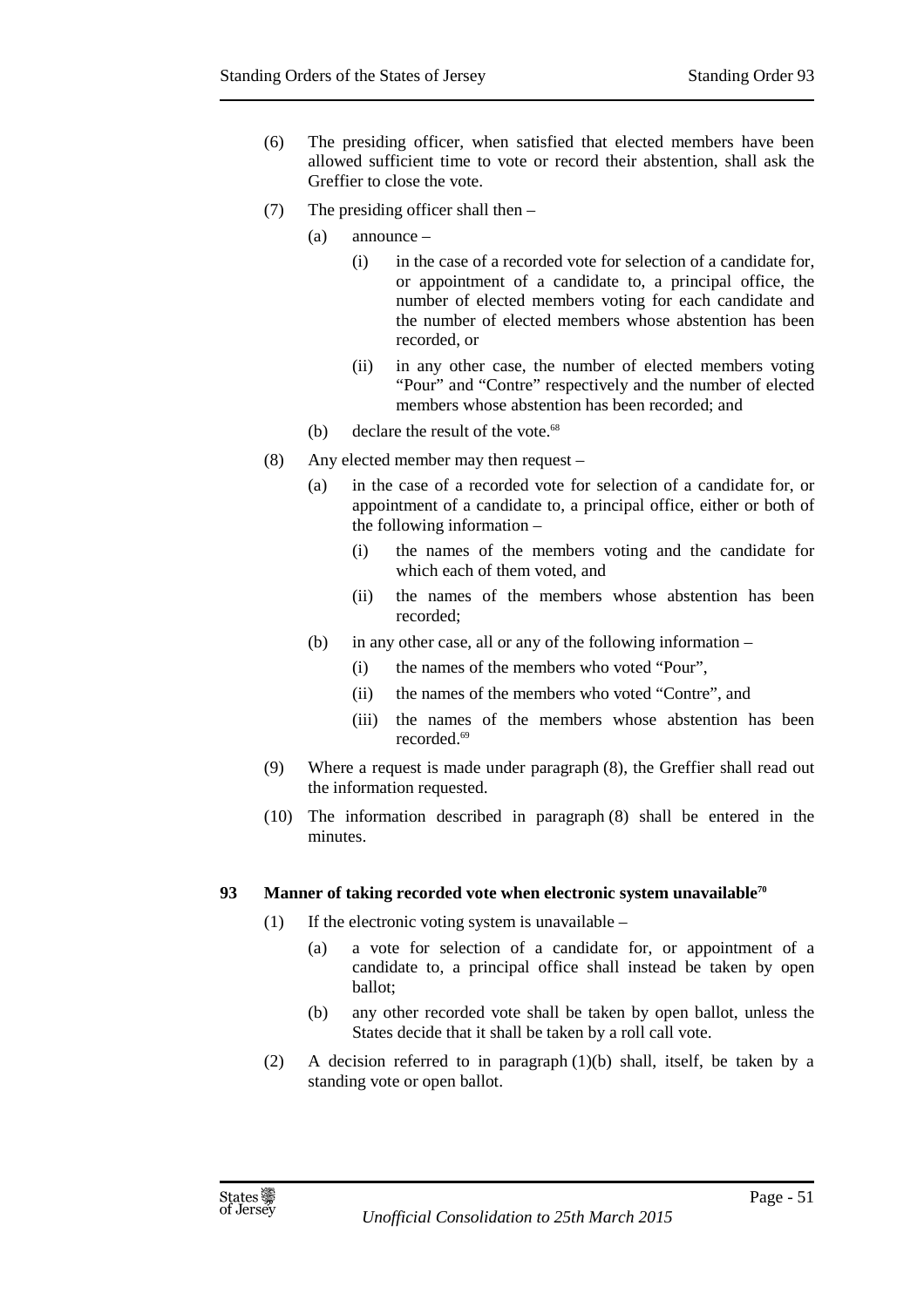(6) The presiding officer, when satisfied that elected members have been allowed sufficient time to vote or record their abstention, shall ask the Greffier to close the vote.

(7) The presiding officer shall then –

(a) announce –

(i) in the case of a recorded vote for selection of a candidate for, or appointment of a candidate to, a principal office, the number of elected members voting for each candidate and the number of elected members whose abstention has been recorded, or

(ii) in any other case, the number of elected members voting "Pour" and "Contre" respectively and the number of elected members whose abstention has been recorded; and

(b) declare the result of the vote.[68]

(8) Any elected member may then request –

(a) in the case of a recorded vote for selection of a candidate for, or appointment of a candidate to, a principal office, either or both of the following information –

(i) the names of the members voting and the candidate for which each of them voted, and

(ii) the names of the members whose abstention has been recorded;

(b) in any other case, all or any of the following information –

(i) the names of the members who voted "Pour",

(ii) the names of the members who voted "Contre", and

(iii) the names of the members whose abstention has been recorded.[69]

(9) Where a request is made under paragraph (8), the Greffier shall read out the information requested.

(10) The information described in paragraph (8) shall be entered in the minutes.

### 93 Manner of taking recorded vote when electronic system unavailable[70]

(1) If the electronic voting system is unavailable –

(a) a vote for selection of a candidate for, or appointment of a candidate to, a principal office shall instead be taken by open ballot;

(b) any other recorded vote shall be taken by open ballot, unless the States decide that it shall be taken by a roll call vote.

(2) A decision referred to in paragraph (1)(b) shall, itself, be taken by a standing vote or open ballot.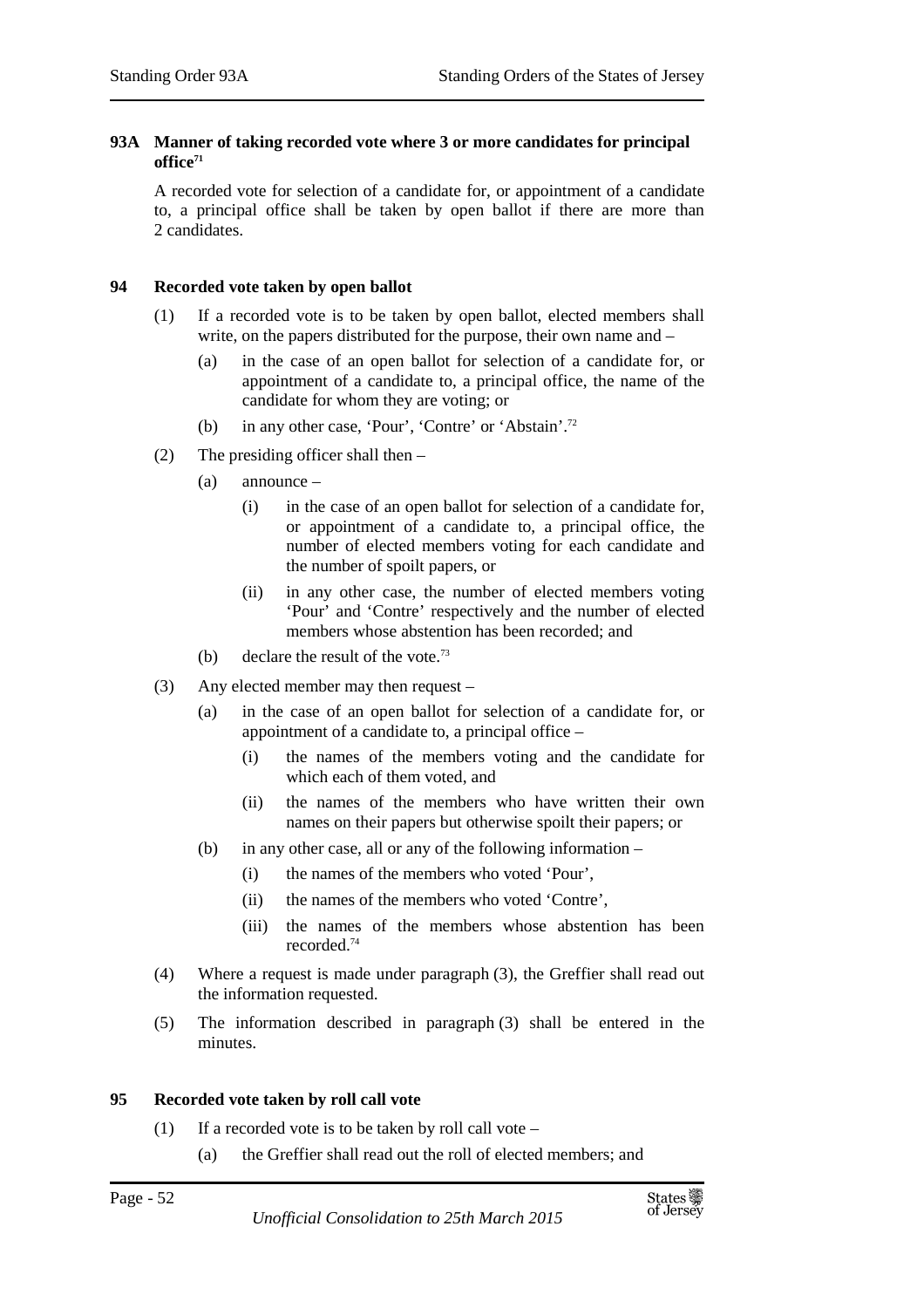### 93A Manner of taking recorded vote where 3 or more candidates for principal office[71]

A recorded vote for selection of a candidate for, or appointment of a candidate to, a principal office shall be taken by open ballot if there are more than 2 candidates.

### 94 Recorded vote taken by open ballot

(1) If a recorded vote is to be taken by open ballot, elected members shall write, on the papers distributed for the purpose, their own name and –

(a) in the case of an open ballot for selection of a candidate for, or appointment of a candidate to, a principal office, the name of the candidate for whom they are voting; or

(b) in any other case, 'Pour', 'Contre' or 'Abstain'.[72]

(2) The presiding officer shall then –

(a) announce –

(i) in the case of an open ballot for selection of a candidate for, or appointment of a candidate to, a principal office, the number of elected members voting for each candidate and the number of spoilt papers, or

(ii) in any other case, the number of elected members voting 'Pour' and 'Contre' respectively and the number of elected members whose abstention has been recorded; and

(b) declare the result of the vote.[73]

(3) Any elected member may then request –

(a) in the case of an open ballot for selection of a candidate for, or appointment of a candidate to, a principal office –

(i) the names of the members voting and the candidate for which each of them voted, and

(ii) the names of the members who have written their own names on their papers but otherwise spoilt their papers; or

(b) in any other case, all or any of the following information –

(i) the names of the members who voted 'Pour',

(ii) the names of the members who voted 'Contre',

(iii) the names of the members whose abstention has been recorded.[74]

(4) Where a request is made under paragraph (3), the Greffier shall read out the information requested.

(5) The information described in paragraph (3) shall be entered in the minutes.

### 95 Recorded vote taken by roll call vote

(1) If a recorded vote is to be taken by roll call vote –

(a) the Greffier shall read out the roll of elected members; and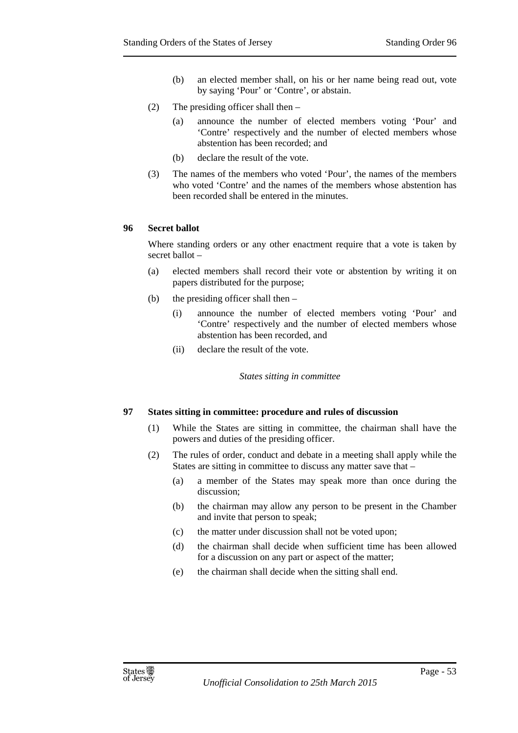(b) an elected member shall, on his or her name being read out, vote by saying 'Pour' or 'Contre', or abstain.

(2) The presiding officer shall then –

(a) announce the number of elected members voting 'Pour' and 'Contre' respectively and the number of elected members whose abstention has been recorded; and

(b) declare the result of the vote.

(3) The names of the members who voted 'Pour', the names of the members who voted 'Contre' and the names of the members whose abstention has been recorded shall be entered in the minutes.

## 96 Secret ballot

Where standing orders or any other enactment require that a vote is taken by secret ballot –

(a) elected members shall record their vote or abstention by writing it on papers distributed for the purpose;

(b) the presiding officer shall then –

(i) announce the number of elected members voting 'Pour' and 'Contre' respectively and the number of elected members whose abstention has been recorded, and

(ii) declare the result of the vote.

*States sitting in committee*

## 97 States sitting in committee: procedure and rules of discussion

(1) While the States are sitting in committee, the chairman shall have the powers and duties of the presiding officer.

(2) The rules of order, conduct and debate in a meeting shall apply while the States are sitting in committee to discuss any matter save that –

(a) a member of the States may speak more than once during the discussion;

(b) the chairman may allow any person to be present in the Chamber and invite that person to speak;

(c) the matter under discussion shall not be voted upon;

(d) the chairman shall decide when sufficient time has been allowed for a discussion on any part or aspect of the matter;

(e) the chairman shall decide when the sitting shall end.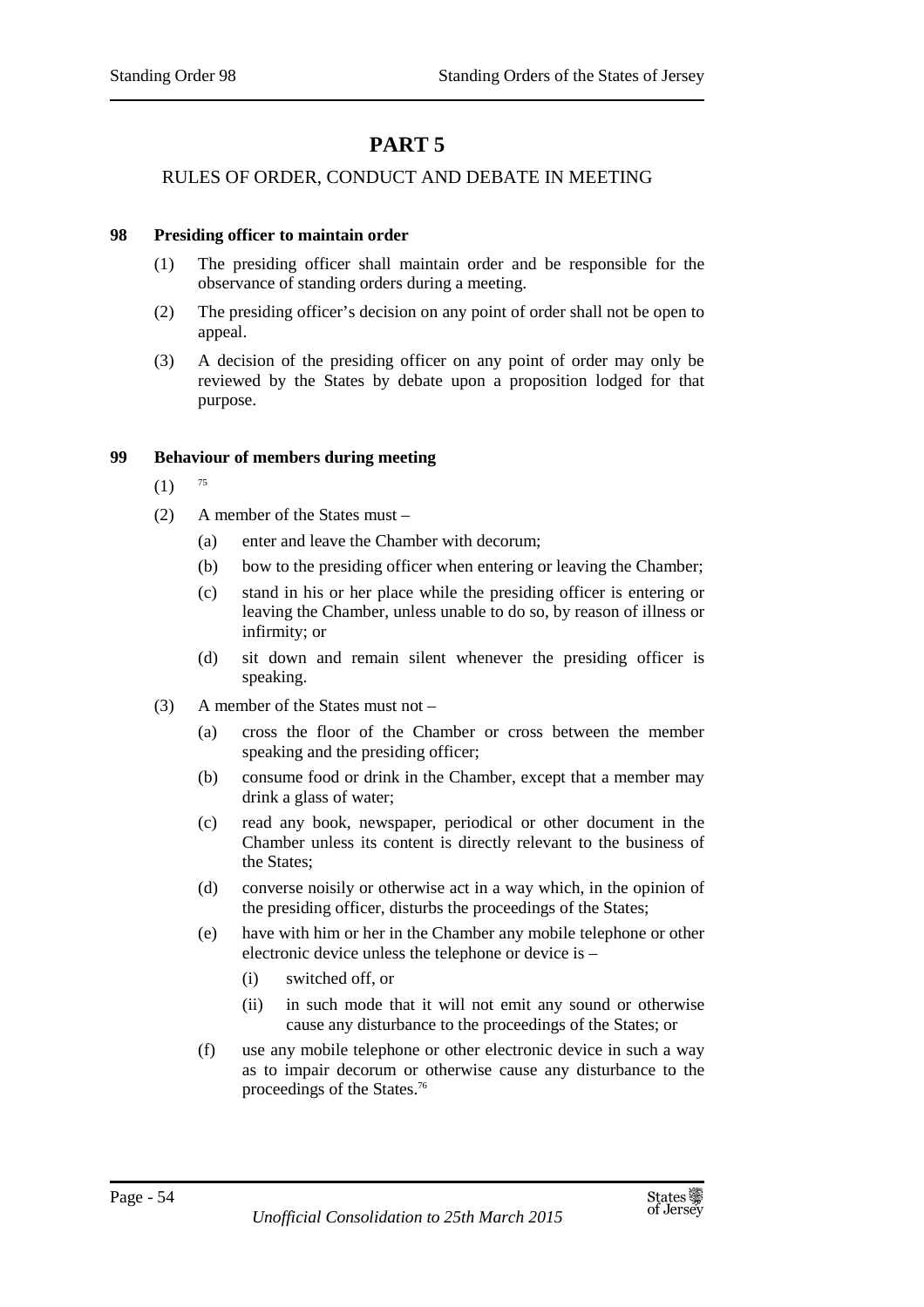# PART 5

## RULES OF ORDER, CONDUCT AND DEBATE IN MEETING

**98 Presiding officer to maintain order**

(1) The presiding officer shall maintain order and be responsible for the observance of standing orders during a meeting.

(2) The presiding officer's decision on any point of order shall not be open to appeal.

(3) A decision of the presiding officer on any point of order may only be reviewed by the States by debate upon a proposition lodged for that purpose.

**99 Behaviour of members during meeting**

(1) [75]

(2) A member of the States must –

(a) enter and leave the Chamber with decorum;

(b) bow to the presiding officer when entering or leaving the Chamber;

(c) stand in his or her place while the presiding officer is entering or leaving the Chamber, unless unable to do so, by reason of illness or infirmity; or

(d) sit down and remain silent whenever the presiding officer is speaking.

(3) A member of the States must not –

(a) cross the floor of the Chamber or cross between the member speaking and the presiding officer;

(b) consume food or drink in the Chamber, except that a member may drink a glass of water;

(c) read any book, newspaper, periodical or other document in the Chamber unless its content is directly relevant to the business of the States;

(d) converse noisily or otherwise act in a way which, in the opinion of the presiding officer, disturbs the proceedings of the States;

(e) have with him or her in the Chamber any mobile telephone or other electronic device unless the telephone or device is –

(i) switched off, or

(ii) in such mode that it will not emit any sound or otherwise cause any disturbance to the proceedings of the States; or

(f) use any mobile telephone or other electronic device in such a way as to impair decorum or otherwise cause any disturbance to the proceedings of the States.[76]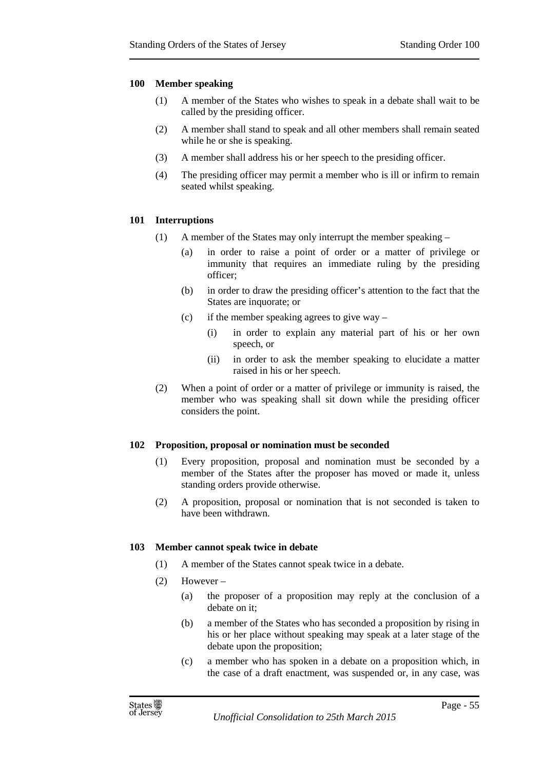### 100 Member speaking

(1) A member of the States who wishes to speak in a debate shall wait to be called by the presiding officer.

(2) A member shall stand to speak and all other members shall remain seated while he or she is speaking.

(3) A member shall address his or her speech to the presiding officer.

(4) The presiding officer may permit a member who is ill or infirm to remain seated whilst speaking.

### 101 Interruptions

(1) A member of the States may only interrupt the member speaking –

- (a) in order to raise a point of order or a matter of privilege or immunity that requires an immediate ruling by the presiding officer;
- (b) in order to draw the presiding officer's attention to the fact that the States are inquorate; or
- (c) if the member speaking agrees to give way –
  - (i) in order to explain any material part of his or her own speech, or
  - (ii) in order to ask the member speaking to elucidate a matter raised in his or her speech.

(2) When a point of order or a matter of privilege or immunity is raised, the member who was speaking shall sit down while the presiding officer considers the point.

### 102 Proposition, proposal or nomination must be seconded

(1) Every proposition, proposal and nomination must be seconded by a member of the States after the proposer has moved or made it, unless standing orders provide otherwise.

(2) A proposition, proposal or nomination that is not seconded is taken to have been withdrawn.

### 103 Member cannot speak twice in debate

(1) A member of the States cannot speak twice in a debate.

(2) However –

- (a) the proposer of a proposition may reply at the conclusion of a debate on it;
- (b) a member of the States who has seconded a proposition by rising in his or her place without speaking may speak at a later stage of the debate upon the proposition;
- (c) a member who has spoken in a debate on a proposition which, in the case of a draft enactment, was suspended or, in any case, was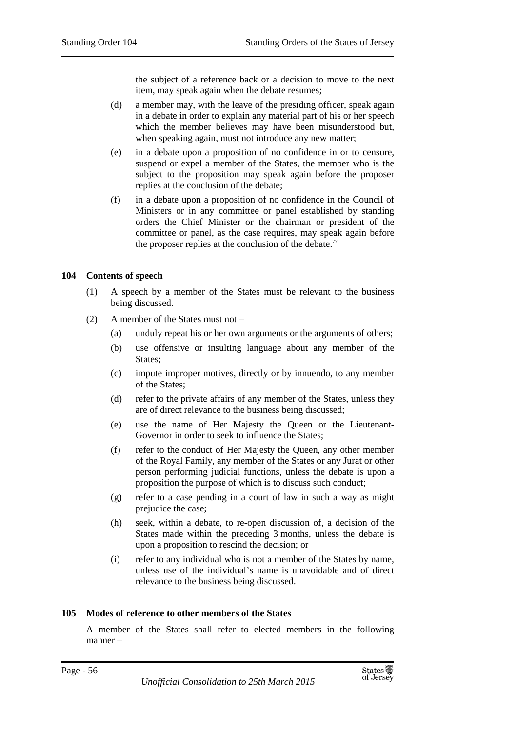the subject of a reference back or a decision to move to the next item, may speak again when the debate resumes;

(d) a member may, with the leave of the presiding officer, speak again in a debate in order to explain any material part of his or her speech which the member believes may have been misunderstood but, when speaking again, must not introduce any new matter;

(e) in a debate upon a proposition of no confidence in or to censure, suspend or expel a member of the States, the member who is the subject to the proposition may speak again before the proposer replies at the conclusion of the debate;

(f) in a debate upon a proposition of no confidence in the Council of Ministers or in any committee or panel established by standing orders the Chief Minister or the chairman or president of the committee or panel, as the case requires, may speak again before the proposer replies at the conclusion of the debate.[77]

**104 Contents of speech**

(1) A speech by a member of the States must be relevant to the business being discussed.

(2) A member of the States must not –

(a) unduly repeat his or her own arguments or the arguments of others;

(b) use offensive or insulting language about any member of the States;

(c) impute improper motives, directly or by innuendo, to any member of the States;

(d) refer to the private affairs of any member of the States, unless they are of direct relevance to the business being discussed;

(e) use the name of Her Majesty the Queen or the Lieutenant-Governor in order to seek to influence the States;

(f) refer to the conduct of Her Majesty the Queen, any other member of the Royal Family, any member of the States or any Jurat or other person performing judicial functions, unless the debate is upon a proposition the purpose of which is to discuss such conduct;

(g) refer to a case pending in a court of law in such a way as might prejudice the case;

(h) seek, within a debate, to re-open discussion of, a decision of the States made within the preceding 3 months, unless the debate is upon a proposition to rescind the decision; or

(i) refer to any individual who is not a member of the States by name, unless use of the individual's name is unavoidable and of direct relevance to the business being discussed.

**105 Modes of reference to other members of the States**

A member of the States shall refer to elected members in the following manner –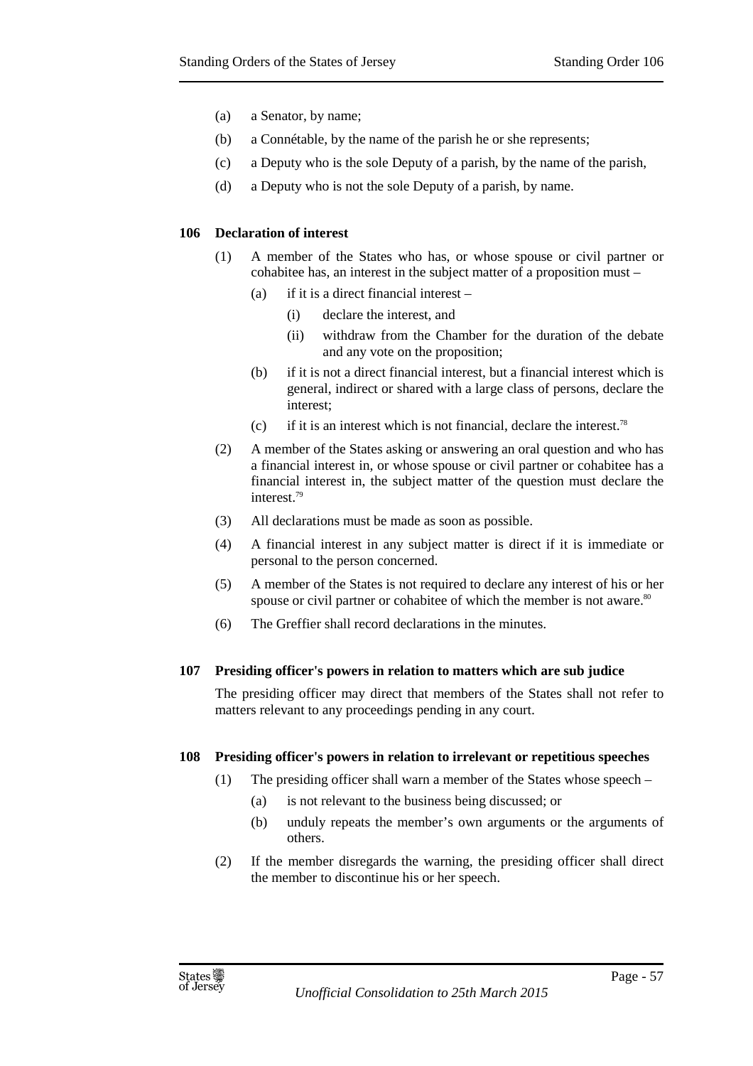(a) a Senator, by name;

(b) a Connétable, by the name of the parish he or she represents;

(c) a Deputy who is the sole Deputy of a parish, by the name of the parish,

(d) a Deputy who is not the sole Deputy of a parish, by name.

**106 Declaration of interest**

(1) A member of the States who has, or whose spouse or civil partner or cohabitee has, an interest in the subject matter of a proposition must –

(a) if it is a direct financial interest –

(i) declare the interest, and

(ii) withdraw from the Chamber for the duration of the debate and any vote on the proposition;

(b) if it is not a direct financial interest, but a financial interest which is general, indirect or shared with a large class of persons, declare the interest;

(c) if it is an interest which is not financial, declare the interest.[78]

(2) A member of the States asking or answering an oral question and who has a financial interest in, or whose spouse or civil partner or cohabitee has a financial interest in, the subject matter of the question must declare the interest.[79]

(3) All declarations must be made as soon as possible.

(4) A financial interest in any subject matter is direct if it is immediate or personal to the person concerned.

(5) A member of the States is not required to declare any interest of his or her spouse or civil partner or cohabitee of which the member is not aware.[80]

(6) The Greffier shall record declarations in the minutes.

**107 Presiding officer's powers in relation to matters which are sub judice**

The presiding officer may direct that members of the States shall not refer to matters relevant to any proceedings pending in any court.

**108 Presiding officer's powers in relation to irrelevant or repetitious speeches**

(1) The presiding officer shall warn a member of the States whose speech –

(a) is not relevant to the business being discussed; or

(b) unduly repeats the member's own arguments or the arguments of others.

(2) If the member disregards the warning, the presiding officer shall direct the member to discontinue his or her speech.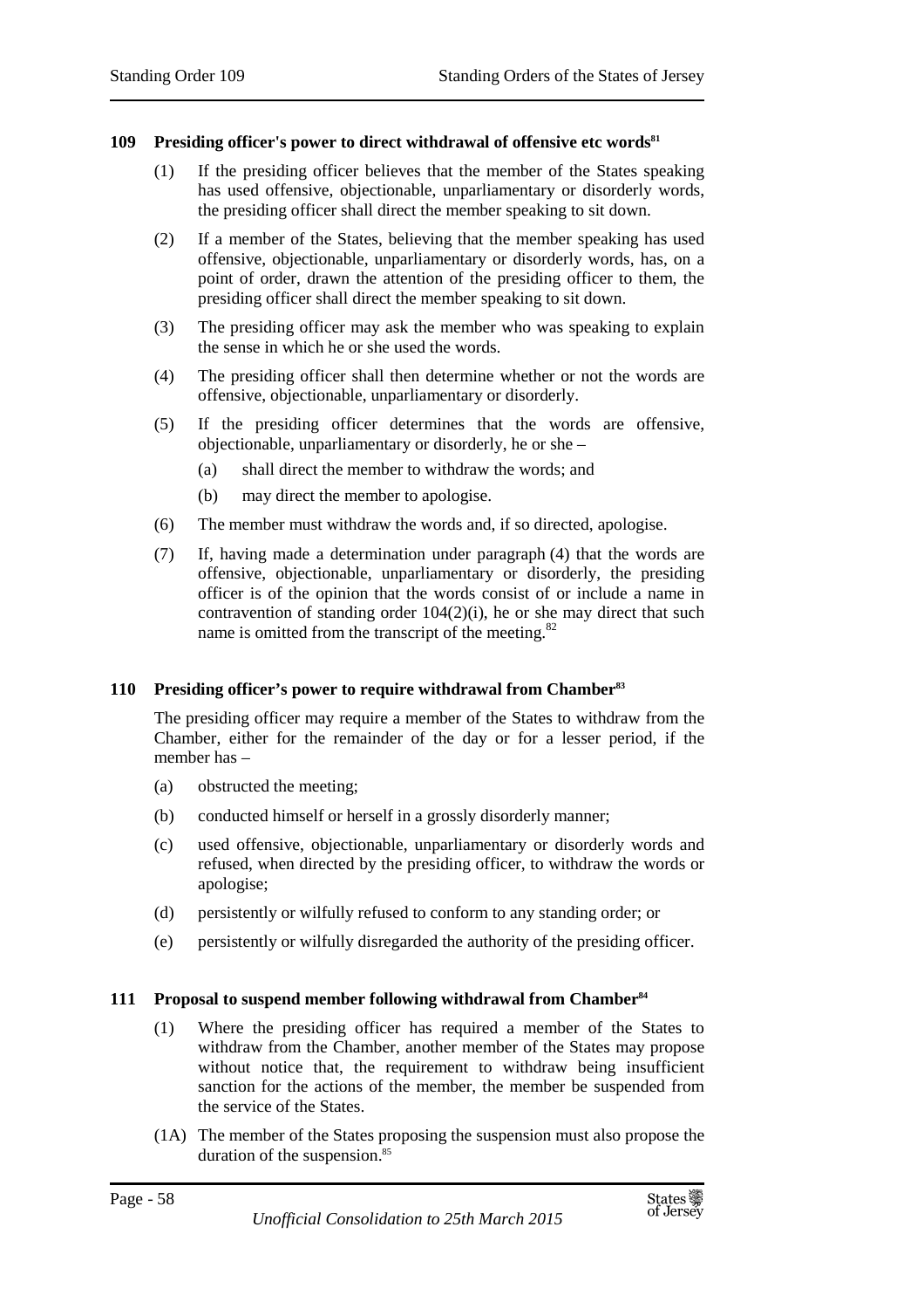### 109 Presiding officer's power to direct withdrawal of offensive etc words[81]

(1) If the presiding officer believes that the member of the States speaking has used offensive, objectionable, unparliamentary or disorderly words, the presiding officer shall direct the member speaking to sit down.

(2) If a member of the States, believing that the member speaking has used offensive, objectionable, unparliamentary or disorderly words, has, on a point of order, drawn the attention of the presiding officer to them, the presiding officer shall direct the member speaking to sit down.

(3) The presiding officer may ask the member who was speaking to explain the sense in which he or she used the words.

(4) The presiding officer shall then determine whether or not the words are offensive, objectionable, unparliamentary or disorderly.

(5) If the presiding officer determines that the words are offensive, objectionable, unparliamentary or disorderly, he or she –

- (a) shall direct the member to withdraw the words; and
- (b) may direct the member to apologise.

(6) The member must withdraw the words and, if so directed, apologise.

(7) If, having made a determination under paragraph (4) that the words are offensive, objectionable, unparliamentary or disorderly, the presiding officer is of the opinion that the words consist of or include a name in contravention of standing order 104(2)(i), he or she may direct that such name is omitted from the transcript of the meeting.[82]

### 110 Presiding officer's power to require withdrawal from Chamber[83]

The presiding officer may require a member of the States to withdraw from the Chamber, either for the remainder of the day or for a lesser period, if the member has –

- (a) obstructed the meeting;
- (b) conducted himself or herself in a grossly disorderly manner;
- (c) used offensive, objectionable, unparliamentary or disorderly words and refused, when directed by the presiding officer, to withdraw the words or apologise;
- (d) persistently or wilfully refused to conform to any standing order; or
- (e) persistently or wilfully disregarded the authority of the presiding officer.

### 111 Proposal to suspend member following withdrawal from Chamber[84]

(1) Where the presiding officer has required a member of the States to withdraw from the Chamber, another member of the States may propose without notice that, the requirement to withdraw being insufficient sanction for the actions of the member, the member be suspended from the service of the States.

(1A) The member of the States proposing the suspension must also propose the duration of the suspension.[85]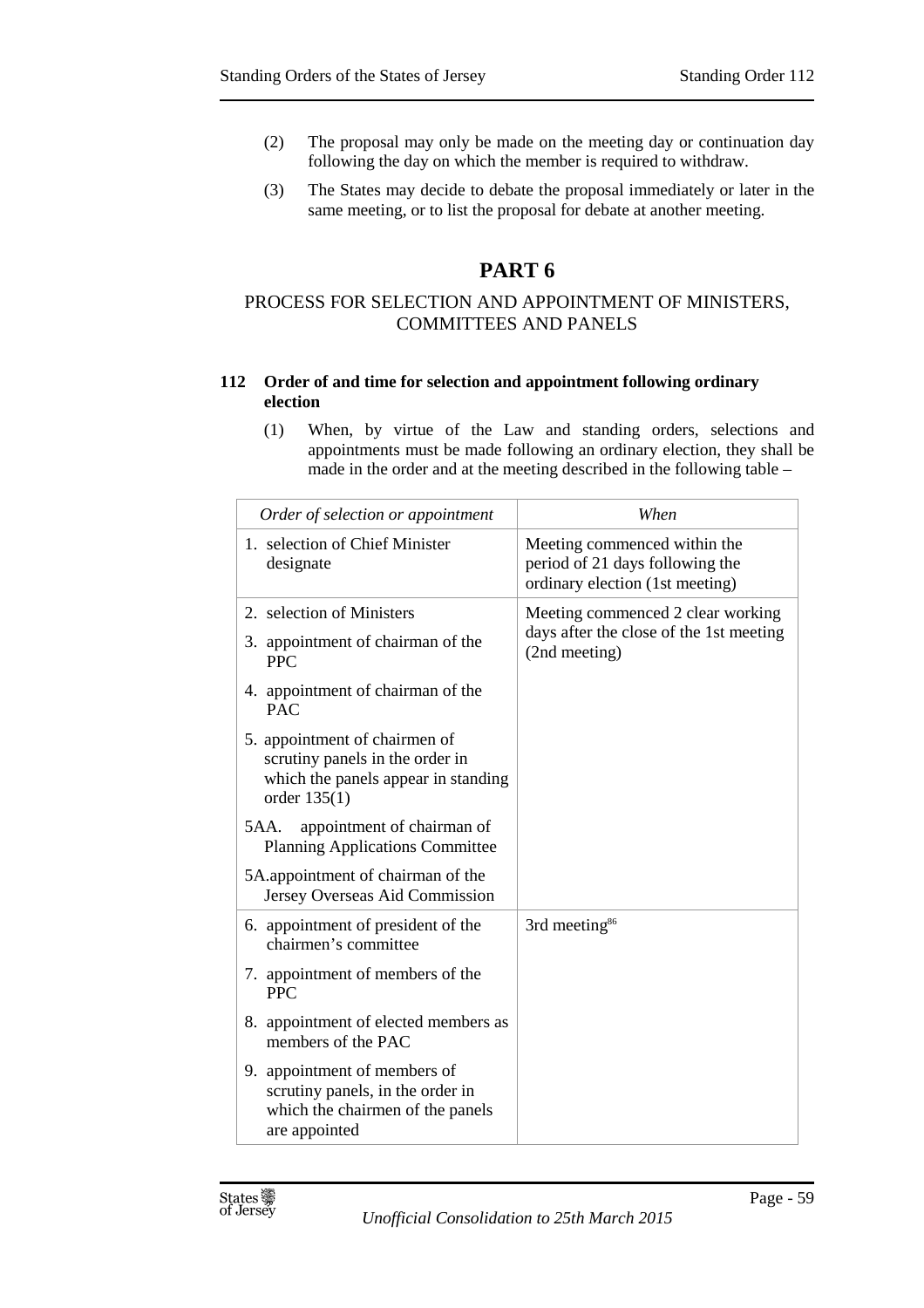(2) The proposal may only be made on the meeting day or continuation day following the day on which the member is required to withdraw.

(3) The States may decide to debate the proposal immediately or later in the same meeting, or to list the proposal for debate at another meeting.

# PART 6

## PROCESS FOR SELECTION AND APPOINTMENT OF MINISTERS, COMMITTEES AND PANELS

### 112 Order of and time for selection and appointment following ordinary election

(1) When, by virtue of the Law and standing orders, selections and appointments must be made following an ordinary election, they shall be made in the order and at the meeting described in the following table –

| *Order of selection or appointment* | *When* |
|---|---|
| 1. selection of Chief Minister designate | Meeting commenced within the period of 21 days following the ordinary election (1st meeting) |
| 2. selection of Ministers<br>3. appointment of chairman of the PPC<br>4. appointment of chairman of the PAC<br>5. appointment of chairmen of scrutiny panels in the order in which the panels appear in standing order 135(1)<br>5AA. appointment of chairman of Planning Applications Committee<br>5A. appointment of chairman of the Jersey Overseas Aid Commission | Meeting commenced 2 clear working days after the close of the 1st meeting (2nd meeting) |
| 6. appointment of president of the chairmen's committee<br>7. appointment of members of the PPC<br>8. appointment of elected members as members of the PAC<br>9. appointment of members of scrutiny panels, in the order in which the chairmen of the panels are appointed | 3rd meeting[86] |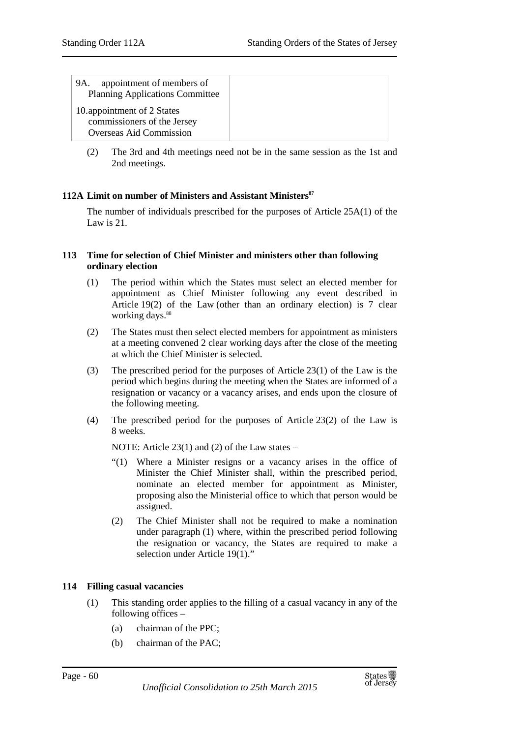| 9A. appointment of members of Planning Applications Committee | |
| --- | --- |
| 10. appointment of 2 States commissioners of the Jersey Overseas Aid Commission | |

(2) The 3rd and 4th meetings need not be in the same session as the 1st and 2nd meetings.

**112A Limit on number of Ministers and Assistant Ministers**[87]

The number of individuals prescribed for the purposes of Article 25A(1) of the Law is 21.

**113 Time for selection of Chief Minister and ministers other than following ordinary election**

(1) The period within which the States must select an elected member for appointment as Chief Minister following any event described in Article 19(2) of the Law (other than an ordinary election) is 7 clear working days.[88]

(2) The States must then select elected members for appointment as ministers at a meeting convened 2 clear working days after the close of the meeting at which the Chief Minister is selected.

(3) The prescribed period for the purposes of Article 23(1) of the Law is the period which begins during the meeting when the States are informed of a resignation or vacancy or a vacancy arises, and ends upon the closure of the following meeting.

(4) The prescribed period for the purposes of Article 23(2) of the Law is 8 weeks.

NOTE: Article 23(1) and (2) of the Law states –

"(1) Where a Minister resigns or a vacancy arises in the office of Minister the Chief Minister shall, within the prescribed period, nominate an elected member for appointment as Minister, proposing also the Ministerial office to which that person would be assigned.

(2) The Chief Minister shall not be required to make a nomination under paragraph (1) where, within the prescribed period following the resignation or vacancy, the States are required to make a selection under Article 19(1)."

**114 Filling casual vacancies**

(1) This standing order applies to the filling of a casual vacancy in any of the following offices –

(a) chairman of the PPC;

(b) chairman of the PAC;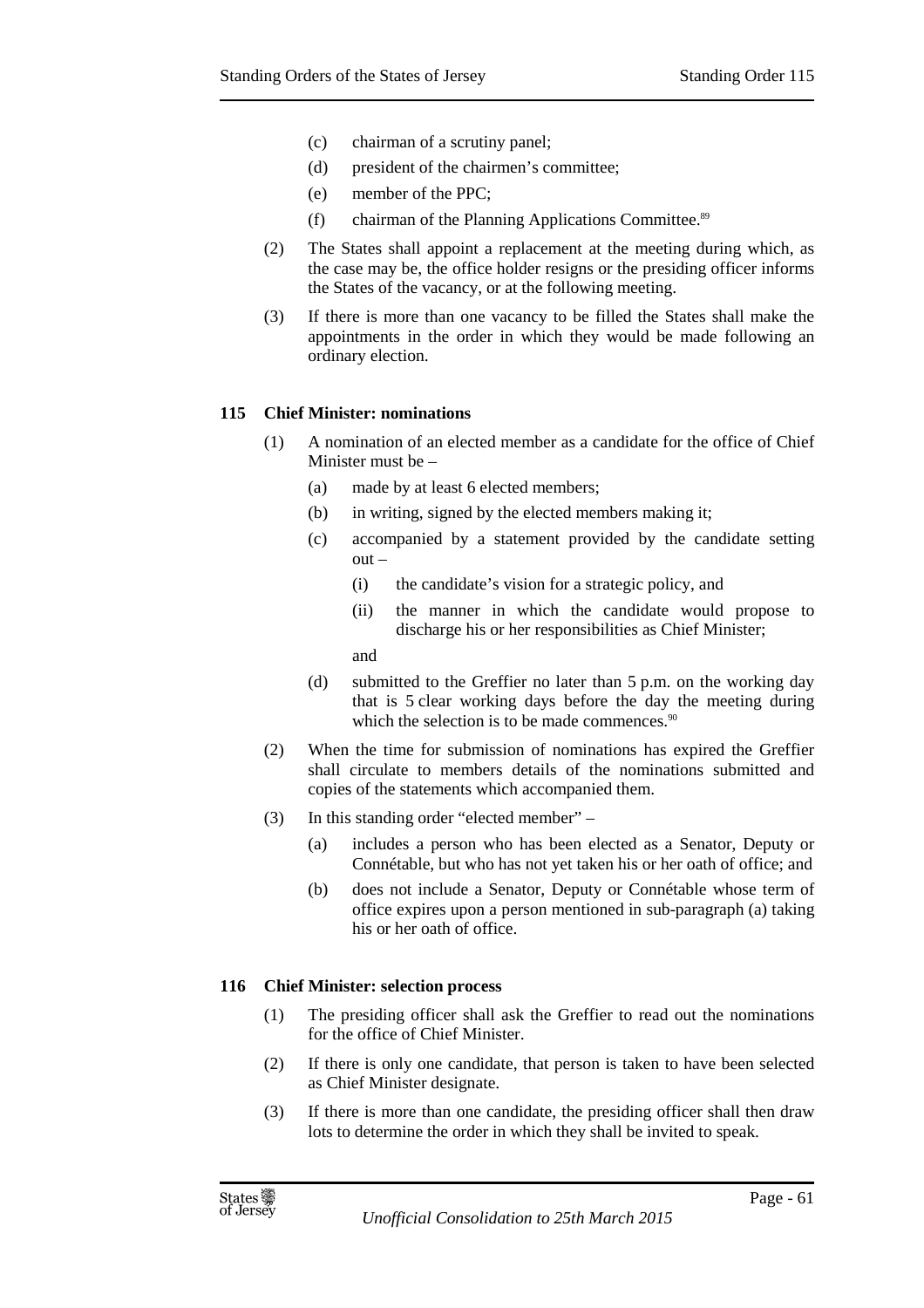- (c) chairman of a scrutiny panel;
- (d) president of the chairmen's committee;
- (e) member of the PPC;
- (f) chairman of the Planning Applications Committee.[89]

(2) The States shall appoint a replacement at the meeting during which, as the case may be, the office holder resigns or the presiding officer informs the States of the vacancy, or at the following meeting.

(3) If there is more than one vacancy to be filled the States shall make the appointments in the order in which they would be made following an ordinary election.

### 115 Chief Minister: nominations

(1) A nomination of an elected member as a candidate for the office of Chief Minister must be –

- (a) made by at least 6 elected members;
- (b) in writing, signed by the elected members making it;
- (c) accompanied by a statement provided by the candidate setting out –
  - (i) the candidate's vision for a strategic policy, and
  - (ii) the manner in which the candidate would propose to discharge his or her responsibilities as Chief Minister;

  and
- (d) submitted to the Greffier no later than 5 p.m. on the working day that is 5 clear working days before the day the meeting during which the selection is to be made commences.[90]

(2) When the time for submission of nominations has expired the Greffier shall circulate to members details of the nominations submitted and copies of the statements which accompanied them.

(3) In this standing order "elected member" –

- (a) includes a person who has been elected as a Senator, Deputy or Connétable, but who has not yet taken his or her oath of office; and
- (b) does not include a Senator, Deputy or Connétable whose term of office expires upon a person mentioned in sub-paragraph (a) taking his or her oath of office.

### 116 Chief Minister: selection process

(1) The presiding officer shall ask the Greffier to read out the nominations for the office of Chief Minister.

(2) If there is only one candidate, that person is taken to have been selected as Chief Minister designate.

(3) If there is more than one candidate, the presiding officer shall then draw lots to determine the order in which they shall be invited to speak.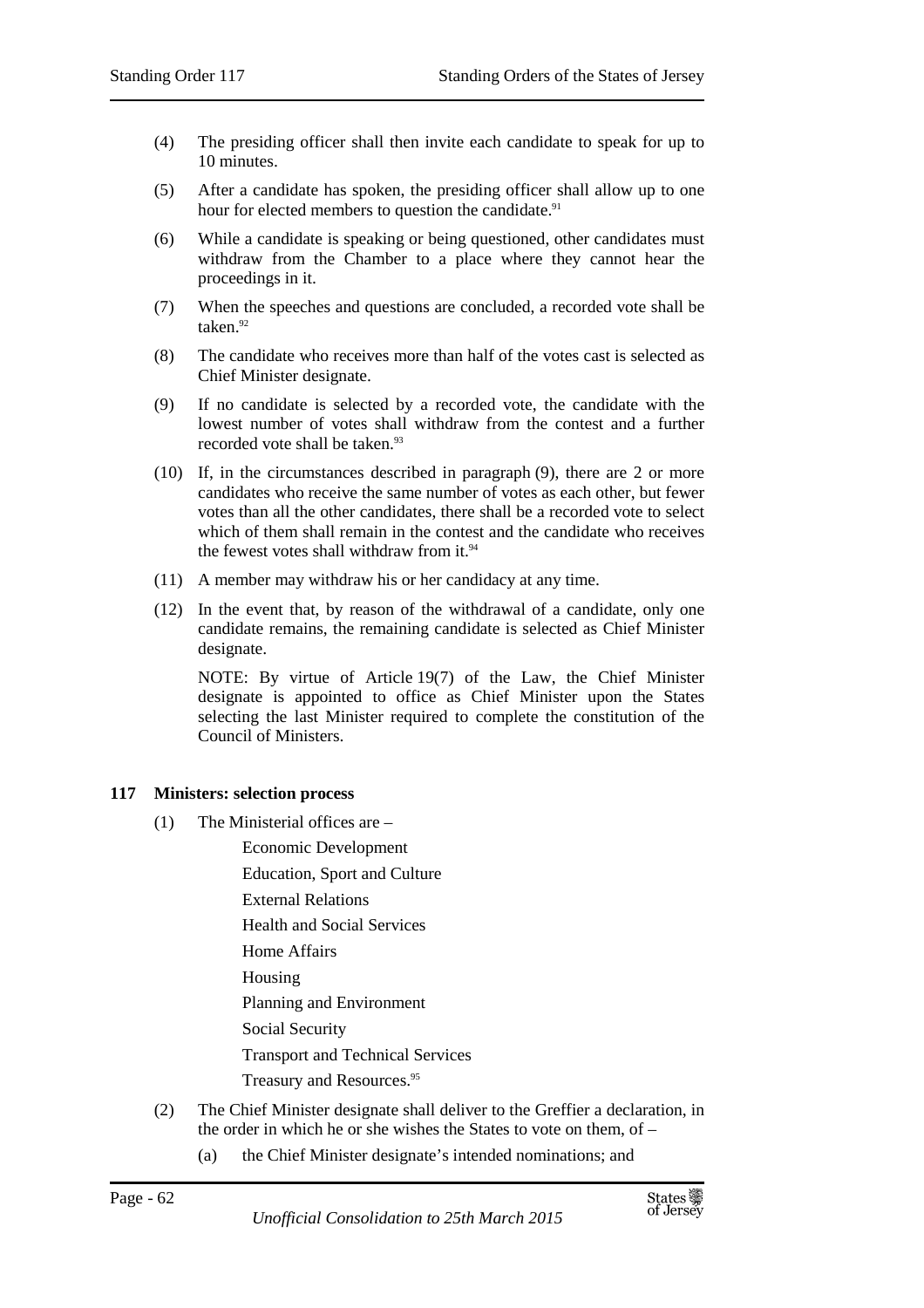(4) The presiding officer shall then invite each candidate to speak for up to 10 minutes.

(5) After a candidate has spoken, the presiding officer shall allow up to one hour for elected members to question the candidate.[91]

(6) While a candidate is speaking or being questioned, other candidates must withdraw from the Chamber to a place where they cannot hear the proceedings in it.

(7) When the speeches and questions are concluded, a recorded vote shall be taken.[92]

(8) The candidate who receives more than half of the votes cast is selected as Chief Minister designate.

(9) If no candidate is selected by a recorded vote, the candidate with the lowest number of votes shall withdraw from the contest and a further recorded vote shall be taken.[93]

(10) If, in the circumstances described in paragraph (9), there are 2 or more candidates who receive the same number of votes as each other, but fewer votes than all the other candidates, there shall be a recorded vote to select which of them shall remain in the contest and the candidate who receives the fewest votes shall withdraw from it.[94]

(11) A member may withdraw his or her candidacy at any time.

(12) In the event that, by reason of the withdrawal of a candidate, only one candidate remains, the remaining candidate is selected as Chief Minister designate.

NOTE: By virtue of Article 19(7) of the Law, the Chief Minister designate is appointed to office as Chief Minister upon the States selecting the last Minister required to complete the constitution of the Council of Ministers.

**117 Ministers: selection process**

(1) The Ministerial offices are –

Economic Development

Education, Sport and Culture

External Relations

Health and Social Services

Home Affairs

Housing

Planning and Environment

Social Security

Transport and Technical Services

Treasury and Resources.[95]

(2) The Chief Minister designate shall deliver to the Greffier a declaration, in the order in which he or she wishes the States to vote on them, of –

(a) the Chief Minister designate's intended nominations; and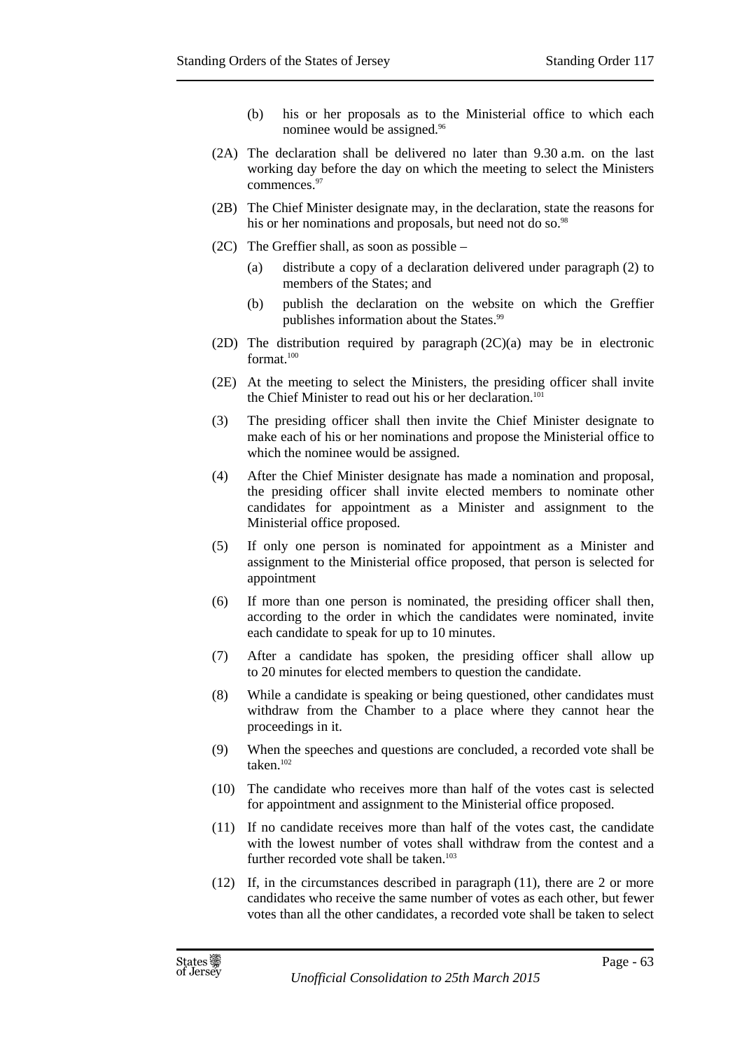(b) his or her proposals as to the Ministerial office to which each nominee would be assigned.[96]

(2A) The declaration shall be delivered no later than 9.30 a.m. on the last working day before the day on which the meeting to select the Ministers commences.[97]

(2B) The Chief Minister designate may, in the declaration, state the reasons for his or her nominations and proposals, but need not do so.[98]

(2C) The Greffier shall, as soon as possible –

(a) distribute a copy of a declaration delivered under paragraph (2) to members of the States; and

(b) publish the declaration on the website on which the Greffier publishes information about the States.[99]

(2D) The distribution required by paragraph (2C)(a) may be in electronic format.[100]

(2E) At the meeting to select the Ministers, the presiding officer shall invite the Chief Minister to read out his or her declaration.[101]

(3) The presiding officer shall then invite the Chief Minister designate to make each of his or her nominations and propose the Ministerial office to which the nominee would be assigned.

(4) After the Chief Minister designate has made a nomination and proposal, the presiding officer shall invite elected members to nominate other candidates for appointment as a Minister and assignment to the Ministerial office proposed.

(5) If only one person is nominated for appointment as a Minister and assignment to the Ministerial office proposed, that person is selected for appointment

(6) If more than one person is nominated, the presiding officer shall then, according to the order in which the candidates were nominated, invite each candidate to speak for up to 10 minutes.

(7) After a candidate has spoken, the presiding officer shall allow up to 20 minutes for elected members to question the candidate.

(8) While a candidate is speaking or being questioned, other candidates must withdraw from the Chamber to a place where they cannot hear the proceedings in it.

(9) When the speeches and questions are concluded, a recorded vote shall be taken.[102]

(10) The candidate who receives more than half of the votes cast is selected for appointment and assignment to the Ministerial office proposed.

(11) If no candidate receives more than half of the votes cast, the candidate with the lowest number of votes shall withdraw from the contest and a further recorded vote shall be taken.[103]

(12) If, in the circumstances described in paragraph (11), there are 2 or more candidates who receive the same number of votes as each other, but fewer votes than all the other candidates, a recorded vote shall be taken to select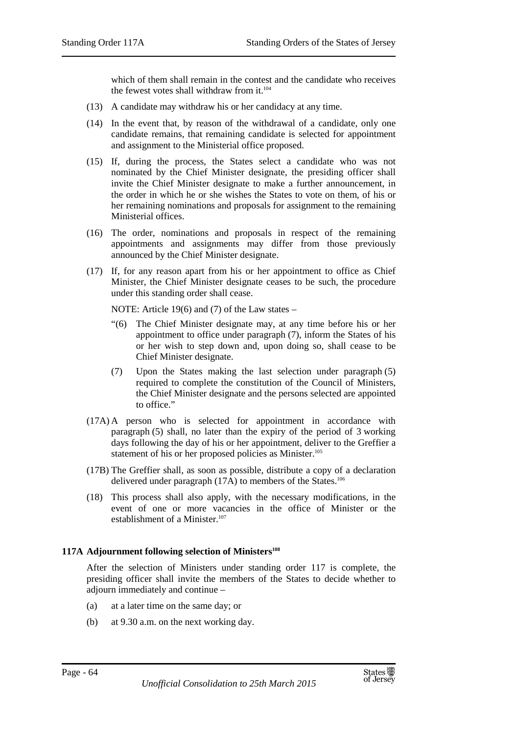which of them shall remain in the contest and the candidate who receives the fewest votes shall withdraw from it.[104]

(13) A candidate may withdraw his or her candidacy at any time.

(14) In the event that, by reason of the withdrawal of a candidate, only one candidate remains, that remaining candidate is selected for appointment and assignment to the Ministerial office proposed.

(15) If, during the process, the States select a candidate who was not nominated by the Chief Minister designate, the presiding officer shall invite the Chief Minister designate to make a further announcement, in the order in which he or she wishes the States to vote on them, of his or her remaining nominations and proposals for assignment to the remaining Ministerial offices.

(16) The order, nominations and proposals in respect of the remaining appointments and assignments may differ from those previously announced by the Chief Minister designate.

(17) If, for any reason apart from his or her appointment to office as Chief Minister, the Chief Minister designate ceases to be such, the procedure under this standing order shall cease.

NOTE: Article 19(6) and (7) of the Law states –

> "(6) The Chief Minister designate may, at any time before his or her appointment to office under paragraph (7), inform the States of his or her wish to step down and, upon doing so, shall cease to be Chief Minister designate.
>
> (7) Upon the States making the last selection under paragraph (5) required to complete the constitution of the Council of Ministers, the Chief Minister designate and the persons selected are appointed to office."

(17A) A person who is selected for appointment in accordance with paragraph (5) shall, no later than the expiry of the period of 3 working days following the day of his or her appointment, deliver to the Greffier a statement of his or her proposed policies as Minister.[105]

(17B) The Greffier shall, as soon as possible, distribute a copy of a declaration delivered under paragraph (17A) to members of the States.[106]

(18) This process shall also apply, with the necessary modifications, in the event of one or more vacancies in the office of Minister or the establishment of a Minister.[107]

**117A Adjournment following selection of Ministers[108]**

After the selection of Ministers under standing order 117 is complete, the presiding officer shall invite the members of the States to decide whether to adjourn immediately and continue –

(a) at a later time on the same day; or

(b) at 9.30 a.m. on the next working day.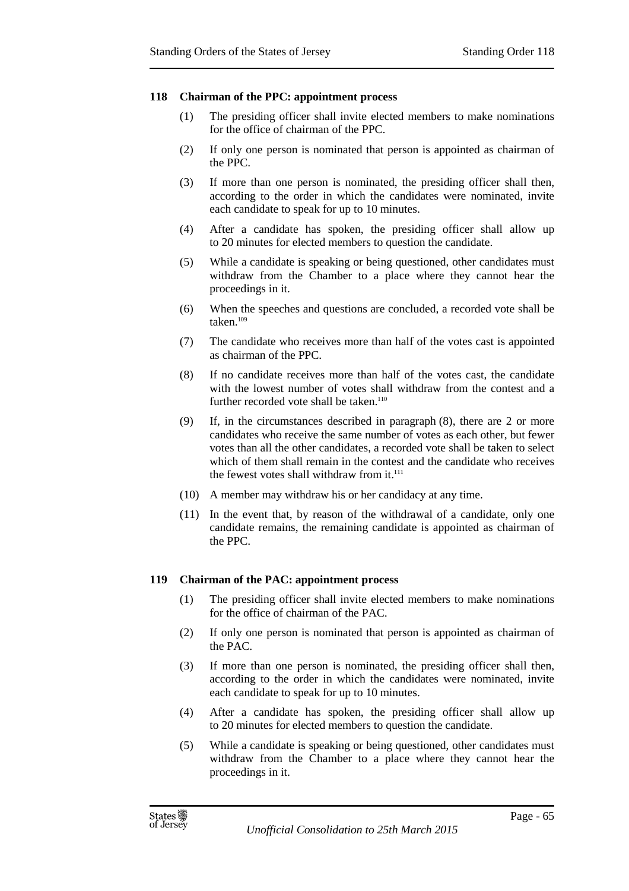### 118 Chairman of the PPC: appointment process

(1) The presiding officer shall invite elected members to make nominations for the office of chairman of the PPC.

(2) If only one person is nominated that person is appointed as chairman of the PPC.

(3) If more than one person is nominated, the presiding officer shall then, according to the order in which the candidates were nominated, invite each candidate to speak for up to 10 minutes.

(4) After a candidate has spoken, the presiding officer shall allow up to 20 minutes for elected members to question the candidate.

(5) While a candidate is speaking or being questioned, other candidates must withdraw from the Chamber to a place where they cannot hear the proceedings in it.

(6) When the speeches and questions are concluded, a recorded vote shall be taken.[109]

(7) The candidate who receives more than half of the votes cast is appointed as chairman of the PPC.

(8) If no candidate receives more than half of the votes cast, the candidate with the lowest number of votes shall withdraw from the contest and a further recorded vote shall be taken.[110]

(9) If, in the circumstances described in paragraph (8), there are 2 or more candidates who receive the same number of votes as each other, but fewer votes than all the other candidates, a recorded vote shall be taken to select which of them shall remain in the contest and the candidate who receives the fewest votes shall withdraw from it.[111]

(10) A member may withdraw his or her candidacy at any time.

(11) In the event that, by reason of the withdrawal of a candidate, only one candidate remains, the remaining candidate is appointed as chairman of the PPC.

### 119 Chairman of the PAC: appointment process

(1) The presiding officer shall invite elected members to make nominations for the office of chairman of the PAC.

(2) If only one person is nominated that person is appointed as chairman of the PAC.

(3) If more than one person is nominated, the presiding officer shall then, according to the order in which the candidates were nominated, invite each candidate to speak for up to 10 minutes.

(4) After a candidate has spoken, the presiding officer shall allow up to 20 minutes for elected members to question the candidate.

(5) While a candidate is speaking or being questioned, other candidates must withdraw from the Chamber to a place where they cannot hear the proceedings in it.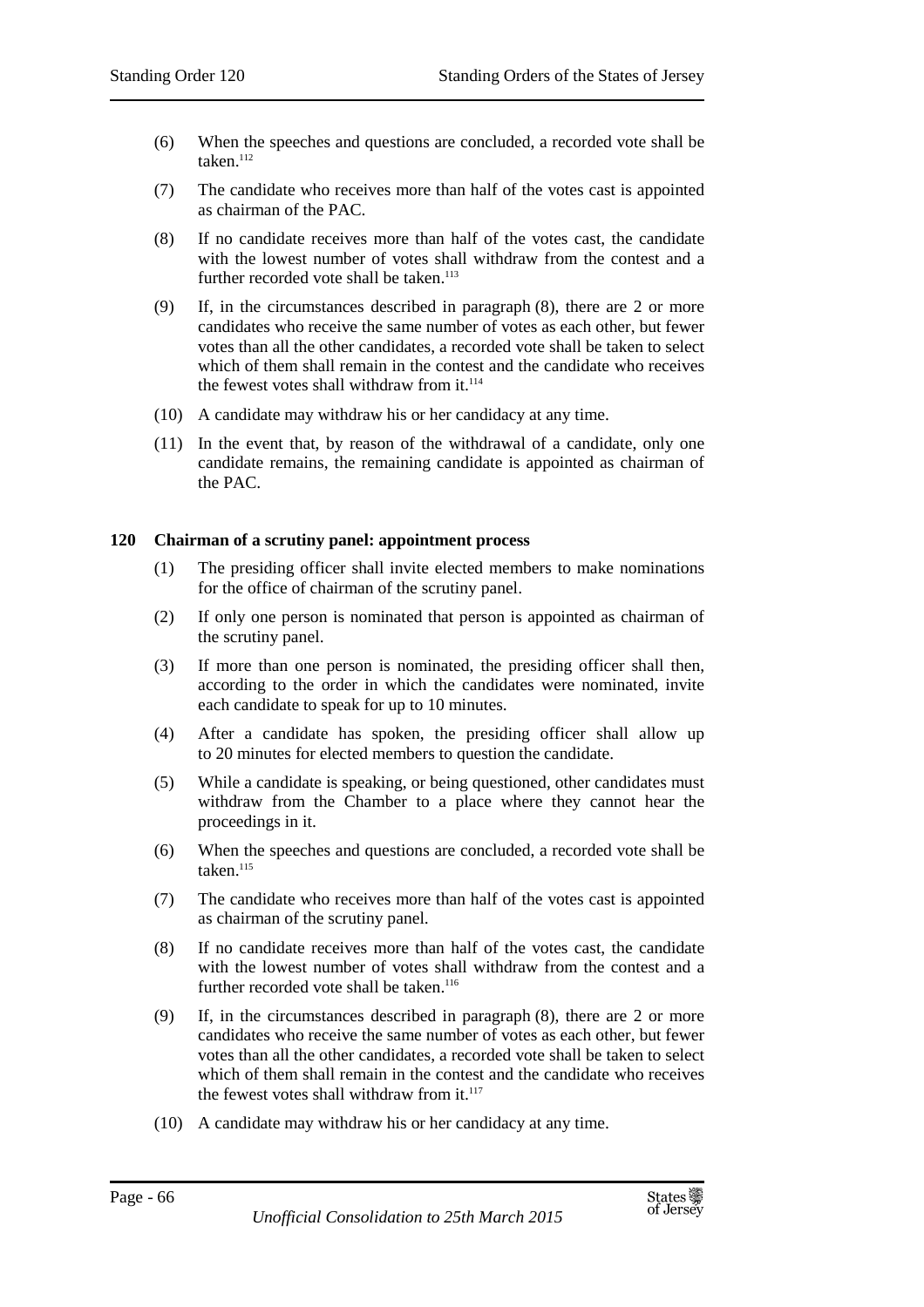(6) When the speeches and questions are concluded, a recorded vote shall be taken.[112]

(7) The candidate who receives more than half of the votes cast is appointed as chairman of the PAC.

(8) If no candidate receives more than half of the votes cast, the candidate with the lowest number of votes shall withdraw from the contest and a further recorded vote shall be taken.[113]

(9) If, in the circumstances described in paragraph (8), there are 2 or more candidates who receive the same number of votes as each other, but fewer votes than all the other candidates, a recorded vote shall be taken to select which of them shall remain in the contest and the candidate who receives the fewest votes shall withdraw from it.[114]

(10) A candidate may withdraw his or her candidacy at any time.

(11) In the event that, by reason of the withdrawal of a candidate, only one candidate remains, the remaining candidate is appointed as chairman of the PAC.

**120 Chairman of a scrutiny panel: appointment process**

(1) The presiding officer shall invite elected members to make nominations for the office of chairman of the scrutiny panel.

(2) If only one person is nominated that person is appointed as chairman of the scrutiny panel.

(3) If more than one person is nominated, the presiding officer shall then, according to the order in which the candidates were nominated, invite each candidate to speak for up to 10 minutes.

(4) After a candidate has spoken, the presiding officer shall allow up to 20 minutes for elected members to question the candidate.

(5) While a candidate is speaking, or being questioned, other candidates must withdraw from the Chamber to a place where they cannot hear the proceedings in it.

(6) When the speeches and questions are concluded, a recorded vote shall be taken.[115]

(7) The candidate who receives more than half of the votes cast is appointed as chairman of the scrutiny panel.

(8) If no candidate receives more than half of the votes cast, the candidate with the lowest number of votes shall withdraw from the contest and a further recorded vote shall be taken.[116]

(9) If, in the circumstances described in paragraph (8), there are 2 or more candidates who receive the same number of votes as each other, but fewer votes than all the other candidates, a recorded vote shall be taken to select which of them shall remain in the contest and the candidate who receives the fewest votes shall withdraw from it.[117]

(10) A candidate may withdraw his or her candidacy at any time.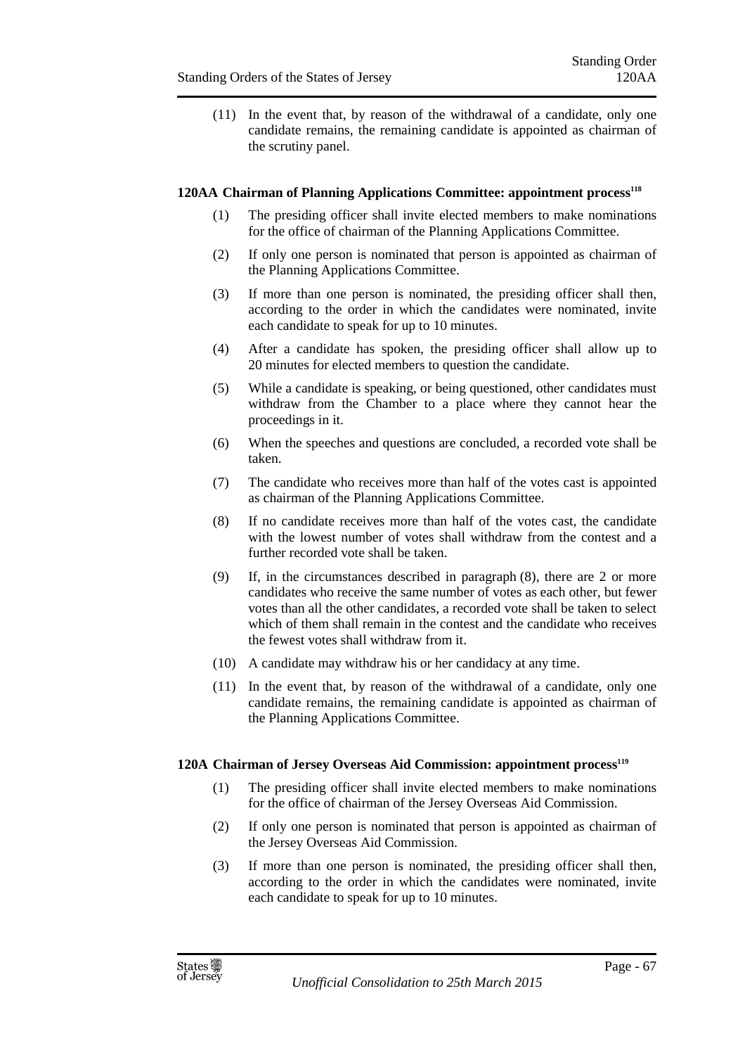(11) In the event that, by reason of the withdrawal of a candidate, only one candidate remains, the remaining candidate is appointed as chairman of the scrutiny panel.

### 120AA Chairman of Planning Applications Committee: appointment process[118]

(1) The presiding officer shall invite elected members to make nominations for the office of chairman of the Planning Applications Committee.

(2) If only one person is nominated that person is appointed as chairman of the Planning Applications Committee.

(3) If more than one person is nominated, the presiding officer shall then, according to the order in which the candidates were nominated, invite each candidate to speak for up to 10 minutes.

(4) After a candidate has spoken, the presiding officer shall allow up to 20 minutes for elected members to question the candidate.

(5) While a candidate is speaking, or being questioned, other candidates must withdraw from the Chamber to a place where they cannot hear the proceedings in it.

(6) When the speeches and questions are concluded, a recorded vote shall be taken.

(7) The candidate who receives more than half of the votes cast is appointed as chairman of the Planning Applications Committee.

(8) If no candidate receives more than half of the votes cast, the candidate with the lowest number of votes shall withdraw from the contest and a further recorded vote shall be taken.

(9) If, in the circumstances described in paragraph (8), there are 2 or more candidates who receive the same number of votes as each other, but fewer votes than all the other candidates, a recorded vote shall be taken to select which of them shall remain in the contest and the candidate who receives the fewest votes shall withdraw from it.

(10) A candidate may withdraw his or her candidacy at any time.

(11) In the event that, by reason of the withdrawal of a candidate, only one candidate remains, the remaining candidate is appointed as chairman of the Planning Applications Committee.

### 120A Chairman of Jersey Overseas Aid Commission: appointment process[119]

(1) The presiding officer shall invite elected members to make nominations for the office of chairman of the Jersey Overseas Aid Commission.

(2) If only one person is nominated that person is appointed as chairman of the Jersey Overseas Aid Commission.

(3) If more than one person is nominated, the presiding officer shall then, according to the order in which the candidates were nominated, invite each candidate to speak for up to 10 minutes.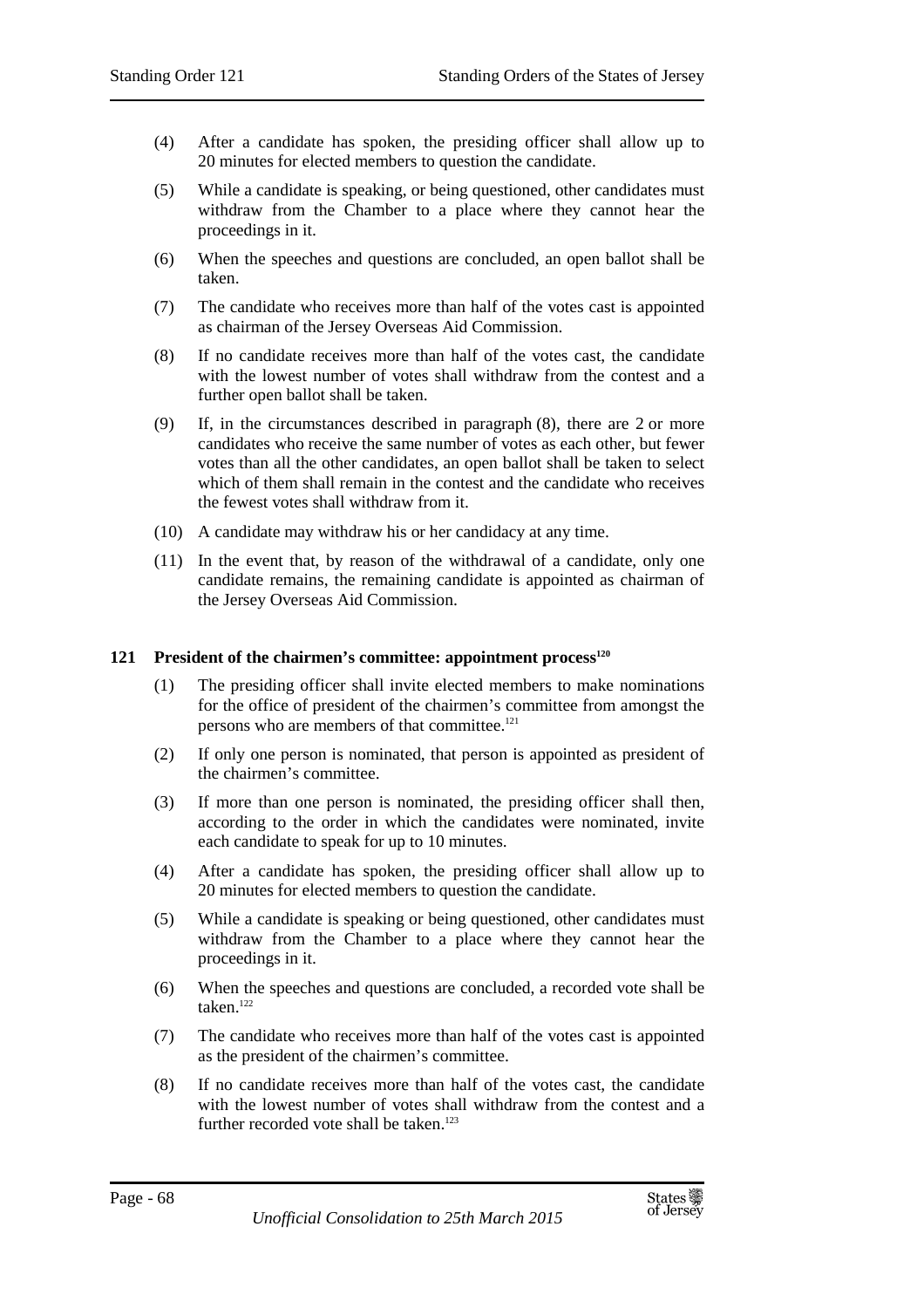(4) After a candidate has spoken, the presiding officer shall allow up to 20 minutes for elected members to question the candidate.

(5) While a candidate is speaking, or being questioned, other candidates must withdraw from the Chamber to a place where they cannot hear the proceedings in it.

(6) When the speeches and questions are concluded, an open ballot shall be taken.

(7) The candidate who receives more than half of the votes cast is appointed as chairman of the Jersey Overseas Aid Commission.

(8) If no candidate receives more than half of the votes cast, the candidate with the lowest number of votes shall withdraw from the contest and a further open ballot shall be taken.

(9) If, in the circumstances described in paragraph (8), there are 2 or more candidates who receive the same number of votes as each other, but fewer votes than all the other candidates, an open ballot shall be taken to select which of them shall remain in the contest and the candidate who receives the fewest votes shall withdraw from it.

(10) A candidate may withdraw his or her candidacy at any time.

(11) In the event that, by reason of the withdrawal of a candidate, only one candidate remains, the remaining candidate is appointed as chairman of the Jersey Overseas Aid Commission.

### 121 President of the chairmen's committee: appointment process[120]

(1) The presiding officer shall invite elected members to make nominations for the office of president of the chairmen's committee from amongst the persons who are members of that committee.[121]

(2) If only one person is nominated, that person is appointed as president of the chairmen's committee.

(3) If more than one person is nominated, the presiding officer shall then, according to the order in which the candidates were nominated, invite each candidate to speak for up to 10 minutes.

(4) After a candidate has spoken, the presiding officer shall allow up to 20 minutes for elected members to question the candidate.

(5) While a candidate is speaking or being questioned, other candidates must withdraw from the Chamber to a place where they cannot hear the proceedings in it.

(6) When the speeches and questions are concluded, a recorded vote shall be taken.[122]

(7) The candidate who receives more than half of the votes cast is appointed as the president of the chairmen's committee.

(8) If no candidate receives more than half of the votes cast, the candidate with the lowest number of votes shall withdraw from the contest and a further recorded vote shall be taken.[123]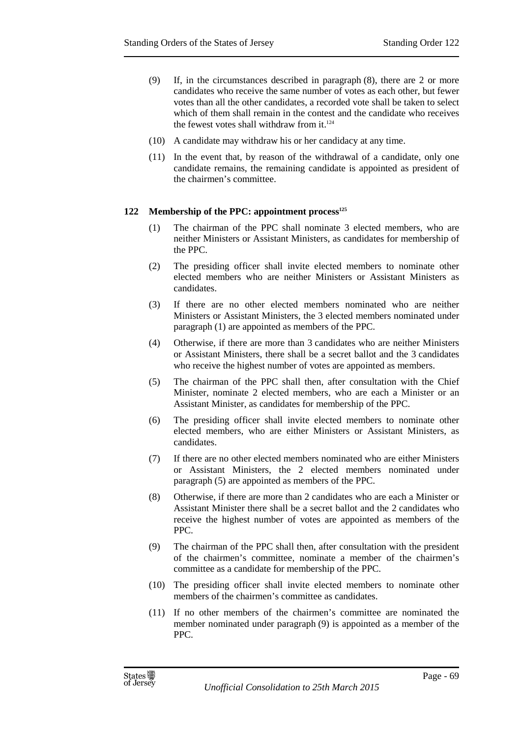(9) If, in the circumstances described in paragraph (8), there are 2 or more candidates who receive the same number of votes as each other, but fewer votes than all the other candidates, a recorded vote shall be taken to select which of them shall remain in the contest and the candidate who receives the fewest votes shall withdraw from it.[124]

(10) A candidate may withdraw his or her candidacy at any time.

(11) In the event that, by reason of the withdrawal of a candidate, only one candidate remains, the remaining candidate is appointed as president of the chairmen's committee.

### 122 Membership of the PPC: appointment process[125]

(1) The chairman of the PPC shall nominate 3 elected members, who are neither Ministers or Assistant Ministers, as candidates for membership of the PPC.

(2) The presiding officer shall invite elected members to nominate other elected members who are neither Ministers or Assistant Ministers as candidates.

(3) If there are no other elected members nominated who are neither Ministers or Assistant Ministers, the 3 elected members nominated under paragraph (1) are appointed as members of the PPC.

(4) Otherwise, if there are more than 3 candidates who are neither Ministers or Assistant Ministers, there shall be a secret ballot and the 3 candidates who receive the highest number of votes are appointed as members.

(5) The chairman of the PPC shall then, after consultation with the Chief Minister, nominate 2 elected members, who are each a Minister or an Assistant Minister, as candidates for membership of the PPC.

(6) The presiding officer shall invite elected members to nominate other elected members, who are either Ministers or Assistant Ministers, as candidates.

(7) If there are no other elected members nominated who are either Ministers or Assistant Ministers, the 2 elected members nominated under paragraph (5) are appointed as members of the PPC.

(8) Otherwise, if there are more than 2 candidates who are each a Minister or Assistant Minister there shall be a secret ballot and the 2 candidates who receive the highest number of votes are appointed as members of the PPC.

(9) The chairman of the PPC shall then, after consultation with the president of the chairmen's committee, nominate a member of the chairmen's committee as a candidate for membership of the PPC.

(10) The presiding officer shall invite elected members to nominate other members of the chairmen's committee as candidates.

(11) If no other members of the chairmen's committee are nominated the member nominated under paragraph (9) is appointed as a member of the PPC.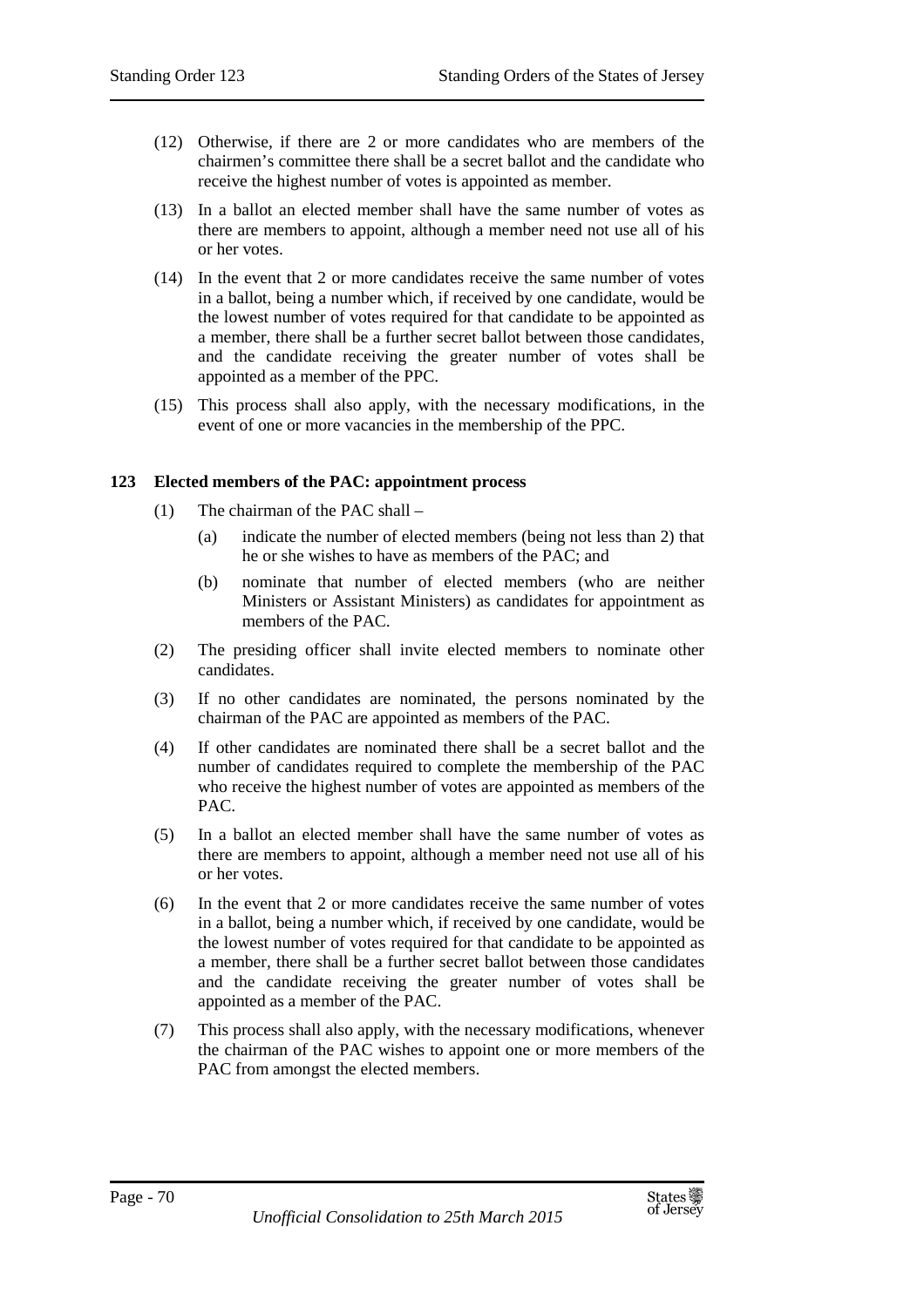(12) Otherwise, if there are 2 or more candidates who are members of the chairmen's committee there shall be a secret ballot and the candidate who receive the highest number of votes is appointed as member.

(13) In a ballot an elected member shall have the same number of votes as there are members to appoint, although a member need not use all of his or her votes.

(14) In the event that 2 or more candidates receive the same number of votes in a ballot, being a number which, if received by one candidate, would be the lowest number of votes required for that candidate to be appointed as a member, there shall be a further secret ballot between those candidates, and the candidate receiving the greater number of votes shall be appointed as a member of the PPC.

(15) This process shall also apply, with the necessary modifications, in the event of one or more vacancies in the membership of the PPC.

### 123 Elected members of the PAC: appointment process

(1) The chairman of the PAC shall –

  (a) indicate the number of elected members (being not less than 2) that he or she wishes to have as members of the PAC; and

  (b) nominate that number of elected members (who are neither Ministers or Assistant Ministers) as candidates for appointment as members of the PAC.

(2) The presiding officer shall invite elected members to nominate other candidates.

(3) If no other candidates are nominated, the persons nominated by the chairman of the PAC are appointed as members of the PAC.

(4) If other candidates are nominated there shall be a secret ballot and the number of candidates required to complete the membership of the PAC who receive the highest number of votes are appointed as members of the PAC.

(5) In a ballot an elected member shall have the same number of votes as there are members to appoint, although a member need not use all of his or her votes.

(6) In the event that 2 or more candidates receive the same number of votes in a ballot, being a number which, if received by one candidate, would be the lowest number of votes required for that candidate to be appointed as a member, there shall be a further secret ballot between those candidates and the candidate receiving the greater number of votes shall be appointed as a member of the PAC.

(7) This process shall also apply, with the necessary modifications, whenever the chairman of the PAC wishes to appoint one or more members of the PAC from amongst the elected members.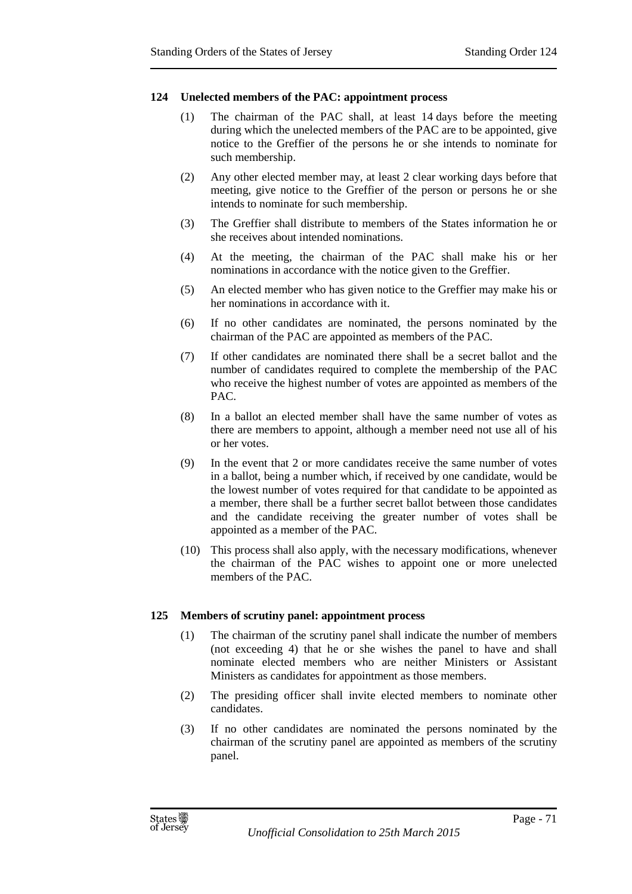### 124 Unelected members of the PAC: appointment process

(1) The chairman of the PAC shall, at least 14 days before the meeting during which the unelected members of the PAC are to be appointed, give notice to the Greffier of the persons he or she intends to nominate for such membership.

(2) Any other elected member may, at least 2 clear working days before that meeting, give notice to the Greffier of the person or persons he or she intends to nominate for such membership.

(3) The Greffier shall distribute to members of the States information he or she receives about intended nominations.

(4) At the meeting, the chairman of the PAC shall make his or her nominations in accordance with the notice given to the Greffier.

(5) An elected member who has given notice to the Greffier may make his or her nominations in accordance with it.

(6) If no other candidates are nominated, the persons nominated by the chairman of the PAC are appointed as members of the PAC.

(7) If other candidates are nominated there shall be a secret ballot and the number of candidates required to complete the membership of the PAC who receive the highest number of votes are appointed as members of the PAC.

(8) In a ballot an elected member shall have the same number of votes as there are members to appoint, although a member need not use all of his or her votes.

(9) In the event that 2 or more candidates receive the same number of votes in a ballot, being a number which, if received by one candidate, would be the lowest number of votes required for that candidate to be appointed as a member, there shall be a further secret ballot between those candidates and the candidate receiving the greater number of votes shall be appointed as a member of the PAC.

(10) This process shall also apply, with the necessary modifications, whenever the chairman of the PAC wishes to appoint one or more unelected members of the PAC.

### 125 Members of scrutiny panel: appointment process

(1) The chairman of the scrutiny panel shall indicate the number of members (not exceeding 4) that he or she wishes the panel to have and shall nominate elected members who are neither Ministers or Assistant Ministers as candidates for appointment as those members.

(2) The presiding officer shall invite elected members to nominate other candidates.

(3) If no other candidates are nominated the persons nominated by the chairman of the scrutiny panel are appointed as members of the scrutiny panel.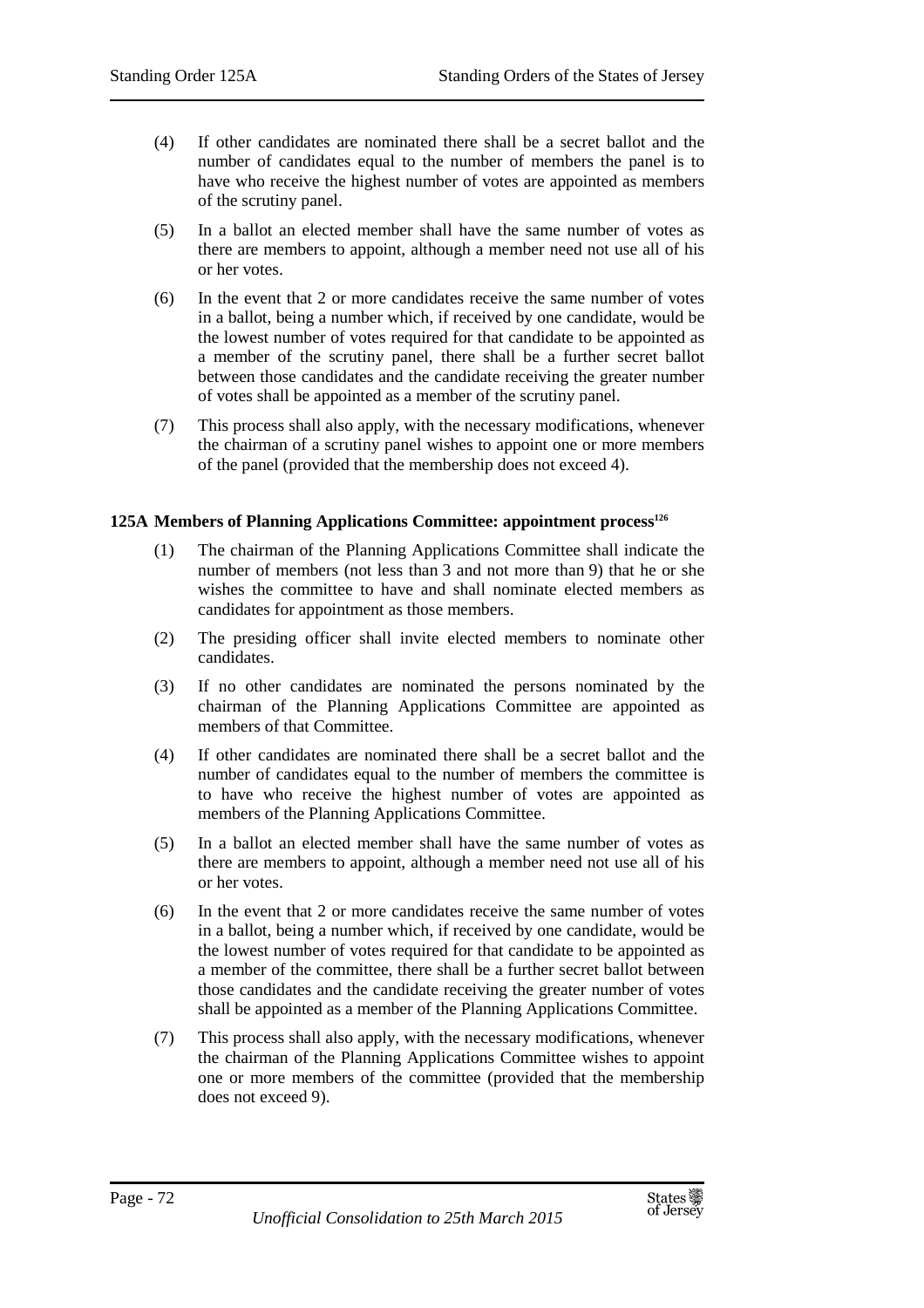(4) If other candidates are nominated there shall be a secret ballot and the number of candidates equal to the number of members the panel is to have who receive the highest number of votes are appointed as members of the scrutiny panel.

(5) In a ballot an elected member shall have the same number of votes as there are members to appoint, although a member need not use all of his or her votes.

(6) In the event that 2 or more candidates receive the same number of votes in a ballot, being a number which, if received by one candidate, would be the lowest number of votes required for that candidate to be appointed as a member of the scrutiny panel, there shall be a further secret ballot between those candidates and the candidate receiving the greater number of votes shall be appointed as a member of the scrutiny panel.

(7) This process shall also apply, with the necessary modifications, whenever the chairman of a scrutiny panel wishes to appoint one or more members of the panel (provided that the membership does not exceed 4).

### 125A Members of Planning Applications Committee: appointment process[126]

(1) The chairman of the Planning Applications Committee shall indicate the number of members (not less than 3 and not more than 9) that he or she wishes the committee to have and shall nominate elected members as candidates for appointment as those members.

(2) The presiding officer shall invite elected members to nominate other candidates.

(3) If no other candidates are nominated the persons nominated by the chairman of the Planning Applications Committee are appointed as members of that Committee.

(4) If other candidates are nominated there shall be a secret ballot and the number of candidates equal to the number of members the committee is to have who receive the highest number of votes are appointed as members of the Planning Applications Committee.

(5) In a ballot an elected member shall have the same number of votes as there are members to appoint, although a member need not use all of his or her votes.

(6) In the event that 2 or more candidates receive the same number of votes in a ballot, being a number which, if received by one candidate, would be the lowest number of votes required for that candidate to be appointed as a member of the committee, there shall be a further secret ballot between those candidates and the candidate receiving the greater number of votes shall be appointed as a member of the Planning Applications Committee.

(7) This process shall also apply, with the necessary modifications, whenever the chairman of the Planning Applications Committee wishes to appoint one or more members of the committee (provided that the membership does not exceed 9).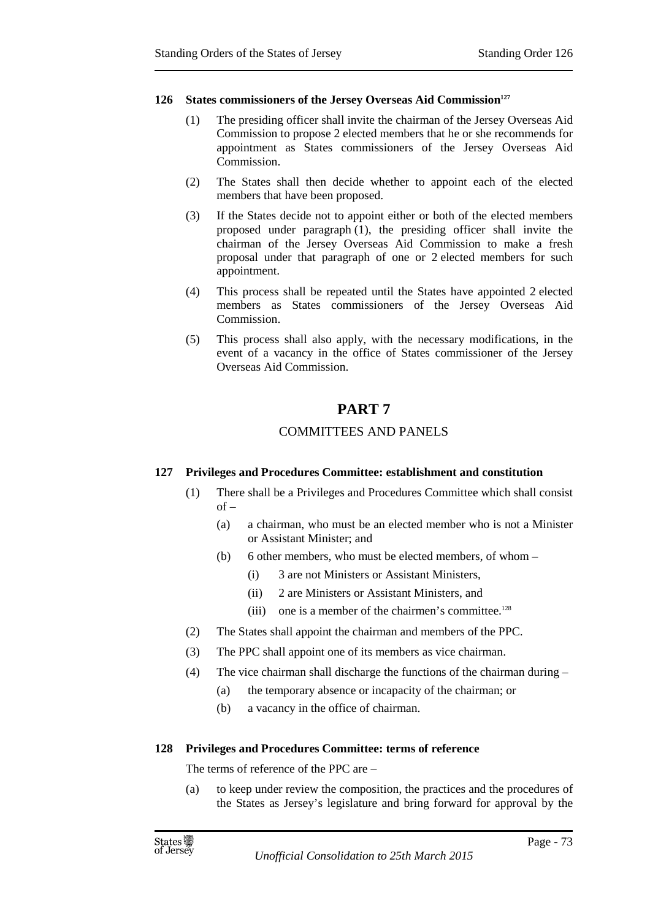### 126 States commissioners of the Jersey Overseas Aid Commission[127]

(1) The presiding officer shall invite the chairman of the Jersey Overseas Aid Commission to propose 2 elected members that he or she recommends for appointment as States commissioners of the Jersey Overseas Aid Commission.

(2) The States shall then decide whether to appoint each of the elected members that have been proposed.

(3) If the States decide not to appoint either or both of the elected members proposed under paragraph (1), the presiding officer shall invite the chairman of the Jersey Overseas Aid Commission to make a fresh proposal under that paragraph of one or 2 elected members for such appointment.

(4) This process shall be repeated until the States have appointed 2 elected members as States commissioners of the Jersey Overseas Aid Commission.

(5) This process shall also apply, with the necessary modifications, in the event of a vacancy in the office of States commissioner of the Jersey Overseas Aid Commission.

# PART 7

## COMMITTEES AND PANELS

### 127 Privileges and Procedures Committee: establishment and constitution

(1) There shall be a Privileges and Procedures Committee which shall consist of –

- (a) a chairman, who must be an elected member who is not a Minister or Assistant Minister; and
- (b) 6 other members, who must be elected members, of whom –
  - (i) 3 are not Ministers or Assistant Ministers,
  - (ii) 2 are Ministers or Assistant Ministers, and
  - (iii) one is a member of the chairmen's committee.[128]

(2) The States shall appoint the chairman and members of the PPC.

(3) The PPC shall appoint one of its members as vice chairman.

(4) The vice chairman shall discharge the functions of the chairman during –

- (a) the temporary absence or incapacity of the chairman; or
- (b) a vacancy in the office of chairman.

### 128 Privileges and Procedures Committee: terms of reference

The terms of reference of the PPC are –

(a) to keep under review the composition, the practices and the procedures of the States as Jersey's legislature and bring forward for approval by the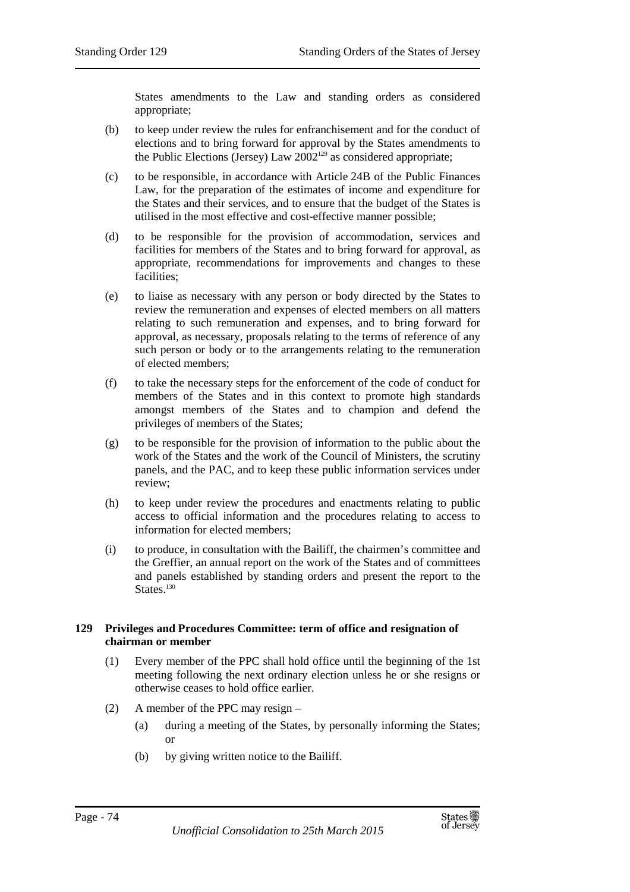States amendments to the Law and standing orders as considered appropriate;

(b) to keep under review the rules for enfranchisement and for the conduct of elections and to bring forward for approval by the States amendments to the Public Elections (Jersey) Law 2002[129] as considered appropriate;

(c) to be responsible, in accordance with Article 24B of the Public Finances Law, for the preparation of the estimates of income and expenditure for the States and their services, and to ensure that the budget of the States is utilised in the most effective and cost-effective manner possible;

(d) to be responsible for the provision of accommodation, services and facilities for members of the States and to bring forward for approval, as appropriate, recommendations for improvements and changes to these facilities;

(e) to liaise as necessary with any person or body directed by the States to review the remuneration and expenses of elected members on all matters relating to such remuneration and expenses, and to bring forward for approval, as necessary, proposals relating to the terms of reference of any such person or body or to the arrangements relating to the remuneration of elected members;

(f) to take the necessary steps for the enforcement of the code of conduct for members of the States and in this context to promote high standards amongst members of the States and to champion and defend the privileges of members of the States;

(g) to be responsible for the provision of information to the public about the work of the States and the work of the Council of Ministers, the scrutiny panels, and the PAC, and to keep these public information services under review;

(h) to keep under review the procedures and enactments relating to public access to official information and the procedures relating to access to information for elected members;

(i) to produce, in consultation with the Bailiff, the chairmen's committee and the Greffier, an annual report on the work of the States and of committees and panels established by standing orders and present the report to the States.[130]

### 129 Privileges and Procedures Committee: term of office and resignation of chairman or member

(1) Every member of the PPC shall hold office until the beginning of the 1st meeting following the next ordinary election unless he or she resigns or otherwise ceases to hold office earlier.

(2) A member of the PPC may resign –

  (a) during a meeting of the States, by personally informing the States; or

  (b) by giving written notice to the Bailiff.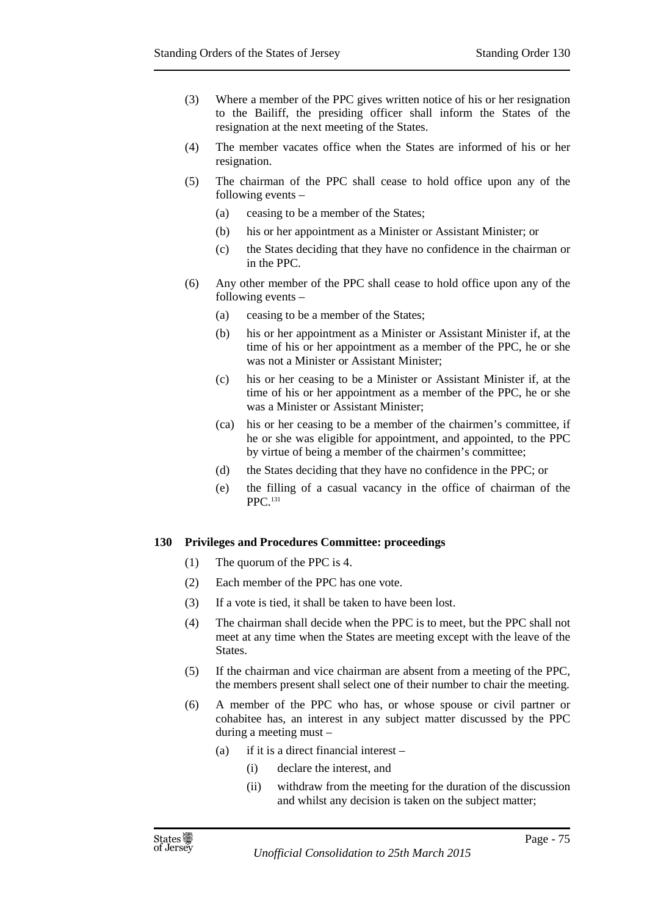(3) Where a member of the PPC gives written notice of his or her resignation to the Bailiff, the presiding officer shall inform the States of the resignation at the next meeting of the States.

(4) The member vacates office when the States are informed of his or her resignation.

(5) The chairman of the PPC shall cease to hold office upon any of the following events –

- (a) ceasing to be a member of the States;
- (b) his or her appointment as a Minister or Assistant Minister; or
- (c) the States deciding that they have no confidence in the chairman or in the PPC.

(6) Any other member of the PPC shall cease to hold office upon any of the following events –

- (a) ceasing to be a member of the States;
- (b) his or her appointment as a Minister or Assistant Minister if, at the time of his or her appointment as a member of the PPC, he or she was not a Minister or Assistant Minister;
- (c) his or her ceasing to be a Minister or Assistant Minister if, at the time of his or her appointment as a member of the PPC, he or she was a Minister or Assistant Minister;
- (ca) his or her ceasing to be a member of the chairmen's committee, if he or she was eligible for appointment, and appointed, to the PPC by virtue of being a member of the chairmen's committee;
- (d) the States deciding that they have no confidence in the PPC; or
- (e) the filling of a casual vacancy in the office of chairman of the PPC.[131]

**130 Privileges and Procedures Committee: proceedings**

(1) The quorum of the PPC is 4.

(2) Each member of the PPC has one vote.

(3) If a vote is tied, it shall be taken to have been lost.

(4) The chairman shall decide when the PPC is to meet, but the PPC shall not meet at any time when the States are meeting except with the leave of the States.

(5) If the chairman and vice chairman are absent from a meeting of the PPC, the members present shall select one of their number to chair the meeting.

(6) A member of the PPC who has, or whose spouse or civil partner or cohabitee has, an interest in any subject matter discussed by the PPC during a meeting must –

- (a) if it is a direct financial interest –
  - (i) declare the interest, and
  - (ii) withdraw from the meeting for the duration of the discussion and whilst any decision is taken on the subject matter;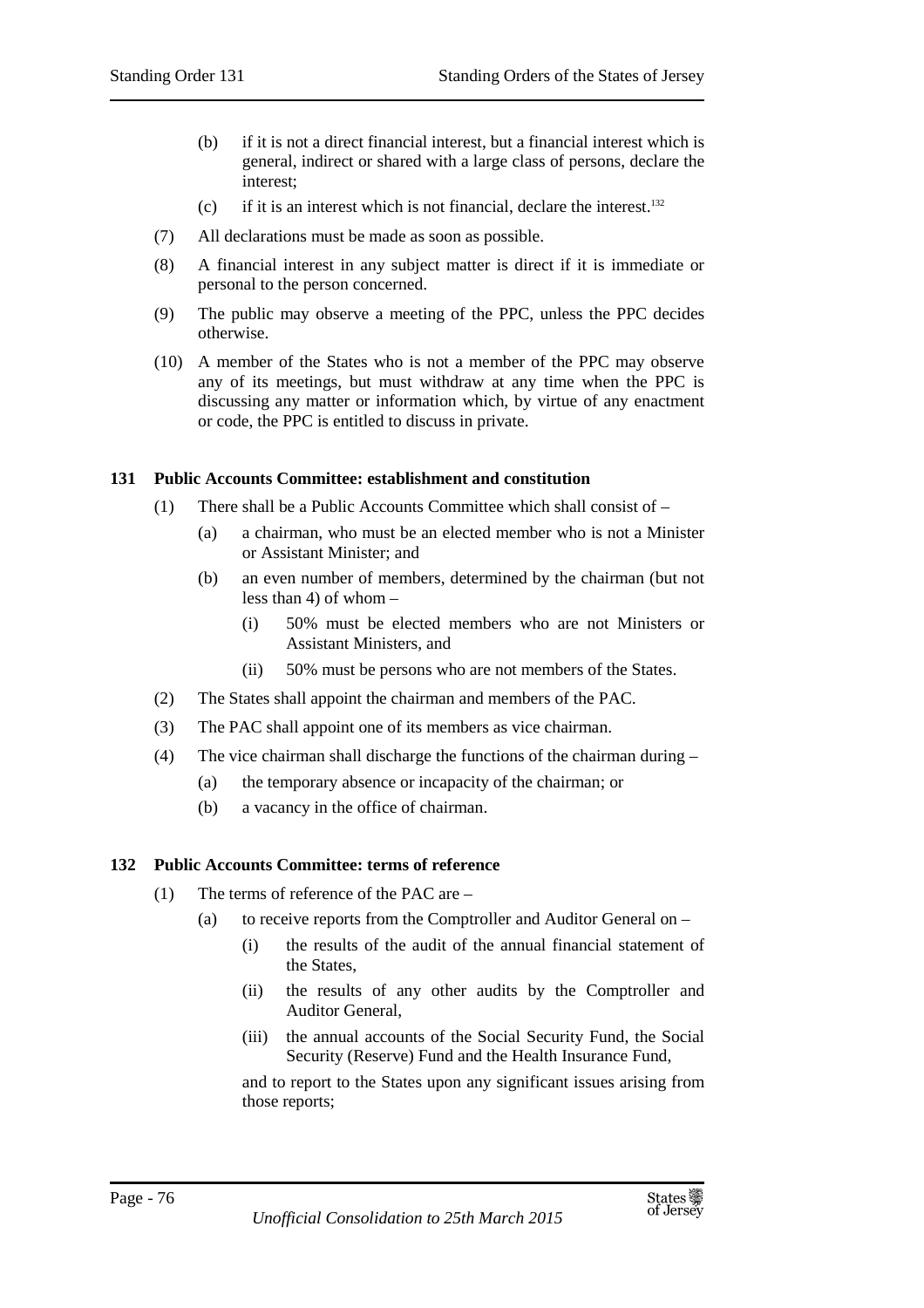(b) if it is not a direct financial interest, but a financial interest which is general, indirect or shared with a large class of persons, declare the interest;

(c) if it is an interest which is not financial, declare the interest.[132]

(7) All declarations must be made as soon as possible.

(8) A financial interest in any subject matter is direct if it is immediate or personal to the person concerned.

(9) The public may observe a meeting of the PPC, unless the PPC decides otherwise.

(10) A member of the States who is not a member of the PPC may observe any of its meetings, but must withdraw at any time when the PPC is discussing any matter or information which, by virtue of any enactment or code, the PPC is entitled to discuss in private.

### 131 Public Accounts Committee: establishment and constitution

(1) There shall be a Public Accounts Committee which shall consist of –

(a) a chairman, who must be an elected member who is not a Minister or Assistant Minister; and

(b) an even number of members, determined by the chairman (but not less than 4) of whom –

(i) 50% must be elected members who are not Ministers or Assistant Ministers, and

(ii) 50% must be persons who are not members of the States.

(2) The States shall appoint the chairman and members of the PAC.

(3) The PAC shall appoint one of its members as vice chairman.

(4) The vice chairman shall discharge the functions of the chairman during –

(a) the temporary absence or incapacity of the chairman; or

(b) a vacancy in the office of chairman.

### 132 Public Accounts Committee: terms of reference

(1) The terms of reference of the PAC are –

(a) to receive reports from the Comptroller and Auditor General on –

(i) the results of the audit of the annual financial statement of the States,

(ii) the results of any other audits by the Comptroller and Auditor General,

(iii) the annual accounts of the Social Security Fund, the Social Security (Reserve) Fund and the Health Insurance Fund,

and to report to the States upon any significant issues arising from those reports;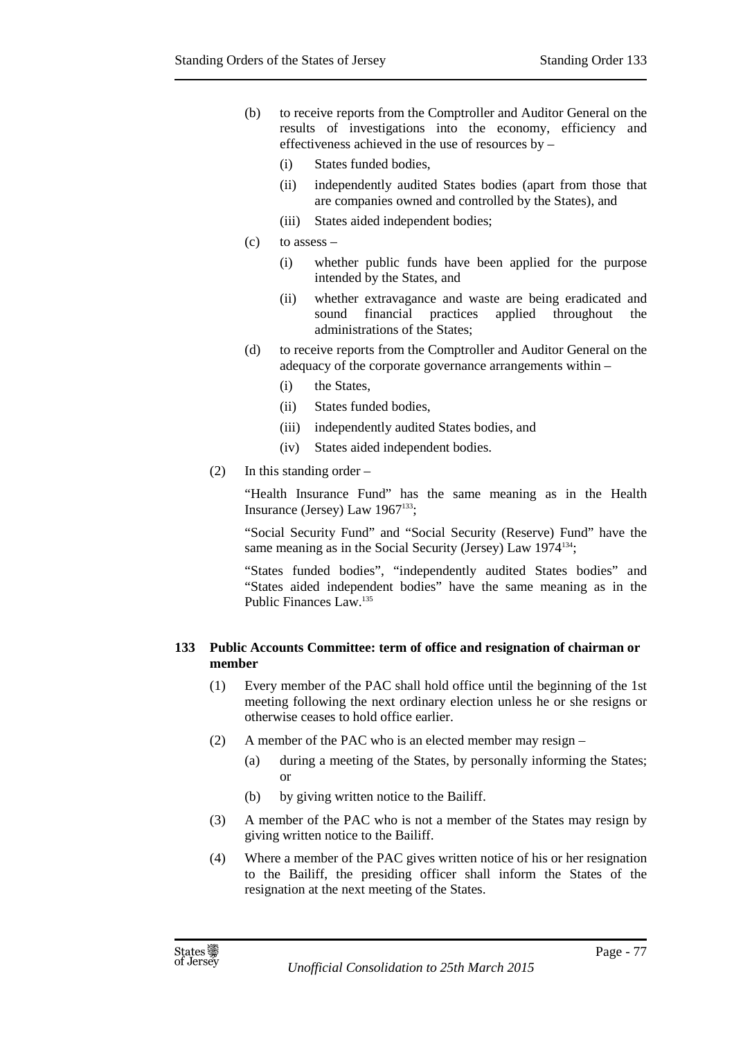(b) to receive reports from the Comptroller and Auditor General on the results of investigations into the economy, efficiency and effectiveness achieved in the use of resources by –

   (i) States funded bodies,

   (ii) independently audited States bodies (apart from those that are companies owned and controlled by the States), and

   (iii) States aided independent bodies;

(c) to assess –

   (i) whether public funds have been applied for the purpose intended by the States, and

   (ii) whether extravagance and waste are being eradicated and sound financial practices applied throughout the administrations of the States;

(d) to receive reports from the Comptroller and Auditor General on the adequacy of the corporate governance arrangements within –

   (i) the States,

   (ii) States funded bodies,

   (iii) independently audited States bodies, and

   (iv) States aided independent bodies.

(2) In this standing order –

"Health Insurance Fund" has the same meaning as in the Health Insurance (Jersey) Law 1967[133];

"Social Security Fund" and "Social Security (Reserve) Fund" have the same meaning as in the Social Security (Jersey) Law 1974[134];

"States funded bodies", "independently audited States bodies" and "States aided independent bodies" have the same meaning as in the Public Finances Law.[135]

**133 Public Accounts Committee: term of office and resignation of chairman or member**

(1) Every member of the PAC shall hold office until the beginning of the 1st meeting following the next ordinary election unless he or she resigns or otherwise ceases to hold office earlier.

(2) A member of the PAC who is an elected member may resign –

   (a) during a meeting of the States, by personally informing the States; or

   (b) by giving written notice to the Bailiff.

(3) A member of the PAC who is not a member of the States may resign by giving written notice to the Bailiff.

(4) Where a member of the PAC gives written notice of his or her resignation to the Bailiff, the presiding officer shall inform the States of the resignation at the next meeting of the States.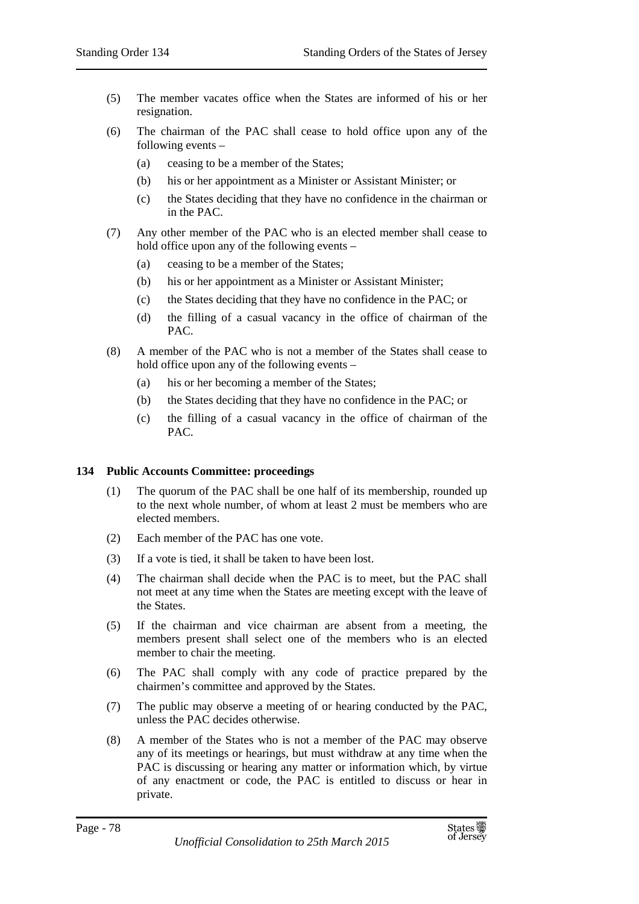(5) The member vacates office when the States are informed of his or her resignation.

(6) The chairman of the PAC shall cease to hold office upon any of the following events –

(a) ceasing to be a member of the States;

(b) his or her appointment as a Minister or Assistant Minister; or

(c) the States deciding that they have no confidence in the chairman or in the PAC.

(7) Any other member of the PAC who is an elected member shall cease to hold office upon any of the following events –

(a) ceasing to be a member of the States;

(b) his or her appointment as a Minister or Assistant Minister;

(c) the States deciding that they have no confidence in the PAC; or

(d) the filling of a casual vacancy in the office of chairman of the PAC.

(8) A member of the PAC who is not a member of the States shall cease to hold office upon any of the following events –

(a) his or her becoming a member of the States;

(b) the States deciding that they have no confidence in the PAC; or

(c) the filling of a casual vacancy in the office of chairman of the PAC.

**134 Public Accounts Committee: proceedings**

(1) The quorum of the PAC shall be one half of its membership, rounded up to the next whole number, of whom at least 2 must be members who are elected members.

(2) Each member of the PAC has one vote.

(3) If a vote is tied, it shall be taken to have been lost.

(4) The chairman shall decide when the PAC is to meet, but the PAC shall not meet at any time when the States are meeting except with the leave of the States.

(5) If the chairman and vice chairman are absent from a meeting, the members present shall select one of the members who is an elected member to chair the meeting.

(6) The PAC shall comply with any code of practice prepared by the chairmen's committee and approved by the States.

(7) The public may observe a meeting of or hearing conducted by the PAC, unless the PAC decides otherwise.

(8) A member of the States who is not a member of the PAC may observe any of its meetings or hearings, but must withdraw at any time when the PAC is discussing or hearing any matter or information which, by virtue of any enactment or code, the PAC is entitled to discuss or hear in private.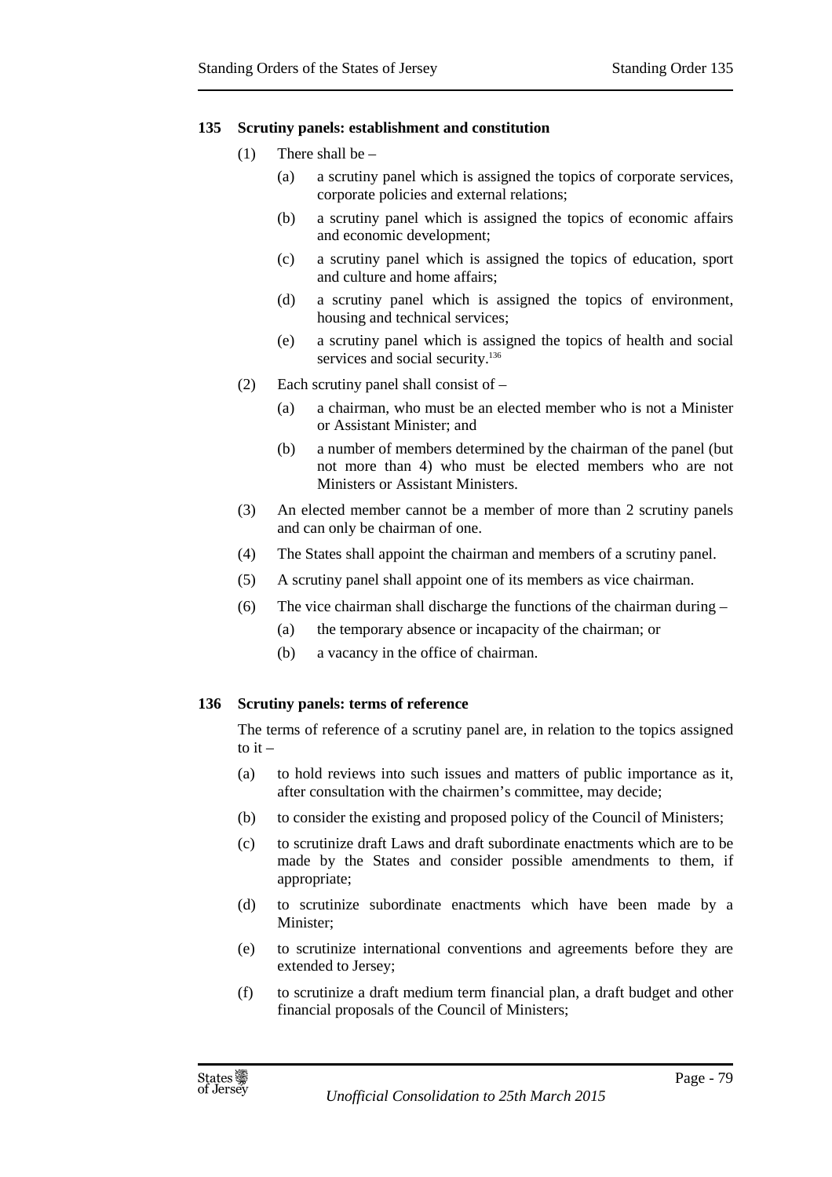### 135 Scrutiny panels: establishment and constitution

(1) There shall be –

(a) a scrutiny panel which is assigned the topics of corporate services, corporate policies and external relations;

(b) a scrutiny panel which is assigned the topics of economic affairs and economic development;

(c) a scrutiny panel which is assigned the topics of education, sport and culture and home affairs;

(d) a scrutiny panel which is assigned the topics of environment, housing and technical services;

(e) a scrutiny panel which is assigned the topics of health and social services and social security.[136]

(2) Each scrutiny panel shall consist of –

(a) a chairman, who must be an elected member who is not a Minister or Assistant Minister; and

(b) a number of members determined by the chairman of the panel (but not more than 4) who must be elected members who are not Ministers or Assistant Ministers.

(3) An elected member cannot be a member of more than 2 scrutiny panels and can only be chairman of one.

(4) The States shall appoint the chairman and members of a scrutiny panel.

(5) A scrutiny panel shall appoint one of its members as vice chairman.

(6) The vice chairman shall discharge the functions of the chairman during –

(a) the temporary absence or incapacity of the chairman; or

(b) a vacancy in the office of chairman.

### 136 Scrutiny panels: terms of reference

The terms of reference of a scrutiny panel are, in relation to the topics assigned to it –

(a) to hold reviews into such issues and matters of public importance as it, after consultation with the chairmen's committee, may decide;

(b) to consider the existing and proposed policy of the Council of Ministers;

(c) to scrutinize draft Laws and draft subordinate enactments which are to be made by the States and consider possible amendments to them, if appropriate;

(d) to scrutinize subordinate enactments which have been made by a Minister;

(e) to scrutinize international conventions and agreements before they are extended to Jersey;

(f) to scrutinize a draft medium term financial plan, a draft budget and other financial proposals of the Council of Ministers;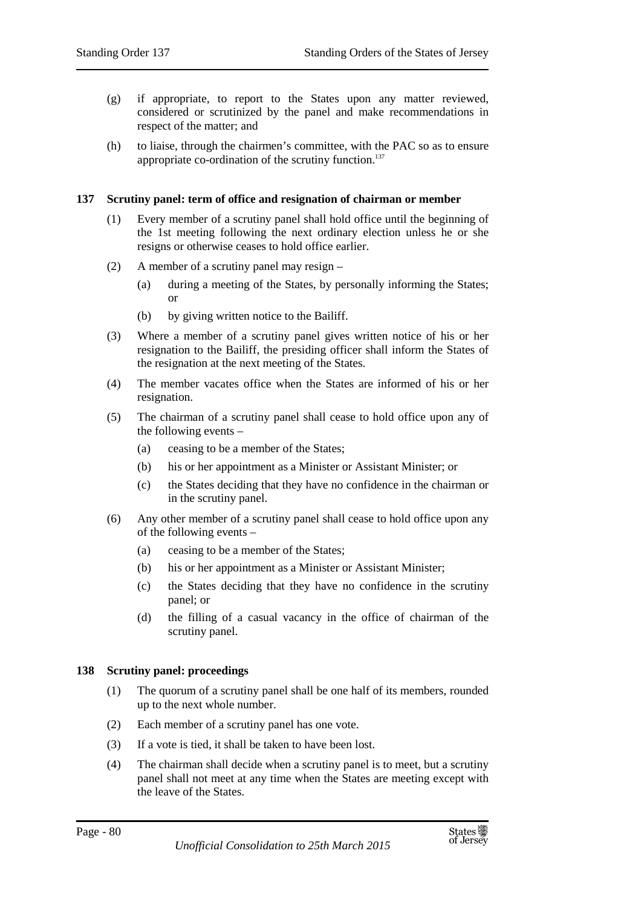(g) if appropriate, to report to the States upon any matter reviewed, considered or scrutinized by the panel and make recommendations in respect of the matter; and

(h) to liaise, through the chairmen's committee, with the PAC so as to ensure appropriate co-ordination of the scrutiny function.[137]

**137 Scrutiny panel: term of office and resignation of chairman or member**

(1) Every member of a scrutiny panel shall hold office until the beginning of the 1st meeting following the next ordinary election unless he or she resigns or otherwise ceases to hold office earlier.

(2) A member of a scrutiny panel may resign –

  (a) during a meeting of the States, by personally informing the States; or

  (b) by giving written notice to the Bailiff.

(3) Where a member of a scrutiny panel gives written notice of his or her resignation to the Bailiff, the presiding officer shall inform the States of the resignation at the next meeting of the States.

(4) The member vacates office when the States are informed of his or her resignation.

(5) The chairman of a scrutiny panel shall cease to hold office upon any of the following events –

  (a) ceasing to be a member of the States;

  (b) his or her appointment as a Minister or Assistant Minister; or

  (c) the States deciding that they have no confidence in the chairman or in the scrutiny panel.

(6) Any other member of a scrutiny panel shall cease to hold office upon any of the following events –

  (a) ceasing to be a member of the States;

  (b) his or her appointment as a Minister or Assistant Minister;

  (c) the States deciding that they have no confidence in the scrutiny panel; or

  (d) the filling of a casual vacancy in the office of chairman of the scrutiny panel.

**138 Scrutiny panel: proceedings**

(1) The quorum of a scrutiny panel shall be one half of its members, rounded up to the next whole number.

(2) Each member of a scrutiny panel has one vote.

(3) If a vote is tied, it shall be taken to have been lost.

(4) The chairman shall decide when a scrutiny panel is to meet, but a scrutiny panel shall not meet at any time when the States are meeting except with the leave of the States.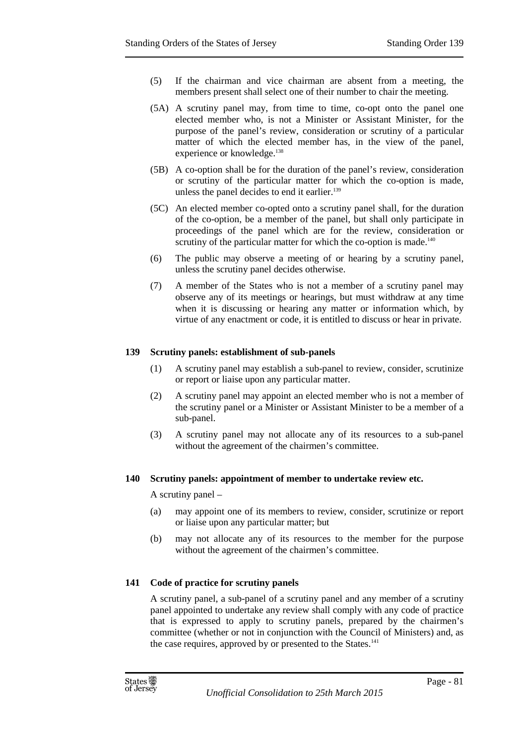(5) If the chairman and vice chairman are absent from a meeting, the members present shall select one of their number to chair the meeting.

(5A) A scrutiny panel may, from time to time, co-opt onto the panel one elected member who, is not a Minister or Assistant Minister, for the purpose of the panel's review, consideration or scrutiny of a particular matter of which the elected member has, in the view of the panel, experience or knowledge.[138]

(5B) A co-option shall be for the duration of the panel's review, consideration or scrutiny of the particular matter for which the co-option is made, unless the panel decides to end it earlier.[139]

(5C) An elected member co-opted onto a scrutiny panel shall, for the duration of the co-option, be a member of the panel, but shall only participate in proceedings of the panel which are for the review, consideration or scrutiny of the particular matter for which the co-option is made.[140]

(6) The public may observe a meeting of or hearing by a scrutiny panel, unless the scrutiny panel decides otherwise.

(7) A member of the States who is not a member of a scrutiny panel may observe any of its meetings or hearings, but must withdraw at any time when it is discussing or hearing any matter or information which, by virtue of any enactment or code, it is entitled to discuss or hear in private.

**139 Scrutiny panels: establishment of sub-panels**

(1) A scrutiny panel may establish a sub-panel to review, consider, scrutinize or report or liaise upon any particular matter.

(2) A scrutiny panel may appoint an elected member who is not a member of the scrutiny panel or a Minister or Assistant Minister to be a member of a sub-panel.

(3) A scrutiny panel may not allocate any of its resources to a sub-panel without the agreement of the chairmen's committee.

**140 Scrutiny panels: appointment of member to undertake review etc.**

A scrutiny panel –

(a) may appoint one of its members to review, consider, scrutinize or report or liaise upon any particular matter; but

(b) may not allocate any of its resources to the member for the purpose without the agreement of the chairmen's committee.

**141 Code of practice for scrutiny panels**

A scrutiny panel, a sub-panel of a scrutiny panel and any member of a scrutiny panel appointed to undertake any review shall comply with any code of practice that is expressed to apply to scrutiny panels, prepared by the chairmen's committee (whether or not in conjunction with the Council of Ministers) and, as the case requires, approved by or presented to the States.[141]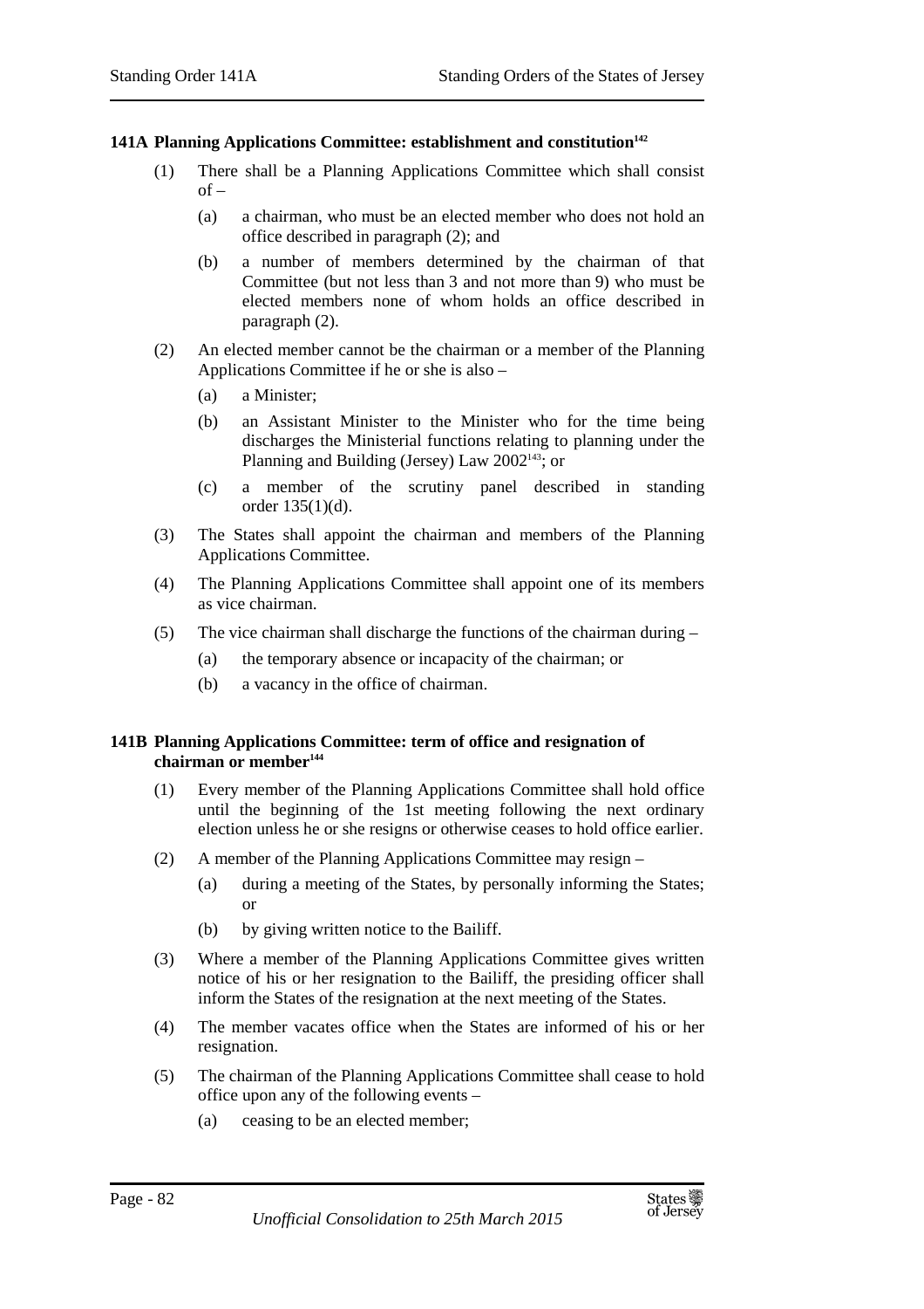### 141A Planning Applications Committee: establishment and constitution[142]

(1) There shall be a Planning Applications Committee which shall consist of –

(a) a chairman, who must be an elected member who does not hold an office described in paragraph (2); and

(b) a number of members determined by the chairman of that Committee (but not less than 3 and not more than 9) who must be elected members none of whom holds an office described in paragraph (2).

(2) An elected member cannot be the chairman or a member of the Planning Applications Committee if he or she is also –

(a) a Minister;

(b) an Assistant Minister to the Minister who for the time being discharges the Ministerial functions relating to planning under the Planning and Building (Jersey) Law 2002[143]; or

(c) a member of the scrutiny panel described in standing order 135(1)(d).

(3) The States shall appoint the chairman and members of the Planning Applications Committee.

(4) The Planning Applications Committee shall appoint one of its members as vice chairman.

(5) The vice chairman shall discharge the functions of the chairman during –

(a) the temporary absence or incapacity of the chairman; or

(b) a vacancy in the office of chairman.

### 141B Planning Applications Committee: term of office and resignation of chairman or member[144]

(1) Every member of the Planning Applications Committee shall hold office until the beginning of the 1st meeting following the next ordinary election unless he or she resigns or otherwise ceases to hold office earlier.

(2) A member of the Planning Applications Committee may resign –

(a) during a meeting of the States, by personally informing the States; or

(b) by giving written notice to the Bailiff.

(3) Where a member of the Planning Applications Committee gives written notice of his or her resignation to the Bailiff, the presiding officer shall inform the States of the resignation at the next meeting of the States.

(4) The member vacates office when the States are informed of his or her resignation.

(5) The chairman of the Planning Applications Committee shall cease to hold office upon any of the following events –

(a) ceasing to be an elected member;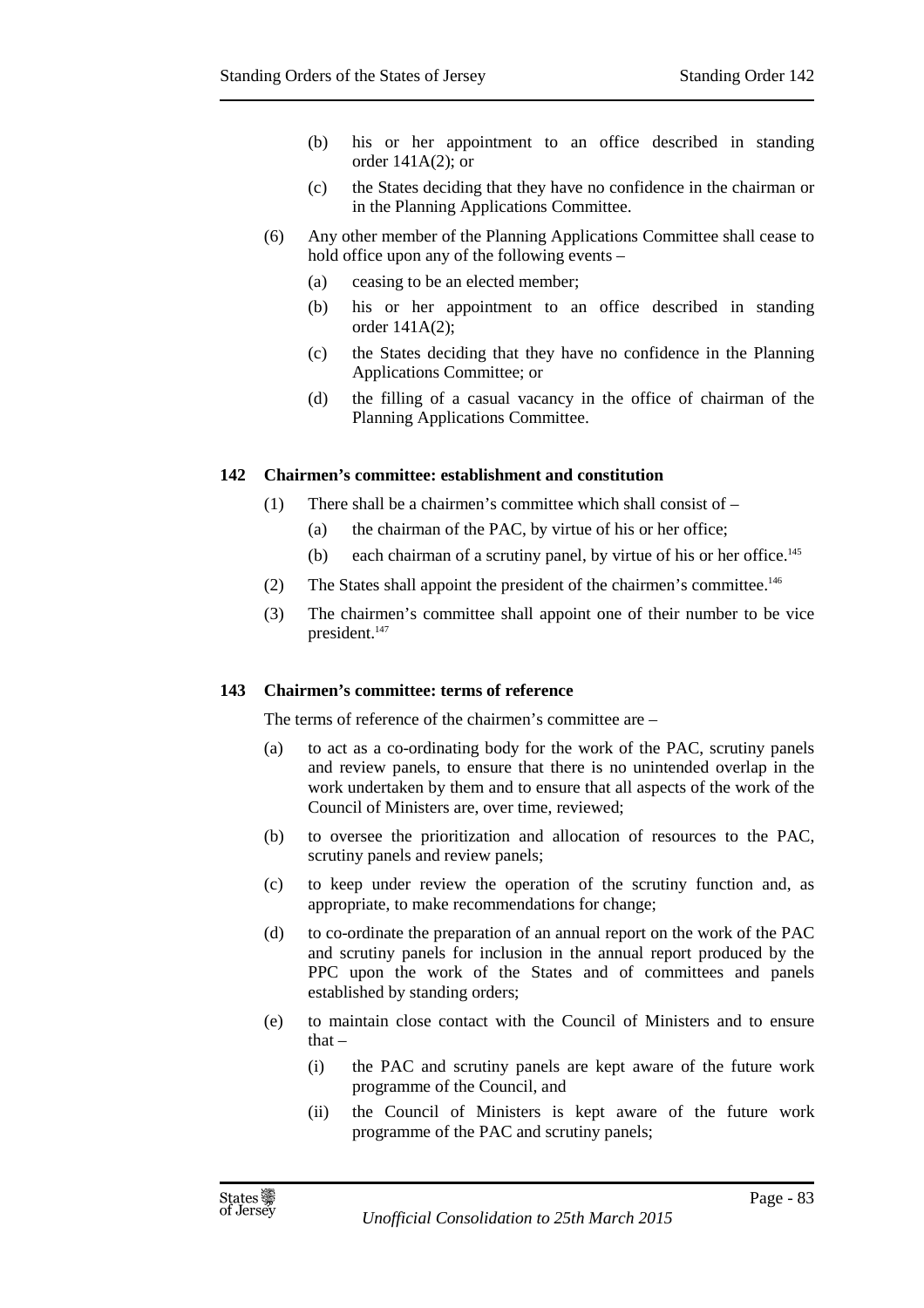(b) his or her appointment to an office described in standing order 141A(2); or

(c) the States deciding that they have no confidence in the chairman or in the Planning Applications Committee.

(6) Any other member of the Planning Applications Committee shall cease to hold office upon any of the following events –

(a) ceasing to be an elected member;

(b) his or her appointment to an office described in standing order 141A(2);

(c) the States deciding that they have no confidence in the Planning Applications Committee; or

(d) the filling of a casual vacancy in the office of chairman of the Planning Applications Committee.

**142 Chairmen's committee: establishment and constitution**

(1) There shall be a chairmen's committee which shall consist of –

(a) the chairman of the PAC, by virtue of his or her office;

(b) each chairman of a scrutiny panel, by virtue of his or her office.[145]

(2) The States shall appoint the president of the chairmen's committee.[146]

(3) The chairmen's committee shall appoint one of their number to be vice president.[147]

**143 Chairmen's committee: terms of reference**

The terms of reference of the chairmen's committee are –

(a) to act as a co-ordinating body for the work of the PAC, scrutiny panels and review panels, to ensure that there is no unintended overlap in the work undertaken by them and to ensure that all aspects of the work of the Council of Ministers are, over time, reviewed;

(b) to oversee the prioritization and allocation of resources to the PAC, scrutiny panels and review panels;

(c) to keep under review the operation of the scrutiny function and, as appropriate, to make recommendations for change;

(d) to co-ordinate the preparation of an annual report on the work of the PAC and scrutiny panels for inclusion in the annual report produced by the PPC upon the work of the States and of committees and panels established by standing orders;

(e) to maintain close contact with the Council of Ministers and to ensure that –

(i) the PAC and scrutiny panels are kept aware of the future work programme of the Council, and

(ii) the Council of Ministers is kept aware of the future work programme of the PAC and scrutiny panels;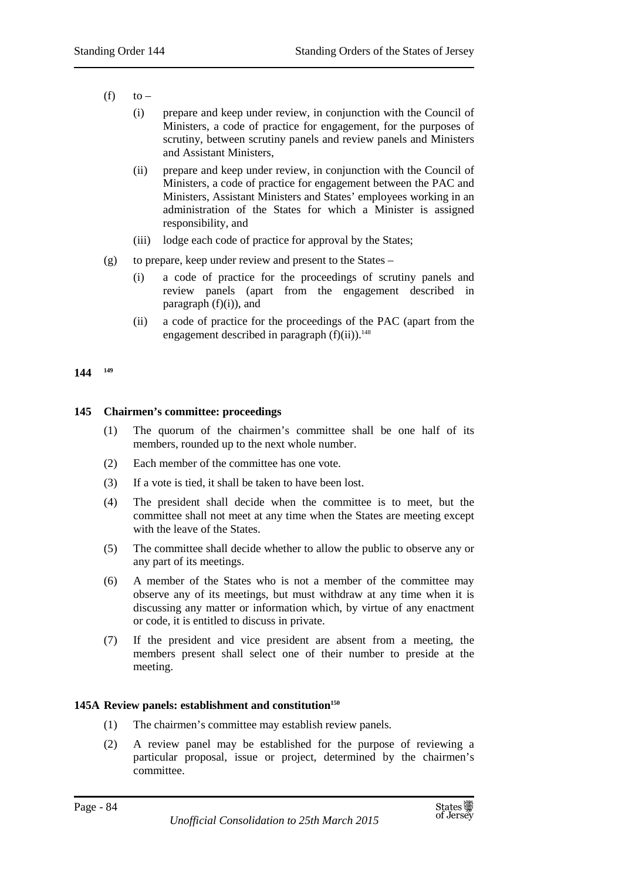(f) to –

(i) prepare and keep under review, in conjunction with the Council of Ministers, a code of practice for engagement, for the purposes of scrutiny, between scrutiny panels and review panels and Ministers and Assistant Ministers,

(ii) prepare and keep under review, in conjunction with the Council of Ministers, a code of practice for engagement between the PAC and Ministers, Assistant Ministers and States' employees working in an administration of the States for which a Minister is assigned responsibility, and

(iii) lodge each code of practice for approval by the States;

(g) to prepare, keep under review and present to the States –

(i) a code of practice for the proceedings of scrutiny panels and review panels (apart from the engagement described in paragraph (f)(i)), and

(ii) a code of practice for the proceedings of the PAC (apart from the engagement described in paragraph (f)(ii)).[148]

**144** [149]

**145 Chairmen's committee: proceedings**

(1) The quorum of the chairmen's committee shall be one half of its members, rounded up to the next whole number.

(2) Each member of the committee has one vote.

(3) If a vote is tied, it shall be taken to have been lost.

(4) The president shall decide when the committee is to meet, but the committee shall not meet at any time when the States are meeting except with the leave of the States.

(5) The committee shall decide whether to allow the public to observe any or any part of its meetings.

(6) A member of the States who is not a member of the committee may observe any of its meetings, but must withdraw at any time when it is discussing any matter or information which, by virtue of any enactment or code, it is entitled to discuss in private.

(7) If the president and vice president are absent from a meeting, the members present shall select one of their number to preside at the meeting.

**145A Review panels: establishment and constitution**[150]

(1) The chairmen's committee may establish review panels.

(2) A review panel may be established for the purpose of reviewing a particular proposal, issue or project, determined by the chairmen's committee.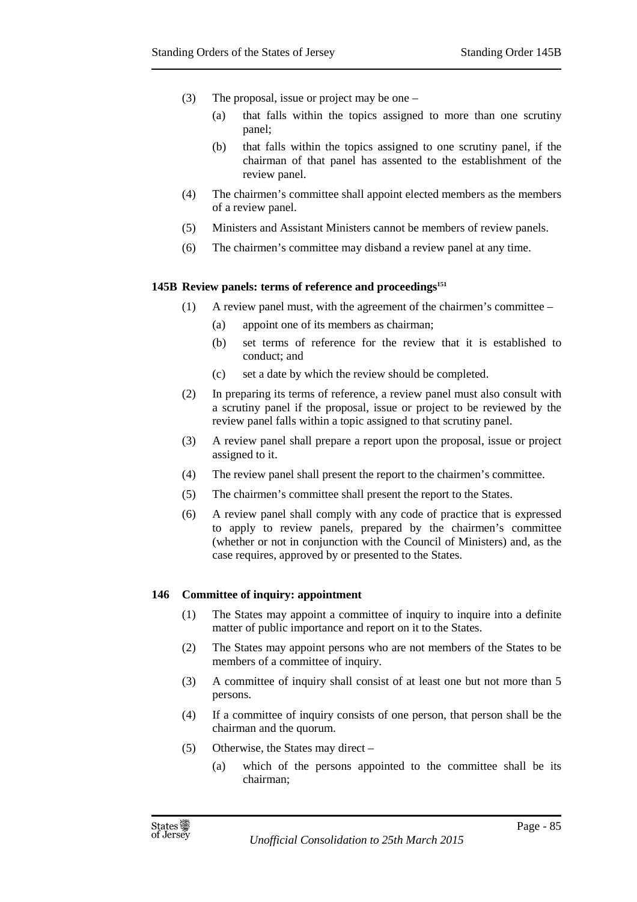(3) The proposal, issue or project may be one –

(a) that falls within the topics assigned to more than one scrutiny panel;

(b) that falls within the topics assigned to one scrutiny panel, if the chairman of that panel has assented to the establishment of the review panel.

(4) The chairmen's committee shall appoint elected members as the members of a review panel.

(5) Ministers and Assistant Ministers cannot be members of review panels.

(6) The chairmen's committee may disband a review panel at any time.

### 145B Review panels: terms of reference and proceedings[151]

(1) A review panel must, with the agreement of the chairmen's committee –

(a) appoint one of its members as chairman;

(b) set terms of reference for the review that it is established to conduct; and

(c) set a date by which the review should be completed.

(2) In preparing its terms of reference, a review panel must also consult with a scrutiny panel if the proposal, issue or project to be reviewed by the review panel falls within a topic assigned to that scrutiny panel.

(3) A review panel shall prepare a report upon the proposal, issue or project assigned to it.

(4) The review panel shall present the report to the chairmen's committee.

(5) The chairmen's committee shall present the report to the States.

(6) A review panel shall comply with any code of practice that is expressed to apply to review panels, prepared by the chairmen's committee (whether or not in conjunction with the Council of Ministers) and, as the case requires, approved by or presented to the States.

### 146 Committee of inquiry: appointment

(1) The States may appoint a committee of inquiry to inquire into a definite matter of public importance and report on it to the States.

(2) The States may appoint persons who are not members of the States to be members of a committee of inquiry.

(3) A committee of inquiry shall consist of at least one but not more than 5 persons.

(4) If a committee of inquiry consists of one person, that person shall be the chairman and the quorum.

(5) Otherwise, the States may direct –

(a) which of the persons appointed to the committee shall be its chairman;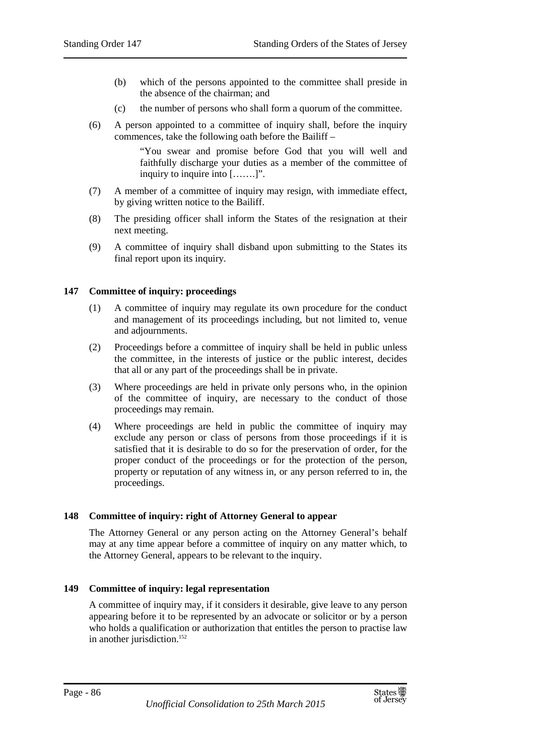(b) which of the persons appointed to the committee shall preside in the absence of the chairman; and

(c) the number of persons who shall form a quorum of the committee.

(6) A person appointed to a committee of inquiry shall, before the inquiry commences, take the following oath before the Bailiff –

> "You swear and promise before God that you will well and faithfully discharge your duties as a member of the committee of inquiry to inquire into […….]".

(7) A member of a committee of inquiry may resign, with immediate effect, by giving written notice to the Bailiff.

(8) The presiding officer shall inform the States of the resignation at their next meeting.

(9) A committee of inquiry shall disband upon submitting to the States its final report upon its inquiry.

### 147 Committee of inquiry: proceedings

(1) A committee of inquiry may regulate its own procedure for the conduct and management of its proceedings including, but not limited to, venue and adjournments.

(2) Proceedings before a committee of inquiry shall be held in public unless the committee, in the interests of justice or the public interest, decides that all or any part of the proceedings shall be in private.

(3) Where proceedings are held in private only persons who, in the opinion of the committee of inquiry, are necessary to the conduct of those proceedings may remain.

(4) Where proceedings are held in public the committee of inquiry may exclude any person or class of persons from those proceedings if it is satisfied that it is desirable to do so for the preservation of order, for the proper conduct of the proceedings or for the protection of the person, property or reputation of any witness in, or any person referred to in, the proceedings.

### 148 Committee of inquiry: right of Attorney General to appear

The Attorney General or any person acting on the Attorney General's behalf may at any time appear before a committee of inquiry on any matter which, to the Attorney General, appears to be relevant to the inquiry.

### 149 Committee of inquiry: legal representation

A committee of inquiry may, if it considers it desirable, give leave to any person appearing before it to be represented by an advocate or solicitor or by a person who holds a qualification or authorization that entitles the person to practise law in another jurisdiction.[152]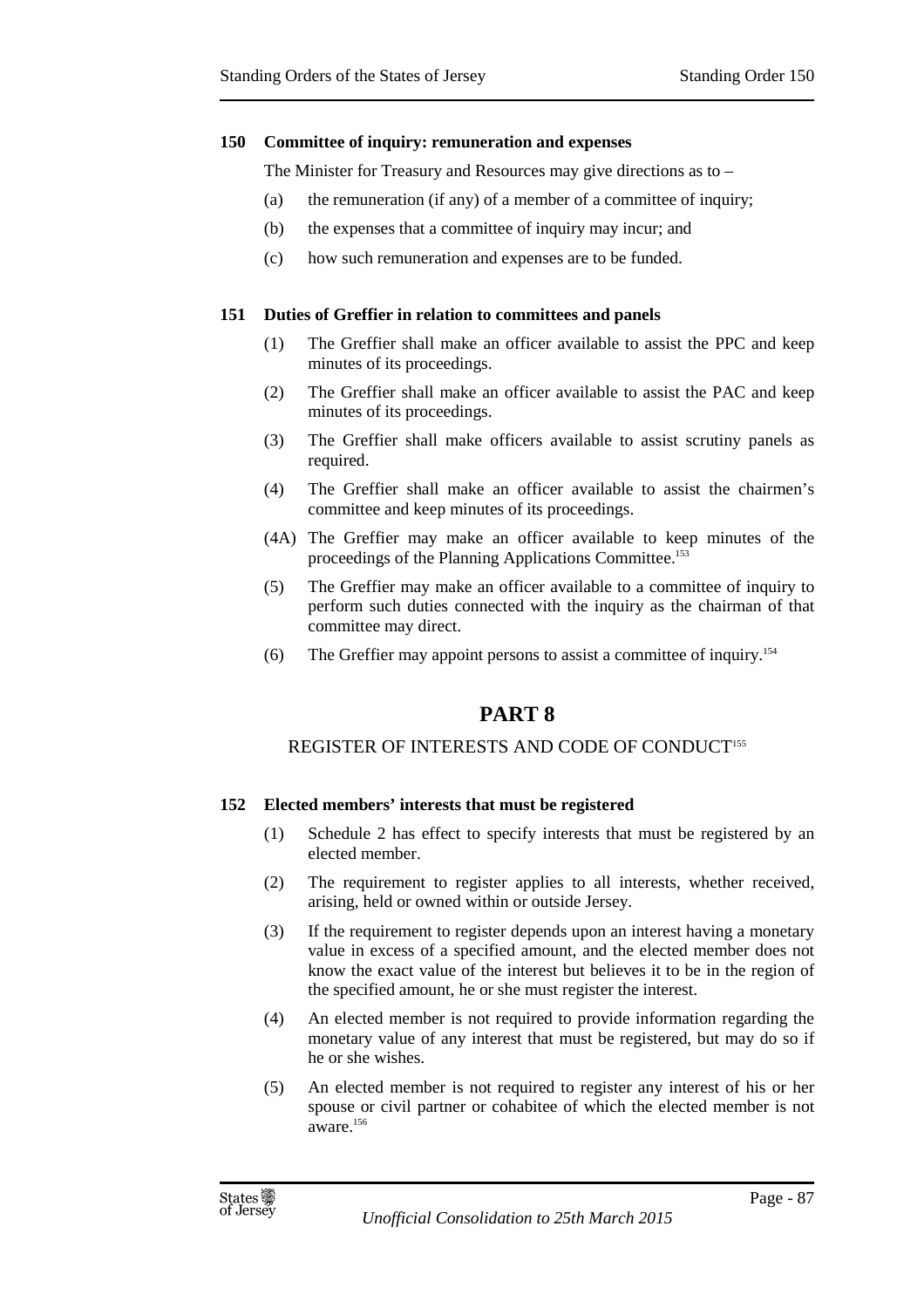### 150 Committee of inquiry: remuneration and expenses

The Minister for Treasury and Resources may give directions as to –

(a) the remuneration (if any) of a member of a committee of inquiry;

(b) the expenses that a committee of inquiry may incur; and

(c) how such remuneration and expenses are to be funded.

### 151 Duties of Greffier in relation to committees and panels

(1) The Greffier shall make an officer available to assist the PPC and keep minutes of its proceedings.

(2) The Greffier shall make an officer available to assist the PAC and keep minutes of its proceedings.

(3) The Greffier shall make officers available to assist scrutiny panels as required.

(4) The Greffier shall make an officer available to assist the chairmen's committee and keep minutes of its proceedings.

(4A) The Greffier may make an officer available to keep minutes of the proceedings of the Planning Applications Committee.[153]

(5) The Greffier may make an officer available to a committee of inquiry to perform such duties connected with the inquiry as the chairman of that committee may direct.

(6) The Greffier may appoint persons to assist a committee of inquiry.[154]

# PART 8

## REGISTER OF INTERESTS AND CODE OF CONDUCT[155]

### 152 Elected members' interests that must be registered

(1) Schedule 2 has effect to specify interests that must be registered by an elected member.

(2) The requirement to register applies to all interests, whether received, arising, held or owned within or outside Jersey.

(3) If the requirement to register depends upon an interest having a monetary value in excess of a specified amount, and the elected member does not know the exact value of the interest but believes it to be in the region of the specified amount, he or she must register the interest.

(4) An elected member is not required to provide information regarding the monetary value of any interest that must be registered, but may do so if he or she wishes.

(5) An elected member is not required to register any interest of his or her spouse or civil partner or cohabitee of which the elected member is not aware.[156]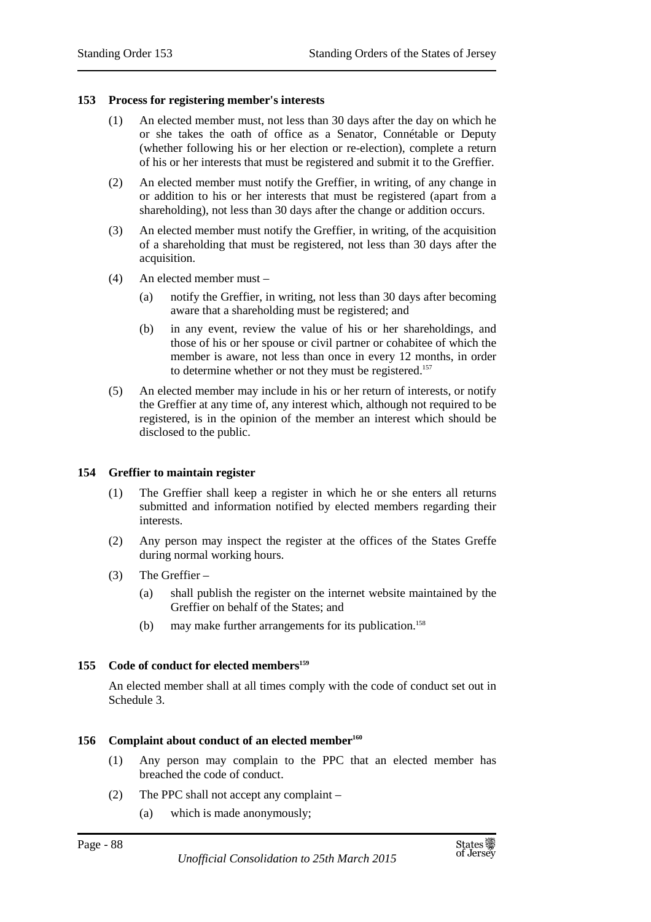### 153 Process for registering member's interests

(1) An elected member must, not less than 30 days after the day on which he or she takes the oath of office as a Senator, Connétable or Deputy (whether following his or her election or re-election), complete a return of his or her interests that must be registered and submit it to the Greffier.

(2) An elected member must notify the Greffier, in writing, of any change in or addition to his or her interests that must be registered (apart from a shareholding), not less than 30 days after the change or addition occurs.

(3) An elected member must notify the Greffier, in writing, of the acquisition of a shareholding that must be registered, not less than 30 days after the acquisition.

(4) An elected member must –

  (a) notify the Greffier, in writing, not less than 30 days after becoming aware that a shareholding must be registered; and

  (b) in any event, review the value of his or her shareholdings, and those of his or her spouse or civil partner or cohabitee of which the member is aware, not less than once in every 12 months, in order to determine whether or not they must be registered.[157]

(5) An elected member may include in his or her return of interests, or notify the Greffier at any time of, any interest which, although not required to be registered, is in the opinion of the member an interest which should be disclosed to the public.

### 154 Greffier to maintain register

(1) The Greffier shall keep a register in which he or she enters all returns submitted and information notified by elected members regarding their interests.

(2) Any person may inspect the register at the offices of the States Greffe during normal working hours.

(3) The Greffier –

  (a) shall publish the register on the internet website maintained by the Greffier on behalf of the States; and

  (b) may make further arrangements for its publication.[158]

### 155 Code of conduct for elected members[159]

An elected member shall at all times comply with the code of conduct set out in Schedule 3.

### 156 Complaint about conduct of an elected member[160]

(1) Any person may complain to the PPC that an elected member has breached the code of conduct.

(2) The PPC shall not accept any complaint –

  (a) which is made anonymously;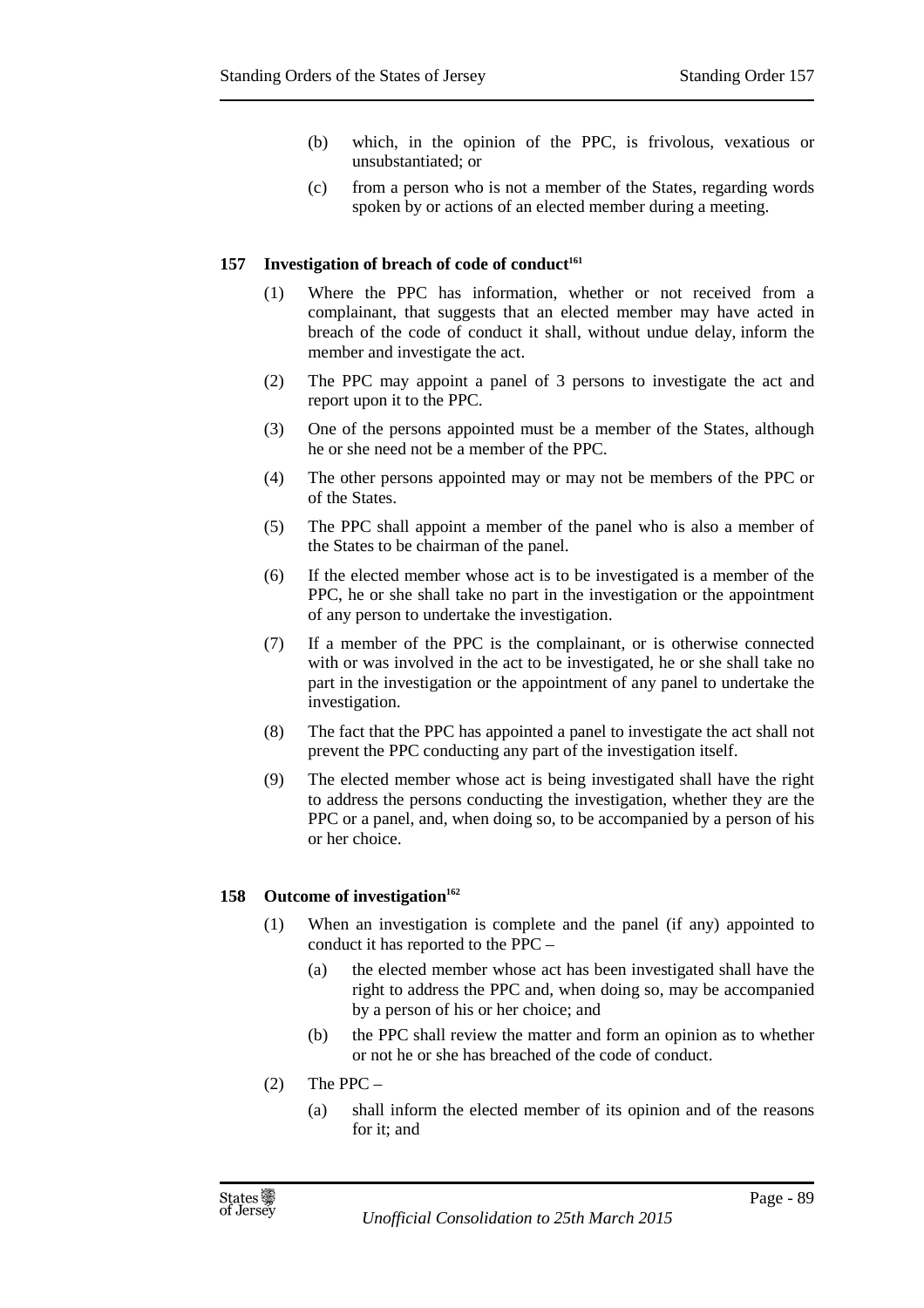(b) which, in the opinion of the PPC, is frivolous, vexatious or unsubstantiated; or

(c) from a person who is not a member of the States, regarding words spoken by or actions of an elected member during a meeting.

### 157 Investigation of breach of code of conduct[161]

(1) Where the PPC has information, whether or not received from a complainant, that suggests that an elected member may have acted in breach of the code of conduct it shall, without undue delay, inform the member and investigate the act.

(2) The PPC may appoint a panel of 3 persons to investigate the act and report upon it to the PPC.

(3) One of the persons appointed must be a member of the States, although he or she need not be a member of the PPC.

(4) The other persons appointed may or may not be members of the PPC or of the States.

(5) The PPC shall appoint a member of the panel who is also a member of the States to be chairman of the panel.

(6) If the elected member whose act is to be investigated is a member of the PPC, he or she shall take no part in the investigation or the appointment of any person to undertake the investigation.

(7) If a member of the PPC is the complainant, or is otherwise connected with or was involved in the act to be investigated, he or she shall take no part in the investigation or the appointment of any panel to undertake the investigation.

(8) The fact that the PPC has appointed a panel to investigate the act shall not prevent the PPC conducting any part of the investigation itself.

(9) The elected member whose act is being investigated shall have the right to address the persons conducting the investigation, whether they are the PPC or a panel, and, when doing so, to be accompanied by a person of his or her choice.

### 158 Outcome of investigation[162]

(1) When an investigation is complete and the panel (if any) appointed to conduct it has reported to the PPC –

(a) the elected member whose act has been investigated shall have the right to address the PPC and, when doing so, may be accompanied by a person of his or her choice; and

(b) the PPC shall review the matter and form an opinion as to whether or not he or she has breached of the code of conduct.

(2) The PPC –

(a) shall inform the elected member of its opinion and of the reasons for it; and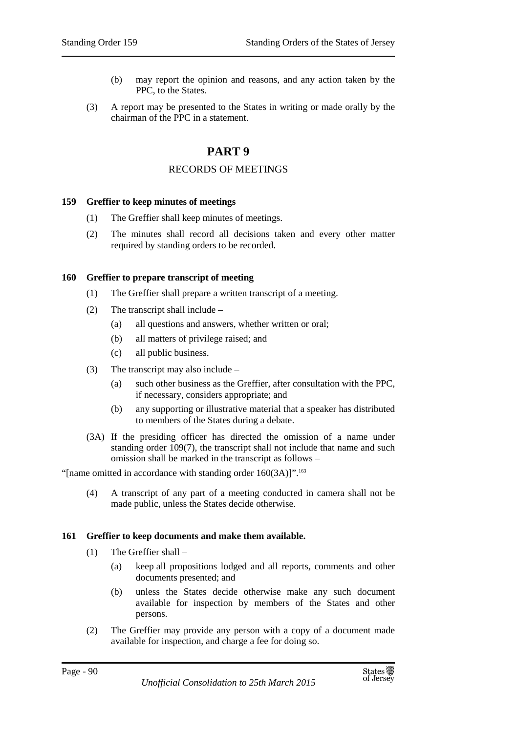(b) may report the opinion and reasons, and any action taken by the PPC, to the States.

(3) A report may be presented to the States in writing or made orally by the chairman of the PPC in a statement.

# PART 9

## RECORDS OF MEETINGS

### 159 Greffier to keep minutes of meetings

(1) The Greffier shall keep minutes of meetings.

(2) The minutes shall record all decisions taken and every other matter required by standing orders to be recorded.

### 160 Greffier to prepare transcript of meeting

(1) The Greffier shall prepare a written transcript of a meeting.

(2) The transcript shall include –

(a) all questions and answers, whether written or oral;

(b) all matters of privilege raised; and

(c) all public business.

(3) The transcript may also include –

(a) such other business as the Greffier, after consultation with the PPC, if necessary, considers appropriate; and

(b) any supporting or illustrative material that a speaker has distributed to members of the States during a debate.

(3A) If the presiding officer has directed the omission of a name under standing order 109(7), the transcript shall not include that name and such omission shall be marked in the transcript as follows –

"[name omitted in accordance with standing order 160(3A)]".[163]

(4) A transcript of any part of a meeting conducted in camera shall not be made public, unless the States decide otherwise.

### 161 Greffier to keep documents and make them available.

(1) The Greffier shall –

(a) keep all propositions lodged and all reports, comments and other documents presented; and

(b) unless the States decide otherwise make any such document available for inspection by members of the States and other persons.

(2) The Greffier may provide any person with a copy of a document made available for inspection, and charge a fee for doing so.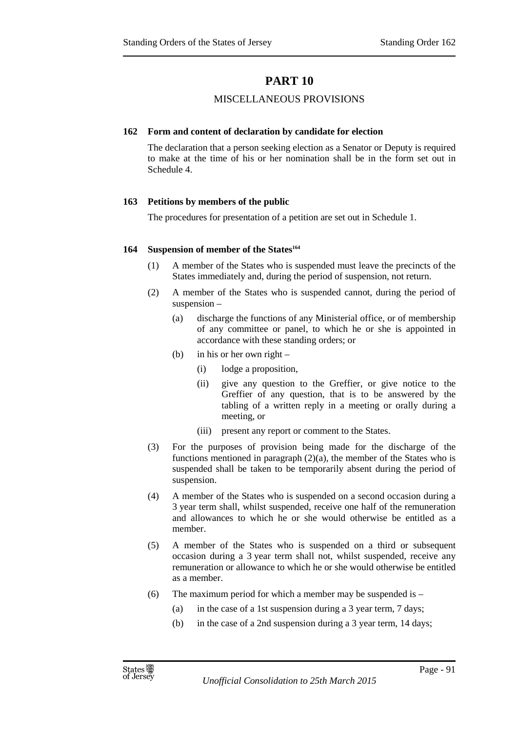# PART 10

## MISCELLANEOUS PROVISIONS

### 162 Form and content of declaration by candidate for election

The declaration that a person seeking election as a Senator or Deputy is required to make at the time of his or her nomination shall be in the form set out in Schedule 4.

### 163 Petitions by members of the public

The procedures for presentation of a petition are set out in Schedule 1.

### 164 Suspension of member of the States[164]

(1) A member of the States who is suspended must leave the precincts of the States immediately and, during the period of suspension, not return.

(2) A member of the States who is suspended cannot, during the period of suspension –

- (a) discharge the functions of any Ministerial office, or of membership of any committee or panel, to which he or she is appointed in accordance with these standing orders; or
- (b) in his or her own right –
  - (i) lodge a proposition,
  - (ii) give any question to the Greffier, or give notice to the Greffier of any question, that is to be answered by the tabling of a written reply in a meeting or orally during a meeting, or
  - (iii) present any report or comment to the States.

(3) For the purposes of provision being made for the discharge of the functions mentioned in paragraph (2)(a), the member of the States who is suspended shall be taken to be temporarily absent during the period of suspension.

(4) A member of the States who is suspended on a second occasion during a 3 year term shall, whilst suspended, receive one half of the remuneration and allowances to which he or she would otherwise be entitled as a member.

(5) A member of the States who is suspended on a third or subsequent occasion during a 3 year term shall not, whilst suspended, receive any remuneration or allowance to which he or she would otherwise be entitled as a member.

(6) The maximum period for which a member may be suspended is –

- (a) in the case of a 1st suspension during a 3 year term, 7 days;
- (b) in the case of a 2nd suspension during a 3 year term, 14 days;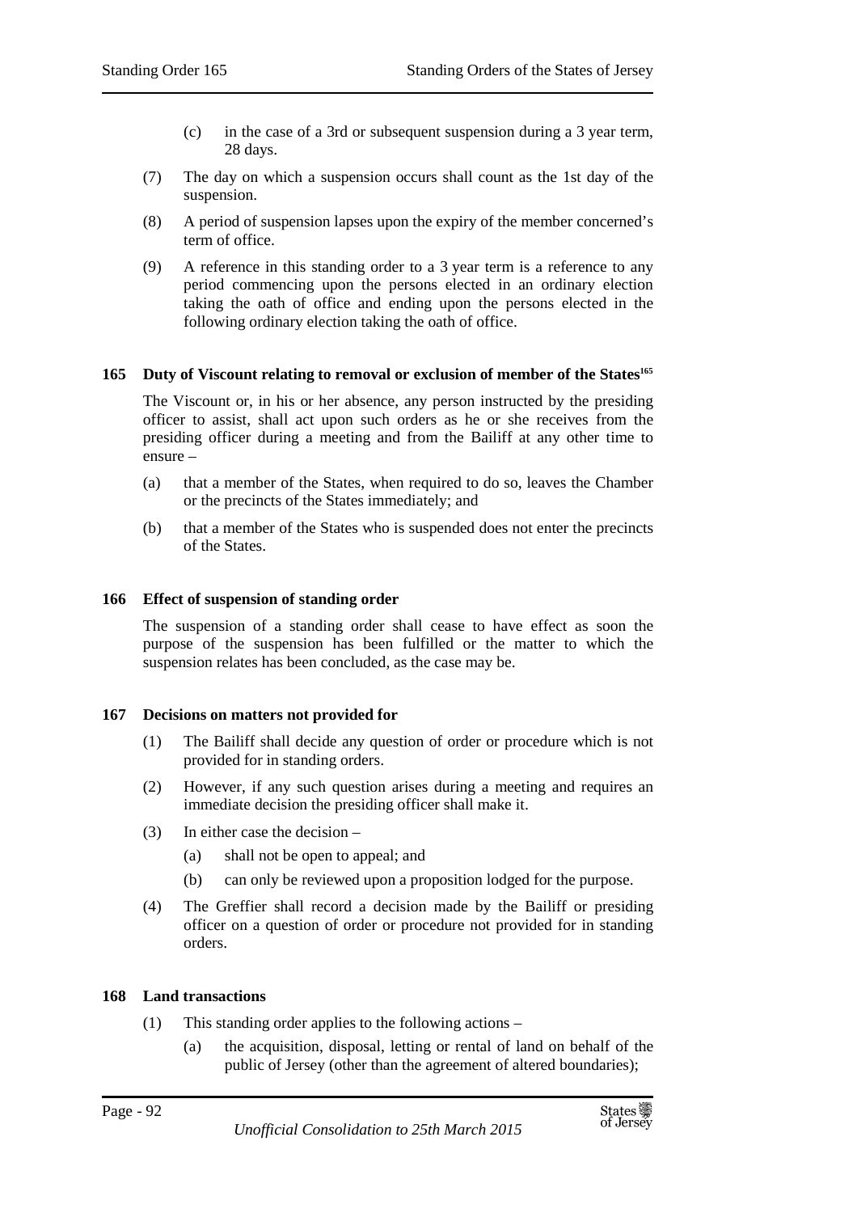(c) in the case of a 3rd or subsequent suspension during a 3 year term, 28 days.

(7) The day on which a suspension occurs shall count as the 1st day of the suspension.

(8) A period of suspension lapses upon the expiry of the member concerned's term of office.

(9) A reference in this standing order to a 3 year term is a reference to any period commencing upon the persons elected in an ordinary election taking the oath of office and ending upon the persons elected in the following ordinary election taking the oath of office.

### 165 Duty of Viscount relating to removal or exclusion of member of the States[165]

The Viscount or, in his or her absence, any person instructed by the presiding officer to assist, shall act upon such orders as he or she receives from the presiding officer during a meeting and from the Bailiff at any other time to ensure –

(a) that a member of the States, when required to do so, leaves the Chamber or the precincts of the States immediately; and

(b) that a member of the States who is suspended does not enter the precincts of the States.

### 166 Effect of suspension of standing order

The suspension of a standing order shall cease to have effect as soon the purpose of the suspension has been fulfilled or the matter to which the suspension relates has been concluded, as the case may be.

### 167 Decisions on matters not provided for

(1) The Bailiff shall decide any question of order or procedure which is not provided for in standing orders.

(2) However, if any such question arises during a meeting and requires an immediate decision the presiding officer shall make it.

(3) In either case the decision –

(a) shall not be open to appeal; and

(b) can only be reviewed upon a proposition lodged for the purpose.

(4) The Greffier shall record a decision made by the Bailiff or presiding officer on a question of order or procedure not provided for in standing orders.

### 168 Land transactions

(1) This standing order applies to the following actions –

(a) the acquisition, disposal, letting or rental of land on behalf of the public of Jersey (other than the agreement of altered boundaries);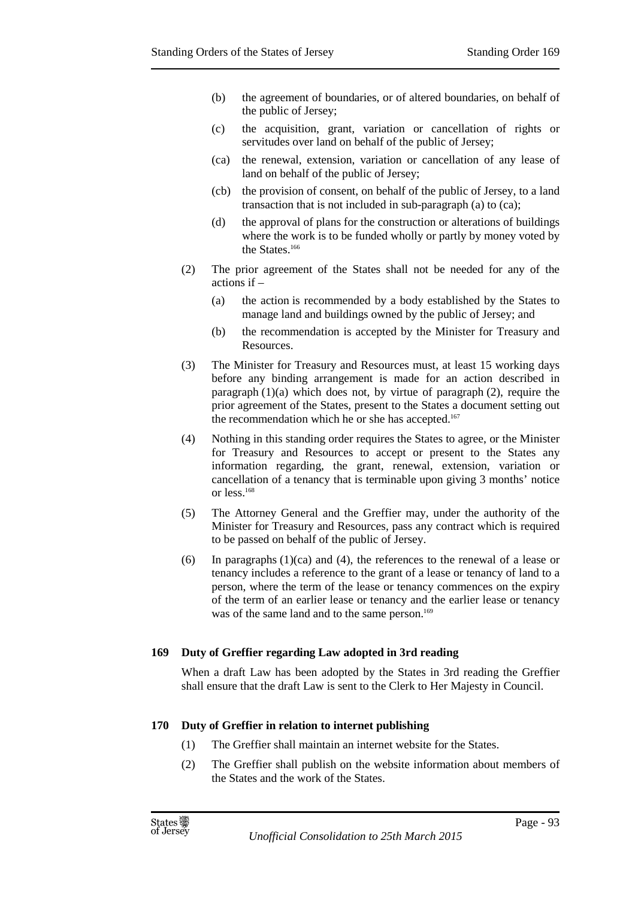(b) the agreement of boundaries, or of altered boundaries, on behalf of the public of Jersey;

(c) the acquisition, grant, variation or cancellation of rights or servitudes over land on behalf of the public of Jersey;

(ca) the renewal, extension, variation or cancellation of any lease of land on behalf of the public of Jersey;

(cb) the provision of consent, on behalf of the public of Jersey, to a land transaction that is not included in sub-paragraph (a) to (ca);

(d) the approval of plans for the construction or alterations of buildings where the work is to be funded wholly or partly by money voted by the States.[166]

(2) The prior agreement of the States shall not be needed for any of the actions if –

(a) the action is recommended by a body established by the States to manage land and buildings owned by the public of Jersey; and

(b) the recommendation is accepted by the Minister for Treasury and Resources.

(3) The Minister for Treasury and Resources must, at least 15 working days before any binding arrangement is made for an action described in paragraph (1)(a) which does not, by virtue of paragraph (2), require the prior agreement of the States, present to the States a document setting out the recommendation which he or she has accepted.[167]

(4) Nothing in this standing order requires the States to agree, or the Minister for Treasury and Resources to accept or present to the States any information regarding, the grant, renewal, extension, variation or cancellation of a tenancy that is terminable upon giving 3 months' notice or less.[168]

(5) The Attorney General and the Greffier may, under the authority of the Minister for Treasury and Resources, pass any contract which is required to be passed on behalf of the public of Jersey.

(6) In paragraphs (1)(ca) and (4), the references to the renewal of a lease or tenancy includes a reference to the grant of a lease or tenancy of land to a person, where the term of the lease or tenancy commences on the expiry of the term of an earlier lease or tenancy and the earlier lease or tenancy was of the same land and to the same person.[169]

**169 Duty of Greffier regarding Law adopted in 3rd reading**

When a draft Law has been adopted by the States in 3rd reading the Greffier shall ensure that the draft Law is sent to the Clerk to Her Majesty in Council.

**170 Duty of Greffier in relation to internet publishing**

(1) The Greffier shall maintain an internet website for the States.

(2) The Greffier shall publish on the website information about members of the States and the work of the States.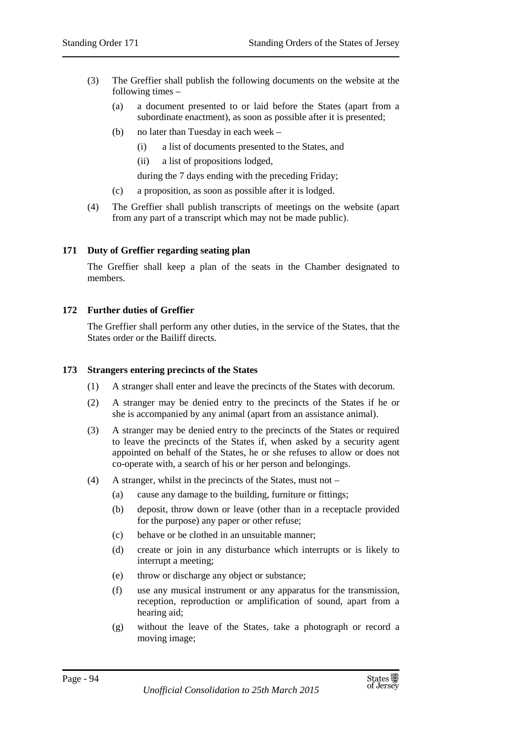(3) The Greffier shall publish the following documents on the website at the following times –

(a) a document presented to or laid before the States (apart from a subordinate enactment), as soon as possible after it is presented;

(b) no later than Tuesday in each week –

(i) a list of documents presented to the States, and

(ii) a list of propositions lodged,

during the 7 days ending with the preceding Friday;

(c) a proposition, as soon as possible after it is lodged.

(4) The Greffier shall publish transcripts of meetings on the website (apart from any part of a transcript which may not be made public).

### 171 Duty of Greffier regarding seating plan

The Greffier shall keep a plan of the seats in the Chamber designated to members.

### 172 Further duties of Greffier

The Greffier shall perform any other duties, in the service of the States, that the States order or the Bailiff directs.

### 173 Strangers entering precincts of the States

(1) A stranger shall enter and leave the precincts of the States with decorum.

(2) A stranger may be denied entry to the precincts of the States if he or she is accompanied by any animal (apart from an assistance animal).

(3) A stranger may be denied entry to the precincts of the States or required to leave the precincts of the States if, when asked by a security agent appointed on behalf of the States, he or she refuses to allow or does not co-operate with, a search of his or her person and belongings.

(4) A stranger, whilst in the precincts of the States, must not –

(a) cause any damage to the building, furniture or fittings;

(b) deposit, throw down or leave (other than in a receptacle provided for the purpose) any paper or other refuse;

(c) behave or be clothed in an unsuitable manner;

(d) create or join in any disturbance which interrupts or is likely to interrupt a meeting;

(e) throw or discharge any object or substance;

(f) use any musical instrument or any apparatus for the transmission, reception, reproduction or amplification of sound, apart from a hearing aid;

(g) without the leave of the States, take a photograph or record a moving image;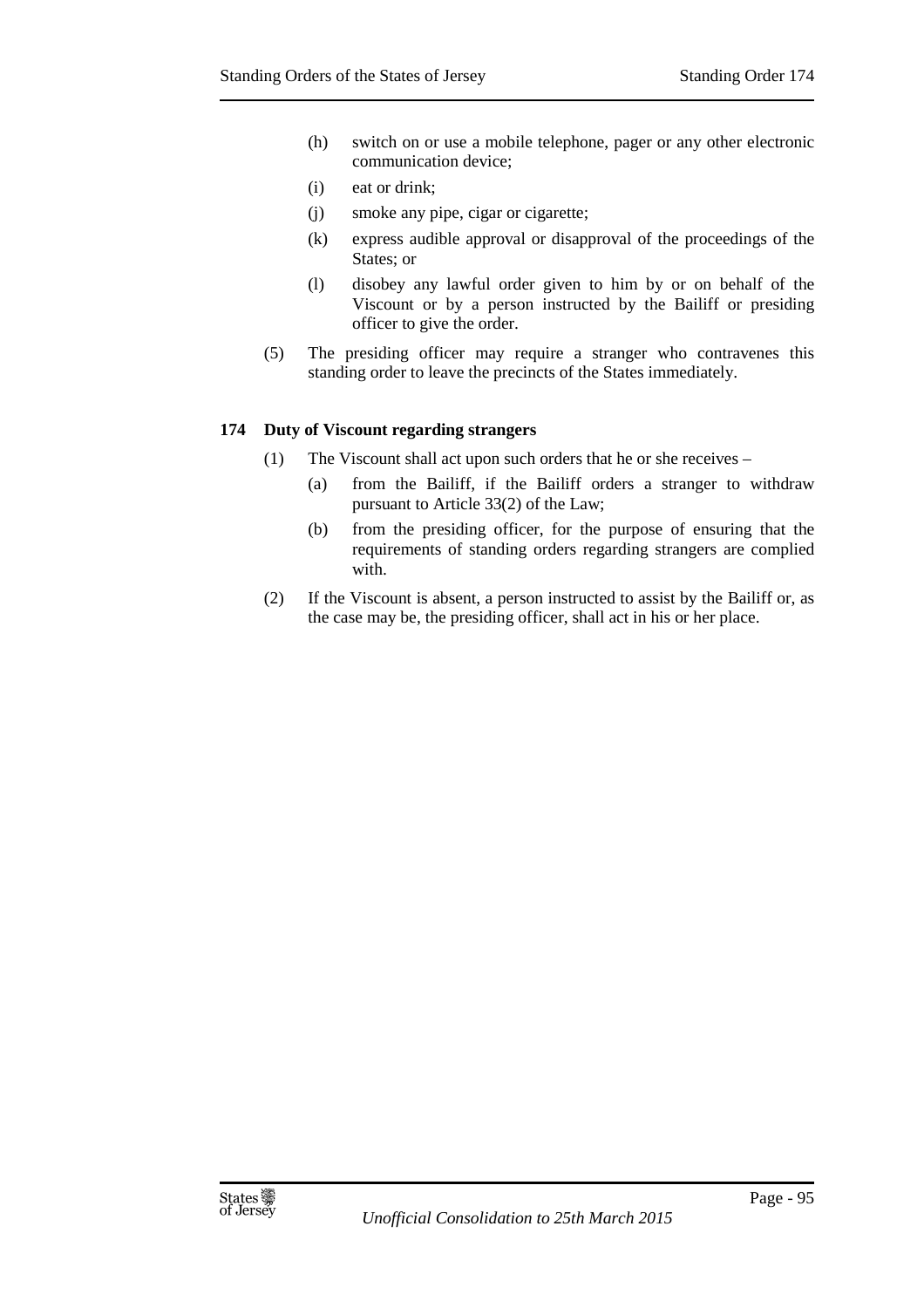(h) switch on or use a mobile telephone, pager or any other electronic communication device;

(i) eat or drink;

(j) smoke any pipe, cigar or cigarette;

(k) express audible approval or disapproval of the proceedings of the States; or

(l) disobey any lawful order given to him by or on behalf of the Viscount or by a person instructed by the Bailiff or presiding officer to give the order.

(5) The presiding officer may require a stranger who contravenes this standing order to leave the precincts of the States immediately.

**174 Duty of Viscount regarding strangers**

(1) The Viscount shall act upon such orders that he or she receives –

(a) from the Bailiff, if the Bailiff orders a stranger to withdraw pursuant to Article 33(2) of the Law;

(b) from the presiding officer, for the purpose of ensuring that the requirements of standing orders regarding strangers are complied with.

(2) If the Viscount is absent, a person instructed to assist by the Bailiff or, as the case may be, the presiding officer, shall act in his or her place.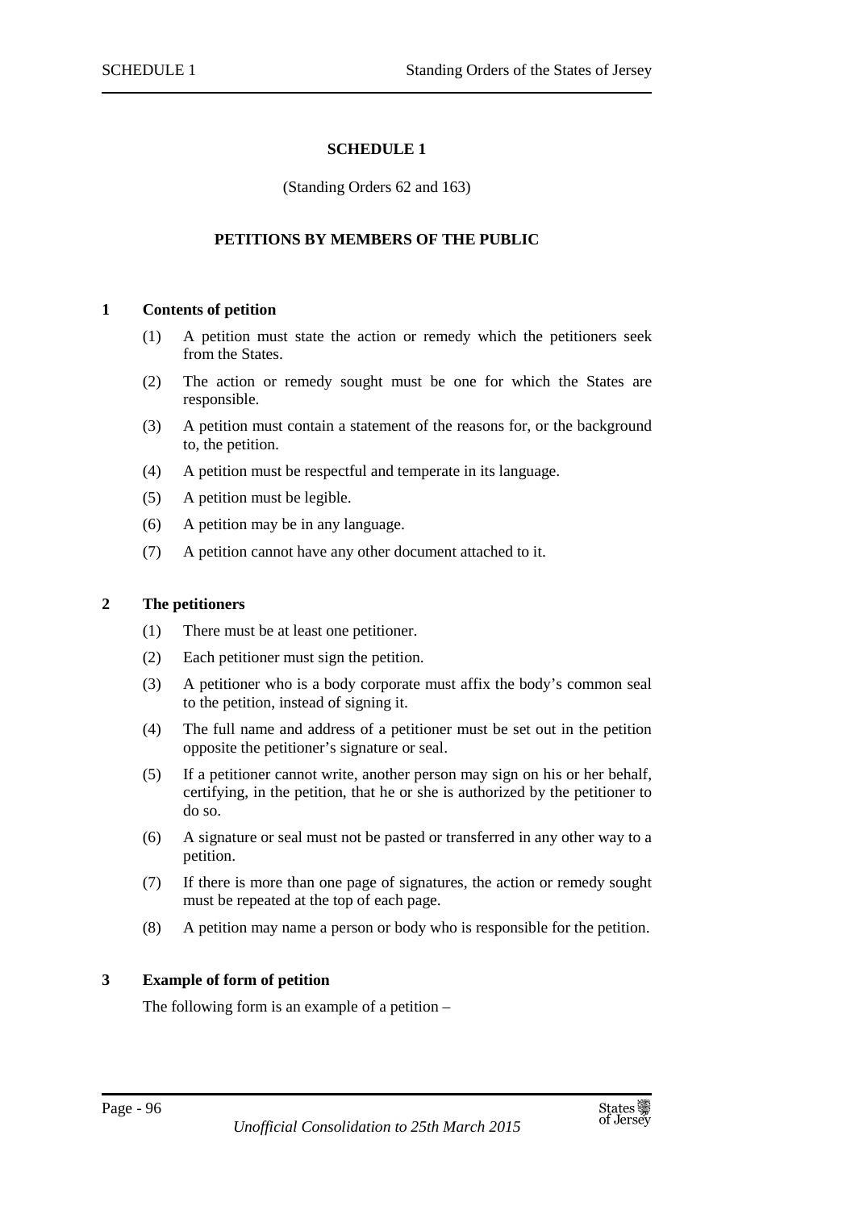# SCHEDULE 1

(Standing Orders 62 and 163)

## PETITIONS BY MEMBERS OF THE PUBLIC

### 1 Contents of petition

(1) A petition must state the action or remedy which the petitioners seek from the States.

(2) The action or remedy sought must be one for which the States are responsible.

(3) A petition must contain a statement of the reasons for, or the background to, the petition.

(4) A petition must be respectful and temperate in its language.

(5) A petition must be legible.

(6) A petition may be in any language.

(7) A petition cannot have any other document attached to it.

### 2 The petitioners

(1) There must be at least one petitioner.

(2) Each petitioner must sign the petition.

(3) A petitioner who is a body corporate must affix the body's common seal to the petition, instead of signing it.

(4) The full name and address of a petitioner must be set out in the petition opposite the petitioner's signature or seal.

(5) If a petitioner cannot write, another person may sign on his or her behalf, certifying, in the petition, that he or she is authorized by the petitioner to do so.

(6) A signature or seal must not be pasted or transferred in any other way to a petition.

(7) If there is more than one page of signatures, the action or remedy sought must be repeated at the top of each page.

(8) A petition may name a person or body who is responsible for the petition.

### 3 Example of form of petition

The following form is an example of a petition –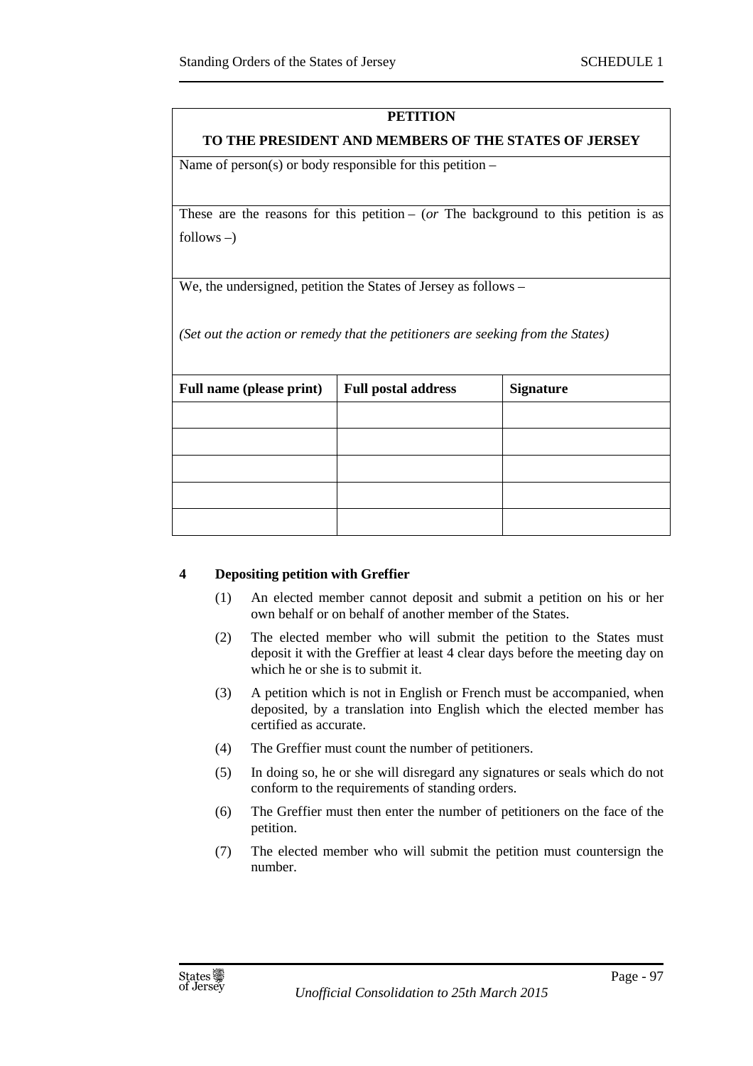**PETITION**

**TO THE PRESIDENT AND MEMBERS OF THE STATES OF JERSEY**

Name of person(s) or body responsible for this petition –

These are the reasons for this petition – (*or* The background to this petition is as follows –)

We, the undersigned, petition the States of Jersey as follows –

*(Set out the action or remedy that the petitioners are seeking from the States)*

| Full name (please print) | Full postal address | Signature |
|---|---|---|
| | | |
| | | |
| | | |
| | | |
| | | |

#### 4 Depositing petition with Greffier

(1) An elected member cannot deposit and submit a petition on his or her own behalf or on behalf of another member of the States.

(2) The elected member who will submit the petition to the States must deposit it with the Greffier at least 4 clear days before the meeting day on which he or she is to submit it.

(3) A petition which is not in English or French must be accompanied, when deposited, by a translation into English which the elected member has certified as accurate.

(4) The Greffier must count the number of petitioners.

(5) In doing so, he or she will disregard any signatures or seals which do not conform to the requirements of standing orders.

(6) The Greffier must then enter the number of petitioners on the face of the petition.

(7) The elected member who will submit the petition must countersign the number.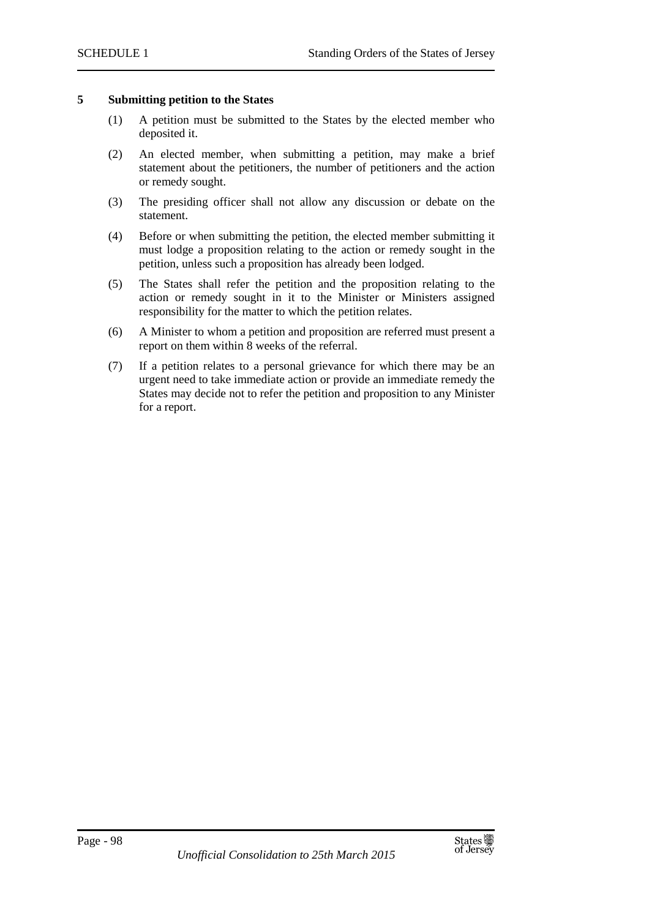### 5 Submitting petition to the States

(1) A petition must be submitted to the States by the elected member who deposited it.

(2) An elected member, when submitting a petition, may make a brief statement about the petitioners, the number of petitioners and the action or remedy sought.

(3) The presiding officer shall not allow any discussion or debate on the statement.

(4) Before or when submitting the petition, the elected member submitting it must lodge a proposition relating to the action or remedy sought in the petition, unless such a proposition has already been lodged.

(5) The States shall refer the petition and the proposition relating to the action or remedy sought in it to the Minister or Ministers assigned responsibility for the matter to which the petition relates.

(6) A Minister to whom a petition and proposition are referred must present a report on them within 8 weeks of the referral.

(7) If a petition relates to a personal grievance for which there may be an urgent need to take immediate action or provide an immediate remedy the States may decide not to refer the petition and proposition to any Minister for a report.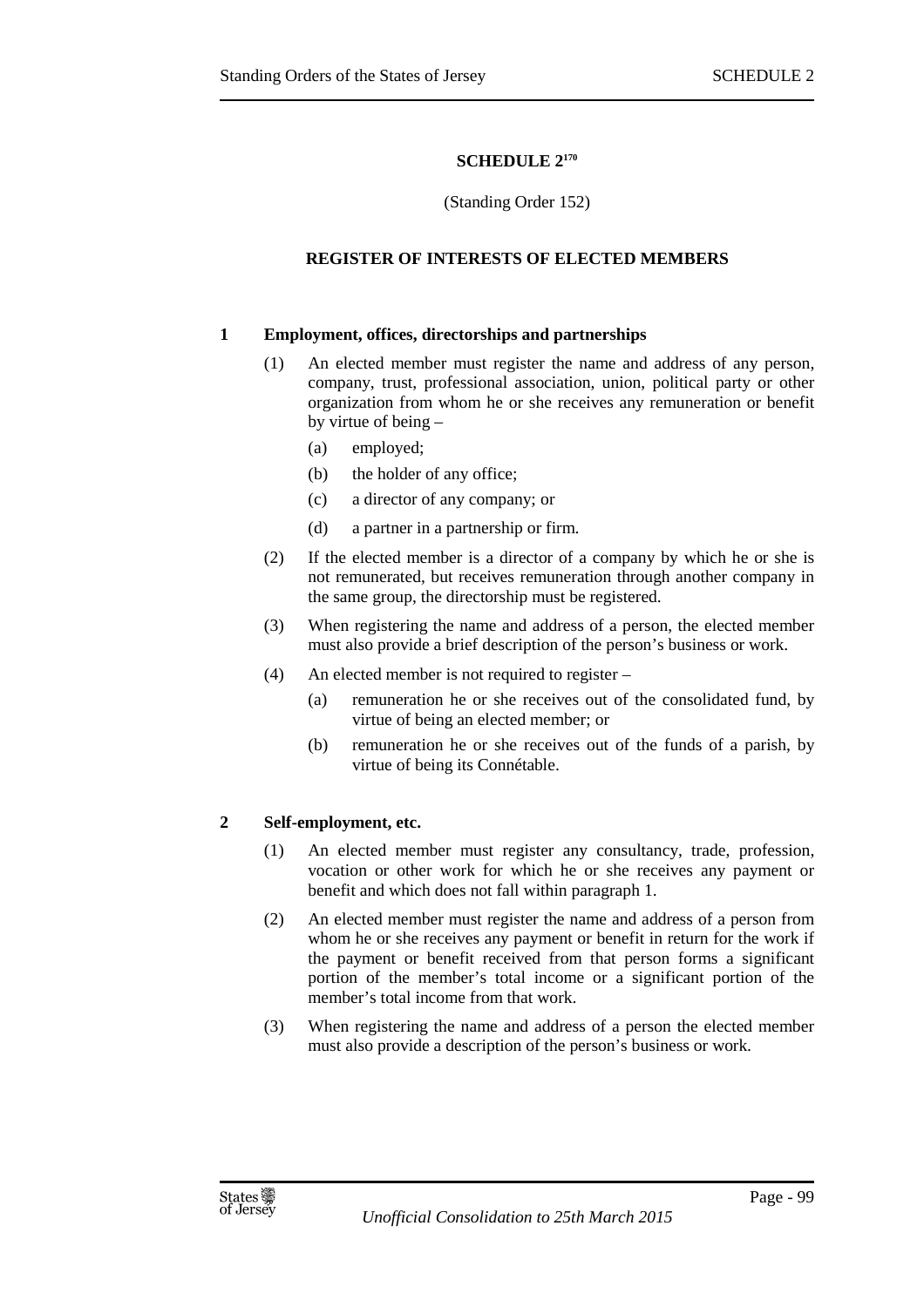# SCHEDULE 2[170]

(Standing Order 152)

## REGISTER OF INTERESTS OF ELECTED MEMBERS

### 1 Employment, offices, directorships and partnerships

(1) An elected member must register the name and address of any person, company, trust, professional association, union, political party or other organization from whom he or she receives any remuneration or benefit by virtue of being –

(a) employed;

(b) the holder of any office;

(c) a director of any company; or

(d) a partner in a partnership or firm.

(2) If the elected member is a director of a company by which he or she is not remunerated, but receives remuneration through another company in the same group, the directorship must be registered.

(3) When registering the name and address of a person, the elected member must also provide a brief description of the person's business or work.

(4) An elected member is not required to register –

(a) remuneration he or she receives out of the consolidated fund, by virtue of being an elected member; or

(b) remuneration he or she receives out of the funds of a parish, by virtue of being its Connétable.

### 2 Self-employment, etc.

(1) An elected member must register any consultancy, trade, profession, vocation or other work for which he or she receives any payment or benefit and which does not fall within paragraph 1.

(2) An elected member must register the name and address of a person from whom he or she receives any payment or benefit in return for the work if the payment or benefit received from that person forms a significant portion of the member's total income or a significant portion of the member's total income from that work.

(3) When registering the name and address of a person the elected member must also provide a description of the person's business or work.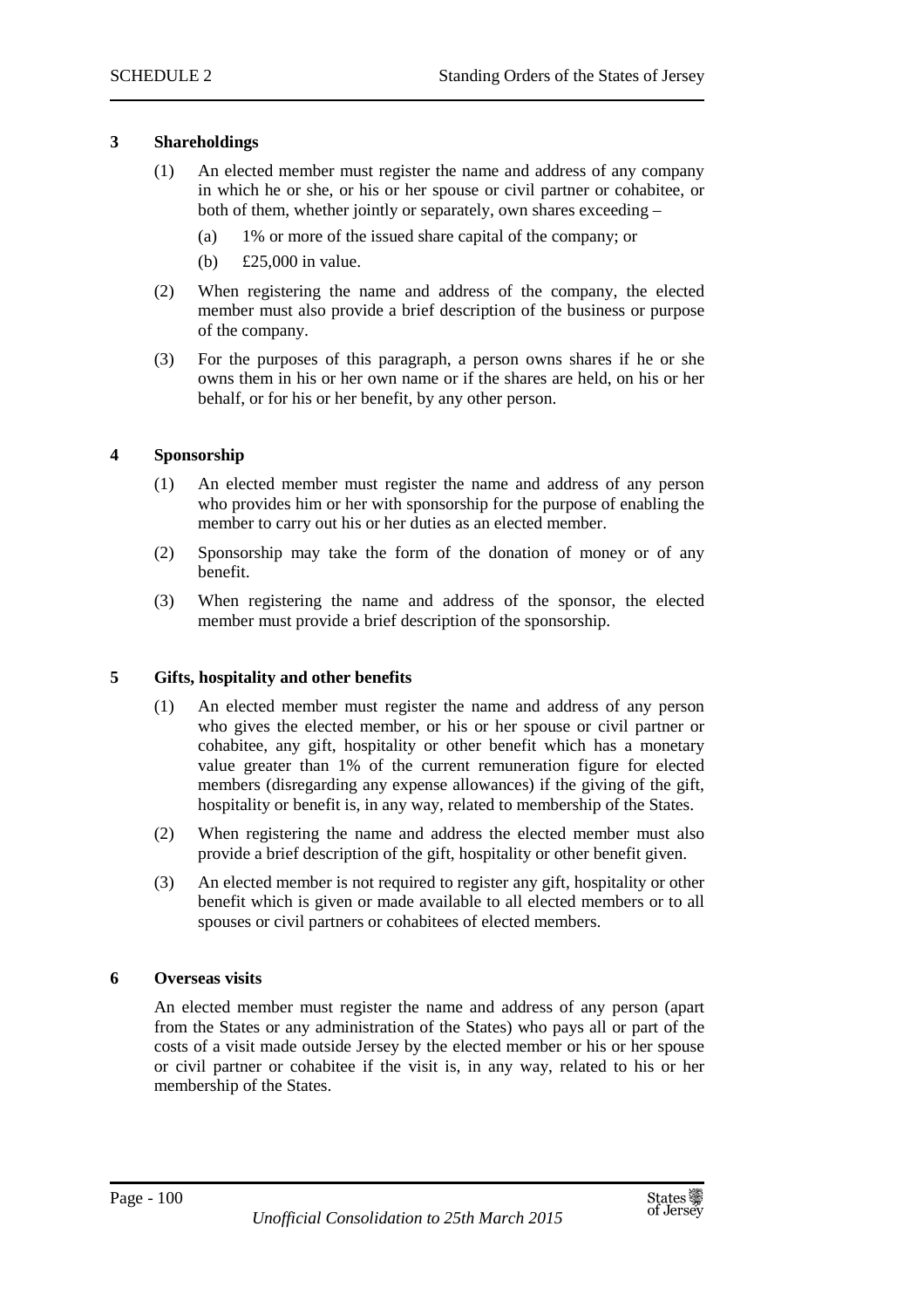### 3 Shareholdings

(1) An elected member must register the name and address of any company in which he or she, or his or her spouse or civil partner or cohabitee, or both of them, whether jointly or separately, own shares exceeding –

(a) 1% or more of the issued share capital of the company; or

(b) £25,000 in value.

(2) When registering the name and address of the company, the elected member must also provide a brief description of the business or purpose of the company.

(3) For the purposes of this paragraph, a person owns shares if he or she owns them in his or her own name or if the shares are held, on his or her behalf, or for his or her benefit, by any other person.

### 4 Sponsorship

(1) An elected member must register the name and address of any person who provides him or her with sponsorship for the purpose of enabling the member to carry out his or her duties as an elected member.

(2) Sponsorship may take the form of the donation of money or of any benefit.

(3) When registering the name and address of the sponsor, the elected member must provide a brief description of the sponsorship.

### 5 Gifts, hospitality and other benefits

(1) An elected member must register the name and address of any person who gives the elected member, or his or her spouse or civil partner or cohabitee, any gift, hospitality or other benefit which has a monetary value greater than 1% of the current remuneration figure for elected members (disregarding any expense allowances) if the giving of the gift, hospitality or benefit is, in any way, related to membership of the States.

(2) When registering the name and address the elected member must also provide a brief description of the gift, hospitality or other benefit given.

(3) An elected member is not required to register any gift, hospitality or other benefit which is given or made available to all elected members or to all spouses or civil partners or cohabitees of elected members.

### 6 Overseas visits

An elected member must register the name and address of any person (apart from the States or any administration of the States) who pays all or part of the costs of a visit made outside Jersey by the elected member or his or her spouse or civil partner or cohabitee if the visit is, in any way, related to his or her membership of the States.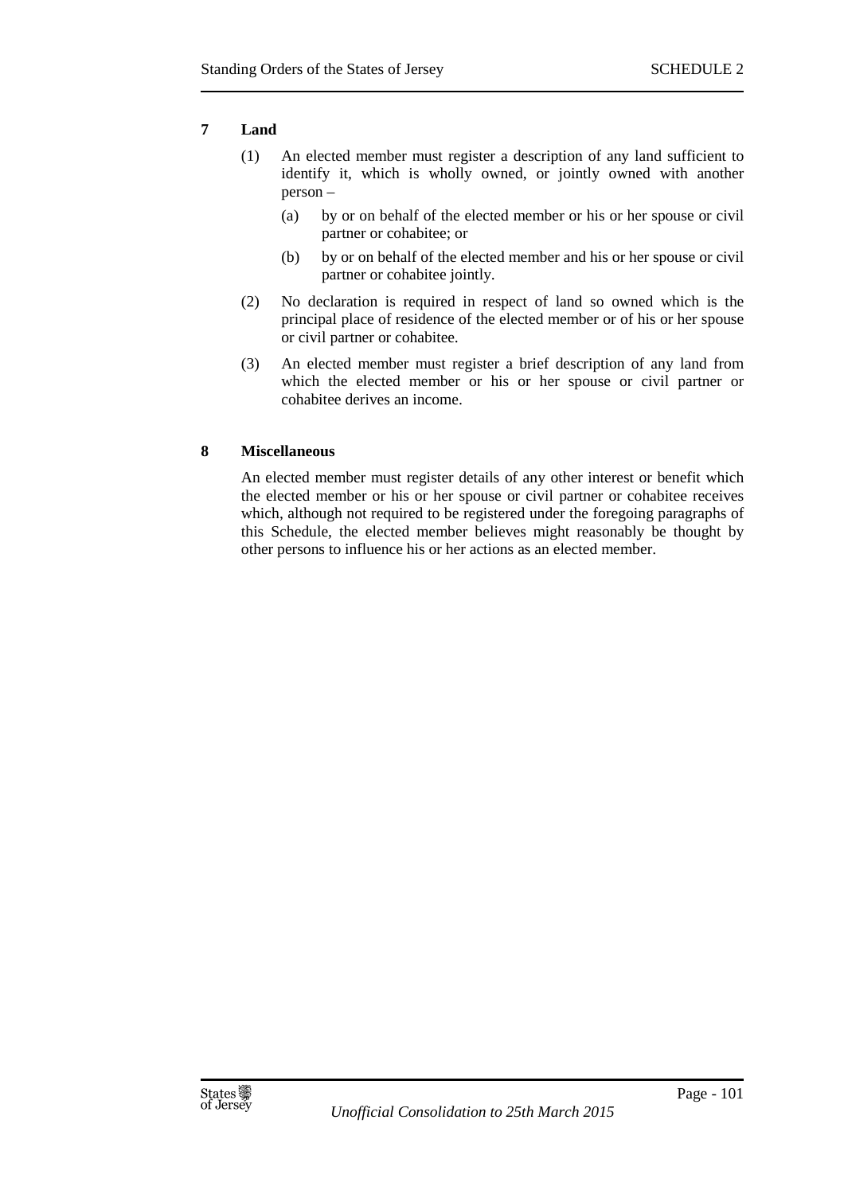## 7 Land

(1) An elected member must register a description of any land sufficient to identify it, which is wholly owned, or jointly owned with another person –

(a) by or on behalf of the elected member or his or her spouse or civil partner or cohabitee; or

(b) by or on behalf of the elected member and his or her spouse or civil partner or cohabitee jointly.

(2) No declaration is required in respect of land so owned which is the principal place of residence of the elected member or of his or her spouse or civil partner or cohabitee.

(3) An elected member must register a brief description of any land from which the elected member or his or her spouse or civil partner or cohabitee derives an income.

## 8 Miscellaneous

An elected member must register details of any other interest or benefit which the elected member or his or her spouse or civil partner or cohabitee receives which, although not required to be registered under the foregoing paragraphs of this Schedule, the elected member believes might reasonably be thought by other persons to influence his or her actions as an elected member.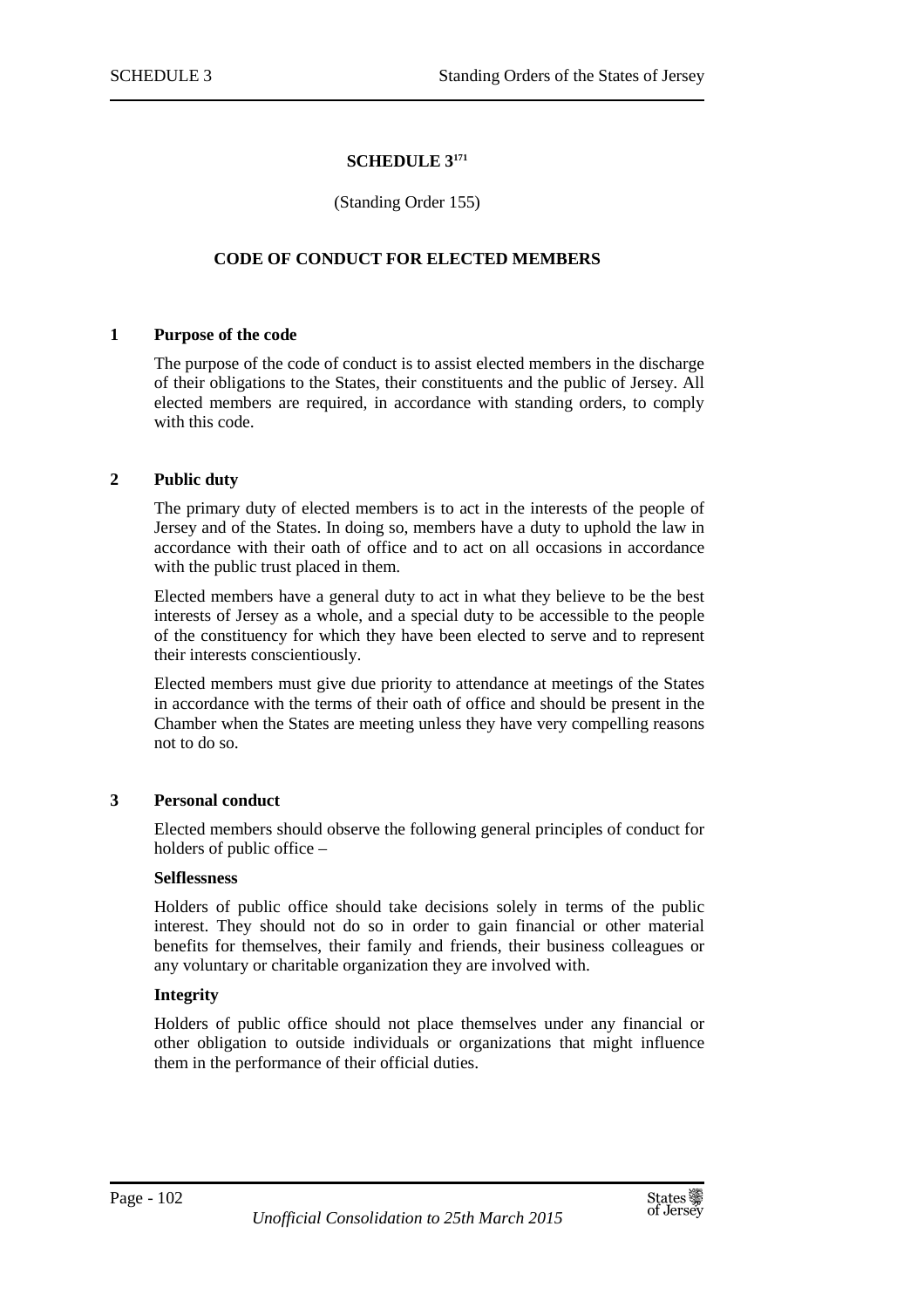# SCHEDULE 3[171]

(Standing Order 155)

## CODE OF CONDUCT FOR ELECTED MEMBERS

### 1 Purpose of the code

The purpose of the code of conduct is to assist elected members in the discharge of their obligations to the States, their constituents and the public of Jersey. All elected members are required, in accordance with standing orders, to comply with this code.

### 2 Public duty

The primary duty of elected members is to act in the interests of the people of Jersey and of the States. In doing so, members have a duty to uphold the law in accordance with their oath of office and to act on all occasions in accordance with the public trust placed in them.

Elected members have a general duty to act in what they believe to be the best interests of Jersey as a whole, and a special duty to be accessible to the people of the constituency for which they have been elected to serve and to represent their interests conscientiously.

Elected members must give due priority to attendance at meetings of the States in accordance with the terms of their oath of office and should be present in the Chamber when the States are meeting unless they have very compelling reasons not to do so.

### 3 Personal conduct

Elected members should observe the following general principles of conduct for holders of public office –

**Selflessness**

Holders of public office should take decisions solely in terms of the public interest. They should not do so in order to gain financial or other material benefits for themselves, their family and friends, their business colleagues or any voluntary or charitable organization they are involved with.

**Integrity**

Holders of public office should not place themselves under any financial or other obligation to outside individuals or organizations that might influence them in the performance of their official duties.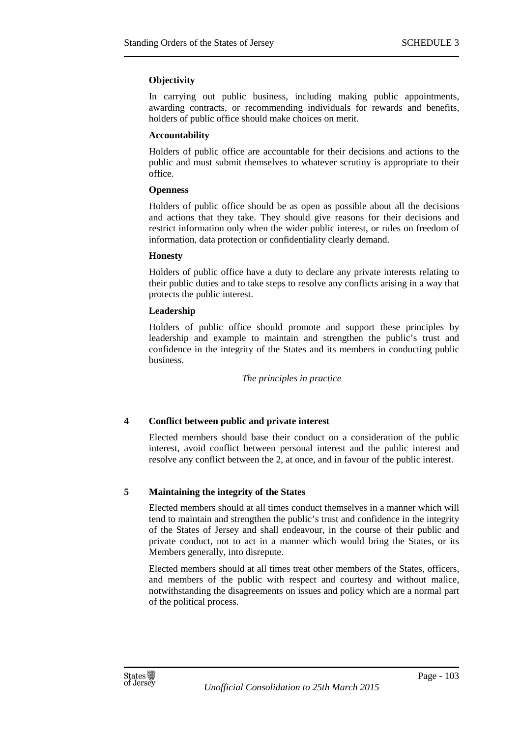**Objectivity**

In carrying out public business, including making public appointments, awarding contracts, or recommending individuals for rewards and benefits, holders of public office should make choices on merit.

**Accountability**

Holders of public office are accountable for their decisions and actions to the public and must submit themselves to whatever scrutiny is appropriate to their office.

**Openness**

Holders of public office should be as open as possible about all the decisions and actions that they take. They should give reasons for their decisions and restrict information only when the wider public interest, or rules on freedom of information, data protection or confidentiality clearly demand.

**Honesty**

Holders of public office have a duty to declare any private interests relating to their public duties and to take steps to resolve any conflicts arising in a way that protects the public interest.

**Leadership**

Holders of public office should promote and support these principles by leadership and example to maintain and strengthen the public's trust and confidence in the integrity of the States and its members in conducting public business.

*The principles in practice*

## 4 Conflict between public and private interest

Elected members should base their conduct on a consideration of the public interest, avoid conflict between personal interest and the public interest and resolve any conflict between the 2, at once, and in favour of the public interest.

## 5 Maintaining the integrity of the States

Elected members should at all times conduct themselves in a manner which will tend to maintain and strengthen the public's trust and confidence in the integrity of the States of Jersey and shall endeavour, in the course of their public and private conduct, not to act in a manner which would bring the States, or its Members generally, into disrepute.

Elected members should at all times treat other members of the States, officers, and members of the public with respect and courtesy and without malice, notwithstanding the disagreements on issues and policy which are a normal part of the political process.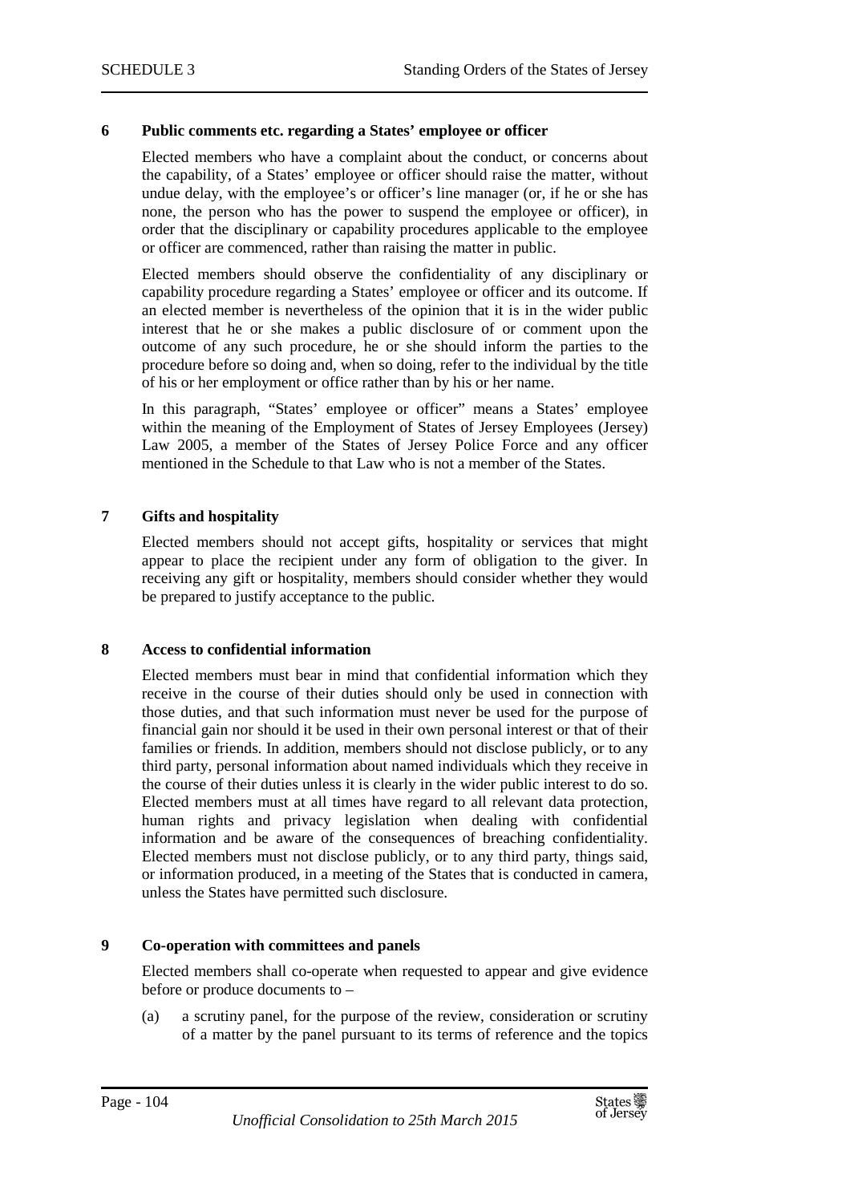### 6 Public comments etc. regarding a States' employee or officer

Elected members who have a complaint about the conduct, or concerns about the capability, of a States' employee or officer should raise the matter, without undue delay, with the employee's or officer's line manager (or, if he or she has none, the person who has the power to suspend the employee or officer), in order that the disciplinary or capability procedures applicable to the employee or officer are commenced, rather than raising the matter in public.

Elected members should observe the confidentiality of any disciplinary or capability procedure regarding a States' employee or officer and its outcome. If an elected member is nevertheless of the opinion that it is in the wider public interest that he or she makes a public disclosure of or comment upon the outcome of any such procedure, he or she should inform the parties to the procedure before so doing and, when so doing, refer to the individual by the title of his or her employment or office rather than by his or her name.

In this paragraph, "States' employee or officer" means a States' employee within the meaning of the Employment of States of Jersey Employees (Jersey) Law 2005, a member of the States of Jersey Police Force and any officer mentioned in the Schedule to that Law who is not a member of the States.

### 7 Gifts and hospitality

Elected members should not accept gifts, hospitality or services that might appear to place the recipient under any form of obligation to the giver. In receiving any gift or hospitality, members should consider whether they would be prepared to justify acceptance to the public.

### 8 Access to confidential information

Elected members must bear in mind that confidential information which they receive in the course of their duties should only be used in connection with those duties, and that such information must never be used for the purpose of financial gain nor should it be used in their own personal interest or that of their families or friends. In addition, members should not disclose publicly, or to any third party, personal information about named individuals which they receive in the course of their duties unless it is clearly in the wider public interest to do so. Elected members must at all times have regard to all relevant data protection, human rights and privacy legislation when dealing with confidential information and be aware of the consequences of breaching confidentiality. Elected members must not disclose publicly, or to any third party, things said, or information produced, in a meeting of the States that is conducted in camera, unless the States have permitted such disclosure.

### 9 Co-operation with committees and panels

Elected members shall co-operate when requested to appear and give evidence before or produce documents to –

(a) a scrutiny panel, for the purpose of the review, consideration or scrutiny of a matter by the panel pursuant to its terms of reference and the topics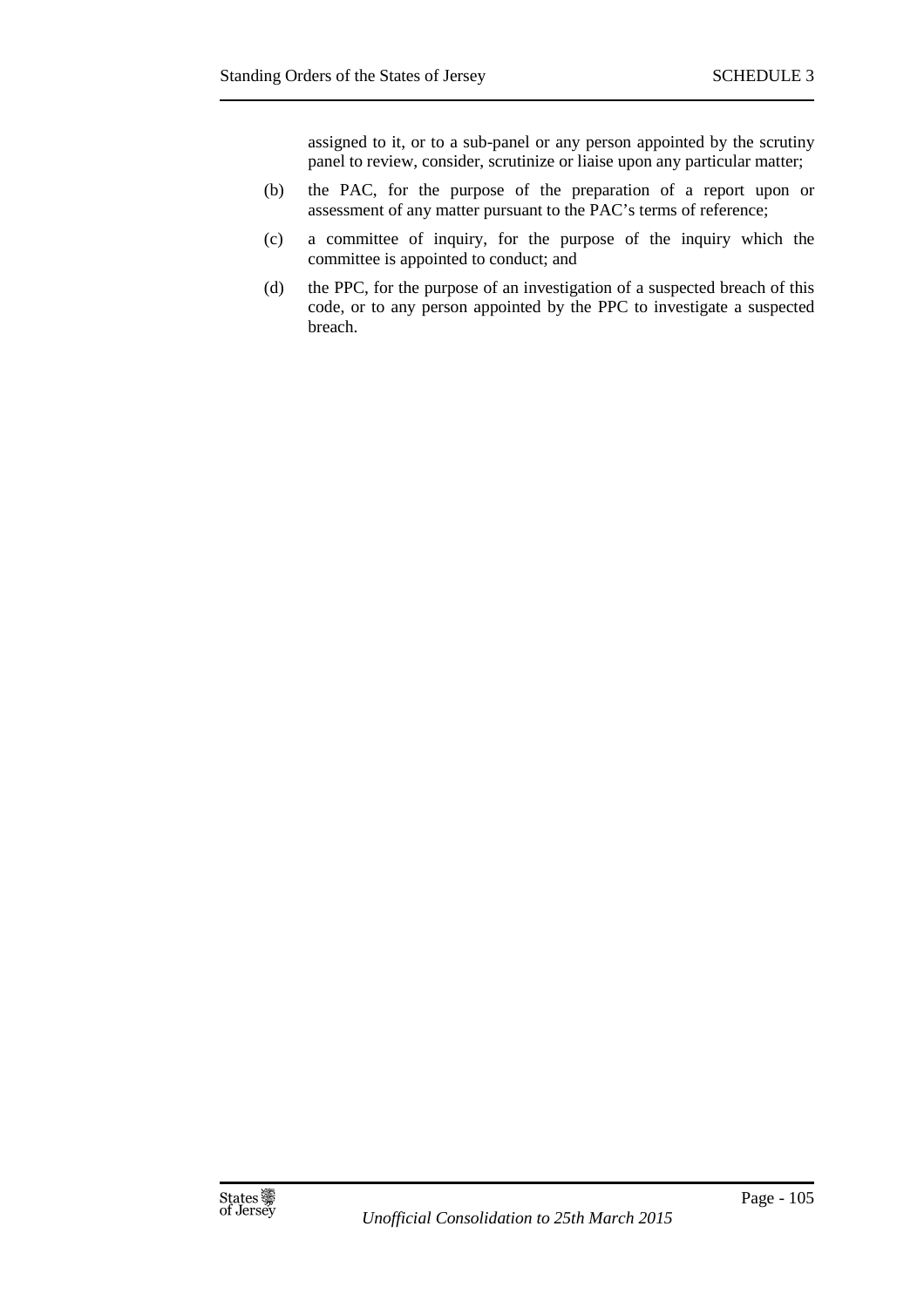assigned to it, or to a sub-panel or any person appointed by the scrutiny panel to review, consider, scrutinize or liaise upon any particular matter;

(b) the PAC, for the purpose of the preparation of a report upon or assessment of any matter pursuant to the PAC's terms of reference;

(c) a committee of inquiry, for the purpose of the inquiry which the committee is appointed to conduct; and

(d) the PPC, for the purpose of an investigation of a suspected breach of this code, or to any person appointed by the PPC to investigate a suspected breach.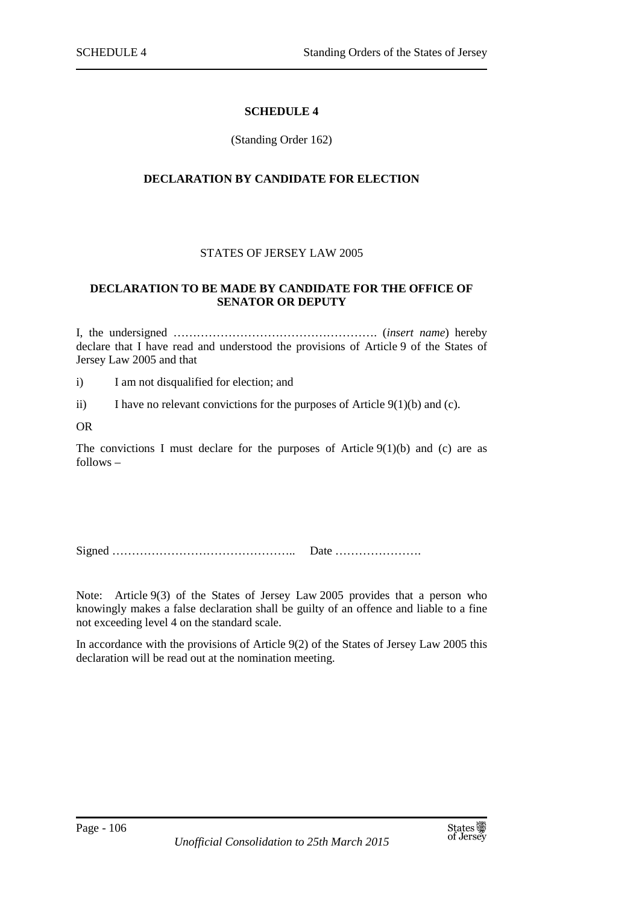# SCHEDULE 4

(Standing Order 162)

## DECLARATION BY CANDIDATE FOR ELECTION

STATES OF JERSEY LAW 2005

### DECLARATION TO BE MADE BY CANDIDATE FOR THE OFFICE OF SENATOR OR DEPUTY

I, the undersigned ……………………………………………. (*insert name*) hereby declare that I have read and understood the provisions of Article 9 of the States of Jersey Law 2005 and that

i) I am not disqualified for election; and

ii) I have no relevant convictions for the purposes of Article 9(1)(b) and (c).

OR

The convictions I must declare for the purposes of Article 9(1)(b) and (c) are as follows –

Signed ……………………………………….. Date ………………….

Note: Article 9(3) of the States of Jersey Law 2005 provides that a person who knowingly makes a false declaration shall be guilty of an offence and liable to a fine not exceeding level 4 on the standard scale.

In accordance with the provisions of Article 9(2) of the States of Jersey Law 2005 this declaration will be read out at the nomination meeting.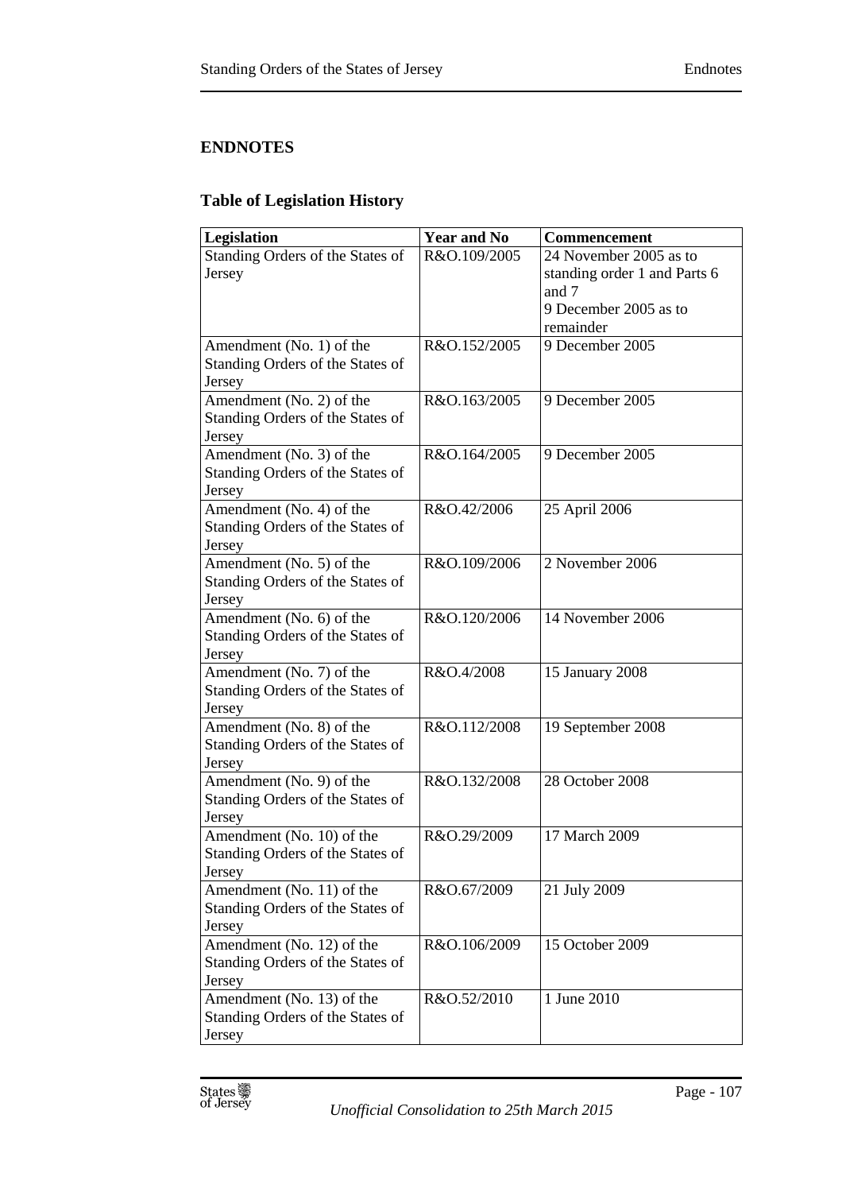## ENDNOTES

### Table of Legislation History

| Legislation | Year and No | Commencement |
|---|---|---|
| Standing Orders of the States of Jersey | R&O.109/2005 | 24 November 2005 as to standing order 1 and Parts 6 and 7<br>9 December 2005 as to remainder |
| Amendment (No. 1) of the Standing Orders of the States of Jersey | R&O.152/2005 | 9 December 2005 |
| Amendment (No. 2) of the Standing Orders of the States of Jersey | R&O.163/2005 | 9 December 2005 |
| Amendment (No. 3) of the Standing Orders of the States of Jersey | R&O.164/2005 | 9 December 2005 |
| Amendment (No. 4) of the Standing Orders of the States of Jersey | R&O.42/2006 | 25 April 2006 |
| Amendment (No. 5) of the Standing Orders of the States of Jersey | R&O.109/2006 | 2 November 2006 |
| Amendment (No. 6) of the Standing Orders of the States of Jersey | R&O.120/2006 | 14 November 2006 |
| Amendment (No. 7) of the Standing Orders of the States of Jersey | R&O.4/2008 | 15 January 2008 |
| Amendment (No. 8) of the Standing Orders of the States of Jersey | R&O.112/2008 | 19 September 2008 |
| Amendment (No. 9) of the Standing Orders of the States of Jersey | R&O.132/2008 | 28 October 2008 |
| Amendment (No. 10) of the Standing Orders of the States of Jersey | R&O.29/2009 | 17 March 2009 |
| Amendment (No. 11) of the Standing Orders of the States of Jersey | R&O.67/2009 | 21 July 2009 |
| Amendment (No. 12) of the Standing Orders of the States of Jersey | R&O.106/2009 | 15 October 2009 |
| Amendment (No. 13) of the Standing Orders of the States of Jersey | R&O.52/2010 | 1 June 2010 |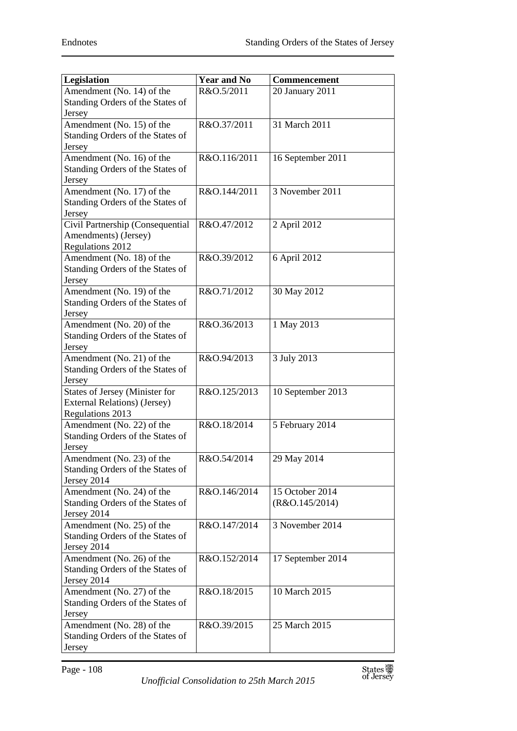| Legislation | Year and No | Commencement |
|---|---|---|
| Amendment (No. 14) of the Standing Orders of the States of Jersey | R&O.5/2011 | 20 January 2011 |
| Amendment (No. 15) of the Standing Orders of the States of Jersey | R&O.37/2011 | 31 March 2011 |
| Amendment (No. 16) of the Standing Orders of the States of Jersey | R&O.116/2011 | 16 September 2011 |
| Amendment (No. 17) of the Standing Orders of the States of Jersey | R&O.144/2011 | 3 November 2011 |
| Civil Partnership (Consequential Amendments) (Jersey) Regulations 2012 | R&O.47/2012 | 2 April 2012 |
| Amendment (No. 18) of the Standing Orders of the States of Jersey | R&O.39/2012 | 6 April 2012 |
| Amendment (No. 19) of the Standing Orders of the States of Jersey | R&O.71/2012 | 30 May 2012 |
| Amendment (No. 20) of the Standing Orders of the States of Jersey | R&O.36/2013 | 1 May 2013 |
| Amendment (No. 21) of the Standing Orders of the States of Jersey | R&O.94/2013 | 3 July 2013 |
| States of Jersey (Minister for External Relations) (Jersey) Regulations 2013 | R&O.125/2013 | 10 September 2013 |
| Amendment (No. 22) of the Standing Orders of the States of Jersey | R&O.18/2014 | 5 February 2014 |
| Amendment (No. 23) of the Standing Orders of the States of Jersey 2014 | R&O.54/2014 | 29 May 2014 |
| Amendment (No. 24) of the Standing Orders of the States of Jersey 2014 | R&O.146/2014 | 15 October 2014 (R&O.145/2014) |
| Amendment (No. 25) of the Standing Orders of the States of Jersey 2014 | R&O.147/2014 | 3 November 2014 |
| Amendment (No. 26) of the Standing Orders of the States of Jersey 2014 | R&O.152/2014 | 17 September 2014 |
| Amendment (No. 27) of the Standing Orders of the States of Jersey | R&O.18/2015 | 10 March 2015 |
| Amendment (No. 28) of the Standing Orders of the States of Jersey | R&O.39/2015 | 25 March 2015 |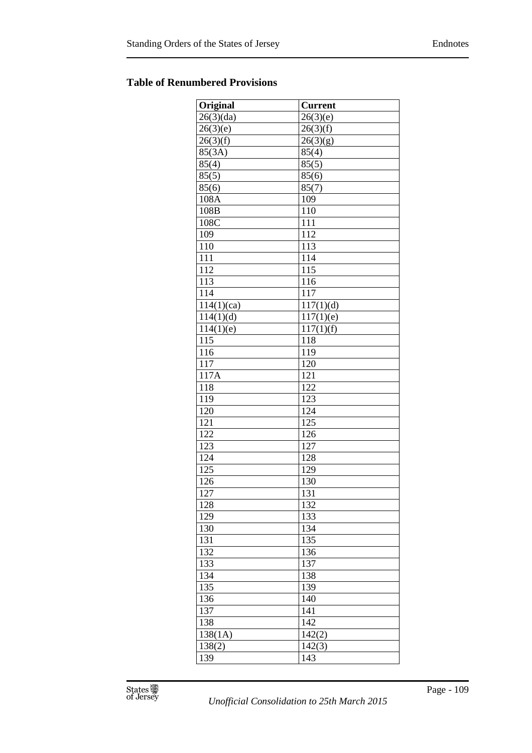## Table of Renumbered Provisions

| Original | Current |
|---|---|
| 26(3)(da) | 26(3)(e) |
| 26(3)(e) | 26(3)(f) |
| 26(3)(f) | 26(3)(g) |
| 85(3A) | 85(4) |
| 85(4) | 85(5) |
| 85(5) | 85(6) |
| 85(6) | 85(7) |
| 108A | 109 |
| 108B | 110 |
| 108C | 111 |
| 109 | 112 |
| 110 | 113 |
| 111 | 114 |
| 112 | 115 |
| 113 | 116 |
| 114 | 117 |
| 114(1)(ca) | 117(1)(d) |
| 114(1)(d) | 117(1)(e) |
| 114(1)(e) | 117(1)(f) |
| 115 | 118 |
| 116 | 119 |
| 117 | 120 |
| 117A | 121 |
| 118 | 122 |
| 119 | 123 |
| 120 | 124 |
| 121 | 125 |
| 122 | 126 |
| 123 | 127 |
| 124 | 128 |
| 125 | 129 |
| 126 | 130 |
| 127 | 131 |
| 128 | 132 |
| 129 | 133 |
| 130 | 134 |
| 131 | 135 |
| 132 | 136 |
| 133 | 137 |
| 134 | 138 |
| 135 | 139 |
| 136 | 140 |
| 137 | 141 |
| 138 | 142 |
| 138(1A) | 142(2) |
| 138(2) | 142(3) |
| 139 | 143 |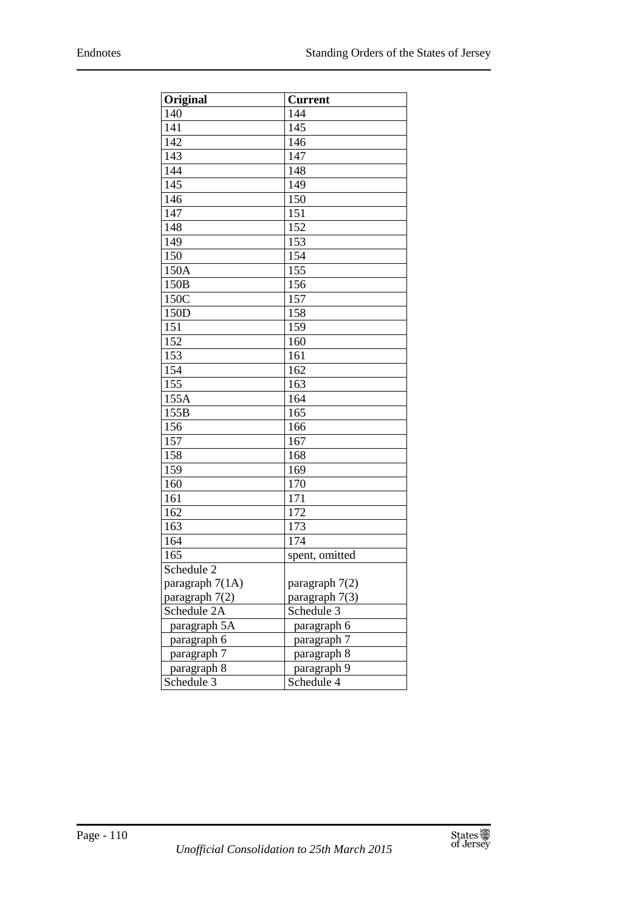| Original | Current |
|---|---|
| 140 | 144 |
| 141 | 145 |
| 142 | 146 |
| 143 | 147 |
| 144 | 148 |
| 145 | 149 |
| 146 | 150 |
| 147 | 151 |
| 148 | 152 |
| 149 | 153 |
| 150 | 154 |
| 150A | 155 |
| 150B | 156 |
| 150C | 157 |
| 150D | 158 |
| 151 | 159 |
| 152 | 160 |
| 153 | 161 |
| 154 | 162 |
| 155 | 163 |
| 155A | 164 |
| 155B | 165 |
| 156 | 166 |
| 157 | 167 |
| 158 | 168 |
| 159 | 169 |
| 160 | 170 |
| 161 | 171 |
| 162 | 172 |
| 163 | 173 |
| 164 | 174 |
| 165 | spent, omitted |
| Schedule 2<br>paragraph 7(1A)<br>paragraph 7(2) | <br>paragraph 7(2)<br>paragraph 7(3) |
| Schedule 2A | Schedule 3 |
| paragraph 5A | paragraph 6 |
| paragraph 6 | paragraph 7 |
| paragraph 7 | paragraph 8 |
| paragraph 8 | paragraph 9 |
| Schedule 3 | Schedule 4 |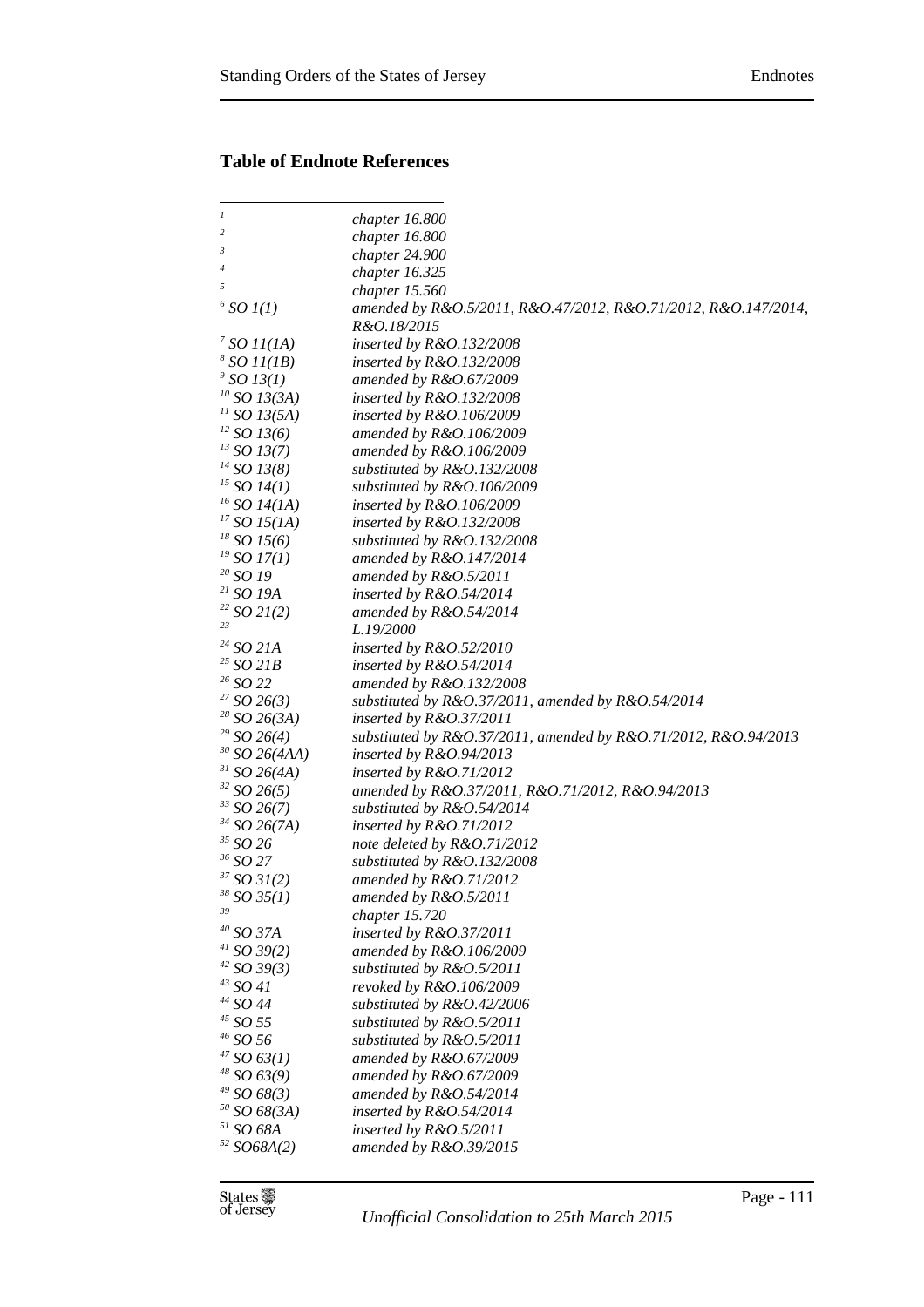## Table of Endnote References

| | |
|---|---|
| [1] | *chapter 16.800* |
| [2] | *chapter 16.800* |
| [3] | *chapter 24.900* |
| [4] | *chapter 16.325* |
| [5] | *chapter 15.560* |
| [6] *SO 1(1)* | *amended by R&O.5/2011, R&O.47/2012, R&O.71/2012, R&O.147/2014, R&O.18/2015* |
| [7] *SO 11(1A)* | *inserted by R&O.132/2008* |
| [8] *SO 11(1B)* | *inserted by R&O.132/2008* |
| [9] *SO 13(1)* | *amended by R&O.67/2009* |
| [10] *SO 13(3A)* | *inserted by R&O.132/2008* |
| [11] *SO 13(5A)* | *inserted by R&O.106/2009* |
| [12] *SO 13(6)* | *amended by R&O.106/2009* |
| [13] *SO 13(7)* | *amended by R&O.106/2009* |
| [14] *SO 13(8)* | *substituted by R&O.132/2008* |
| [15] *SO 14(1)* | *substituted by R&O.106/2009* |
| [16] *SO 14(1A)* | *inserted by R&O.106/2009* |
| [17] *SO 15(1A)* | *inserted by R&O.132/2008* |
| [18] *SO 15(6)* | *substituted by R&O.132/2008* |
| [19] *SO 17(1)* | *amended by R&O.147/2014* |
| [20] *SO 19* | *amended by R&O.5/2011* |
| [21] *SO 19A* | *inserted by R&O.54/2014* |
| [22] *SO 21(2)* | *amended by R&O.54/2014* |
| [23] | *L.19/2000* |
| [24] *SO 21A* | *inserted by R&O.52/2010* |
| [25] *SO 21B* | *inserted by R&O.54/2014* |
| [26] *SO 22* | *amended by R&O.132/2008* |
| [27] *SO 26(3)* | *substituted by R&O.37/2011, amended by R&O.54/2014* |
| [28] *SO 26(3A)* | *inserted by R&O.37/2011* |
| [29] *SO 26(4)* | *substituted by R&O.37/2011, amended by R&O.71/2012, R&O.94/2013* |
| [30] *SO 26(4AA)* | *inserted by R&O.94/2013* |
| [31] *SO 26(4A)* | *inserted by R&O.71/2012* |
| [32] *SO 26(5)* | *amended by R&O.37/2011, R&O.71/2012, R&O.94/2013* |
| [33] *SO 26(7)* | *substituted by R&O.54/2014* |
| [34] *SO 26(7A)* | *inserted by R&O.71/2012* |
| [35] *SO 26* | *note deleted by R&O.71/2012* |
| [36] *SO 27* | *substituted by R&O.132/2008* |
| [37] *SO 31(2)* | *amended by R&O.71/2012* |
| [38] *SO 35(1)* | *amended by R&O.5/2011* |
| [39] | *chapter 15.720* |
| [40] *SO 37A* | *inserted by R&O.37/2011* |
| [41] *SO 39(2)* | *amended by R&O.106/2009* |
| [42] *SO 39(3)* | *substituted by R&O.5/2011* |
| [43] *SO 41* | *revoked by R&O.106/2009* |
| [44] *SO 44* | *substituted by R&O.42/2006* |
| [45] *SO 55* | *substituted by R&O.5/2011* |
| [46] *SO 56* | *substituted by R&O.5/2011* |
| [47] *SO 63(1)* | *amended by R&O.67/2009* |
| [48] *SO 63(9)* | *amended by R&O.67/2009* |
| [49] *SO 68(3)* | *amended by R&O.54/2014* |
| [50] *SO 68(3A)* | *inserted by R&O.54/2014* |
| [51] *SO 68A* | *inserted by R&O.5/2011* |
| [52] *SO68A(2)* | *amended by R&O.39/2015* |

*Unofficial Consolidation to 25th March 2015*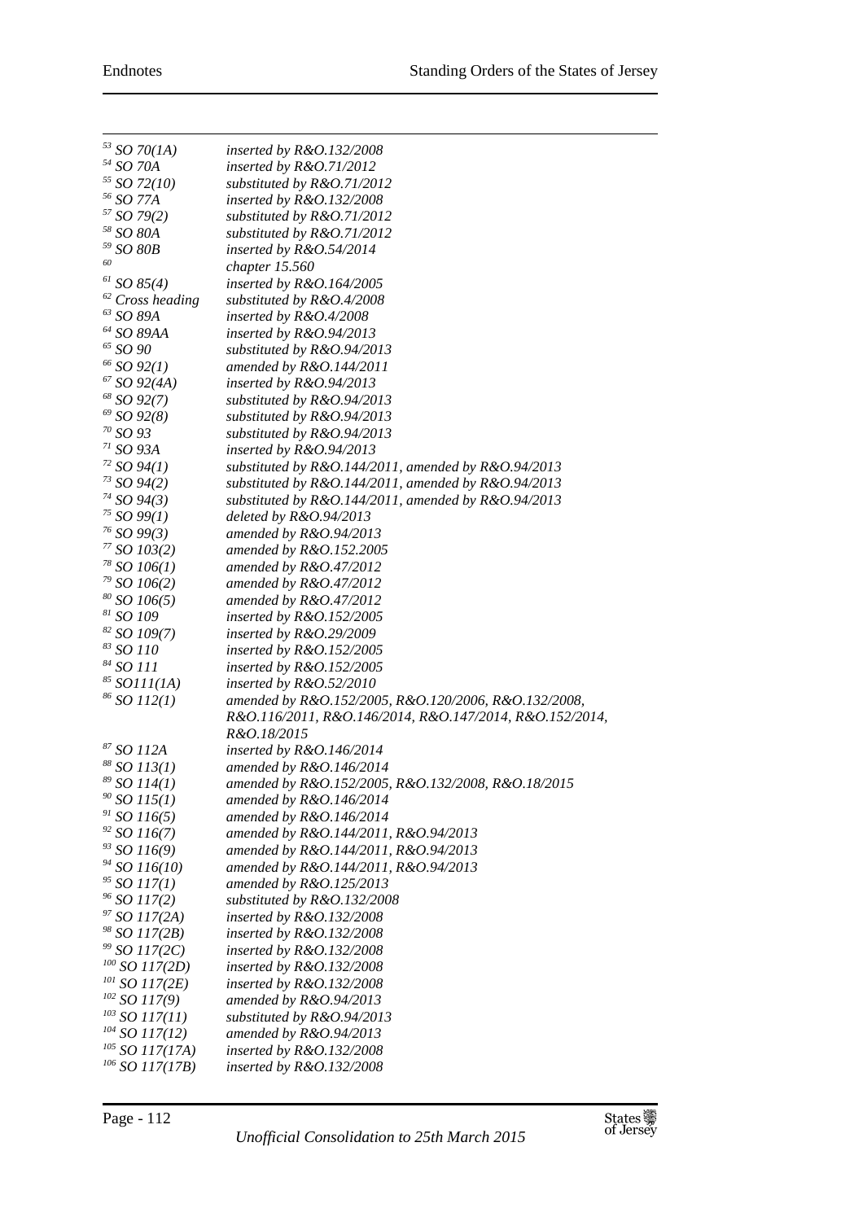| | |
|---|---|
| [53] SO 70(1A) | *inserted by R&O.132/2008* |
| [54] SO 70A | *inserted by R&O.71/2012* |
| [55] SO 72(10) | *substituted by R&O.71/2012* |
| [56] SO 77A | *inserted by R&O.132/2008* |
| [57] SO 79(2) | *substituted by R&O.71/2012* |
| [58] SO 80A | *substituted by R&O.71/2012* |
| [59] SO 80B | *inserted by R&O.54/2014* |
| [60] | *chapter 15.560* |
| [61] SO 85(4) | *inserted by R&O.164/2005* |
| [62] Cross heading | *substituted by R&O.4/2008* |
| [63] SO 89A | *inserted by R&O.4/2008* |
| [64] SO 89AA | *inserted by R&O.94/2013* |
| [65] SO 90 | *substituted by R&O.94/2013* |
| [66] SO 92(1) | *amended by R&O.144/2011* |
| [67] SO 92(4A) | *inserted by R&O.94/2013* |
| [68] SO 92(7) | *substituted by R&O.94/2013* |
| [69] SO 92(8) | *substituted by R&O.94/2013* |
| [70] SO 93 | *substituted by R&O.94/2013* |
| [71] SO 93A | *inserted by R&O.94/2013* |
| [72] SO 94(1) | *substituted by R&O.144/2011, amended by R&O.94/2013* |
| [73] SO 94(2) | *substituted by R&O.144/2011, amended by R&O.94/2013* |
| [74] SO 94(3) | *substituted by R&O.144/2011, amended by R&O.94/2013* |
| [75] SO 99(1) | *deleted by R&O.94/2013* |
| [76] SO 99(3) | *amended by R&O.94/2013* |
| [77] SO 103(2) | *amended by R&O.152.2005* |
| [78] SO 106(1) | *amended by R&O.47/2012* |
| [79] SO 106(2) | *amended by R&O.47/2012* |
| [80] SO 106(5) | *amended by R&O.47/2012* |
| [81] SO 109 | *inserted by R&O.152/2005* |
| [82] SO 109(7) | *inserted by R&O.29/2009* |
| [83] SO 110 | *inserted by R&O.152/2005* |
| [84] SO 111 | *inserted by R&O.152/2005* |
| [85] SO111(1A) | *inserted by R&O.52/2010* |
| [86] SO 112(1) | *amended by R&O.152/2005, R&O.120/2006, R&O.132/2008, R&O.116/2011, R&O.146/2014, R&O.147/2014, R&O.152/2014, R&O.18/2015* |
| [87] SO 112A | *inserted by R&O.146/2014* |
| [88] SO 113(1) | *amended by R&O.146/2014* |
| [89] SO 114(1) | *amended by R&O.152/2005, R&O.132/2008, R&O.18/2015* |
| [90] SO 115(1) | *amended by R&O.146/2014* |
| [91] SO 116(5) | *amended by R&O.146/2014* |
| [92] SO 116(7) | *amended by R&O.144/2011, R&O.94/2013* |
| [93] SO 116(9) | *amended by R&O.144/2011, R&O.94/2013* |
| [94] SO 116(10) | *amended by R&O.144/2011, R&O.94/2013* |
| [95] SO 117(1) | *amended by R&O.125/2013* |
| [96] SO 117(2) | *substituted by R&O.132/2008* |
| [97] SO 117(2A) | *inserted by R&O.132/2008* |
| [98] SO 117(2B) | *inserted by R&O.132/2008* |
| [99] SO 117(2C) | *inserted by R&O.132/2008* |
| [100] SO 117(2D) | *inserted by R&O.132/2008* |
| [101] SO 117(2E) | *inserted by R&O.132/2008* |
| [102] SO 117(9) | *amended by R&O.94/2013* |
| [103] SO 117(11) | *substituted by R&O.94/2013* |
| [104] SO 117(12) | *amended by R&O.94/2013* |
| [105] SO 117(17A) | *inserted by R&O.132/2008* |
| [106] SO 117(17B) | *inserted by R&O.132/2008* |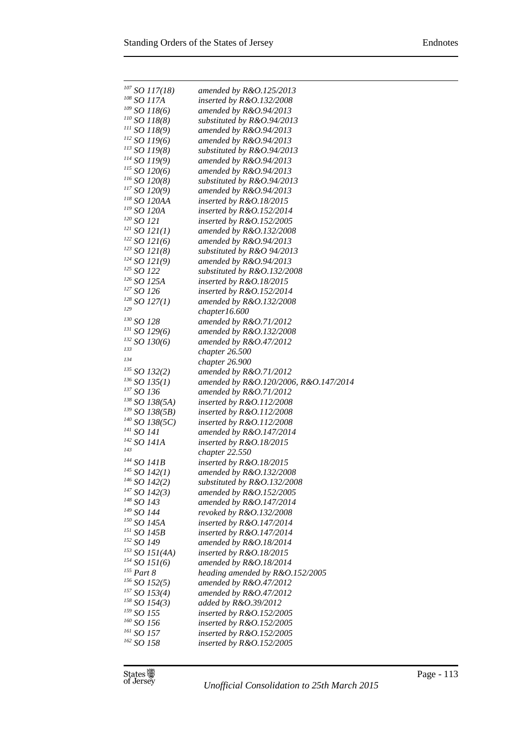| | |
|---|---|
| [107] SO 117(18) | *amended by R&O.125/2013* |
| [108] SO 117A | *inserted by R&O.132/2008* |
| [109] SO 118(6) | *amended by R&O.94/2013* |
| [110] SO 118(8) | *substituted by R&O.94/2013* |
| [111] SO 118(9) | *amended by R&O.94/2013* |
| [112] SO 119(6) | *amended by R&O.94/2013* |
| [113] SO 119(8) | *substituted by R&O.94/2013* |
| [114] SO 119(9) | *amended by R&O.94/2013* |
| [115] SO 120(6) | *amended by R&O.94/2013* |
| [116] SO 120(8) | *substituted by R&O.94/2013* |
| [117] SO 120(9) | *amended by R&O.94/2013* |
| [118] SO 120AA | *inserted by R&O.18/2015* |
| [119] SO 120A | *inserted by R&O.152/2014* |
| [120] SO 121 | *inserted by R&O.152/2005* |
| [121] SO 121(1) | *amended by R&O.132/2008* |
| [122] SO 121(6) | *amended by R&O.94/2013* |
| [123] SO 121(8) | *substituted by R&O 94/2013* |
| [124] SO 121(9) | *amended by R&O.94/2013* |
| [125] SO 122 | *substituted by R&O.132/2008* |
| [126] SO 125A | *inserted by R&O.18/2015* |
| [127] SO 126 | *inserted by R&O.152/2014* |
| [128] SO 127(1) | *amended by R&O.132/2008* |
| [129] | *chapter16.600* |
| [130] SO 128 | *amended by R&O.71/2012* |
| [131] SO 129(6) | *amended by R&O.132/2008* |
| [132] SO 130(6) | *amended by R&O.47/2012* |
| [133] | *chapter 26.500* |
| [134] | *chapter 26.900* |
| [135] SO 132(2) | *amended by R&O.71/2012* |
| [136] SO 135(1) | *amended by R&O.120/2006, R&O.147/2014* |
| [137] SO 136 | *amended by R&O.71/2012* |
| [138] SO 138(5A) | *inserted by R&O.112/2008* |
| [139] SO 138(5B) | *inserted by R&O.112/2008* |
| [140] SO 138(5C) | *inserted by R&O.112/2008* |
| [141] SO 141 | *amended by R&O.147/2014* |
| [142] SO 141A | *inserted by R&O.18/2015* |
| [143] | *chapter 22.550* |
| [144] SO 141B | *inserted by R&O.18/2015* |
| [145] SO 142(1) | *amended by R&O.132/2008* |
| [146] SO 142(2) | *substituted by R&O.132/2008* |
| [147] SO 142(3) | *amended by R&O.152/2005* |
| [148] SO 143 | *amended by R&O.147/2014* |
| [149] SO 144 | *revoked by R&O.132/2008* |
| [150] SO 145A | *inserted by R&O.147/2014* |
| [151] SO 145B | *inserted by R&O.147/2014* |
| [152] SO 149 | *amended by R&O.18/2014* |
| [153] SO 151(4A) | *inserted by R&O.18/2015* |
| [154] SO 151(6) | *amended by R&O.18/2014* |
| [155] Part 8 | *heading amended by R&O.152/2005* |
| [156] SO 152(5) | *amended by R&O.47/2012* |
| [157] SO 153(4) | *amended by R&O.47/2012* |
| [158] SO 154(3) | *added by R&O.39/2012* |
| [159] SO 155 | *inserted by R&O.152/2005* |
| [160] SO 156 | *inserted by R&O.152/2005* |
| [161] SO 157 | *inserted by R&O.152/2005* |
| [162] SO 158 | *inserted by R&O.152/2005* |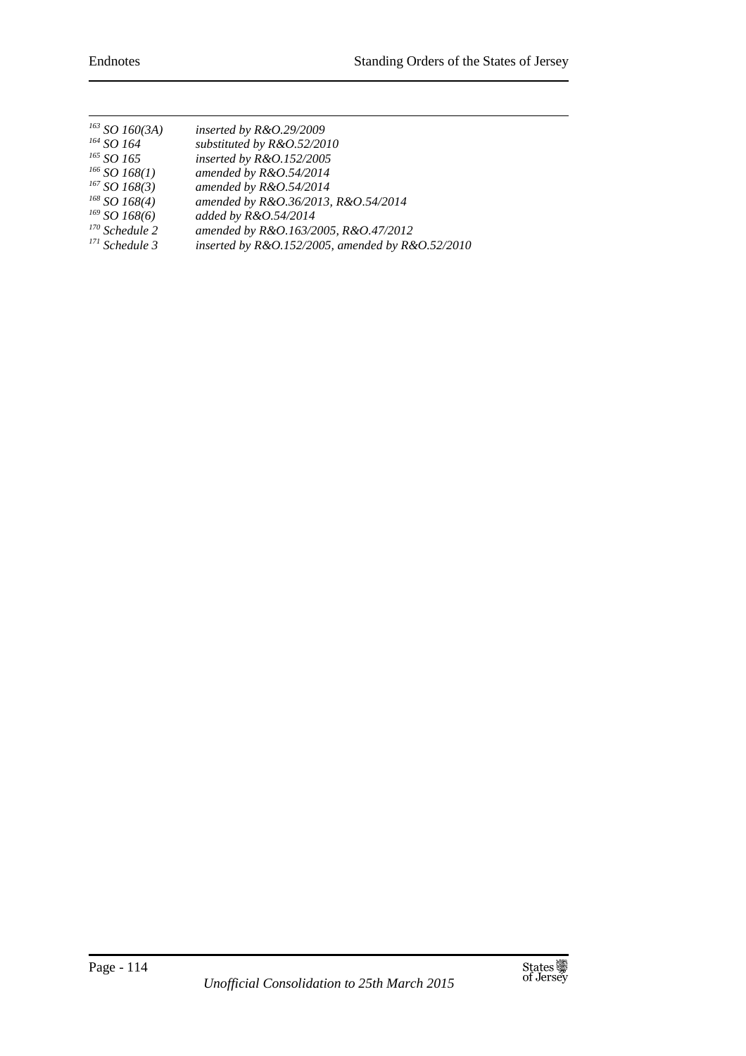| | |
|---|---|
| [163] *SO 160(3A)* | *inserted by R&O.29/2009* |
| [164] *SO 164* | *substituted by R&O.52/2010* |
| [165] *SO 165* | *inserted by R&O.152/2005* |
| [166] *SO 168(1)* | *amended by R&O.54/2014* |
| [167] *SO 168(3)* | *amended by R&O.54/2014* |
| [168] *SO 168(4)* | *amended by R&O.36/2013, R&O.54/2014* |
| [169] *SO 168(6)* | *added by R&O.54/2014* |
| [170] *Schedule 2* | *amended by R&O.163/2005, R&O.47/2012* |
| [171] *Schedule 3* | *inserted by R&O.152/2005, amended by R&O.52/2010* |